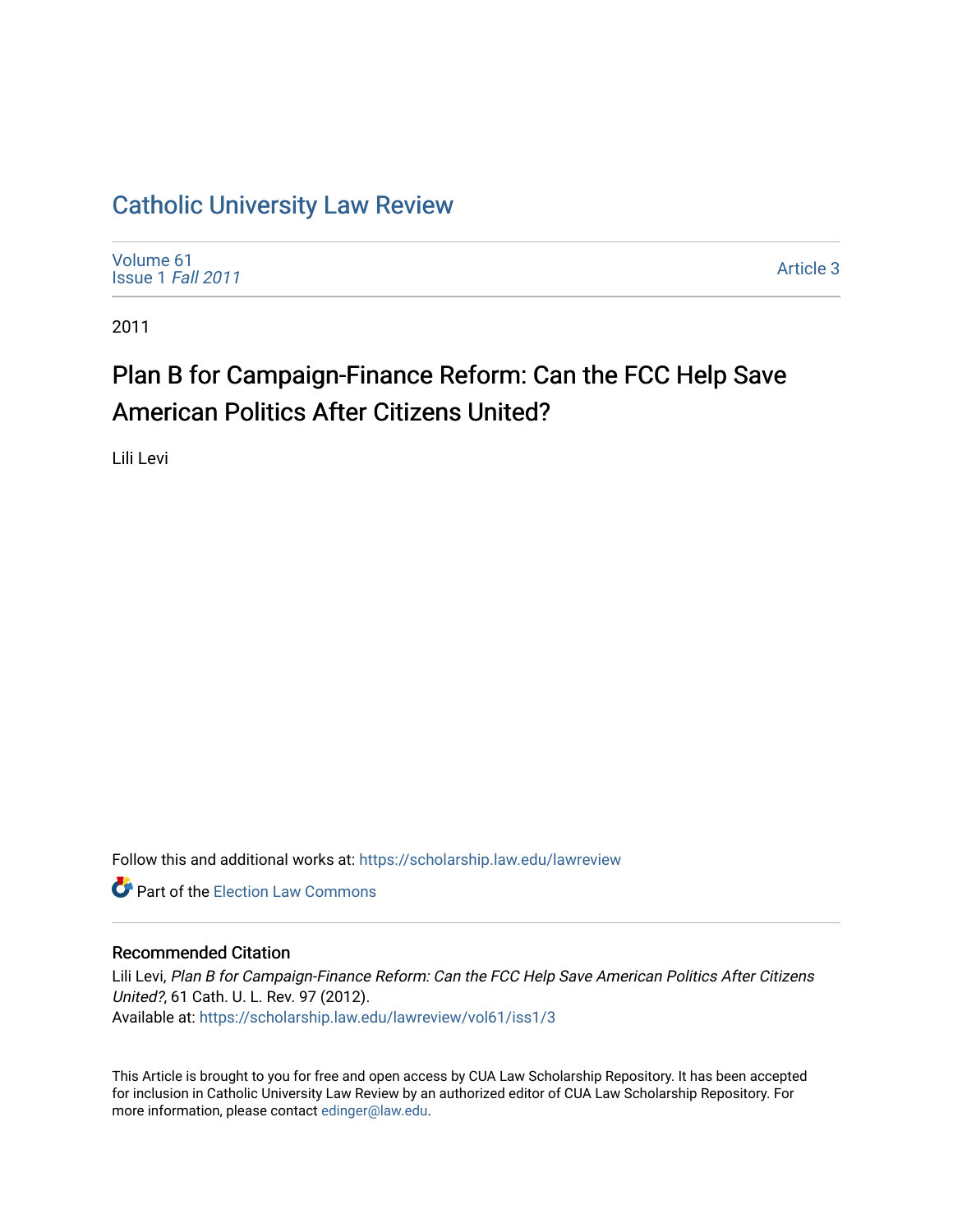# Catholic University Law Review

Volume 61
Issue 1 *Fall 2011*

Article 3

2011

## Plan B for Campaign-Finance Reform: Can the FCC Help Save American Politics After Citizens United?

Lili Levi

Follow this and additional works at: https://scholarship.law.edu/lawreview

Part of the Election Law Commons

### Recommended Citation

Lili Levi, *Plan B for Campaign-Finance Reform: Can the FCC Help Save American Politics After Citizens United?*, 61 Cath. U. L. Rev. 97 (2012).
Available at: https://scholarship.law.edu/lawreview/vol61/iss1/3

This Article is brought to you for free and open access by CUA Law Scholarship Repository. It has been accepted for inclusion in Catholic University Law Review by an authorized editor of CUA Law Scholarship Repository. For more information, please contact edinger@law.edu.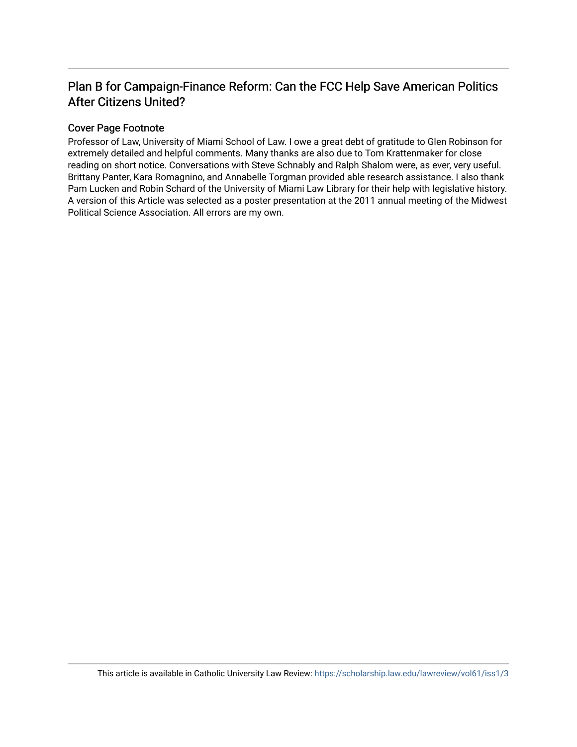# Plan B for Campaign-Finance Reform: Can the FCC Help Save American Politics After Citizens United?

## Cover Page Footnote

Professor of Law, University of Miami School of Law. I owe a great debt of gratitude to Glen Robinson for extremely detailed and helpful comments. Many thanks are also due to Tom Krattenmaker for close reading on short notice. Conversations with Steve Schnably and Ralph Shalom were, as ever, very useful. Brittany Panter, Kara Romagnino, and Annabelle Torgman provided able research assistance. I also thank Pam Lucken and Robin Schard of the University of Miami Law Library for their help with legislative history. A version of this Article was selected as a poster presentation at the 2011 annual meeting of the Midwest Political Science Association. All errors are my own.

This article is available in Catholic University Law Review: https://scholarship.law.edu/lawreview/vol61/iss1/3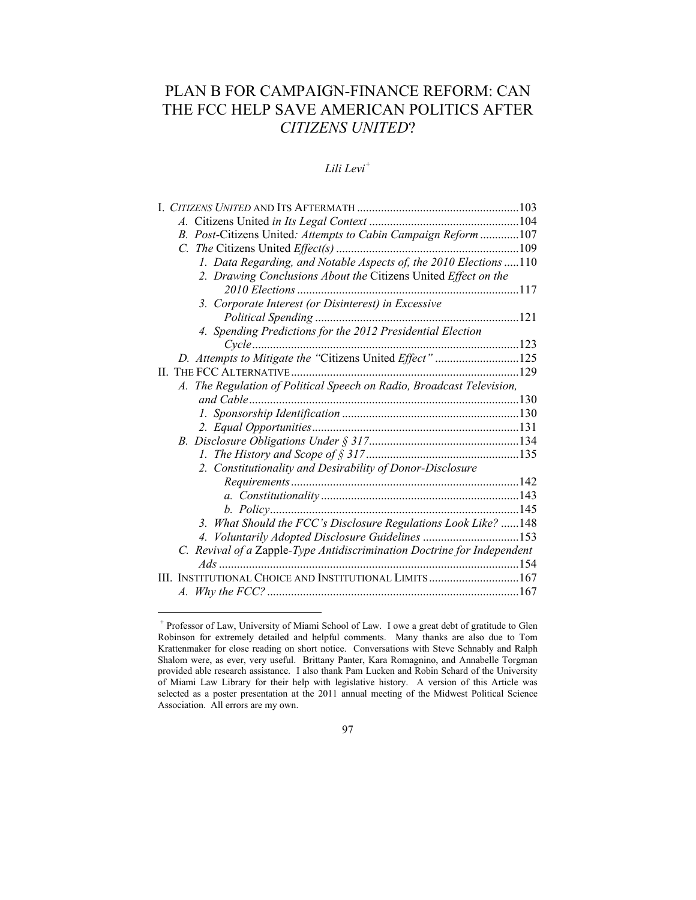# PLAN B FOR CAMPAIGN-FINANCE REFORM: CAN THE FCC HELP SAVE AMERICAN POLITICS AFTER *CITIZENS UNITED*?

*Lili Levi*[+]

I. *CITIZENS UNITED* AND ITS AFTERMATH ......103
- *A.* Citizens United *in Its Legal Context* ......104
- *B. Post-*Citizens United*: Attempts to Cabin Campaign Reform* ......107
- *C. The* Citizens United *Effect(s)* ......109
  - *1. Data Regarding, and Notable Aspects of, the 2010 Elections* ......110
  - *2. Drawing Conclusions About the* Citizens United *Effect on the 2010 Elections* ......117
  - *3. Corporate Interest (or Disinterest) in Excessive Political Spending* ......121
  - *4. Spending Predictions for the 2012 Presidential Election Cycle* ......123
- *D. Attempts to Mitigate the "*Citizens United *Effect"* ......125

II. THE FCC ALTERNATIVE ......129
- *A. The Regulation of Political Speech on Radio, Broadcast Television, and Cable* ......130
  - *1. Sponsorship Identification* ......130
  - *2. Equal Opportunities* ......131
- *B. Disclosure Obligations Under § 317* ......134
  - *1. The History and Scope of § 317* ......135
  - *2. Constitutionality and Desirability of Donor-Disclosure Requirements* ......142
    - *a. Constitutionality* ......143
    - *b. Policy* ......145
  - *3. What Should the FCC's Disclosure Regulations Look Like?* ......148
  - *4. Voluntarily Adopted Disclosure Guidelines* ......153
- *C. Revival of a* Zapple*-Type Antidiscrimination Doctrine for Independent Ads* ......154

III. INSTITUTIONAL CHOICE AND INSTITUTIONAL LIMITS ......167
- *A. Why the FCC?* ......167

---

[+] Professor of Law, University of Miami School of Law. I owe a great debt of gratitude to Glen Robinson for extremely detailed and helpful comments. Many thanks are also due to Tom Krattenmaker for close reading on short notice. Conversations with Steve Schnably and Ralph Shalom were, as ever, very useful. Brittany Panter, Kara Romagnino, and Annabelle Torgman provided able research assistance. I also thank Pam Lucken and Robin Schard of the University of Miami Law Library for their help with legislative history. A version of this Article was selected as a poster presentation at the 2011 annual meeting of the Midwest Political Science Association. All errors are my own.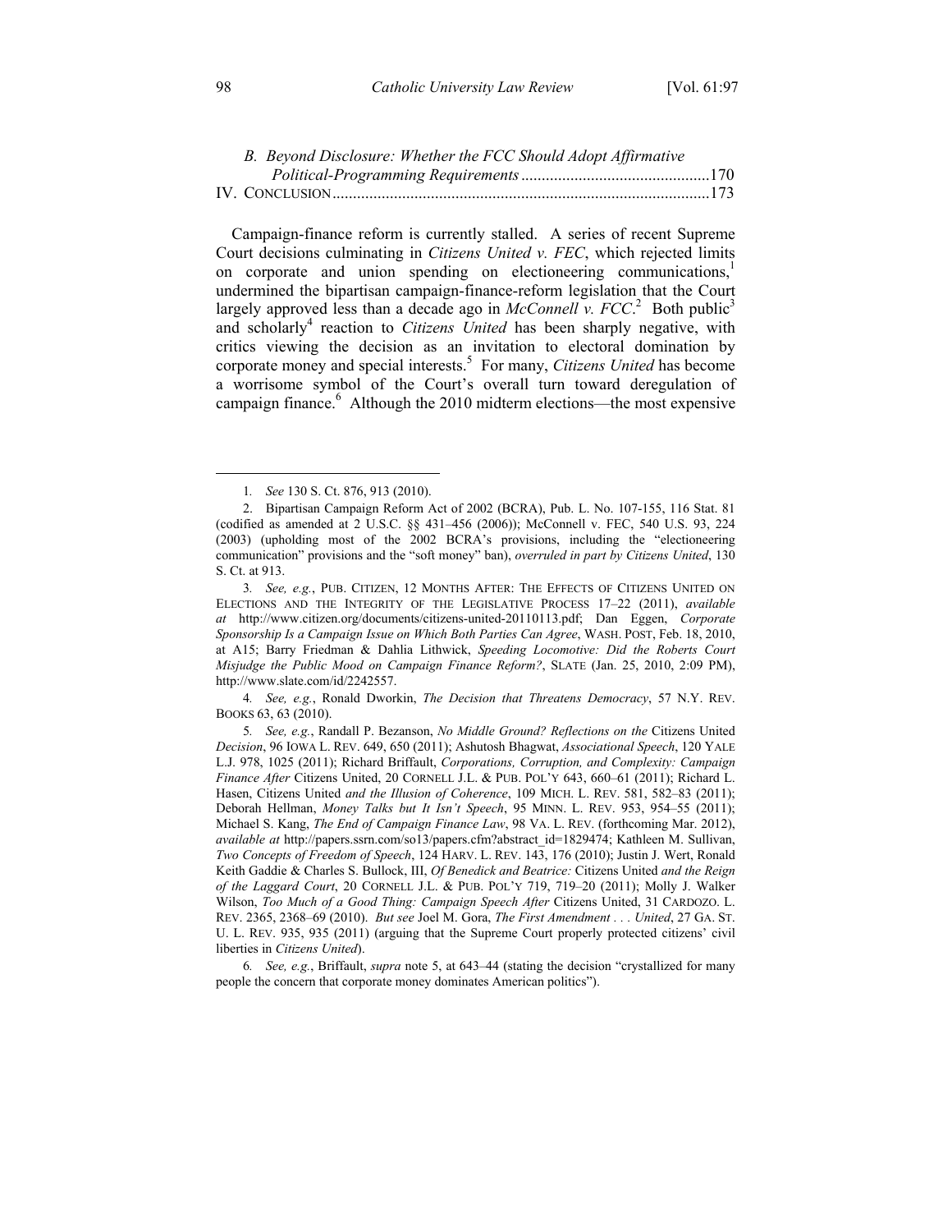B. *Beyond Disclosure: Whether the FCC Should Adopt Affirmative Political-Programming Requirements* ............................................170

IV. CONCLUSION.........................................................................................173

Campaign-finance reform is currently stalled. A series of recent Supreme Court decisions culminating in *Citizens United v. FEC*, which rejected limits on corporate and union spending on electioneering communications,[1] undermined the bipartisan campaign-finance-reform legislation that the Court largely approved less than a decade ago in *McConnell v. FCC*.[2] Both public[3] and scholarly[4] reaction to *Citizens United* has been sharply negative, with critics viewing the decision as an invitation to electoral domination by corporate money and special interests.[5] For many, *Citizens United* has become a worrisome symbol of the Court's overall turn toward deregulation of campaign finance.[6] Although the 2010 midterm elections—the most expensive

---

1. *See* 130 S. Ct. 876, 913 (2010).

2. Bipartisan Campaign Reform Act of 2002 (BCRA), Pub. L. No. 107-155, 116 Stat. 81 (codified as amended at 2 U.S.C. §§ 431–456 (2006)); McConnell v. FEC, 540 U.S. 93, 224 (2003) (upholding most of the 2002 BCRA's provisions, including the "electioneering communication" provisions and the "soft money" ban), *overruled in part by Citizens United*, 130 S. Ct. at 913.

3. *See, e.g.*, PUB. CITIZEN, 12 MONTHS AFTER: THE EFFECTS OF CITIZENS UNITED ON ELECTIONS AND THE INTEGRITY OF THE LEGISLATIVE PROCESS 17–22 (2011), *available at* http://www.citizen.org/documents/citizens-united-20110113.pdf; Dan Eggen, *Corporate Sponsorship Is a Campaign Issue on Which Both Parties Can Agree*, WASH. POST, Feb. 18, 2010, at A15; Barry Friedman & Dahlia Lithwick, *Speeding Locomotive: Did the Roberts Court Misjudge the Public Mood on Campaign Finance Reform?*, SLATE (Jan. 25, 2010, 2:09 PM), http://www.slate.com/id/2242557.

4. *See, e.g.*, Ronald Dworkin, *The Decision that Threatens Democracy*, 57 N.Y. REV. BOOKS 63, 63 (2010).

5. *See, e.g.*, Randall P. Bezanson, *No Middle Ground? Reflections on the* Citizens United *Decision*, 96 IOWA L. REV. 649, 650 (2011); Ashutosh Bhagwat, *Associational Speech*, 120 YALE L.J. 978, 1025 (2011); Richard Briffault, *Corporations, Corruption, and Complexity: Campaign Finance After* Citizens United, 20 CORNELL J.L. & PUB. POL'Y 643, 660–61 (2011); Richard L. Hasen, Citizens United *and the Illusion of Coherence*, 109 MICH. L. REV. 581, 582–83 (2011); Deborah Hellman, *Money Talks but It Isn't Speech*, 95 MINN. L. REV. 953, 954–55 (2011); Michael S. Kang, *The End of Campaign Finance Law*, 98 VA. L. REV. (forthcoming Mar. 2012), *available at* http://papers.ssrn.com/so13/papers.cfm?abstract_id=1829474; Kathleen M. Sullivan, *Two Concepts of Freedom of Speech*, 124 HARV. L. REV. 143, 176 (2010); Justin J. Wert, Ronald Keith Gaddie & Charles S. Bullock, III, *Of Benedick and Beatrice:* Citizens United *and the Reign of the Laggard Court*, 20 CORNELL J.L. & PUB. POL'Y 719, 719–20 (2011); Molly J. Walker Wilson, *Too Much of a Good Thing: Campaign Speech After* Citizens United, 31 CARDOZO. L. REV. 2365, 2368–69 (2010). *But see* Joel M. Gora, *The First Amendment . . . United*, 27 GA. ST. U. L. REV. 935, 935 (2011) (arguing that the Supreme Court properly protected citizens' civil liberties in *Citizens United*).

6. *See, e.g.*, Briffault, *supra* note 5, at 643–44 (stating the decision "crystallized for many people the concern that corporate money dominates American politics").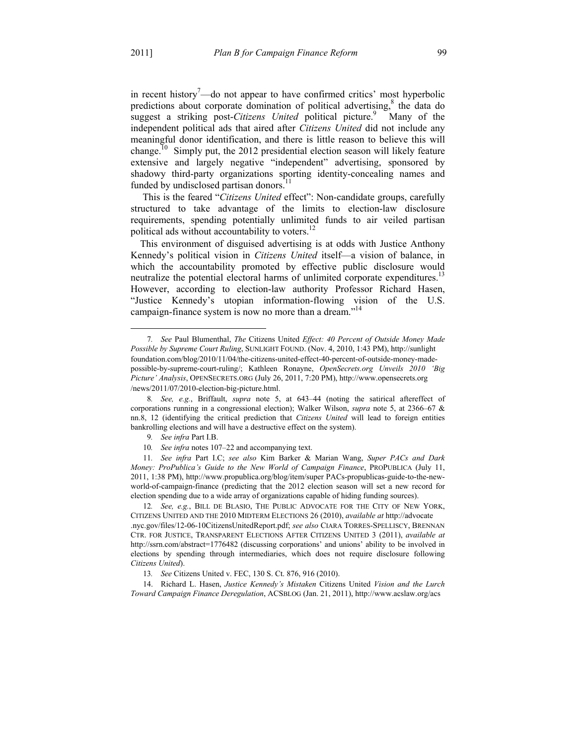in recent history[7]—do not appear to have confirmed critics' most hyperbolic predictions about corporate domination of political advertising,[8] the data do suggest a striking post-*Citizens United* political picture.[9] Many of the independent political ads that aired after *Citizens United* did not include any meaningful donor identification, and there is little reason to believe this will change.[10] Simply put, the 2012 presidential election season will likely feature extensive and largely negative "independent" advertising, sponsored by shadowy third-party organizations sporting identity-concealing names and funded by undisclosed partisan donors.[11]

This is the feared "*Citizens United* effect": Non-candidate groups, carefully structured to take advantage of the limits to election-law disclosure requirements, spending potentially unlimited funds to air veiled partisan political ads without accountability to voters.[12]

This environment of disguised advertising is at odds with Justice Anthony Kennedy's political vision in *Citizens United* itself—a vision of balance, in which the accountability promoted by effective public disclosure would neutralize the potential electoral harms of unlimited corporate expenditures.[13] However, according to election-law authority Professor Richard Hasen, "Justice Kennedy's utopian information-flowing vision of the U.S. campaign-finance system is now no more than a dream."[14]

---

7. *See* Paul Blumenthal, *The* Citizens United *Effect: 40 Percent of Outside Money Made Possible by Supreme Court Ruling*, SUNLIGHT FOUND. (Nov. 4, 2010, 1:43 PM), http://sunlightfoundation.com/blog/2010/11/04/the-citizens-united-effect-40-percent-of-outside-money-made-possible-by-supreme-court-ruling/; Kathleen Ronayne, *OpenSecrets.org Unveils 2010 'Big Picture' Analysis*, OPENSECRETS.ORG (July 26, 2011, 7:20 PM), http://www.opensecrets.org/news/2011/07/2010-election-big-picture.html.

8. *See, e.g.*, Briffault, *supra* note 5, at 643–44 (noting the satirical aftereffect of corporations running in a congressional election); Walker Wilson, *supra* note 5, at 2366–67 & nn.8, 12 (identifying the critical prediction that *Citizens United* will lead to foreign entities bankrolling elections and will have a destructive effect on the system).

9. *See infra* Part I.B.

10. *See infra* notes 107–22 and accompanying text.

11. *See infra* Part I.C; *see also* Kim Barker & Marian Wang, *Super PACs and Dark Money: ProPublica's Guide to the New World of Campaign Finance*, PROPUBLICA (July 11, 2011, 1:38 PM), http://www.propublica.org/blog/item/super PACs-propublicas-guide-to-the-new-world-of-campaign-finance (predicting that the 2012 election season will set a new record for election spending due to a wide array of organizations capable of hiding funding sources).

12. *See, e.g.*, BILL DE BLASIO, THE PUBLIC ADVOCATE FOR THE CITY OF NEW YORK, CITIZENS UNITED AND THE 2010 MIDTERM ELECTIONS 26 (2010), *available at* http://advocate.nyc.gov/files/12-06-10CitizensUnitedReport.pdf; *see also* CIARA TORRES-SPELLISCY, BRENNAN CTR. FOR JUSTICE, TRANSPARENT ELECTIONS AFTER CITIZENS UNITED 3 (2011), *available at* http://ssrn.com/abstract=1776482 (discussing corporations' and unions' ability to be involved in elections by spending through intermediaries, which does not require disclosure following *Citizens United*).

13. *See* Citizens United v. FEC, 130 S. Ct. 876, 916 (2010).

14. Richard L. Hasen, *Justice Kennedy's Mistaken* Citizens United *Vision and the Lurch Toward Campaign Finance Deregulation*, ACSBLOG (Jan. 21, 2011), http://www.acslaw.org/acs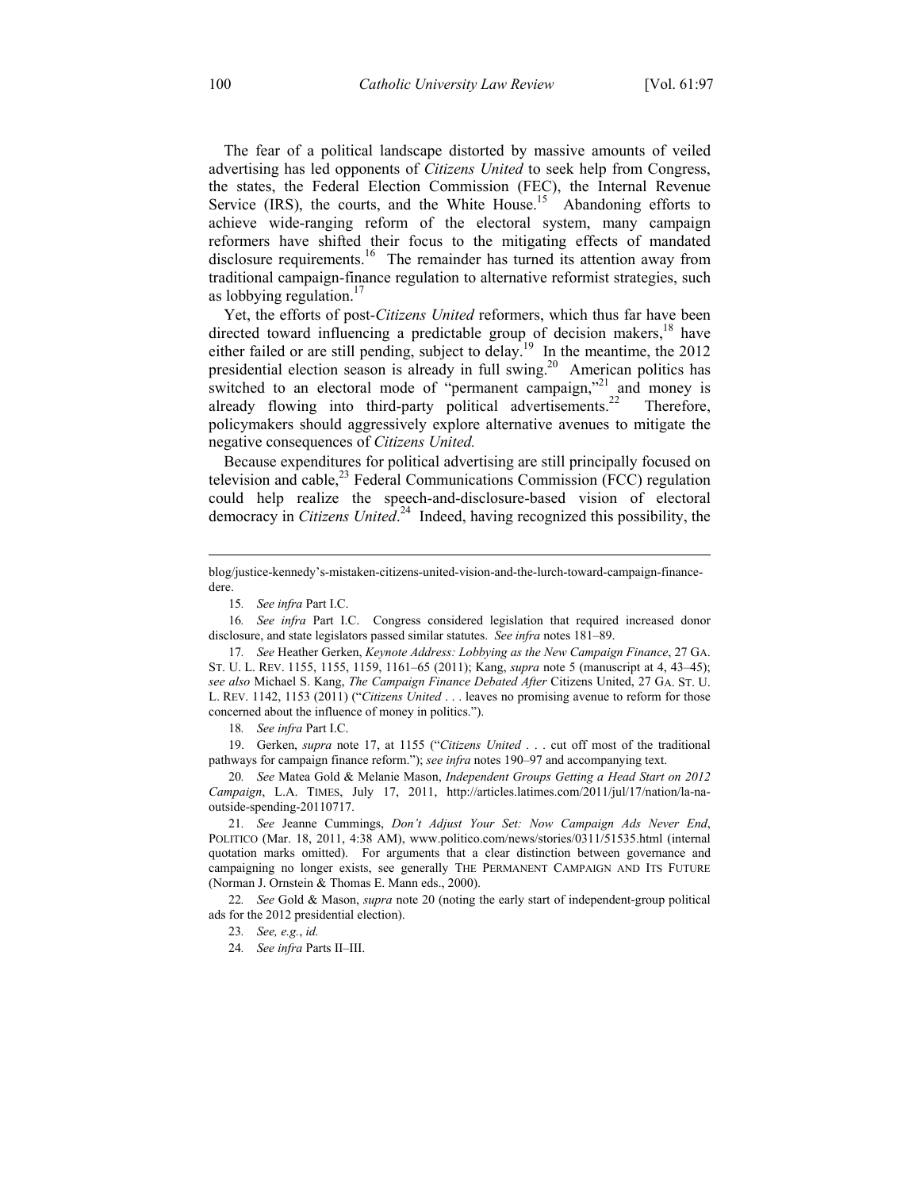The fear of a political landscape distorted by massive amounts of veiled advertising has led opponents of *Citizens United* to seek help from Congress, the states, the Federal Election Commission (FEC), the Internal Revenue Service (IRS), the courts, and the White House.[15] Abandoning efforts to achieve wide-ranging reform of the electoral system, many campaign reformers have shifted their focus to the mitigating effects of mandated disclosure requirements.[16] The remainder has turned its attention away from traditional campaign-finance regulation to alternative reformist strategies, such as lobbying regulation.[17]

Yet, the efforts of post-*Citizens United* reformers, which thus far have been directed toward influencing a predictable group of decision makers,[18] have either failed or are still pending, subject to delay.[19] In the meantime, the 2012 presidential election season is already in full swing.[20] American politics has switched to an electoral mode of "permanent campaign,"[21] and money is already flowing into third-party political advertisements.[22] Therefore, policymakers should aggressively explore alternative avenues to mitigate the negative consequences of *Citizens United.*

Because expenditures for political advertising are still principally focused on television and cable,[23] Federal Communications Commission (FCC) regulation could help realize the speech-and-disclosure-based vision of electoral democracy in *Citizens United*.[24] Indeed, having recognized this possibility, the

---

blog/justice-kennedy's-mistaken-citizens-united-vision-and-the-lurch-toward-campaign-finance-dere.

15. *See infra* Part I.C.

16. *See infra* Part I.C. Congress considered legislation that required increased donor disclosure, and state legislators passed similar statutes. *See infra* notes 181–89.

17. *See* Heather Gerken, *Keynote Address: Lobbying as the New Campaign Finance*, 27 GA. ST. U. L. REV. 1155, 1155, 1159, 1161–65 (2011); Kang, *supra* note 5 (manuscript at 4, 43–45); *see also* Michael S. Kang, *The Campaign Finance Debated After* Citizens United, 27 GA. ST. U. L. REV. 1142, 1153 (2011) ("*Citizens United* . . . leaves no promising avenue to reform for those concerned about the influence of money in politics.").

18. *See infra* Part I.C.

19. Gerken, *supra* note 17, at 1155 ("*Citizens United* . . . cut off most of the traditional pathways for campaign finance reform."); *see infra* notes 190–97 and accompanying text.

20. *See* Matea Gold & Melanie Mason, *Independent Groups Getting a Head Start on 2012 Campaign*, L.A. TIMES, July 17, 2011, http://articles.latimes.com/2011/jul/17/nation/la-na-outside-spending-20110717.

21. *See* Jeanne Cummings, *Don't Adjust Your Set: Now Campaign Ads Never End*, POLITICO (Mar. 18, 2011, 4:38 AM), www.politico.com/news/stories/0311/51535.html (internal quotation marks omitted). For arguments that a clear distinction between governance and campaigning no longer exists, see generally THE PERMANENT CAMPAIGN AND ITS FUTURE (Norman J. Ornstein & Thomas E. Mann eds., 2000).

22. *See* Gold & Mason, *supra* note 20 (noting the early start of independent-group political ads for the 2012 presidential election).

23. *See, e.g.*, *id.*

24. *See infra* Parts II–III.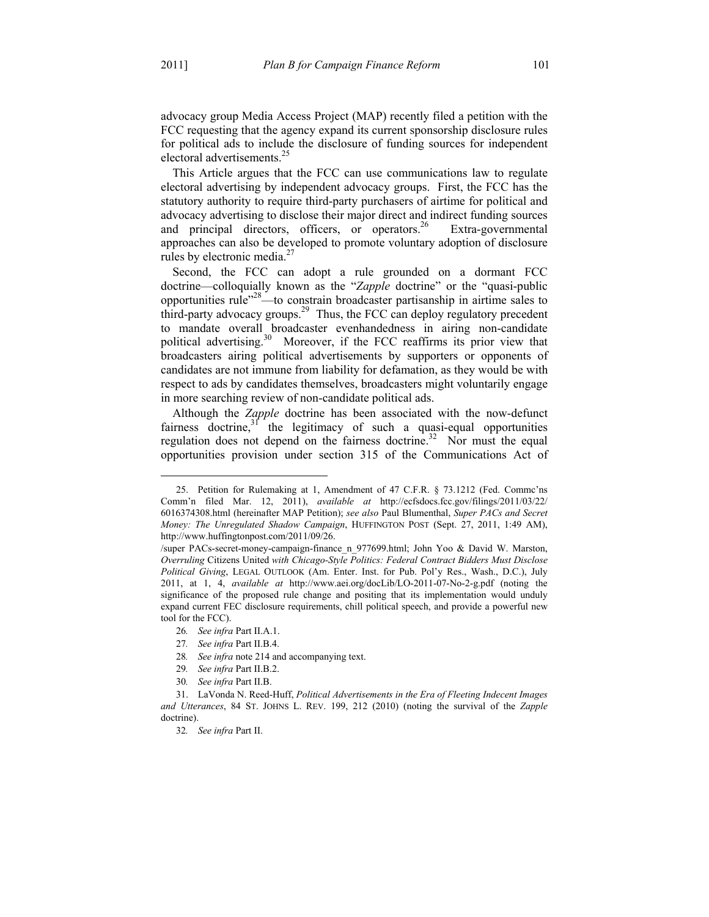advocacy group Media Access Project (MAP) recently filed a petition with the FCC requesting that the agency expand its current sponsorship disclosure rules for political ads to include the disclosure of funding sources for independent electoral advertisements.[25]

This Article argues that the FCC can use communications law to regulate electoral advertising by independent advocacy groups. First, the FCC has the statutory authority to require third-party purchasers of airtime for political and advocacy advertising to disclose their major direct and indirect funding sources and principal directors, officers, or operators.[26] Extra-governmental approaches can also be developed to promote voluntary adoption of disclosure rules by electronic media.[27]

Second, the FCC can adopt a rule grounded on a dormant FCC doctrine—colloquially known as the "*Zapple* doctrine" or the "quasi-public opportunities rule"[28]—to constrain broadcaster partisanship in airtime sales to third-party advocacy groups.[29] Thus, the FCC can deploy regulatory precedent to mandate overall broadcaster evenhandedness in airing non-candidate political advertising.[30] Moreover, if the FCC reaffirms its prior view that broadcasters airing political advertisements by supporters or opponents of candidates are not immune from liability for defamation, as they would be with respect to ads by candidates themselves, broadcasters might voluntarily engage in more searching review of non-candidate political ads.

Although the *Zapple* doctrine has been associated with the now-defunct fairness doctrine,[31] the legitimacy of such a quasi-equal opportunities regulation does not depend on the fairness doctrine.[32] Nor must the equal opportunities provision under section 315 of the Communications Act of

---

25. Petition for Rulemaking at 1, Amendment of 47 C.F.R. § 73.1212 (Fed. Commc'ns Comm'n filed Mar. 12, 2011), *available at* http://ecfsdocs.fcc.gov/filings/2011/03/22/6016374308.html (hereinafter MAP Petition); *see also* Paul Blumenthal, *Super PACs and Secret Money: The Unregulated Shadow Campaign*, HUFFINGTON POST (Sept. 27, 2011, 1:49 AM), http://www.huffingtonpost.com/2011/09/26.
/super PACs-secret-money-campaign-finance_n_977699.html; John Yoo & David W. Marston, *Overruling* Citizens United *with Chicago-Style Politics: Federal Contract Bidders Must Disclose Political Giving*, LEGAL OUTLOOK (Am. Enter. Inst. for Pub. Pol'y Res., Wash., D.C.), July 2011, at 1, 4, *available at* http://www.aei.org/docLib/LO-2011-07-No-2-g.pdf (noting the significance of the proposed rule change and positing that its implementation would unduly expand current FEC disclosure requirements, chill political speech, and provide a powerful new tool for the FCC).

26. *See infra* Part II.A.1.

27. *See infra* Part II.B.4.

28. *See infra* note 214 and accompanying text.

29. *See infra* Part II.B.2.

30. *See infra* Part II.B.

31. LaVonda N. Reed-Huff, *Political Advertisements in the Era of Fleeting Indecent Images and Utterances*, 84 ST. JOHNS L. REV. 199, 212 (2010) (noting the survival of the *Zapple* doctrine).

32. *See infra* Part II.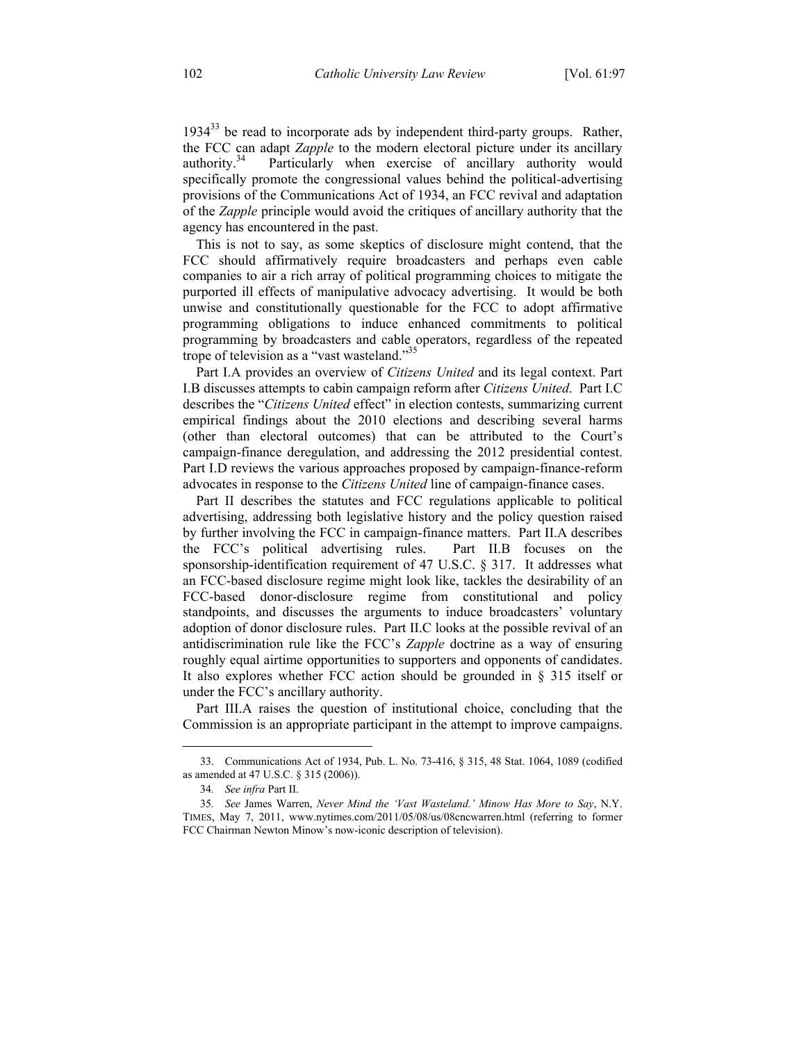1934[33] be read to incorporate ads by independent third-party groups. Rather, the FCC can adapt *Zapple* to the modern electoral picture under its ancillary authority.[34] Particularly when exercise of ancillary authority would specifically promote the congressional values behind the political-advertising provisions of the Communications Act of 1934, an FCC revival and adaptation of the *Zapple* principle would avoid the critiques of ancillary authority that the agency has encountered in the past.

This is not to say, as some skeptics of disclosure might contend, that the FCC should affirmatively require broadcasters and perhaps even cable companies to air a rich array of political programming choices to mitigate the purported ill effects of manipulative advocacy advertising. It would be both unwise and constitutionally questionable for the FCC to adopt affirmative programming obligations to induce enhanced commitments to political programming by broadcasters and cable operators, regardless of the repeated trope of television as a "vast wasteland."[35]

Part I.A provides an overview of *Citizens United* and its legal context. Part I.B discusses attempts to cabin campaign reform after *Citizens United*. Part I.C describes the "*Citizens United* effect" in election contests, summarizing current empirical findings about the 2010 elections and describing several harms (other than electoral outcomes) that can be attributed to the Court's campaign-finance deregulation, and addressing the 2012 presidential contest. Part I.D reviews the various approaches proposed by campaign-finance-reform advocates in response to the *Citizens United* line of campaign-finance cases.

Part II describes the statutes and FCC regulations applicable to political advertising, addressing both legislative history and the policy question raised by further involving the FCC in campaign-finance matters. Part II.A describes the FCC's political advertising rules. Part II.B focuses on the sponsorship-identification requirement of 47 U.S.C. § 317. It addresses what an FCC-based disclosure regime might look like, tackles the desirability of an FCC-based donor-disclosure regime from constitutional and policy standpoints, and discusses the arguments to induce broadcasters' voluntary adoption of donor disclosure rules. Part II.C looks at the possible revival of an antidiscrimination rule like the FCC's *Zapple* doctrine as a way of ensuring roughly equal airtime opportunities to supporters and opponents of candidates. It also explores whether FCC action should be grounded in § 315 itself or under the FCC's ancillary authority.

Part III.A raises the question of institutional choice, concluding that the Commission is an appropriate participant in the attempt to improve campaigns.

---

33. Communications Act of 1934, Pub. L. No. 73-416, § 315, 48 Stat. 1064, 1089 (codified as amended at 47 U.S.C. § 315 (2006)).

34. *See infra* Part II.

35. *See* James Warren, *Never Mind the 'Vast Wasteland.' Minow Has More to Say*, N.Y. TIMES, May 7, 2011, www.nytimes.com/2011/05/08/us/08cncwarren.html (referring to former FCC Chairman Newton Minow's now-iconic description of television).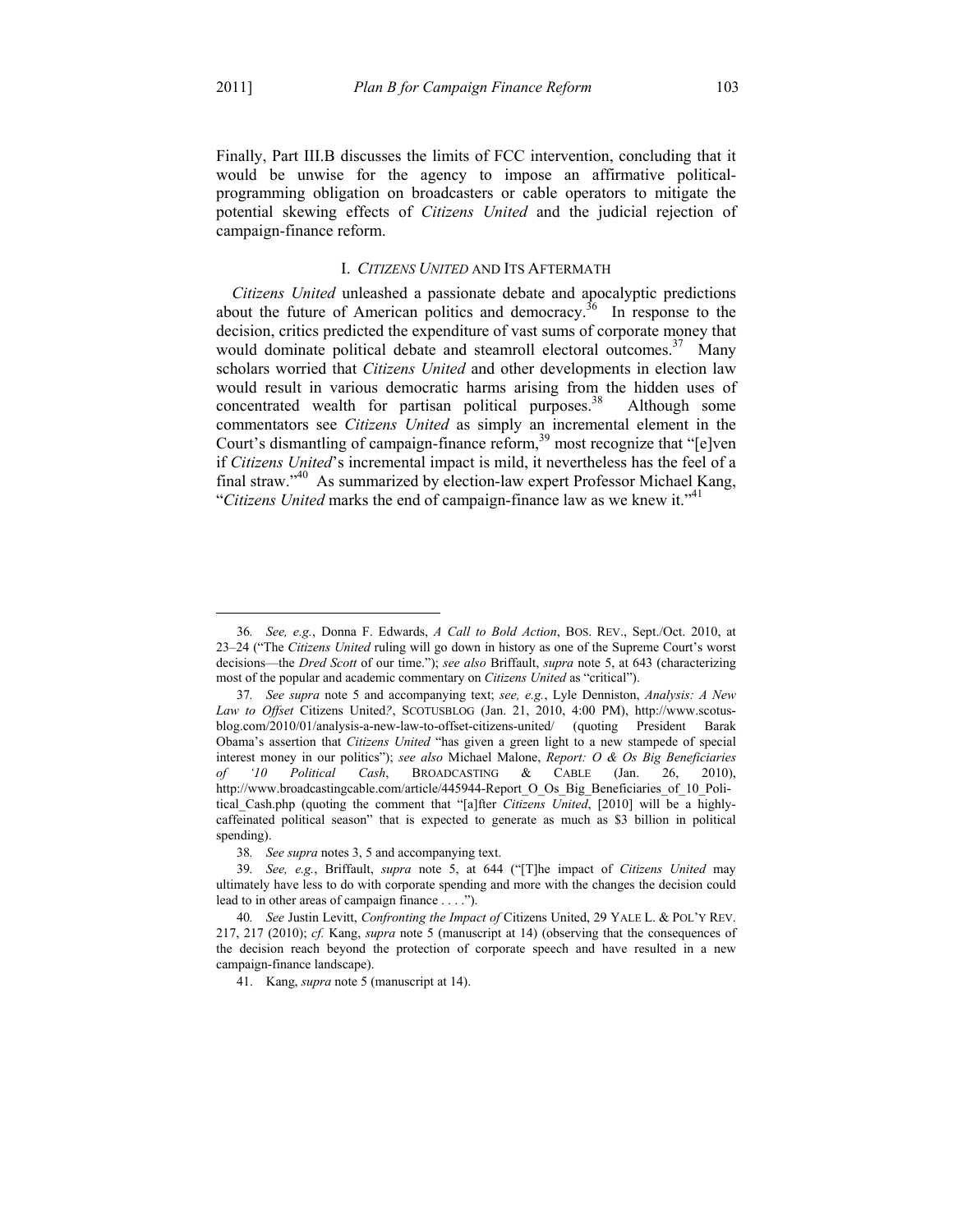Finally, Part III.B discusses the limits of FCC intervention, concluding that it would be unwise for the agency to impose an affirmative political-programming obligation on broadcasters or cable operators to mitigate the potential skewing effects of *Citizens United* and the judicial rejection of campaign-finance reform.

## I. *CITIZENS UNITED* AND ITS AFTERMATH

*Citizens United* unleashed a passionate debate and apocalyptic predictions about the future of American politics and democracy.[36] In response to the decision, critics predicted the expenditure of vast sums of corporate money that would dominate political debate and steamroll electoral outcomes.[37] Many scholars worried that *Citizens United* and other developments in election law would result in various democratic harms arising from the hidden uses of concentrated wealth for partisan political purposes.[38] Although some commentators see *Citizens United* as simply an incremental element in the Court's dismantling of campaign-finance reform,[39] most recognize that "[e]ven if *Citizens United*'s incremental impact is mild, it nevertheless has the feel of a final straw."[40] As summarized by election-law expert Professor Michael Kang, "*Citizens United* marks the end of campaign-finance law as we knew it."[41]

---

36. *See, e.g.*, Donna F. Edwards, *A Call to Bold Action*, BOS. REV., Sept./Oct. 2010, at 23–24 ("The *Citizens United* ruling will go down in history as one of the Supreme Court's worst decisions—the *Dred Scott* of our time."); *see also* Briffault, *supra* note 5, at 643 (characterizing most of the popular and academic commentary on *Citizens United* as "critical").

37. *See supra* note 5 and accompanying text; *see, e.g.*, Lyle Denniston, *Analysis: A New Law to Offset* Citizens United*?*, SCOTUSBLOG (Jan. 21, 2010, 4:00 PM), http://www.scotus-blog.com/2010/01/analysis-a-new-law-to-offset-citizens-united/ (quoting President Barak Obama's assertion that *Citizens United* "has given a green light to a new stampede of special interest money in our politics"); *see also* Michael Malone, *Report: O & Os Big Beneficiaries of '10 Political Cash*, BROADCASTING & CABLE (Jan. 26, 2010), http://www.broadcastingcable.com/article/445944-Report_O_Os_Big_Beneficiaries_of_10_Political_Cash.php (quoting the comment that "[a]fter *Citizens United*, [2010] will be a highly-caffeinated political season" that is expected to generate as much as $3 billion in political spending).

38. *See supra* notes 3, 5 and accompanying text.

39. *See, e.g.*, Briffault, *supra* note 5, at 644 ("[T]he impact of *Citizens United* may ultimately have less to do with corporate spending and more with the changes the decision could lead to in other areas of campaign finance . . . .").

40. *See* Justin Levitt, *Confronting the Impact of* Citizens United, 29 YALE L. & POL'Y REV. 217, 217 (2010); *cf.* Kang, *supra* note 5 (manuscript at 14) (observing that the consequences of the decision reach beyond the protection of corporate speech and have resulted in a new campaign-finance landscape).

41. Kang, *supra* note 5 (manuscript at 14).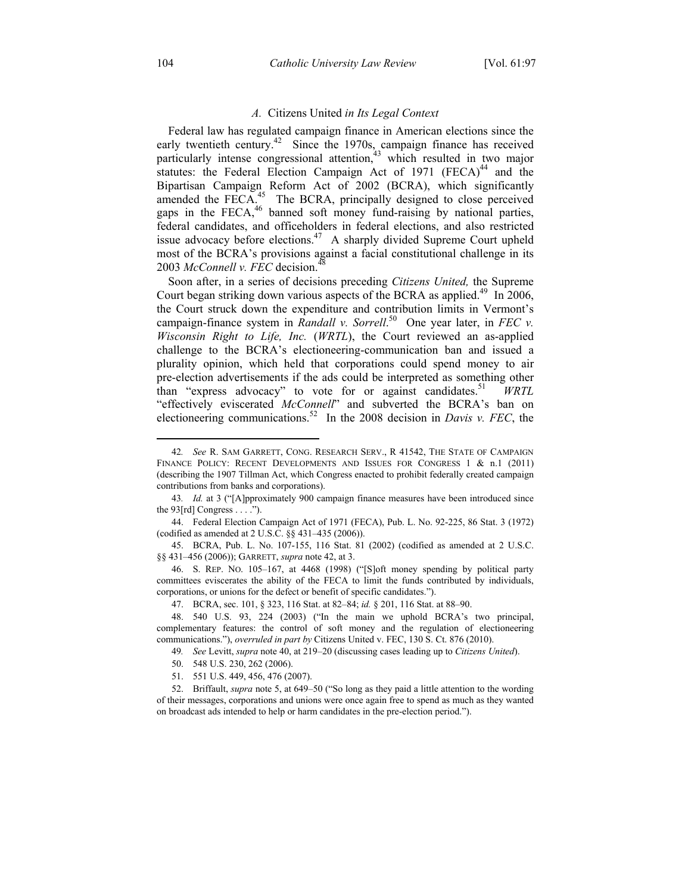### *A.* Citizens United *in Its Legal Context*

Federal law has regulated campaign finance in American elections since the early twentieth century.[42] Since the 1970s, campaign finance has received particularly intense congressional attention,[43] which resulted in two major statutes: the Federal Election Campaign Act of 1971 (FECA)[44] and the Bipartisan Campaign Reform Act of 2002 (BCRA), which significantly amended the FECA.[45] The BCRA, principally designed to close perceived gaps in the FECA,[46] banned soft money fund-raising by national parties, federal candidates, and officeholders in federal elections, and also restricted issue advocacy before elections.[47] A sharply divided Supreme Court upheld most of the BCRA's provisions against a facial constitutional challenge in its 2003 *McConnell v. FEC* decision.[48]

Soon after, in a series of decisions preceding *Citizens United,* the Supreme Court began striking down various aspects of the BCRA as applied.[49] In 2006, the Court struck down the expenditure and contribution limits in Vermont's campaign-finance system in *Randall v. Sorrell*.[50] One year later, in *FEC v. Wisconsin Right to Life, Inc.* (*WRTL*), the Court reviewed an as-applied challenge to the BCRA's electioneering-communication ban and issued a plurality opinion, which held that corporations could spend money to air pre-election advertisements if the ads could be interpreted as something other than "express advocacy" to vote for or against candidates.[51] *WRTL* "effectively eviscerated *McConnell*" and subverted the BCRA's ban on electioneering communications.[52] In the 2008 decision in *Davis v. FEC*, the

---

42. *See* R. SAM GARRETT, CONG. RESEARCH SERV., R 41542, THE STATE OF CAMPAIGN FINANCE POLICY: RECENT DEVELOPMENTS AND ISSUES FOR CONGRESS 1 & n.1 (2011) (describing the 1907 Tillman Act, which Congress enacted to prohibit federally created campaign contributions from banks and corporations).

43. *Id.* at 3 ("[A]pproximately 900 campaign finance measures have been introduced since the 93[rd] Congress . . . .").

44. Federal Election Campaign Act of 1971 (FECA), Pub. L. No. 92-225, 86 Stat. 3 (1972) (codified as amended at 2 U.S.C. §§ 431–435 (2006)).

45. BCRA, Pub. L. No. 107-155, 116 Stat. 81 (2002) (codified as amended at 2 U.S.C. §§ 431–456 (2006)); GARRETT, *supra* note 42, at 3.

46. S. REP. NO. 105–167, at 4468 (1998) ("[S]oft money spending by political party committees eviscerates the ability of the FECA to limit the funds contributed by individuals, corporations, or unions for the defect or benefit of specific candidates.").

47. BCRA, sec. 101, § 323, 116 Stat. at 82–84; *id.* § 201, 116 Stat. at 88–90.

48. 540 U.S. 93, 224 (2003) ("In the main we uphold BCRA's two principal, complementary features: the control of soft money and the regulation of electioneering communications."), *overruled in part by* Citizens United v. FEC, 130 S. Ct. 876 (2010).

49. *See* Levitt, *supra* note 40, at 219–20 (discussing cases leading up to *Citizens United*).

50. 548 U.S. 230, 262 (2006).

51. 551 U.S. 449, 456, 476 (2007).

52. Briffault, *supra* note 5, at 649–50 ("So long as they paid a little attention to the wording of their messages, corporations and unions were once again free to spend as much as they wanted on broadcast ads intended to help or harm candidates in the pre-election period.").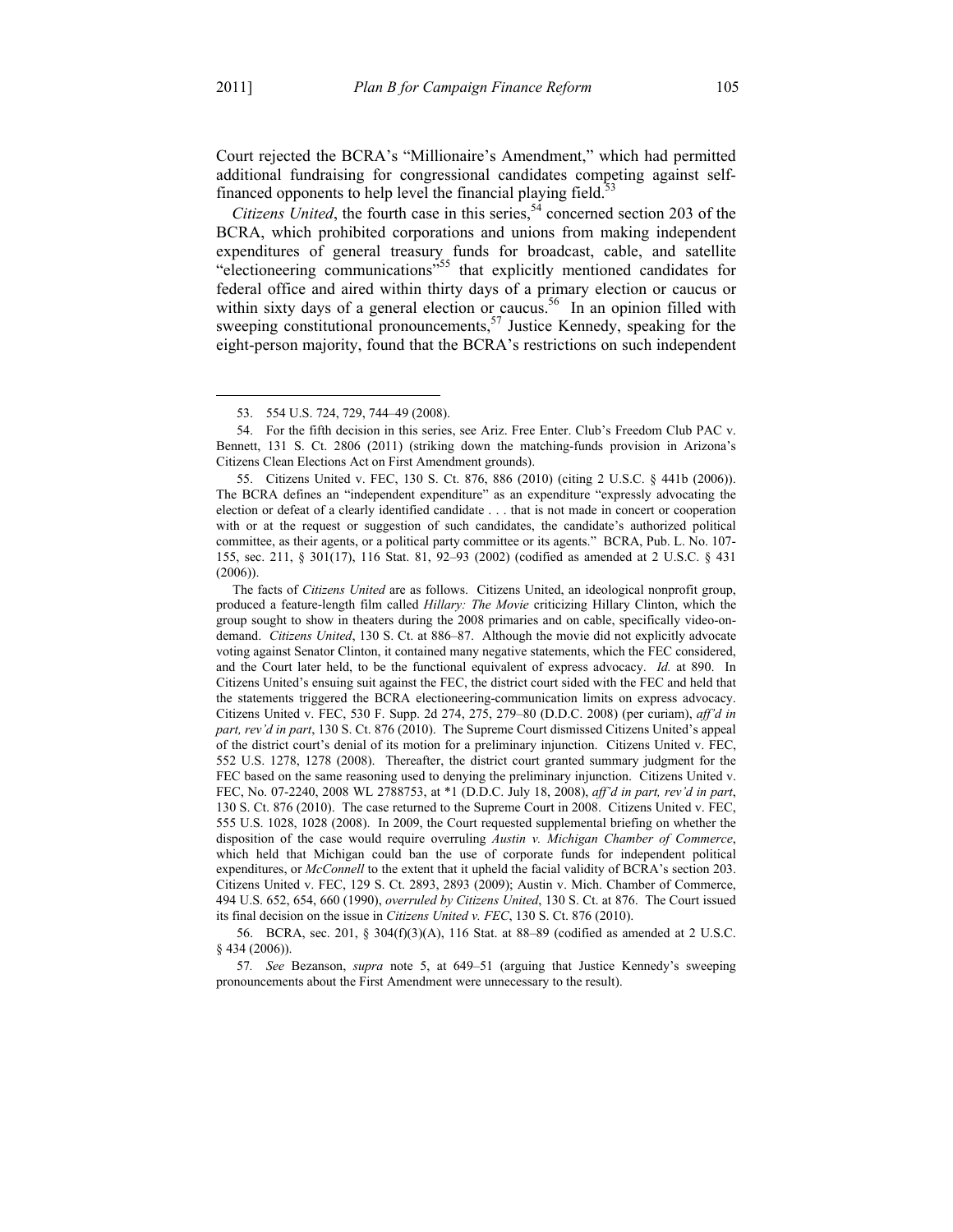Court rejected the BCRA's "Millionaire's Amendment," which had permitted additional fundraising for congressional candidates competing against self-financed opponents to help level the financial playing field.[53]

*Citizens United*, the fourth case in this series,[54] concerned section 203 of the BCRA, which prohibited corporations and unions from making independent expenditures of general treasury funds for broadcast, cable, and satellite "electioneering communications"[55] that explicitly mentioned candidates for federal office and aired within thirty days of a primary election or caucus or within sixty days of a general election or caucus.[56] In an opinion filled with sweeping constitutional pronouncements,[57] Justice Kennedy, speaking for the eight-person majority, found that the BCRA's restrictions on such independent

---

53. 554 U.S. 724, 729, 744–49 (2008).

54. For the fifth decision in this series, see Ariz. Free Enter. Club's Freedom Club PAC v. Bennett, 131 S. Ct. 2806 (2011) (striking down the matching-funds provision in Arizona's Citizens Clean Elections Act on First Amendment grounds).

55. Citizens United v. FEC, 130 S. Ct. 876, 886 (2010) (citing 2 U.S.C. § 441b (2006)). The BCRA defines an "independent expenditure" as an expenditure "expressly advocating the election or defeat of a clearly identified candidate . . . that is not made in concert or cooperation with or at the request or suggestion of such candidates, the candidate's authorized political committee, as their agents, or a political party committee or its agents." BCRA, Pub. L. No. 107-155, sec. 211, § 301(17), 116 Stat. 81, 92–93 (2002) (codified as amended at 2 U.S.C. § 431 (2006)).

The facts of *Citizens United* are as follows. Citizens United, an ideological nonprofit group, produced a feature-length film called *Hillary: The Movie* criticizing Hillary Clinton, which the group sought to show in theaters during the 2008 primaries and on cable, specifically video-on-demand. *Citizens United*, 130 S. Ct. at 886–87. Although the movie did not explicitly advocate voting against Senator Clinton, it contained many negative statements, which the FEC considered, and the Court later held, to be the functional equivalent of express advocacy. *Id.* at 890. In Citizens United's ensuing suit against the FEC, the district court sided with the FEC and held that the statements triggered the BCRA electioneering-communication limits on express advocacy. Citizens United v. FEC, 530 F. Supp. 2d 274, 275, 279–80 (D.D.C. 2008) (per curiam), *aff'd in part, rev'd in part*, 130 S. Ct. 876 (2010). The Supreme Court dismissed Citizens United's appeal of the district court's denial of its motion for a preliminary injunction. Citizens United v. FEC, 552 U.S. 1278, 1278 (2008). Thereafter, the district court granted summary judgment for the FEC based on the same reasoning used to denying the preliminary injunction. Citizens United v. FEC, No. 07-2240, 2008 WL 2788753, at *1 (D.D.C. July 18, 2008), *aff'd in part, rev'd in part*, 130 S. Ct. 876 (2010). The case returned to the Supreme Court in 2008. Citizens United v. FEC, 555 U.S. 1028, 1028 (2008). In 2009, the Court requested supplemental briefing on whether the disposition of the case would require overruling *Austin v. Michigan Chamber of Commerce*, which held that Michigan could ban the use of corporate funds for independent political expenditures, or *McConnell* to the extent that it upheld the facial validity of BCRA's section 203. Citizens United v. FEC, 129 S. Ct. 2893, 2893 (2009); Austin v. Mich. Chamber of Commerce, 494 U.S. 652, 654, 660 (1990), *overruled by Citizens United*, 130 S. Ct. at 876. The Court issued its final decision on the issue in *Citizens United v. FEC*, 130 S. Ct. 876 (2010).

56. BCRA, sec. 201, § 304(f)(3)(A), 116 Stat. at 88–89 (codified as amended at 2 U.S.C. § 434 (2006)).

57. *See* Bezanson, *supra* note 5, at 649–51 (arguing that Justice Kennedy's sweeping pronouncements about the First Amendment were unnecessary to the result).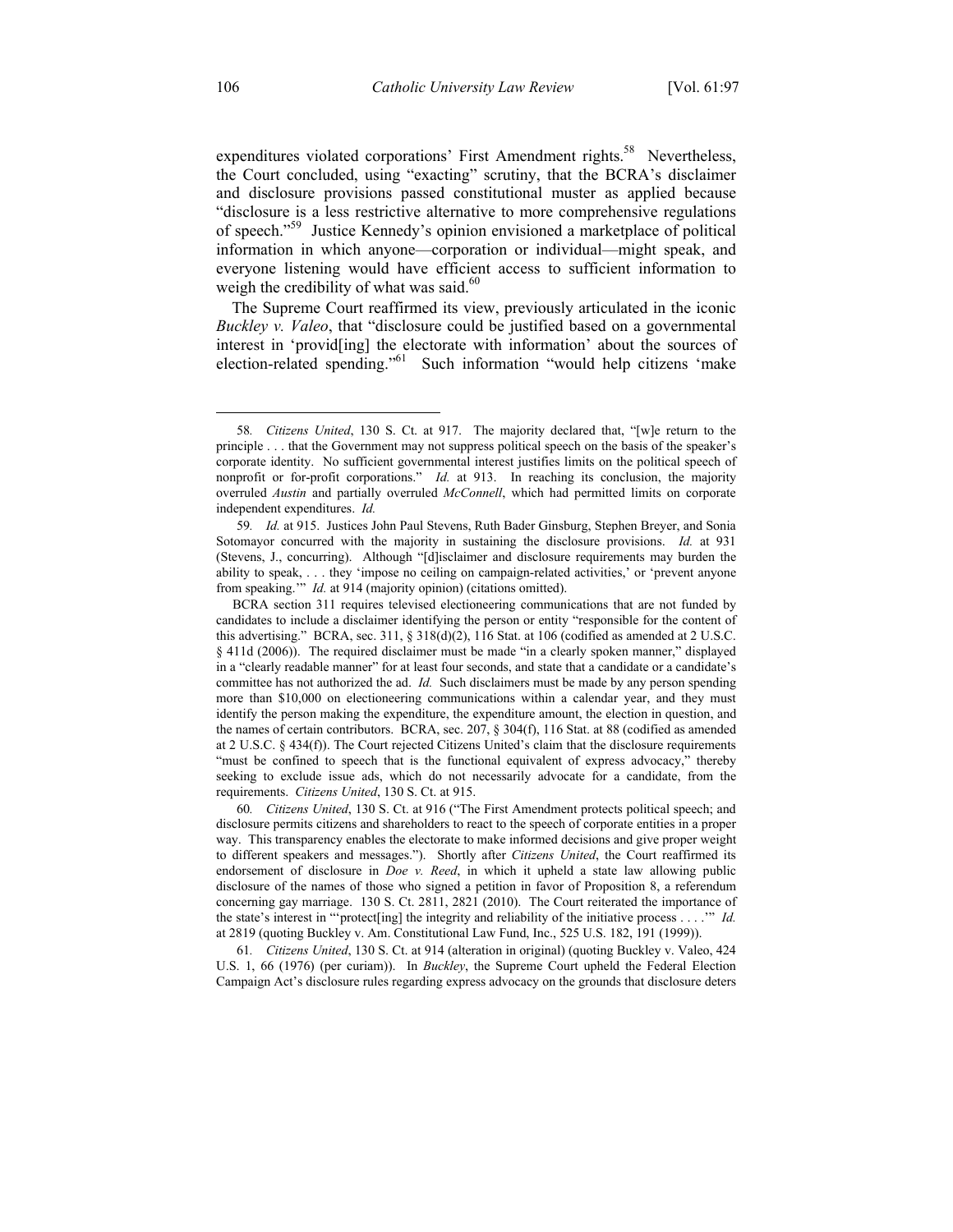expenditures violated corporations' First Amendment rights.[58] Nevertheless, the Court concluded, using "exacting" scrutiny, that the BCRA's disclaimer and disclosure provisions passed constitutional muster as applied because "disclosure is a less restrictive alternative to more comprehensive regulations of speech."[59] Justice Kennedy's opinion envisioned a marketplace of political information in which anyone—corporation or individual—might speak, and everyone listening would have efficient access to sufficient information to weigh the credibility of what was said.[60]

The Supreme Court reaffirmed its view, previously articulated in the iconic *Buckley v. Valeo*, that "disclosure could be justified based on a governmental interest in 'provid[ing] the electorate with information' about the sources of election-related spending."[61] Such information "would help citizens 'make

---

58. *Citizens United*, 130 S. Ct. at 917. The majority declared that, "[w]e return to the principle . . . that the Government may not suppress political speech on the basis of the speaker's corporate identity. No sufficient governmental interest justifies limits on the political speech of nonprofit or for-profit corporations." *Id.* at 913. In reaching its conclusion, the majority overruled *Austin* and partially overruled *McConnell*, which had permitted limits on corporate independent expenditures. *Id.*

59. *Id.* at 915. Justices John Paul Stevens, Ruth Bader Ginsburg, Stephen Breyer, and Sonia Sotomayor concurred with the majority in sustaining the disclosure provisions. *Id.* at 931 (Stevens, J., concurring). Although "[d]isclaimer and disclosure requirements may burden the ability to speak, . . . they 'impose no ceiling on campaign-related activities,' or 'prevent anyone from speaking.'" *Id.* at 914 (majority opinion) (citations omitted).

BCRA section 311 requires televised electioneering communications that are not funded by candidates to include a disclaimer identifying the person or entity "responsible for the content of this advertising." BCRA, sec. 311, § 318(d)(2), 116 Stat. at 106 (codified as amended at 2 U.S.C. § 411d (2006)). The required disclaimer must be made "in a clearly spoken manner," displayed in a "clearly readable manner" for at least four seconds, and state that a candidate or a candidate's committee has not authorized the ad. *Id.* Such disclaimers must be made by any person spending more than $10,000 on electioneering communications within a calendar year, and they must identify the person making the expenditure, the expenditure amount, the election in question, and the names of certain contributors. BCRA, sec. 207, § 304(f), 116 Stat. at 88 (codified as amended at 2 U.S.C. § 434(f)). The Court rejected Citizens United's claim that the disclosure requirements "must be confined to speech that is the functional equivalent of express advocacy," thereby seeking to exclude issue ads, which do not necessarily advocate for a candidate, from the requirements. *Citizens United*, 130 S. Ct. at 915.

60. *Citizens United*, 130 S. Ct. at 916 ("The First Amendment protects political speech; and disclosure permits citizens and shareholders to react to the speech of corporate entities in a proper way. This transparency enables the electorate to make informed decisions and give proper weight to different speakers and messages."). Shortly after *Citizens United*, the Court reaffirmed its endorsement of disclosure in *Doe v. Reed*, in which it upheld a state law allowing public disclosure of the names of those who signed a petition in favor of Proposition 8, a referendum concerning gay marriage. 130 S. Ct. 2811, 2821 (2010). The Court reiterated the importance of the state's interest in "'protect[ing] the integrity and reliability of the initiative process . . . .'" *Id.* at 2819 (quoting Buckley v. Am. Constitutional Law Fund, Inc., 525 U.S. 182, 191 (1999)).

61. *Citizens United*, 130 S. Ct. at 914 (alteration in original) (quoting Buckley v. Valeo, 424 U.S. 1, 66 (1976) (per curiam)). In *Buckley*, the Supreme Court upheld the Federal Election Campaign Act's disclosure rules regarding express advocacy on the grounds that disclosure deters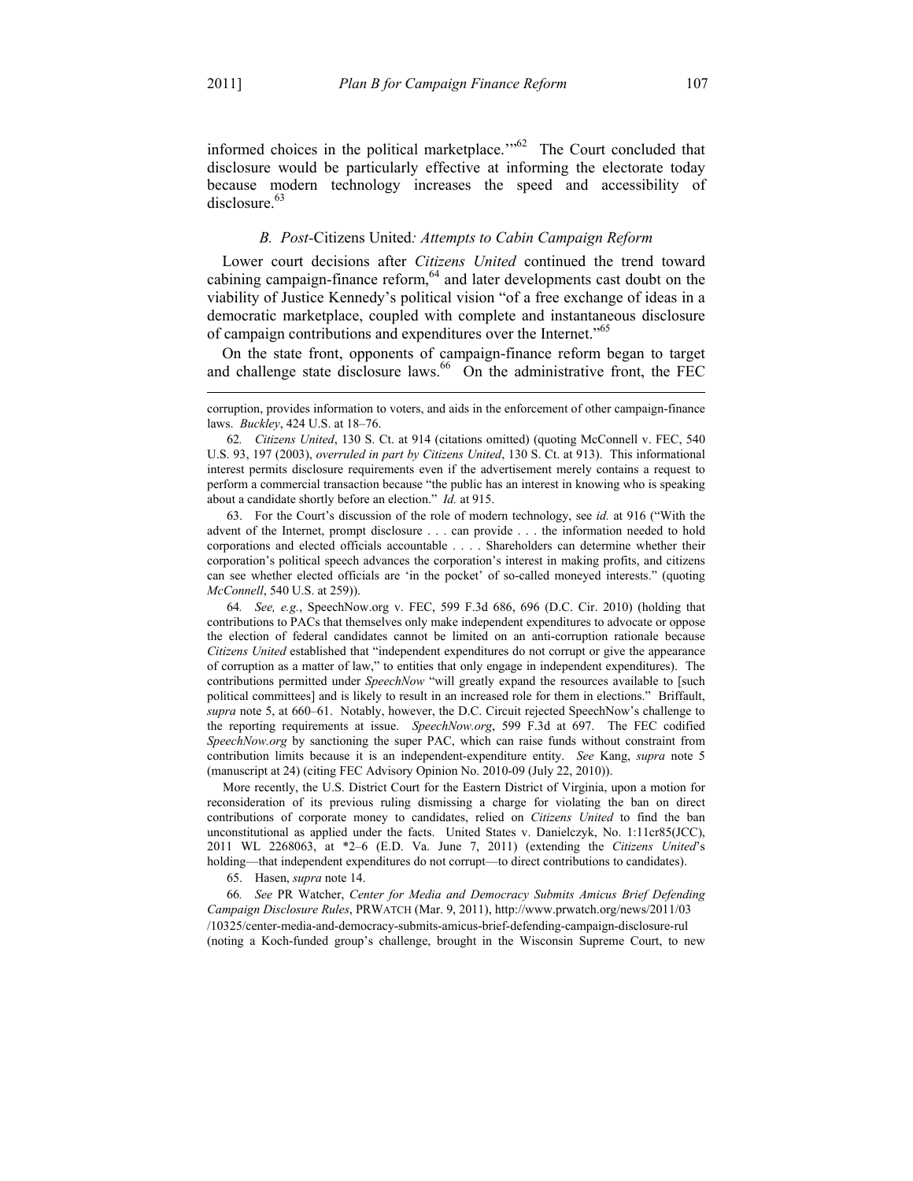informed choices in the political marketplace.'"[62] The Court concluded that disclosure would be particularly effective at informing the electorate today because modern technology increases the speed and accessibility of disclosure.[63]

### *B. Post-*Citizens United*: Attempts to Cabin Campaign Reform*

Lower court decisions after *Citizens United* continued the trend toward cabining campaign-finance reform,[64] and later developments cast doubt on the viability of Justice Kennedy's political vision "of a free exchange of ideas in a democratic marketplace, coupled with complete and instantaneous disclosure of campaign contributions and expenditures over the Internet."[65]

On the state front, opponents of campaign-finance reform began to target and challenge state disclosure laws.[66] On the administrative front, the FEC

---

corruption, provides information to voters, and aids in the enforcement of other campaign-finance laws. *Buckley*, 424 U.S. at 18–76.

62. *Citizens United*, 130 S. Ct. at 914 (citations omitted) (quoting McConnell v. FEC, 540 U.S. 93, 197 (2003), *overruled in part by Citizens United*, 130 S. Ct. at 913). This informational interest permits disclosure requirements even if the advertisement merely contains a request to perform a commercial transaction because "the public has an interest in knowing who is speaking about a candidate shortly before an election." *Id.* at 915.

63. For the Court's discussion of the role of modern technology, see *id.* at 916 ("With the advent of the Internet, prompt disclosure . . . can provide . . . the information needed to hold corporations and elected officials accountable . . . . Shareholders can determine whether their corporation's political speech advances the corporation's interest in making profits, and citizens can see whether elected officials are 'in the pocket' of so-called moneyed interests." (quoting *McConnell*, 540 U.S. at 259)).

64. *See, e.g.*, SpeechNow.org v. FEC, 599 F.3d 686, 696 (D.C. Cir. 2010) (holding that contributions to PACs that themselves only make independent expenditures to advocate or oppose the election of federal candidates cannot be limited on an anti-corruption rationale because *Citizens United* established that "independent expenditures do not corrupt or give the appearance of corruption as a matter of law," to entities that only engage in independent expenditures). The contributions permitted under *SpeechNow* "will greatly expand the resources available to [such political committees] and is likely to result in an increased role for them in elections." Briffault, *supra* note 5, at 660–61. Notably, however, the D.C. Circuit rejected SpeechNow's challenge to the reporting requirements at issue. *SpeechNow.org*, 599 F.3d at 697. The FEC codified *SpeechNow.org* by sanctioning the super PAC, which can raise funds without constraint from contribution limits because it is an independent-expenditure entity. *See* Kang, *supra* note 5 (manuscript at 24) (citing FEC Advisory Opinion No. 2010-09 (July 22, 2010)).

More recently, the U.S. District Court for the Eastern District of Virginia, upon a motion for reconsideration of its previous ruling dismissing a charge for violating the ban on direct contributions of corporate money to candidates, relied on *Citizens United* to find the ban unconstitutional as applied under the facts. United States v. Danielczyk, No. 1:11cr85(JCC), 2011 WL 2268063, at *2–6 (E.D. Va. June 7, 2011) (extending the *Citizens United*'s holding—that independent expenditures do not corrupt—to direct contributions to candidates).

65. Hasen, *supra* note 14.

66. *See* PR Watcher, *Center for Media and Democracy Submits Amicus Brief Defending Campaign Disclosure Rules*, PRWATCH (Mar. 9, 2011), http://www.prwatch.org/news/2011/03/10325/center-media-and-democracy-submits-amicus-brief-defending-campaign-disclosure-rul (noting a Koch-funded group's challenge, brought in the Wisconsin Supreme Court, to new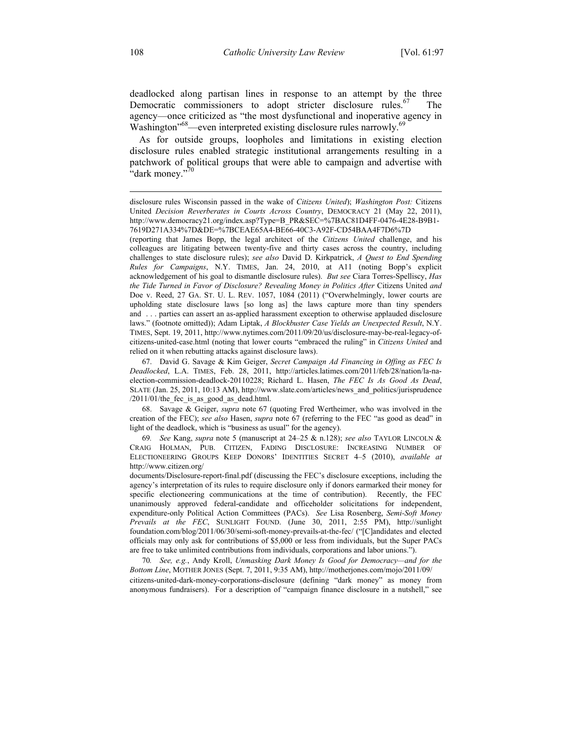deadlocked along partisan lines in response to an attempt by the three Democratic commissioners to adopt stricter disclosure rules.[67] The agency—once criticized as "the most dysfunctional and inoperative agency in Washington"[68]—even interpreted existing disclosure rules narrowly.[69]

As for outside groups, loopholes and limitations in existing election disclosure rules enabled strategic institutional arrangements resulting in a patchwork of political groups that were able to campaign and advertise with "dark money."[70]

---

disclosure rules Wisconsin passed in the wake of *Citizens United*); *Washington Post:* Citizens United *Decision Reverberates in Courts Across Country*, DEMOCRACY 21 (May 22, 2011), http://www.democracy21.org/index.asp?Type=B_PR&SEC=%7BAC81D4FF-0476-4E28-B9B1-7619D271A334%7D&DE=%7BCEAE65A4-BE66-40C3-A92F-CD54BAA4F7D6%7D (reporting that James Bopp, the legal architect of the *Citizens United* challenge, and his colleagues are litigating between twenty-five and thirty cases across the country, including challenges to state disclosure rules); *see also* David D. Kirkpatrick, *A Quest to End Spending Rules for Campaigns*, N.Y. TIMES, Jan. 24, 2010, at A11 (noting Bopp's explicit acknowledgement of his goal to dismantle disclosure rules). *But see* Ciara Torres-Spelliscy, *Has the Tide Turned in Favor of Disclosure? Revealing Money in Politics After* Citizens United *and* Doe v. Reed, 27 GA. ST. U. L. REV. 1057, 1084 (2011) ("Overwhelmingly, lower courts are upholding state disclosure laws [so long as] the laws capture more than tiny spenders and . . . parties can assert an as-applied harassment exception to otherwise applauded disclosure laws." (footnote omitted)); Adam Liptak, *A Blockbuster Case Yields an Unexpected Result*, N.Y. TIMES, Sept. 19, 2011, http://www.nytimes.com/2011/09/20/us/disclosure-may-be-real-legacy-of-citizens-united-case.html (noting that lower courts "embraced the ruling" in *Citizens United* and relied on it when rebutting attacks against disclosure laws).

67. David G. Savage & Kim Geiger, *Secret Campaign Ad Financing in Offing as FEC Is Deadlocked*, L.A. TIMES, Feb. 28, 2011, http://articles.latimes.com/2011/feb/28/nation/la-na-election-commission-deadlock-20110228; Richard L. Hasen, *The FEC Is As Good As Dead*, SLATE (Jan. 25, 2011, 10:13 AM), http://www.slate.com/articles/news_and_politics/jurisprudence/2011/01/the_fec_is_as_good_as_dead.html.

68. Savage & Geiger, *supra* note 67 (quoting Fred Wertheimer, who was involved in the creation of the FEC); *see also* Hasen, *supra* note 67 (referring to the FEC "as good as dead" in light of the deadlock, which is "business as usual" for the agency).

69. *See* Kang, *supra* note 5 (manuscript at 24–25 & n.128); *see also* TAYLOR LINCOLN & CRAIG HOLMAN, PUB. CITIZEN, FADING DISCLOSURE: INCREASING NUMBER OF ELECTIONEERING GROUPS KEEP DONORS' IDENTITIES SECRET 4–5 (2010), *available at* http://www.citizen.org/documents/Disclosure-report-final.pdf (discussing the FEC's disclosure exceptions, including the agency's interpretation of its rules to require disclosure only if donors earmarked their money for specific electioneering communications at the time of contribution). Recently, the FEC unanimously approved federal-candidate and officeholder solicitations for independent, expenditure-only Political Action Committees (PACs). *See* Lisa Rosenberg, *Semi-Soft Money Prevails at the FEC*, SUNLIGHT FOUND. (June 30, 2011, 2:55 PM), http://sunlightfoundation.com/blog/2011/06/30/semi-soft-money-prevails-at-the-fec/ ("[C]andidates and elected officials may only ask for contributions of $5,000 or less from individuals, but the Super PACs are free to take unlimited contributions from individuals, corporations and labor unions.").

70. *See, e.g.*, Andy Kroll, *Unmasking Dark Money Is Good for Democracy—and for the Bottom Line*, MOTHER JONES (Sept. 7, 2011, 9:35 AM), http://motherjones.com/mojo/2011/09/citizens-united-dark-money-corporations-disclosure (defining "dark money" as money from anonymous fundraisers). For a description of "campaign finance disclosure in a nutshell," see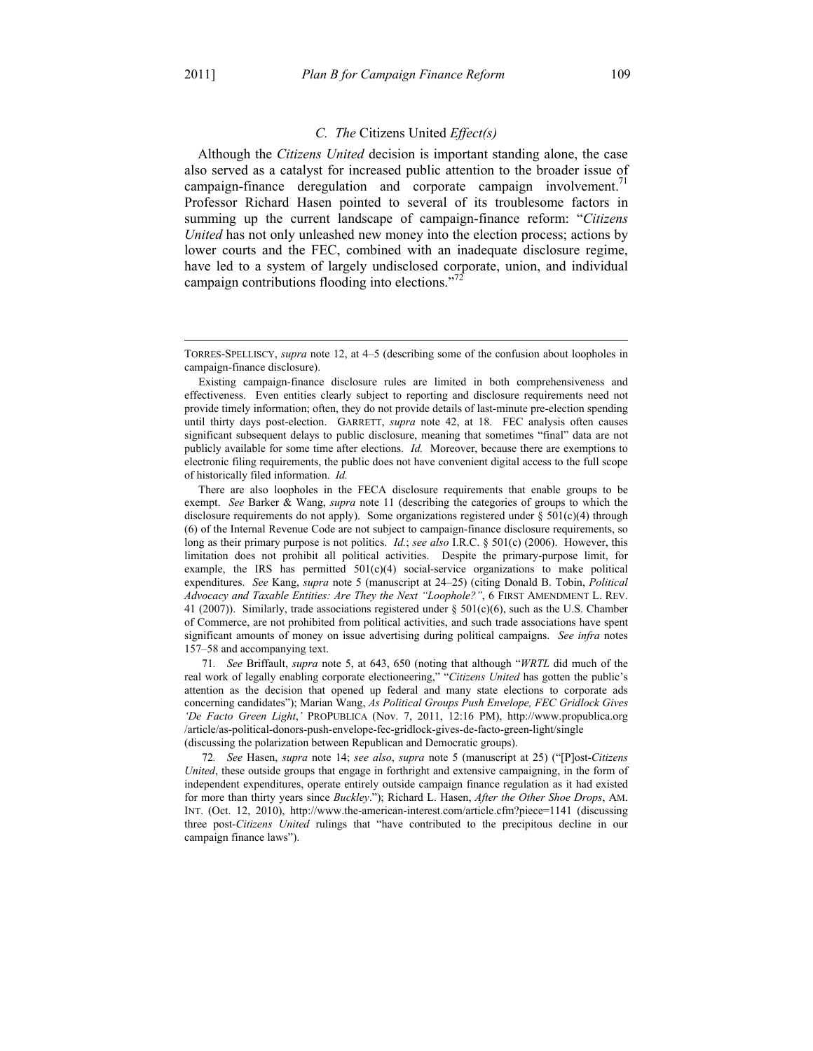### C. *The* Citizens United *Effect(s)*

Although the *Citizens United* decision is important standing alone, the case also served as a catalyst for increased public attention to the broader issue of campaign-finance deregulation and corporate campaign involvement.[71] Professor Richard Hasen pointed to several of its troublesome factors in summing up the current landscape of campaign-finance reform: "*Citizens United* has not only unleashed new money into the election process; actions by lower courts and the FEC, combined with an inadequate disclosure regime, have led to a system of largely undisclosed corporate, union, and individual campaign contributions flooding into elections."[72]

---

TORRES-SPELLISCY, *supra* note 12, at 4–5 (describing some of the confusion about loopholes in campaign-finance disclosure).

Existing campaign-finance disclosure rules are limited in both comprehensiveness and effectiveness. Even entities clearly subject to reporting and disclosure requirements need not provide timely information; often, they do not provide details of last-minute pre-election spending until thirty days post-election. GARRETT, *supra* note 42, at 18. FEC analysis often causes significant subsequent delays to public disclosure, meaning that sometimes "final" data are not publicly available for some time after elections. *Id.* Moreover, because there are exemptions to electronic filing requirements, the public does not have convenient digital access to the full scope of historically filed information. *Id.*

There are also loopholes in the FECA disclosure requirements that enable groups to be exempt. *See* Barker & Wang, *supra* note 11 (describing the categories of groups to which the disclosure requirements do not apply). Some organizations registered under § 501(c)(4) through (6) of the Internal Revenue Code are not subject to campaign-finance disclosure requirements, so long as their primary purpose is not politics. *Id.*; *see also* I.R.C. § 501(c) (2006). However, this limitation does not prohibit all political activities. Despite the primary-purpose limit, for example, the IRS has permitted 501(c)(4) social-service organizations to make political expenditures. *See* Kang, *supra* note 5 (manuscript at 24–25) (citing Donald B. Tobin, *Political Advocacy and Taxable Entities: Are They the Next "Loophole?"*, 6 FIRST AMENDMENT L. REV. 41 (2007)). Similarly, trade associations registered under § 501(c)(6), such as the U.S. Chamber of Commerce, are not prohibited from political activities, and such trade associations have spent significant amounts of money on issue advertising during political campaigns. *See infra* notes 157–58 and accompanying text.

71. *See* Briffault, *supra* note 5, at 643, 650 (noting that although "*WRTL* did much of the real work of legally enabling corporate electioneering," "*Citizens United* has gotten the public's attention as the decision that opened up federal and many state elections to corporate ads concerning candidates"); Marian Wang, *As Political Groups Push Envelope, FEC Gridlock Gives 'De Facto Green Light,'* PROPUBLICA (Nov. 7, 2011, 12:16 PM), http://www.propublica.org/article/as-political-donors-push-envelope-fec-gridlock-gives-de-facto-green-light/single (discussing the polarization between Republican and Democratic groups).

72. *See* Hasen, *supra* note 14; *see also*, *supra* note 5 (manuscript at 25) ("[P]ost-*Citizens United*, these outside groups that engage in forthright and extensive campaigning, in the form of independent expenditures, operate entirely outside campaign finance regulation as it had existed for more than thirty years since *Buckley*."); Richard L. Hasen, *After the Other Shoe Drops*, AM. INT. (Oct. 12, 2010), http://www.the-american-interest.com/article.cfm?piece=1141 (discussing three post-*Citizens United* rulings that "have contributed to the precipitous decline in our campaign finance laws").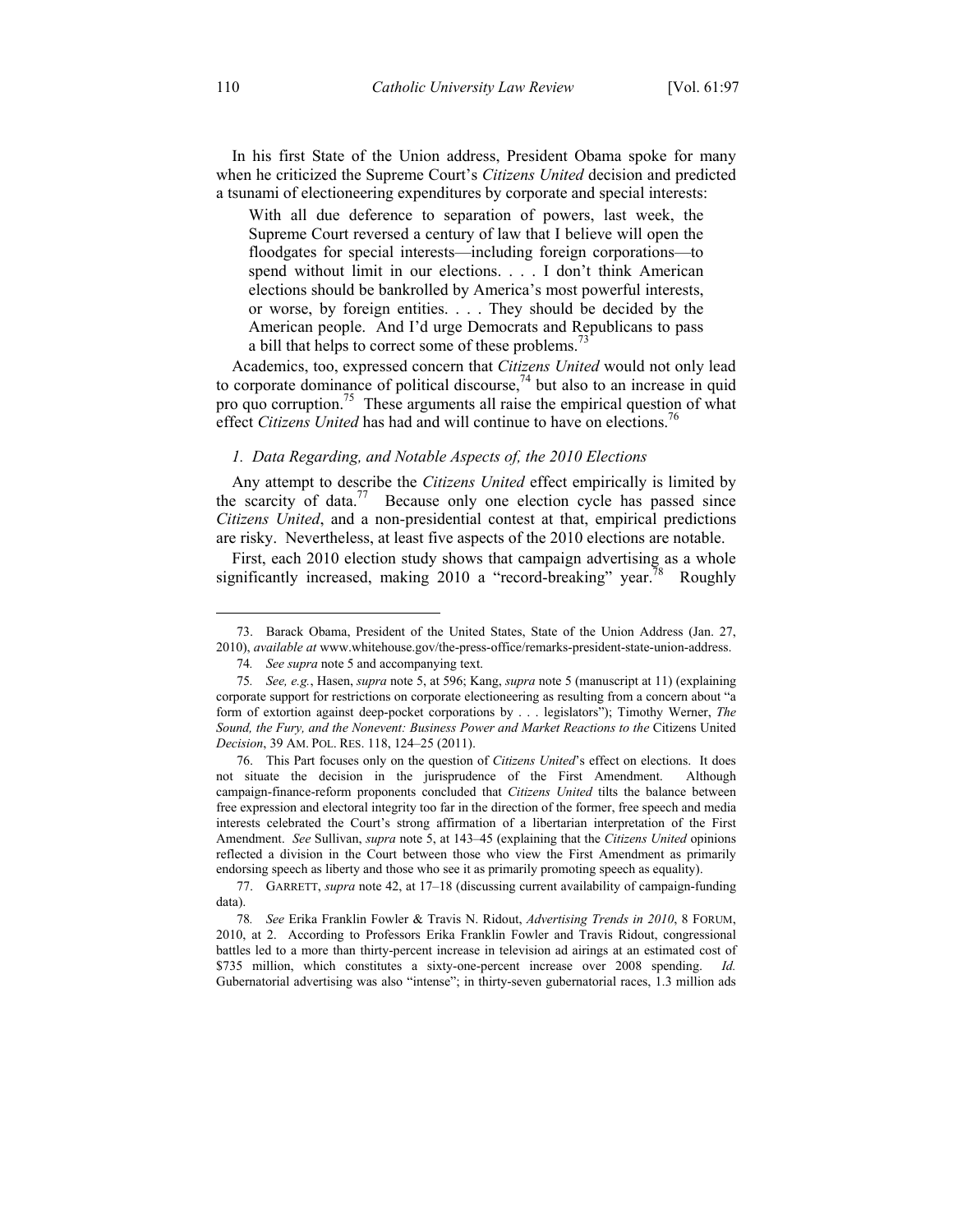In his first State of the Union address, President Obama spoke for many when he criticized the Supreme Court's *Citizens United* decision and predicted a tsunami of electioneering expenditures by corporate and special interests:

> With all due deference to separation of powers, last week, the Supreme Court reversed a century of law that I believe will open the floodgates for special interests—including foreign corporations—to spend without limit in our elections. . . . I don't think American elections should be bankrolled by America's most powerful interests, or worse, by foreign entities. . . . They should be decided by the American people. And I'd urge Democrats and Republicans to pass a bill that helps to correct some of these problems.[73]

Academics, too, expressed concern that *Citizens United* would not only lead to corporate dominance of political discourse,[74] but also to an increase in quid pro quo corruption.[75] These arguments all raise the empirical question of what effect *Citizens United* has had and will continue to have on elections.[76]

### *1. Data Regarding, and Notable Aspects of, the 2010 Elections*

Any attempt to describe the *Citizens United* effect empirically is limited by the scarcity of data.[77] Because only one election cycle has passed since *Citizens United*, and a non-presidential contest at that, empirical predictions are risky. Nevertheless, at least five aspects of the 2010 elections are notable.

First, each 2010 election study shows that campaign advertising as a whole significantly increased, making 2010 a "record-breaking" year.[78] Roughly

---

73. Barack Obama, President of the United States, State of the Union Address (Jan. 27, 2010), *available at* www.whitehouse.gov/the-press-office/remarks-president-state-union-address.

74. *See supra* note 5 and accompanying text.

75. *See, e.g.*, Hasen, *supra* note 5, at 596; Kang, *supra* note 5 (manuscript at 11) (explaining corporate support for restrictions on corporate electioneering as resulting from a concern about "a form of extortion against deep-pocket corporations by . . . legislators"); Timothy Werner, *The Sound, the Fury, and the Nonevent: Business Power and Market Reactions to the* Citizens United *Decision*, 39 AM. POL. RES. 118, 124–25 (2011).

76. This Part focuses only on the question of *Citizens United*'s effect on elections. It does not situate the decision in the jurisprudence of the First Amendment. Although campaign-finance-reform proponents concluded that *Citizens United* tilts the balance between free expression and electoral integrity too far in the direction of the former, free speech and media interests celebrated the Court's strong affirmation of a libertarian interpretation of the First Amendment. *See* Sullivan, *supra* note 5, at 143–45 (explaining that the *Citizens United* opinions reflected a division in the Court between those who view the First Amendment as primarily endorsing speech as liberty and those who see it as primarily promoting speech as equality).

77. GARRETT, *supra* note 42, at 17–18 (discussing current availability of campaign-funding data).

78. *See* Erika Franklin Fowler & Travis N. Ridout, *Advertising Trends in 2010*, 8 FORUM, 2010, at 2. According to Professors Erika Franklin Fowler and Travis Ridout, congressional battles led to a more than thirty-percent increase in television ad airings at an estimated cost of \$735 million, which constitutes a sixty-one-percent increase over 2008 spending. *Id.* Gubernatorial advertising was also "intense"; in thirty-seven gubernatorial races, 1.3 million ads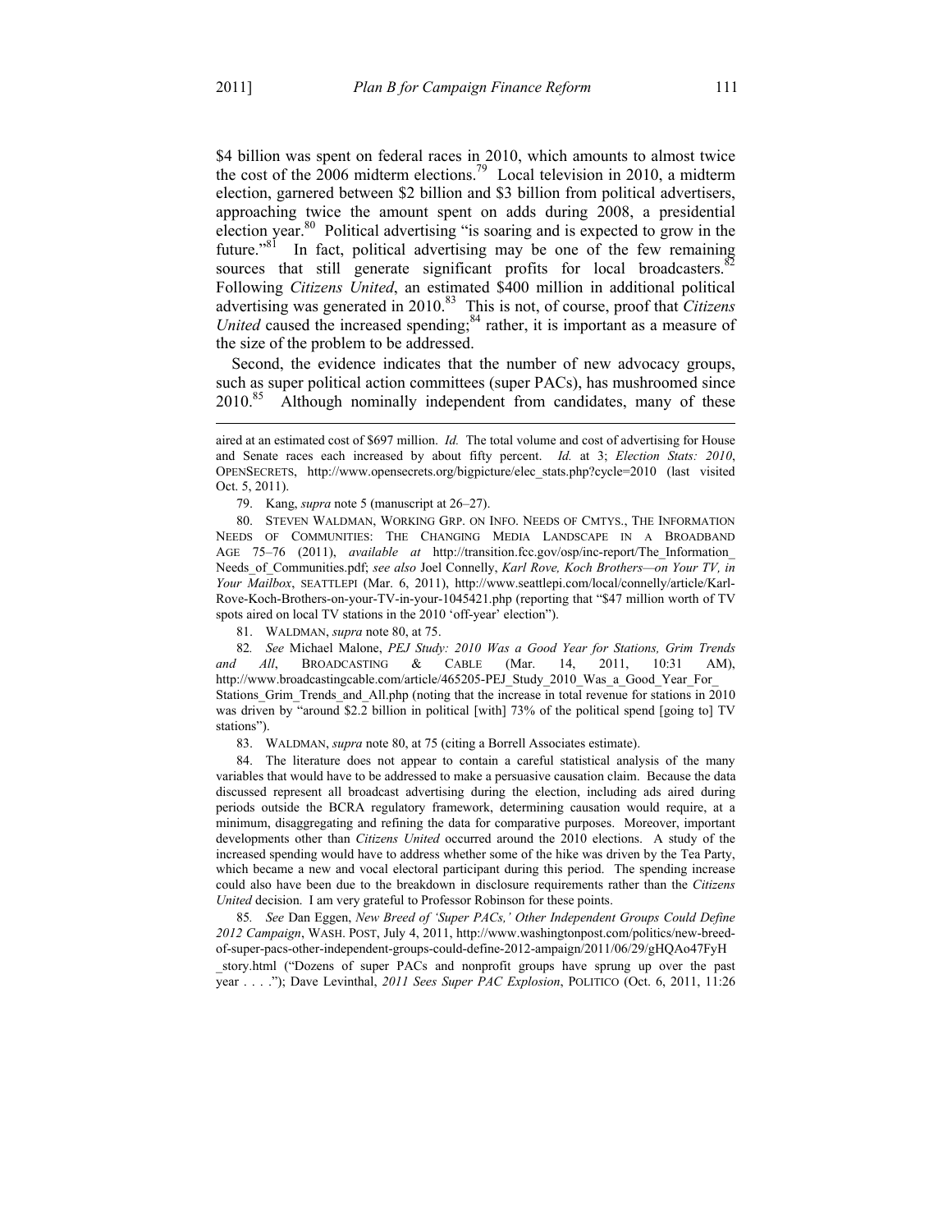$4 billion was spent on federal races in 2010, which amounts to almost twice the cost of the 2006 midterm elections.[79] Local television in 2010, a midterm election, garnered between $2 billion and $3 billion from political advertisers, approaching twice the amount spent on adds during 2008, a presidential election year.[80] Political advertising "is soaring and is expected to grow in the future."[81] In fact, political advertising may be one of the few remaining sources that still generate significant profits for local broadcasters.[82] Following *Citizens United*, an estimated $400 million in additional political advertising was generated in 2010.[83] This is not, of course, proof that *Citizens United* caused the increased spending;[84] rather, it is important as a measure of the size of the problem to be addressed.

Second, the evidence indicates that the number of new advocacy groups, such as super political action committees (super PACs), has mushroomed since 2010.[85] Although nominally independent from candidates, many of these

---

aired at an estimated cost of $697 million. *Id.* The total volume and cost of advertising for House and Senate races each increased by about fifty percent. *Id.* at 3; *Election Stats: 2010*, OPENSECRETS, http://www.opensecrets.org/bigpicture/elec_stats.php?cycle=2010 (last visited Oct. 5, 2011).

79. Kang, *supra* note 5 (manuscript at 26–27).

80. STEVEN WALDMAN, WORKING GRP. ON INFO. NEEDS OF CMTYS., THE INFORMATION NEEDS OF COMMUNITIES: THE CHANGING MEDIA LANDSCAPE IN A BROADBAND AGE 75–76 (2011), *available at* http://transition.fcc.gov/osp/inc-report/The_Information_Needs_of_Communities.pdf; *see also* Joel Connelly, *Karl Rove, Koch Brothers—on Your TV, in Your Mailbox*, SEATTLEPI (Mar. 6, 2011), http://www.seattlepi.com/local/connelly/article/Karl-Rove-Koch-Brothers-on-your-TV-in-your-1045421.php (reporting that "$47 million worth of TV spots aired on local TV stations in the 2010 'off-year' election").

81. WALDMAN, *supra* note 80, at 75.

82. *See* Michael Malone, *PEJ Study: 2010 Was a Good Year for Stations, Grim Trends and All*, BROADCASTING & CABLE (Mar. 14, 2011, 10:31 AM), http://www.broadcastingcable.com/article/465205-PEJ_Study_2010_Was_a_Good_Year_For_Stations_Grim_Trends_and_All.php (noting that the increase in total revenue for stations in 2010 was driven by "around $2.2 billion in political [with] 73% of the political spend [going to] TV stations").

83. WALDMAN, *supra* note 80, at 75 (citing a Borrell Associates estimate).

84. The literature does not appear to contain a careful statistical analysis of the many variables that would have to be addressed to make a persuasive causation claim. Because the data discussed represent all broadcast advertising during the election, including ads aired during periods outside the BCRA regulatory framework, determining causation would require, at a minimum, disaggregating and refining the data for comparative purposes. Moreover, important developments other than *Citizens United* occurred around the 2010 elections. A study of the increased spending would have to address whether some of the hike was driven by the Tea Party, which became a new and vocal electoral participant during this period. The spending increase could also have been due to the breakdown in disclosure requirements rather than the *Citizens United* decision. I am very grateful to Professor Robinson for these points.

85. *See* Dan Eggen, *New Breed of 'Super PACs,' Other Independent Groups Could Define 2012 Campaign*, WASH. POST, July 4, 2011, http://www.washingtonpost.com/politics/new-breed-of-super-pacs-other-independent-groups-could-define-2012-ampaign/2011/06/29/gHQAo47FyH_story.html ("Dozens of super PACs and nonprofit groups have sprung up over the past year . . . ."); Dave Levinthal, *2011 Sees Super PAC Explosion*, POLITICO (Oct. 6, 2011, 11:26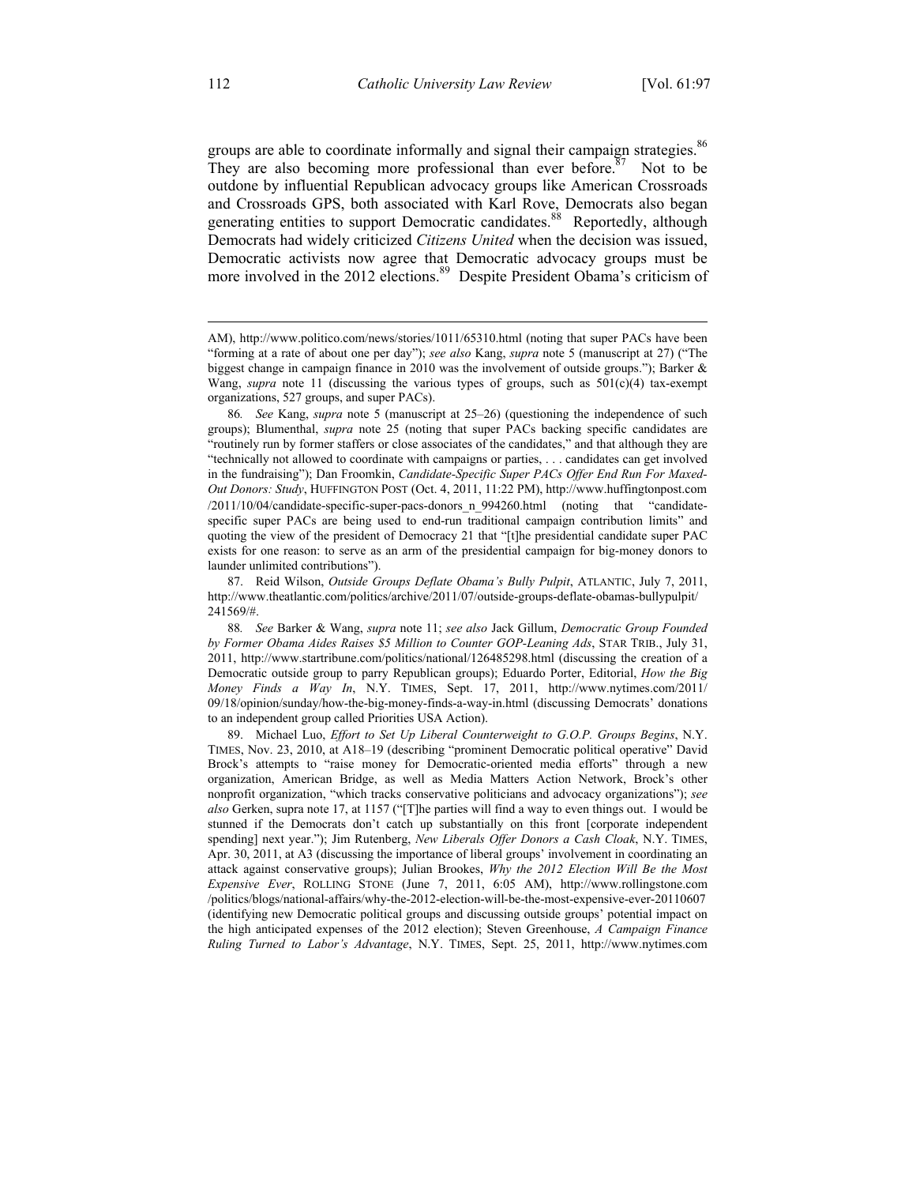groups are able to coordinate informally and signal their campaign strategies.[86] They are also becoming more professional than ever before.[87] Not to be outdone by influential Republican advocacy groups like American Crossroads and Crossroads GPS, both associated with Karl Rove, Democrats also began generating entities to support Democratic candidates.[88] Reportedly, although Democrats had widely criticized *Citizens United* when the decision was issued, Democratic activists now agree that Democratic advocacy groups must be more involved in the 2012 elections.[89] Despite President Obama's criticism of

---

AM), http://www.politico.com/news/stories/1011/65310.html (noting that super PACs have been "forming at a rate of about one per day"); *see also* Kang, *supra* note 5 (manuscript at 27) ("The biggest change in campaign finance in 2010 was the involvement of outside groups."); Barker & Wang, *supra* note 11 (discussing the various types of groups, such as 501(c)(4) tax-exempt organizations, 527 groups, and super PACs).

86. *See* Kang, *supra* note 5 (manuscript at 25–26) (questioning the independence of such groups); Blumenthal, *supra* note 25 (noting that super PACs backing specific candidates are "routinely run by former staffers or close associates of the candidates," and that although they are "technically not allowed to coordinate with campaigns or parties, . . . candidates can get involved in the fundraising"); Dan Froomkin, *Candidate-Specific Super PACs Offer End Run For Maxed-Out Donors: Study*, HUFFINGTON POST (Oct. 4, 2011, 11:22 PM), http://www.huffingtonpost.com/2011/10/04/candidate-specific-super-pacs-donors_n_994260.html (noting that "candidate-specific super PACs are being used to end-run traditional campaign contribution limits" and quoting the view of the president of Democracy 21 that "[t]he presidential candidate super PAC exists for one reason: to serve as an arm of the presidential campaign for big-money donors to launder unlimited contributions").

87. Reid Wilson, *Outside Groups Deflate Obama's Bully Pulpit*, ATLANTIC, July 7, 2011, http://www.theatlantic.com/politics/archive/2011/07/outside-groups-deflate-obamas-bullypulpit/241569/#.

88. *See* Barker & Wang, *supra* note 11; *see also* Jack Gillum, *Democratic Group Founded by Former Obama Aides Raises $5 Million to Counter GOP-Leaning Ads*, STAR TRIB., July 31, 2011, http://www.startribune.com/politics/national/126485298.html (discussing the creation of a Democratic outside group to parry Republican groups); Eduardo Porter, Editorial, *How the Big Money Finds a Way In*, N.Y. TIMES, Sept. 17, 2011, http://www.nytimes.com/2011/09/18/opinion/sunday/how-the-big-money-finds-a-way-in.html (discussing Democrats' donations to an independent group called Priorities USA Action).

89. Michael Luo, *Effort to Set Up Liberal Counterweight to G.O.P. Groups Begins*, N.Y. TIMES, Nov. 23, 2010, at A18–19 (describing "prominent Democratic political operative" David Brock's attempts to "raise money for Democratic-oriented media efforts" through a new organization, American Bridge, as well as Media Matters Action Network, Brock's other nonprofit organization, "which tracks conservative politicians and advocacy organizations"); *see also* Gerken, supra note 17, at 1157 ("[T]he parties will find a way to even things out. I would be stunned if the Democrats don't catch up substantially on this front [corporate independent spending] next year."); Jim Rutenberg, *New Liberals Offer Donors a Cash Cloak*, N.Y. TIMES, Apr. 30, 2011, at A3 (discussing the importance of liberal groups' involvement in coordinating an attack against conservative groups); Julian Brookes, *Why the 2012 Election Will Be the Most Expensive Ever*, ROLLING STONE (June 7, 2011, 6:05 AM), http://www.rollingstone.com/politics/blogs/national-affairs/why-the-2012-election-will-be-the-most-expensive-ever-20110607 (identifying new Democratic political groups and discussing outside groups' potential impact on the high anticipated expenses of the 2012 election); Steven Greenhouse, *A Campaign Finance Ruling Turned to Labor's Advantage*, N.Y. TIMES, Sept. 25, 2011, http://www.nytimes.com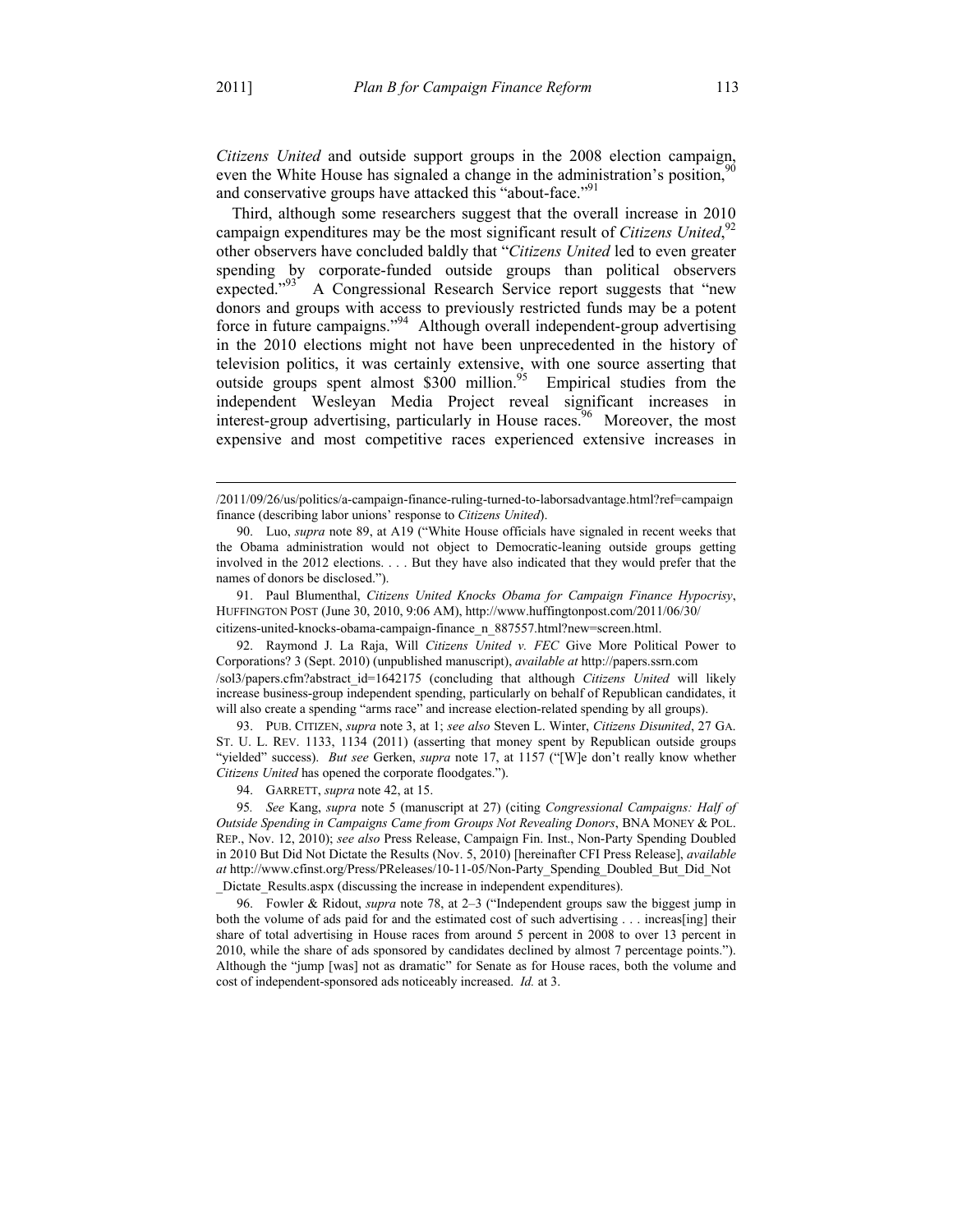*Citizens United* and outside support groups in the 2008 election campaign, even the White House has signaled a change in the administration's position,[90] and conservative groups have attacked this "about-face."[91]

Third, although some researchers suggest that the overall increase in 2010 campaign expenditures may be the most significant result of *Citizens United*,[92] other observers have concluded baldly that "*Citizens United* led to even greater spending by corporate-funded outside groups than political observers expected."[93] A Congressional Research Service report suggests that "new donors and groups with access to previously restricted funds may be a potent force in future campaigns."[94] Although overall independent-group advertising in the 2010 elections might not have been unprecedented in the history of television politics, it was certainly extensive, with one source asserting that outside groups spent almost $300 million.[95] Empirical studies from the independent Wesleyan Media Project reveal significant increases in interest-group advertising, particularly in House races.[96] Moreover, the most expensive and most competitive races experienced extensive increases in

---

/2011/09/26/us/politics/a-campaign-finance-ruling-turned-to-laborsadvantage.html?ref=campaignfinance (describing labor unions' response to *Citizens United*).

90. Luo, *supra* note 89, at A19 ("White House officials have signaled in recent weeks that the Obama administration would not object to Democratic-leaning outside groups getting involved in the 2012 elections. . . . But they have also indicated that they would prefer that the names of donors be disclosed.").

91. Paul Blumenthal, *Citizens United Knocks Obama for Campaign Finance Hypocrisy*, HUFFINGTON POST (June 30, 2010, 9:06 AM), http://www.huffingtonpost.com/2011/06/30/citizens-united-knocks-obama-campaign-finance_n_887557.html?new=screen.html.

92. Raymond J. La Raja, Will *Citizens United v. FEC* Give More Political Power to Corporations? 3 (Sept. 2010) (unpublished manuscript), *available at* http://papers.ssrn.com/sol3/papers.cfm?abstract_id=1642175 (concluding that although *Citizens United* will likely increase business-group independent spending, particularly on behalf of Republican candidates, it will also create a spending "arms race" and increase election-related spending by all groups).

93. PUB. CITIZEN, *supra* note 3, at 1; *see also* Steven L. Winter, *Citizens Disunited*, 27 GA. ST. U. L. REV. 1133, 1134 (2011) (asserting that money spent by Republican outside groups "yielded" success). *But see* Gerken, *supra* note 17, at 1157 ("[W]e don't really know whether *Citizens United* has opened the corporate floodgates.").

94. GARRETT, *supra* note 42, at 15.

95. *See* Kang, *supra* note 5 (manuscript at 27) (citing *Congressional Campaigns: Half of Outside Spending in Campaigns Came from Groups Not Revealing Donors*, BNA MONEY & POL. REP., Nov. 12, 2010); *see also* Press Release, Campaign Fin. Inst., Non-Party Spending Doubled in 2010 But Did Not Dictate the Results (Nov. 5, 2010) [hereinafter CFI Press Release], *available at* http://www.cfinst.org/Press/PReleases/10-11-05/Non-Party_Spending_Doubled_But_Did_Not_Dictate_Results.aspx (discussing the increase in independent expenditures).

96. Fowler & Ridout, *supra* note 78, at 2–3 ("Independent groups saw the biggest jump in both the volume of ads paid for and the estimated cost of such advertising . . . increas[ing] their share of total advertising in House races from around 5 percent in 2008 to over 13 percent in 2010, while the share of ads sponsored by candidates declined by almost 7 percentage points."). Although the "jump [was] not as dramatic" for Senate as for House races, both the volume and cost of independent-sponsored ads noticeably increased. *Id.* at 3.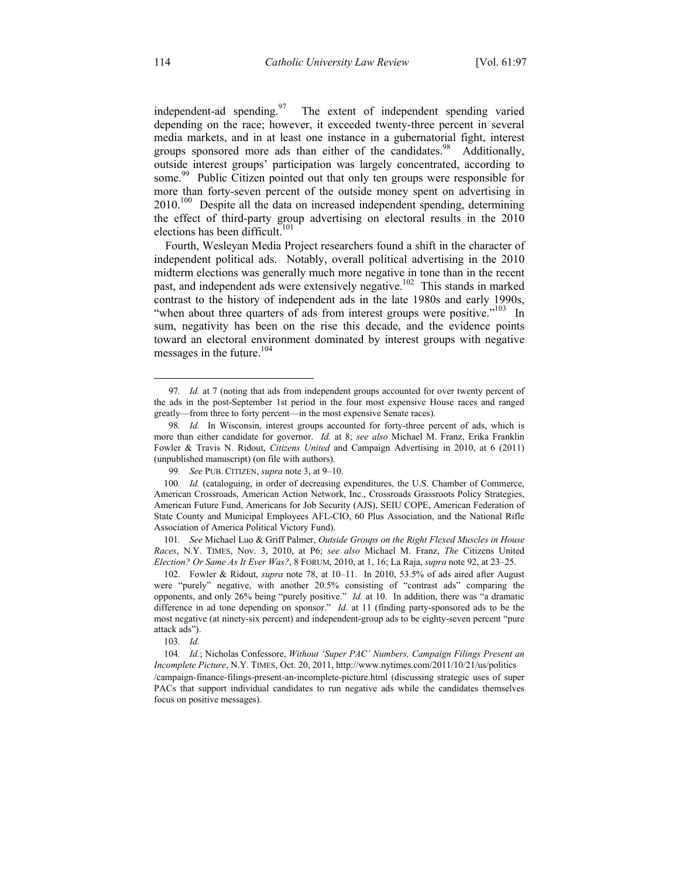independent-ad spending.[97] The extent of independent spending varied depending on the race; however, it exceeded twenty-three percent in several media markets, and in at least one instance in a gubernatorial fight, interest groups sponsored more ads than either of the candidates.[98] Additionally, outside interest groups' participation was largely concentrated, according to some.[99] Public Citizen pointed out that only ten groups were responsible for more than forty-seven percent of the outside money spent on advertising in 2010.[100] Despite all the data on increased independent spending, determining the effect of third-party group advertising on electoral results in the 2010 elections has been difficult.[101]

Fourth, Wesleyan Media Project researchers found a shift in the character of independent political ads. Notably, overall political advertising in the 2010 midterm elections was generally much more negative in tone than in the recent past, and independent ads were extensively negative.[102] This stands in marked contrast to the history of independent ads in the late 1980s and early 1990s, "when about three quarters of ads from interest groups were positive."[103] In sum, negativity has been on the rise this decade, and the evidence points toward an electoral environment dominated by interest groups with negative messages in the future.[104]

---

97. *Id.* at 7 (noting that ads from independent groups accounted for over twenty percent of the ads in the post-September 1st period in the four most expensive House races and ranged greatly—from three to forty percent—in the most expensive Senate races).

98. *Id.* In Wisconsin, interest groups accounted for forty-three percent of ads, which is more than either candidate for governor. *Id.* at 8; *see also* Michael M. Franz, Erika Franklin Fowler & Travis N. Ridout, *Citizens United* and Campaign Advertising in 2010, at 6 (2011) (unpublished manuscript) (on file with authors).

99. *See* PUB. CITIZEN, *supra* note 3, at 9–10.

100. *Id.* (cataloguing, in order of decreasing expenditures, the U.S. Chamber of Commerce, American Crossroads, American Action Network, Inc., Crossroads Grassroots Policy Strategies, American Future Fund, Americans for Job Security (AJS), SEIU COPE, American Federation of State County and Municipal Employees AFL-CIO, 60 Plus Association, and the National Rifle Association of America Political Victory Fund).

101. *See* Michael Luo & Griff Palmer, *Outside Groups on the Right Flexed Muscles in House Races*, N.Y. TIMES, Nov. 3, 2010, at P6; *see also* Michael M. Franz, *The* Citizens United *Election? Or Same As It Ever Was?*, 8 FORUM, 2010, at 1, 16; La Raja, *supra* note 92, at 23–25.

102. Fowler & Ridout, *supra* note 78, at 10–11. In 2010, 53.5% of ads aired after August were "purely" negative, with another 20.5% consisting of "contrast ads" comparing the opponents, and only 26% being "purely positive." *Id.* at 10. In addition, there was "a dramatic difference in ad tone depending on sponsor." *Id*. at 11 (finding party-sponsored ads to be the most negative (at ninety-six percent) and independent-group ads to be eighty-seven percent "pure attack ads").

103. *Id.*

104. *Id.*; Nicholas Confessore, *Without 'Super PAC' Numbers, Campaign Filings Present an Incomplete Picture*, N.Y. TIMES, Oct. 20, 2011, http://www.nytimes.com/2011/10/21/us/politics/campaign-finance-filings-present-an-incomplete-picture.html (discussing strategic uses of super PACs that support individual candidates to run negative ads while the candidates themselves focus on positive messages).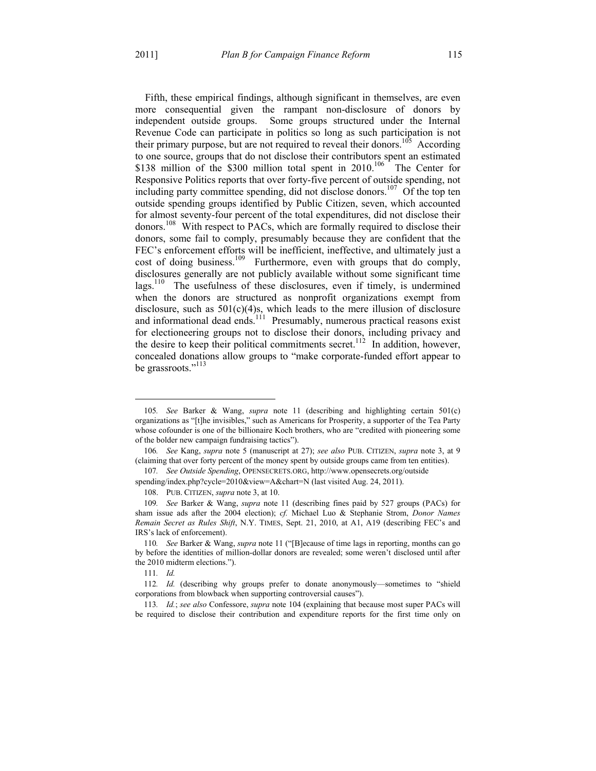Fifth, these empirical findings, although significant in themselves, are even more consequential given the rampant non-disclosure of donors by independent outside groups. Some groups structured under the Internal Revenue Code can participate in politics so long as such participation is not their primary purpose, but are not required to reveal their donors.[105] According to one source, groups that do not disclose their contributors spent an estimated $138 million of the $300 million total spent in 2010.[106] The Center for Responsive Politics reports that over forty-five percent of outside spending, not including party committee spending, did not disclose donors.[107] Of the top ten outside spending groups identified by Public Citizen, seven, which accounted for almost seventy-four percent of the total expenditures, did not disclose their donors.[108] With respect to PACs, which are formally required to disclose their donors, some fail to comply, presumably because they are confident that the FEC's enforcement efforts will be inefficient, ineffective, and ultimately just a cost of doing business.[109] Furthermore, even with groups that do comply, disclosures generally are not publicly available without some significant time lags.[110] The usefulness of these disclosures, even if timely, is undermined when the donors are structured as nonprofit organizations exempt from disclosure, such as 501(c)(4)s, which leads to the mere illusion of disclosure and informational dead ends.[111] Presumably, numerous practical reasons exist for electioneering groups not to disclose their donors, including privacy and the desire to keep their political commitments secret.[112] In addition, however, concealed donations allow groups to "make corporate-funded effort appear to be grassroots."[113]

---

105. *See* Barker & Wang, *supra* note 11 (describing and highlighting certain 501(c) organizations as "[t]he invisibles," such as Americans for Prosperity, a supporter of the Tea Party whose cofounder is one of the billionaire Koch brothers, who are "credited with pioneering some of the bolder new campaign fundraising tactics").

106. *See* Kang, *supra* note 5 (manuscript at 27); *see also* PUB. CITIZEN, *supra* note 3, at 9 (claiming that over forty percent of the money spent by outside groups came from ten entities).

107. *See Outside Spending*, OPENSECRETS.ORG, http://www.opensecrets.org/outside spending/index.php?cycle=2010&view=A&chart=N (last visited Aug. 24, 2011).

108. PUB. CITIZEN, *supra* note 3, at 10.

109. *See* Barker & Wang, *supra* note 11 (describing fines paid by 527 groups (PACs) for sham issue ads after the 2004 election); *cf.* Michael Luo & Stephanie Strom, *Donor Names Remain Secret as Rules Shift*, N.Y. TIMES, Sept. 21, 2010, at A1, A19 (describing FEC's and IRS's lack of enforcement).

110. *See* Barker & Wang, *supra* note 11 ("[B]ecause of time lags in reporting, months can go by before the identities of million-dollar donors are revealed; some weren't disclosed until after the 2010 midterm elections.").

111. *Id.*

112. *Id.* (describing why groups prefer to donate anonymously—sometimes to "shield corporations from blowback when supporting controversial causes").

113. *Id.*; *see also* Confessore, *supra* note 104 (explaining that because most super PACs will be required to disclose their contribution and expenditure reports for the first time only on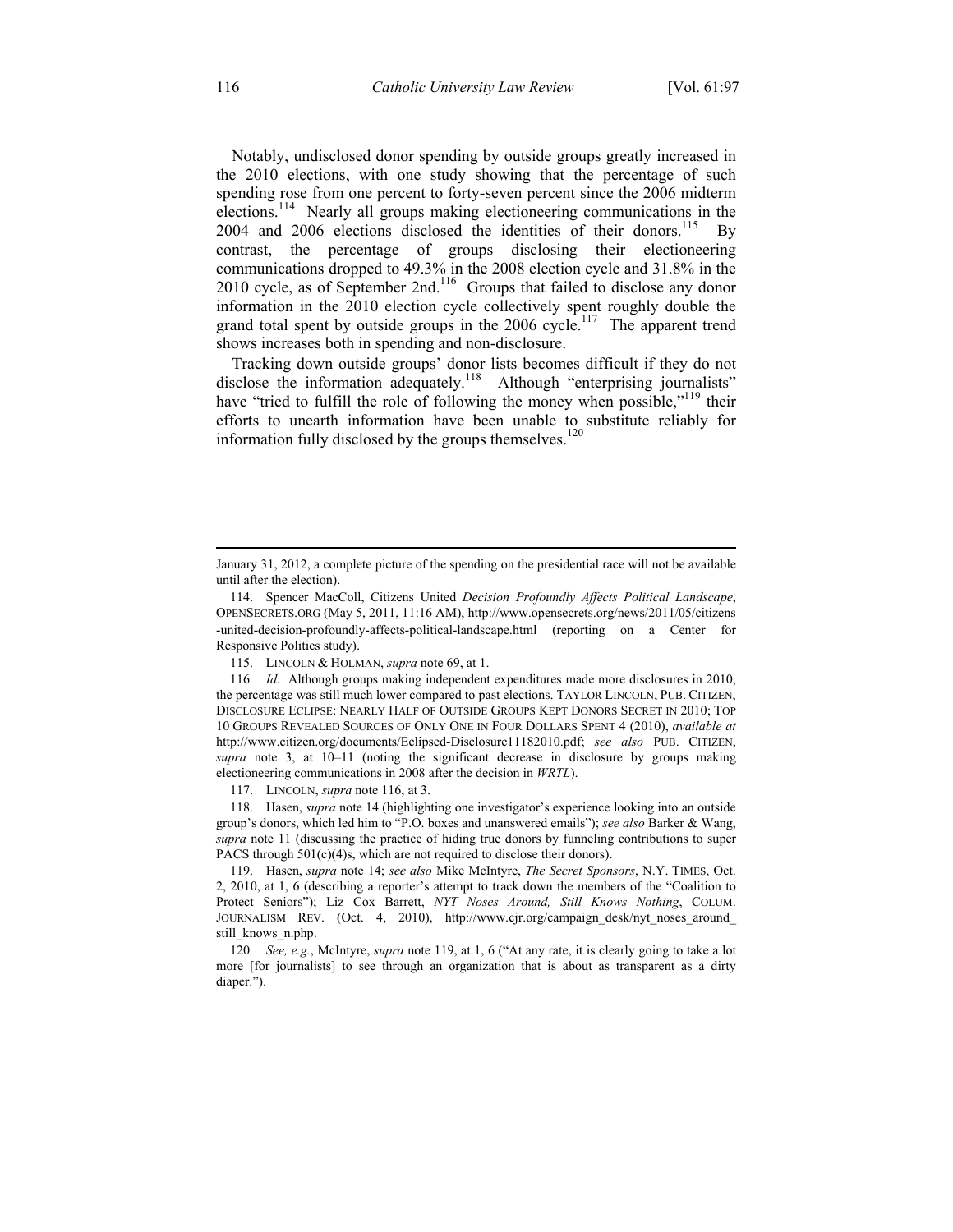Notably, undisclosed donor spending by outside groups greatly increased in the 2010 elections, with one study showing that the percentage of such spending rose from one percent to forty-seven percent since the 2006 midterm elections.[114] Nearly all groups making electioneering communications in the 2004 and 2006 elections disclosed the identities of their donors.[115] By contrast, the percentage of groups disclosing their electioneering communications dropped to 49.3% in the 2008 election cycle and 31.8% in the 2010 cycle, as of September 2nd.[116] Groups that failed to disclose any donor information in the 2010 election cycle collectively spent roughly double the grand total spent by outside groups in the 2006 cycle.[117] The apparent trend shows increases both in spending and non-disclosure.

Tracking down outside groups' donor lists becomes difficult if they do not disclose the information adequately.[118] Although "enterprising journalists" have "tried to fulfill the role of following the money when possible,"[119] their efforts to unearth information have been unable to substitute reliably for information fully disclosed by the groups themselves.[120]

---

January 31, 2012, a complete picture of the spending on the presidential race will not be available until after the election).

114. Spencer MacColl, Citizens United *Decision Profoundly Affects Political Landscape*, OPENSECRETS.ORG (May 5, 2011, 11:16 AM), http://www.opensecrets.org/news/2011/05/citizens-united-decision-profoundly-affects-political-landscape.html (reporting on a Center for Responsive Politics study).

115. LINCOLN & HOLMAN, *supra* note 69, at 1.

116. *Id.* Although groups making independent expenditures made more disclosures in 2010, the percentage was still much lower compared to past elections. TAYLOR LINCOLN, PUB. CITIZEN, DISCLOSURE ECLIPSE: NEARLY HALF OF OUTSIDE GROUPS KEPT DONORS SECRET IN 2010; TOP 10 GROUPS REVEALED SOURCES OF ONLY ONE IN FOUR DOLLARS SPENT 4 (2010), *available at* http://www.citizen.org/documents/Eclipsed-Disclosure11182010.pdf; *see also* PUB. CITIZEN, *supra* note 3, at 10–11 (noting the significant decrease in disclosure by groups making electioneering communications in 2008 after the decision in *WRTL*).

117. LINCOLN, *supra* note 116, at 3.

118. Hasen, *supra* note 14 (highlighting one investigator's experience looking into an outside group's donors, which led him to "P.O. boxes and unanswered emails"); *see also* Barker & Wang, *supra* note 11 (discussing the practice of hiding true donors by funneling contributions to super PACS through 501(c)(4)s, which are not required to disclose their donors).

119. Hasen, *supra* note 14; *see also* Mike McIntyre, *The Secret Sponsors*, N.Y. TIMES, Oct. 2, 2010, at 1, 6 (describing a reporter's attempt to track down the members of the "Coalition to Protect Seniors"); Liz Cox Barrett, *NYT Noses Around, Still Knows Nothing*, COLUM. JOURNALISM REV. (Oct. 4, 2010), http://www.cjr.org/campaign_desk/nyt_noses_around_still_knows_n.php.

120. *See, e.g.*, McIntyre, *supra* note 119, at 1, 6 ("At any rate, it is clearly going to take a lot more [for journalists] to see through an organization that is about as transparent as a dirty diaper.").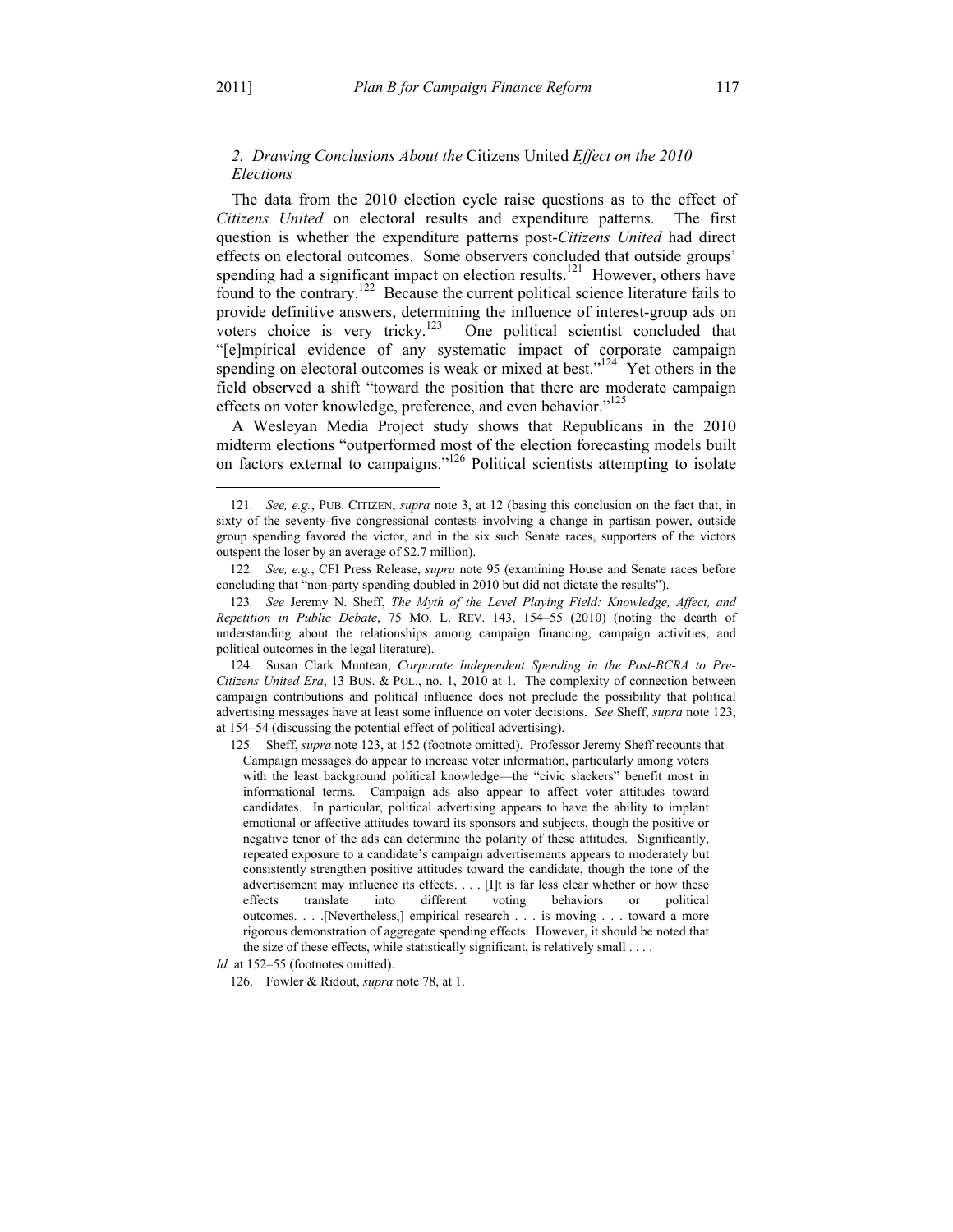### 2. *Drawing Conclusions About the* Citizens United *Effect on the 2010 Elections*

The data from the 2010 election cycle raise questions as to the effect of *Citizens United* on electoral results and expenditure patterns. The first question is whether the expenditure patterns post-*Citizens United* had direct effects on electoral outcomes. Some observers concluded that outside groups' spending had a significant impact on election results.[121] However, others have found to the contrary.[122] Because the current political science literature fails to provide definitive answers, determining the influence of interest-group ads on voters choice is very tricky.[123] One political scientist concluded that "[e]mpirical evidence of any systematic impact of corporate campaign spending on electoral outcomes is weak or mixed at best."[124] Yet others in the field observed a shift "toward the position that there are moderate campaign effects on voter knowledge, preference, and even behavior."[125]

A Wesleyan Media Project study shows that Republicans in the 2010 midterm elections "outperformed most of the election forecasting models built on factors external to campaigns."[126] Political scientists attempting to isolate

---

121. *See, e.g.*, PUB. CITIZEN, *supra* note 3, at 12 (basing this conclusion on the fact that, in sixty of the seventy-five congressional contests involving a change in partisan power, outside group spending favored the victor, and in the six such Senate races, supporters of the victors outspent the loser by an average of $2.7 million).

122. *See, e.g.*, CFI Press Release, *supra* note 95 (examining House and Senate races before concluding that "non-party spending doubled in 2010 but did not dictate the results").

123. *See* Jeremy N. Sheff, *The Myth of the Level Playing Field: Knowledge, Affect, and Repetition in Public Debate*, 75 MO. L. REV. 143, 154–55 (2010) (noting the dearth of understanding about the relationships among campaign financing, campaign activities, and political outcomes in the legal literature).

124. Susan Clark Muntean, *Corporate Independent Spending in the Post-BCRA to Pre-Citizens United Era*, 13 BUS. & POL., no. 1, 2010 at 1. The complexity of connection between campaign contributions and political influence does not preclude the possibility that political advertising messages have at least some influence on voter decisions. *See* Sheff, *supra* note 123, at 154–54 (discussing the potential effect of political advertising).

125. Sheff, *supra* note 123, at 152 (footnote omitted). Professor Jeremy Sheff recounts that

> Campaign messages do appear to increase voter information, particularly among voters with the least background political knowledge—the "civic slackers" benefit most in informational terms. Campaign ads also appear to affect voter attitudes toward candidates. In particular, political advertising appears to have the ability to implant emotional or affective attitudes toward its sponsors and subjects, though the positive or negative tenor of the ads can determine the polarity of these attitudes. Significantly, repeated exposure to a candidate's campaign advertisements appears to moderately but consistently strengthen positive attitudes toward the candidate, though the tone of the advertisement may influence its effects. . . . [I]t is far less clear whether or how these effects translate into different voting behaviors or political outcomes. . . .[Nevertheless,] empirical research . . . is moving . . . toward a more rigorous demonstration of aggregate spending effects. However, it should be noted that the size of these effects, while statistically significant, is relatively small . . . .

*Id.* at 152–55 (footnotes omitted).

126. Fowler & Ridout, *supra* note 78, at 1.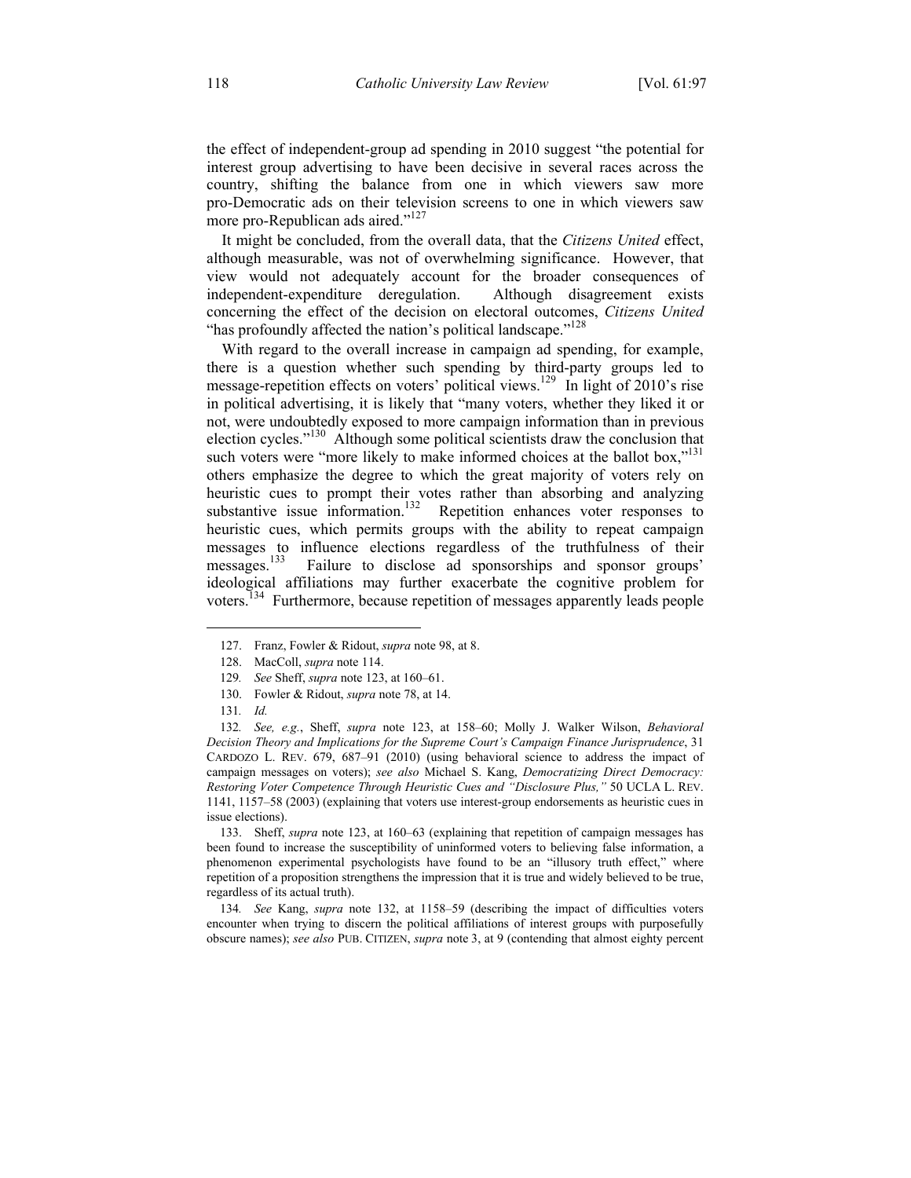the effect of independent-group ad spending in 2010 suggest "the potential for interest group advertising to have been decisive in several races across the country, shifting the balance from one in which viewers saw more pro-Democratic ads on their television screens to one in which viewers saw more pro-Republican ads aired."[127]

It might be concluded, from the overall data, that the *Citizens United* effect, although measurable, was not of overwhelming significance. However, that view would not adequately account for the broader consequences of independent-expenditure deregulation. Although disagreement exists concerning the effect of the decision on electoral outcomes, *Citizens United* "has profoundly affected the nation's political landscape."[128]

With regard to the overall increase in campaign ad spending, for example, there is a question whether such spending by third-party groups led to message-repetition effects on voters' political views.[129] In light of 2010's rise in political advertising, it is likely that "many voters, whether they liked it or not, were undoubtedly exposed to more campaign information than in previous election cycles."[130] Although some political scientists draw the conclusion that such voters were "more likely to make informed choices at the ballot box,"[131] others emphasize the degree to which the great majority of voters rely on heuristic cues to prompt their votes rather than absorbing and analyzing substantive issue information.[132] Repetition enhances voter responses to heuristic cues, which permits groups with the ability to repeat campaign messages to influence elections regardless of the truthfulness of their messages.[133] Failure to disclose ad sponsorships and sponsor groups' ideological affiliations may further exacerbate the cognitive problem for voters.[134] Furthermore, because repetition of messages apparently leads people

---

127. Franz, Fowler & Ridout, *supra* note 98, at 8.

128. MacColl, *supra* note 114.

129. *See* Sheff, *supra* note 123, at 160–61.

130. Fowler & Ridout, *supra* note 78, at 14.

131. *Id.*

132. *See, e.g.*, Sheff, *supra* note 123, at 158–60; Molly J. Walker Wilson, *Behavioral Decision Theory and Implications for the Supreme Court's Campaign Finance Jurisprudence*, 31 CARDOZO L. REV. 679, 687–91 (2010) (using behavioral science to address the impact of campaign messages on voters); *see also* Michael S. Kang, *Democratizing Direct Democracy: Restoring Voter Competence Through Heuristic Cues and "Disclosure Plus,"* 50 UCLA L. REV. 1141, 1157–58 (2003) (explaining that voters use interest-group endorsements as heuristic cues in issue elections).

133. Sheff, *supra* note 123, at 160–63 (explaining that repetition of campaign messages has been found to increase the susceptibility of uninformed voters to believing false information, a phenomenon experimental psychologists have found to be an "illusory truth effect," where repetition of a proposition strengthens the impression that it is true and widely believed to be true, regardless of its actual truth).

134. *See* Kang, *supra* note 132, at 1158–59 (describing the impact of difficulties voters encounter when trying to discern the political affiliations of interest groups with purposefully obscure names); *see also* PUB. CITIZEN, *supra* note 3, at 9 (contending that almost eighty percent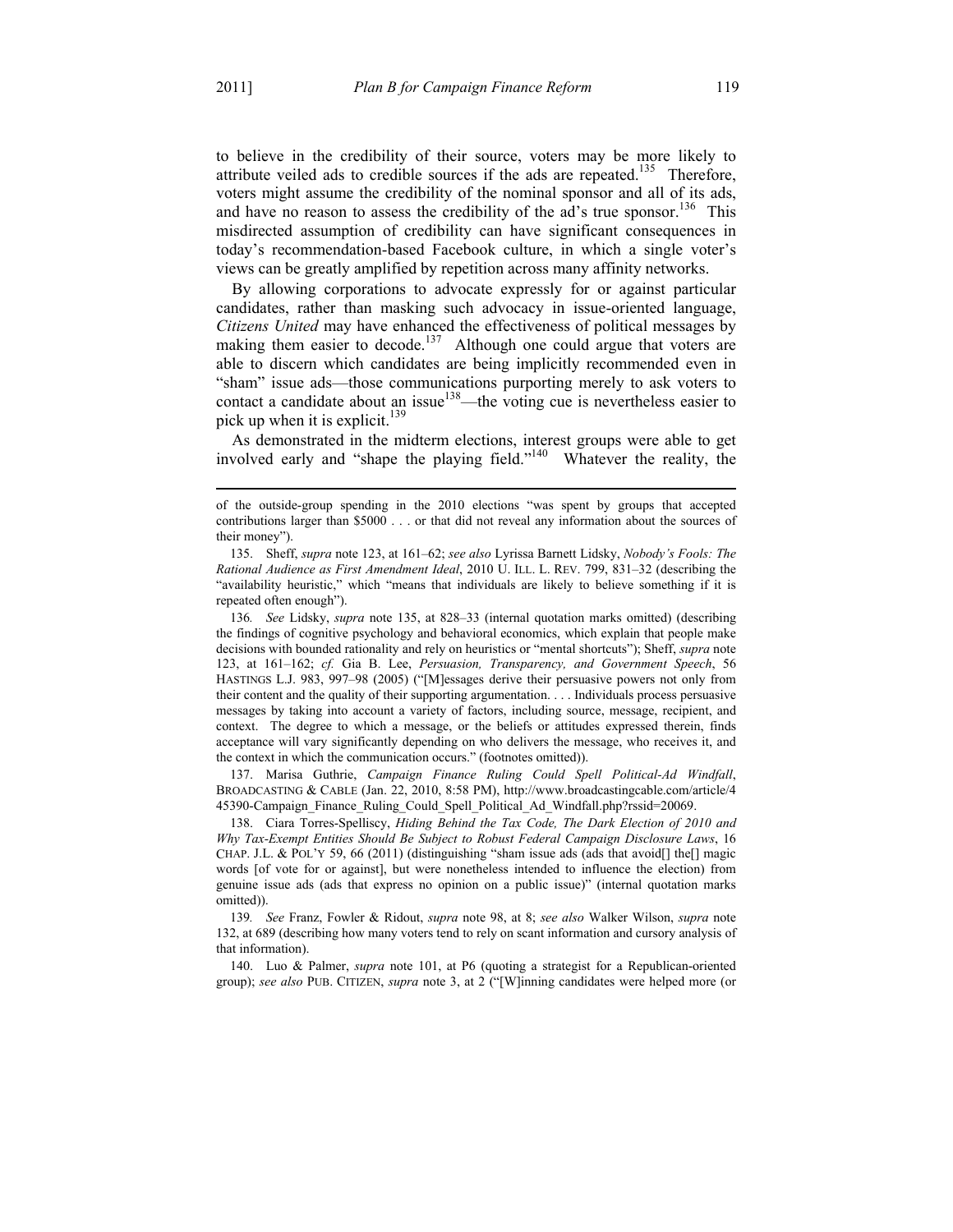to believe in the credibility of their source, voters may be more likely to attribute veiled ads to credible sources if the ads are repeated.[135] Therefore, voters might assume the credibility of the nominal sponsor and all of its ads, and have no reason to assess the credibility of the ad's true sponsor.[136] This misdirected assumption of credibility can have significant consequences in today's recommendation-based Facebook culture, in which a single voter's views can be greatly amplified by repetition across many affinity networks.

By allowing corporations to advocate expressly for or against particular candidates, rather than masking such advocacy in issue-oriented language, *Citizens United* may have enhanced the effectiveness of political messages by making them easier to decode.[137] Although one could argue that voters are able to discern which candidates are being implicitly recommended even in "sham" issue ads—those communications purporting merely to ask voters to contact a candidate about an issue[138]—the voting cue is nevertheless easier to pick up when it is explicit.[139]

As demonstrated in the midterm elections, interest groups were able to get involved early and "shape the playing field."[140] Whatever the reality, the

---

of the outside-group spending in the 2010 elections "was spent by groups that accepted contributions larger than $5000 . . . or that did not reveal any information about the sources of their money").

135. Sheff, *supra* note 123, at 161–62; *see also* Lyrissa Barnett Lidsky, *Nobody's Fools: The Rational Audience as First Amendment Ideal*, 2010 U. ILL. L. REV. 799, 831–32 (describing the "availability heuristic," which "means that individuals are likely to believe something if it is repeated often enough").

136. *See* Lidsky, *supra* note 135, at 828–33 (internal quotation marks omitted) (describing the findings of cognitive psychology and behavioral economics, which explain that people make decisions with bounded rationality and rely on heuristics or "mental shortcuts"); Sheff, *supra* note 123, at 161–162; *cf.* Gia B. Lee, *Persuasion, Transparency, and Government Speech*, 56 HASTINGS L.J. 983, 997–98 (2005) ("[M]essages derive their persuasive powers not only from their content and the quality of their supporting argumentation. . . . Individuals process persuasive messages by taking into account a variety of factors, including source, message, recipient, and context. The degree to which a message, or the beliefs or attitudes expressed therein, finds acceptance will vary significantly depending on who delivers the message, who receives it, and the context in which the communication occurs." (footnotes omitted)).

137. Marisa Guthrie, *Campaign Finance Ruling Could Spell Political-Ad Windfall*, BROADCASTING & CABLE (Jan. 22, 2010, 8:58 PM), http://www.broadcastingcable.com/article/445390-Campaign_Finance_Ruling_Could_Spell_Political_Ad_Windfall.php?rssid=20069.

138. Ciara Torres-Spelliscy, *Hiding Behind the Tax Code, The Dark Election of 2010 and Why Tax-Exempt Entities Should Be Subject to Robust Federal Campaign Disclosure Laws*, 16 CHAP. J.L. & POL'Y 59, 66 (2011) (distinguishing "sham issue ads (ads that avoid[] the[] magic words [of vote for or against], but were nonetheless intended to influence the election) from genuine issue ads (ads that express no opinion on a public issue)" (internal quotation marks omitted)).

139. *See* Franz, Fowler & Ridout, *supra* note 98, at 8; *see also* Walker Wilson, *supra* note 132, at 689 (describing how many voters tend to rely on scant information and cursory analysis of that information).

140. Luo & Palmer, *supra* note 101, at P6 (quoting a strategist for a Republican-oriented group); *see also* PUB. CITIZEN, *supra* note 3, at 2 ("[W]inning candidates were helped more (or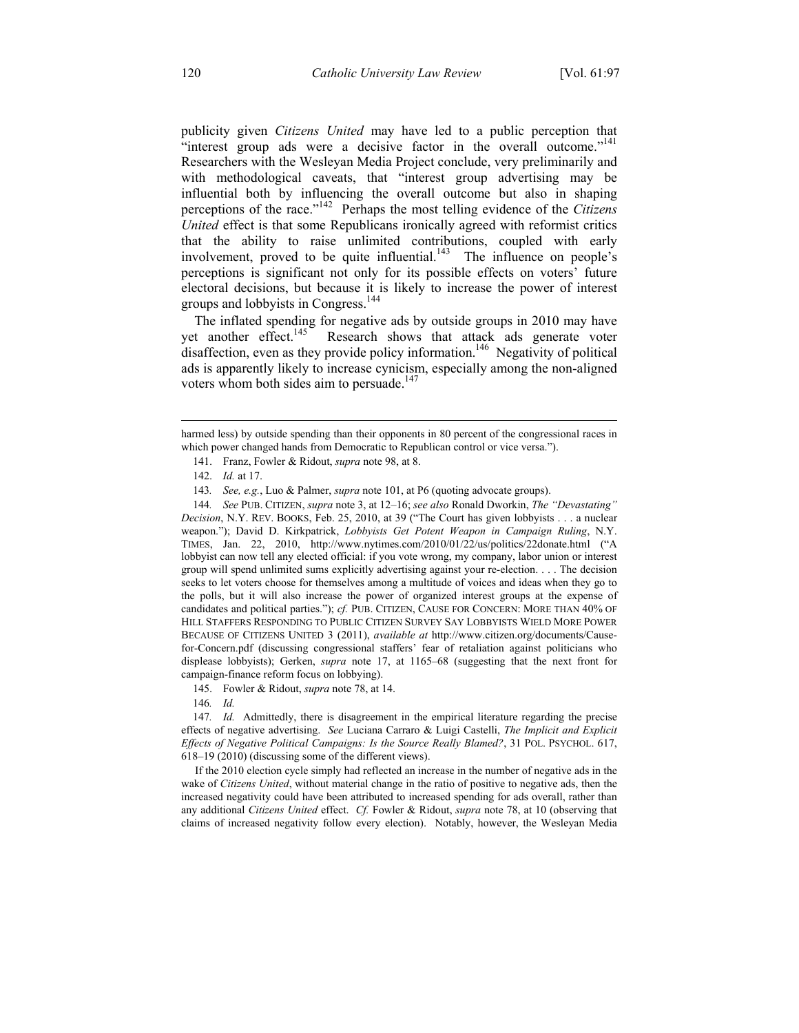publicity given *Citizens United* may have led to a public perception that "interest group ads were a decisive factor in the overall outcome."[141] Researchers with the Wesleyan Media Project conclude, very preliminarily and with methodological caveats, that "interest group advertising may be influential both by influencing the overall outcome but also in shaping perceptions of the race."[142] Perhaps the most telling evidence of the *Citizens United* effect is that some Republicans ironically agreed with reformist critics that the ability to raise unlimited contributions, coupled with early involvement, proved to be quite influential.[143] The influence on people's perceptions is significant not only for its possible effects on voters' future electoral decisions, but because it is likely to increase the power of interest groups and lobbyists in Congress.[144]

The inflated spending for negative ads by outside groups in 2010 may have yet another effect.[145] Research shows that attack ads generate voter disaffection, even as they provide policy information.[146] Negativity of political ads is apparently likely to increase cynicism, especially among the non-aligned voters whom both sides aim to persuade.[147]

---

harmed less) by outside spending than their opponents in 80 percent of the congressional races in which power changed hands from Democratic to Republican control or vice versa.").

141. Franz, Fowler & Ridout, *supra* note 98, at 8.

142. *Id.* at 17.

143. *See, e.g.*, Luo & Palmer, *supra* note 101, at P6 (quoting advocate groups).

144. *See* PUB. CITIZEN, *supra* note 3, at 12–16; *see also* Ronald Dworkin, *The "Devastating" Decision*, N.Y. REV. BOOKS, Feb. 25, 2010, at 39 ("The Court has given lobbyists . . . a nuclear weapon."); David D. Kirkpatrick, *Lobbyists Get Potent Weapon in Campaign Ruling*, N.Y. TIMES, Jan. 22, 2010, http://www.nytimes.com/2010/01/22/us/politics/22donate.html ("A lobbyist can now tell any elected official: if you vote wrong, my company, labor union or interest group will spend unlimited sums explicitly advertising against your re-election. . . . The decision seeks to let voters choose for themselves among a multitude of voices and ideas when they go to the polls, but it will also increase the power of organized interest groups at the expense of candidates and political parties."); *cf.* PUB. CITIZEN, CAUSE FOR CONCERN: MORE THAN 40% OF HILL STAFFERS RESPONDING TO PUBLIC CITIZEN SURVEY SAY LOBBYISTS WIELD MORE POWER BECAUSE OF CITIZENS UNITED 3 (2011), *available at* http://www.citizen.org/documents/Cause-for-Concern.pdf (discussing congressional staffers' fear of retaliation against politicians who displease lobbyists); Gerken, *supra* note 17, at 1165–68 (suggesting that the next front for campaign-finance reform focus on lobbying).

145. Fowler & Ridout, *supra* note 78, at 14.

146. *Id.*

147. *Id.* Admittedly, there is disagreement in the empirical literature regarding the precise effects of negative advertising. *See* Luciana Carraro & Luigi Castelli, *The Implicit and Explicit Effects of Negative Political Campaigns: Is the Source Really Blamed?*, 31 POL. PSYCHOL. 617, 618–19 (2010) (discussing some of the different views).

If the 2010 election cycle simply had reflected an increase in the number of negative ads in the wake of *Citizens United*, without material change in the ratio of positive to negative ads, then the increased negativity could have been attributed to increased spending for ads overall, rather than any additional *Citizens United* effect. *Cf.* Fowler & Ridout, *supra* note 78, at 10 (observing that claims of increased negativity follow every election). Notably, however, the Wesleyan Media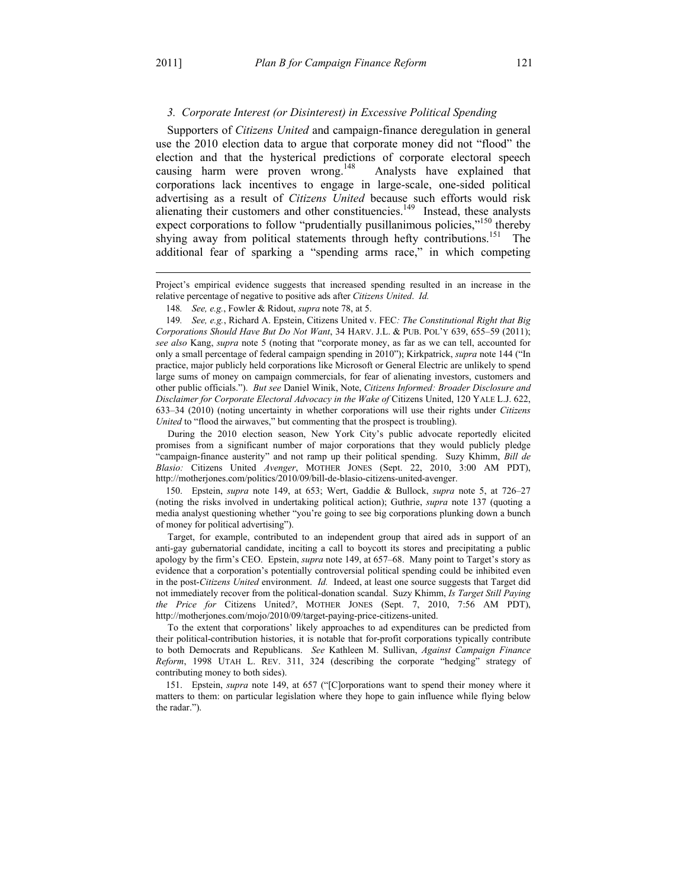### 3. *Corporate Interest (or Disinterest) in Excessive Political Spending*

Supporters of *Citizens United* and campaign-finance deregulation in general use the 2010 election data to argue that corporate money did not "flood" the election and that the hysterical predictions of corporate electoral speech causing harm were proven wrong.[148] Analysts have explained that corporations lack incentives to engage in large-scale, one-sided political advertising as a result of *Citizens United* because such efforts would risk alienating their customers and other constituencies.[149] Instead, these analysts expect corporations to follow "prudentially pusillanimous policies,"[150] thereby shying away from political statements through hefty contributions.[151] The additional fear of sparking a "spending arms race," in which competing

---

Project's empirical evidence suggests that increased spending resulted in an increase in the relative percentage of negative to positive ads after *Citizens United*. *Id.*

148. *See, e.g.*, Fowler & Ridout, *supra* note 78, at 5.

149. *See, e.g.*, Richard A. Epstein, Citizens United v. FEC*: The Constitutional Right that Big Corporations Should Have But Do Not Want*, 34 HARV. J.L. & PUB. POL'Y 639, 655–59 (2011); *see also* Kang, *supra* note 5 (noting that "corporate money, as far as we can tell, accounted for only a small percentage of federal campaign spending in 2010"); Kirkpatrick, *supra* note 144 ("In practice, major publicly held corporations like Microsoft or General Electric are unlikely to spend large sums of money on campaign commercials, for fear of alienating investors, customers and other public officials."). *But see* Daniel Winik, Note, *Citizens Informed: Broader Disclosure and Disclaimer for Corporate Electoral Advocacy in the Wake of* Citizens United, 120 YALE L.J. 622, 633–34 (2010) (noting uncertainty in whether corporations will use their rights under *Citizens United* to "flood the airwaves," but commenting that the prospect is troubling).

During the 2010 election season, New York City's public advocate reportedly elicited promises from a significant number of major corporations that they would publicly pledge "campaign-finance austerity" and not ramp up their political spending. Suzy Khimm, *Bill de Blasio:* Citizens United *Avenger*, MOTHER JONES (Sept. 22, 2010, 3:00 AM PDT), http://motherjones.com/politics/2010/09/bill-de-blasio-citizens-united-avenger.

150. Epstein, *supra* note 149, at 653; Wert, Gaddie & Bullock, *supra* note 5, at 726–27 (noting the risks involved in undertaking political action); Guthrie, *supra* note 137 (quoting a media analyst questioning whether "you're going to see big corporations plunking down a bunch of money for political advertising").

Target, for example, contributed to an independent group that aired ads in support of an anti-gay gubernatorial candidate, inciting a call to boycott its stores and precipitating a public apology by the firm's CEO. Epstein, *supra* note 149, at 657–68. Many point to Target's story as evidence that a corporation's potentially controversial political spending could be inhibited even in the post-*Citizens United* environment. *Id.* Indeed, at least one source suggests that Target did not immediately recover from the political-donation scandal. Suzy Khimm, *Is Target Still Paying the Price for* Citizens United*?*, MOTHER JONES (Sept. 7, 2010, 7:56 AM PDT), http://motherjones.com/mojo/2010/09/target-paying-price-citizens-united.

To the extent that corporations' likely approaches to ad expenditures can be predicted from their political-contribution histories, it is notable that for-profit corporations typically contribute to both Democrats and Republicans. *See* Kathleen M. Sullivan, *Against Campaign Finance Reform*, 1998 UTAH L. REV. 311, 324 (describing the corporate "hedging" strategy of contributing money to both sides).

151. Epstein, *supra* note 149, at 657 ("[C]orporations want to spend their money where it matters to them: on particular legislation where they hope to gain influence while flying below the radar.").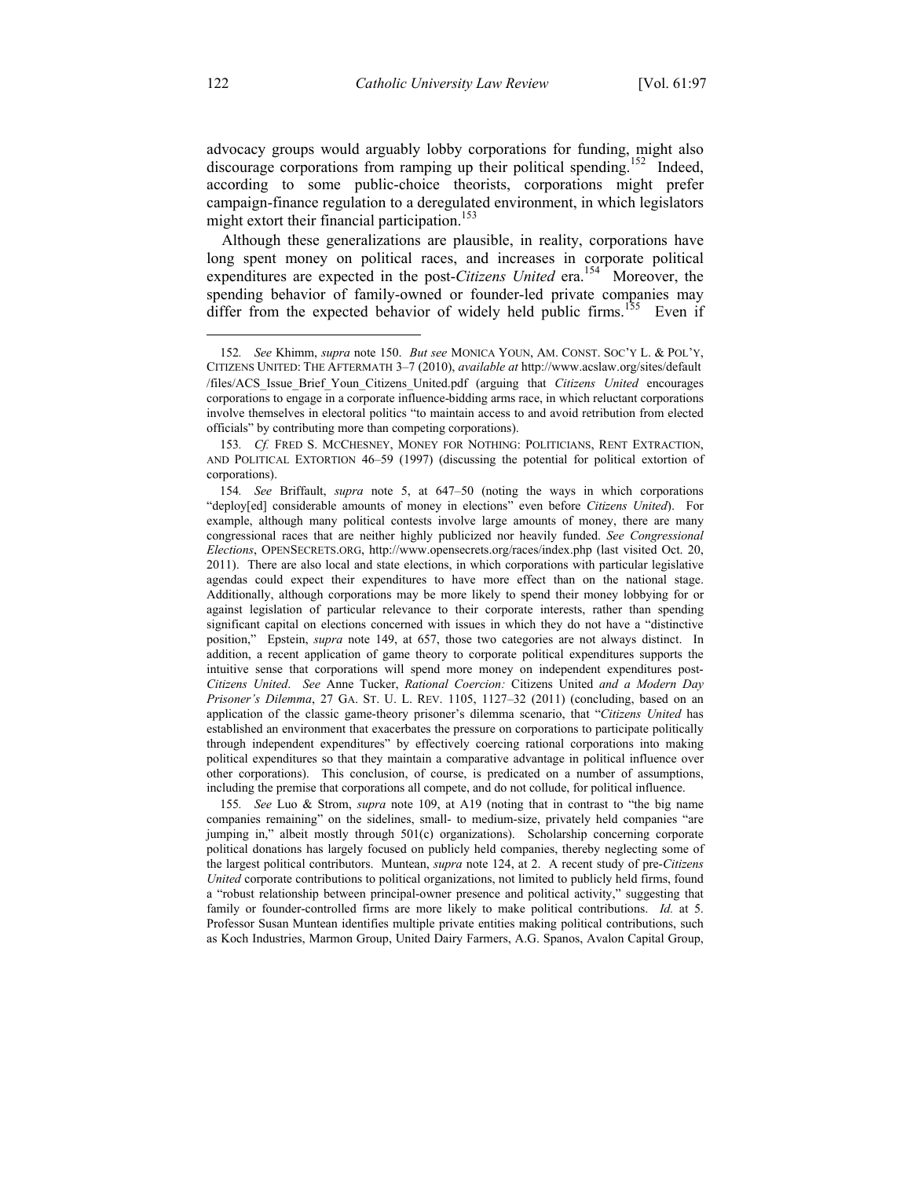advocacy groups would arguably lobby corporations for funding, might also discourage corporations from ramping up their political spending.[152] Indeed, according to some public-choice theorists, corporations might prefer campaign-finance regulation to a deregulated environment, in which legislators might extort their financial participation.[153]

Although these generalizations are plausible, in reality, corporations have long spent money on political races, and increases in corporate political expenditures are expected in the post-*Citizens United* era.[154] Moreover, the spending behavior of family-owned or founder-led private companies may differ from the expected behavior of widely held public firms.[155] Even if

---

152. *See* Khimm, *supra* note 150. *But see* MONICA YOUN, AM. CONST. SOC'Y L. & POL'Y, CITIZENS UNITED: THE AFTERMATH 3–7 (2010), *available at* http://www.acslaw.org/sites/default/files/ACS_Issue_Brief_Youn_Citizens_United.pdf (arguing that *Citizens United* encourages corporations to engage in a corporate influence-bidding arms race, in which reluctant corporations involve themselves in electoral politics "to maintain access to and avoid retribution from elected officials" by contributing more than competing corporations).

153. *Cf.* FRED S. MCCHESNEY, MONEY FOR NOTHING: POLITICIANS, RENT EXTRACTION, AND POLITICAL EXTORTION 46–59 (1997) (discussing the potential for political extortion of corporations).

154. *See* Briffault, *supra* note 5, at 647–50 (noting the ways in which corporations "deploy[ed] considerable amounts of money in elections" even before *Citizens United*). For example, although many political contests involve large amounts of money, there are many congressional races that are neither highly publicized nor heavily funded. *See Congressional Elections*, OPENSECRETS.ORG, http://www.opensecrets.org/races/index.php (last visited Oct. 20, 2011). There are also local and state elections, in which corporations with particular legislative agendas could expect their expenditures to have more effect than on the national stage. Additionally, although corporations may be more likely to spend their money lobbying for or against legislation of particular relevance to their corporate interests, rather than spending significant capital on elections concerned with issues in which they do not have a "distinctive position," Epstein, *supra* note 149, at 657, those two categories are not always distinct. In addition, a recent application of game theory to corporate political expenditures supports the intuitive sense that corporations will spend more money on independent expenditures post-*Citizens United*. *See* Anne Tucker, *Rational Coercion:* Citizens United *and a Modern Day Prisoner's Dilemma*, 27 GA. ST. U. L. REV. 1105, 1127–32 (2011) (concluding, based on an application of the classic game-theory prisoner's dilemma scenario, that "*Citizens United* has established an environment that exacerbates the pressure on corporations to participate politically through independent expenditures" by effectively coercing rational corporations into making political expenditures so that they maintain a comparative advantage in political influence over other corporations). This conclusion, of course, is predicated on a number of assumptions, including the premise that corporations all compete, and do not collude, for political influence.

155. *See* Luo & Strom, *supra* note 109, at A19 (noting that in contrast to "the big name companies remaining" on the sidelines, small- to medium-size, privately held companies "are jumping in," albeit mostly through 501(c) organizations). Scholarship concerning corporate political donations has largely focused on publicly held companies, thereby neglecting some of the largest political contributors. Muntean, *supra* note 124, at 2. A recent study of pre-*Citizens United* corporate contributions to political organizations, not limited to publicly held firms, found a "robust relationship between principal-owner presence and political activity," suggesting that family or founder-controlled firms are more likely to make political contributions. *Id.* at 5. Professor Susan Muntean identifies multiple private entities making political contributions, such as Koch Industries, Marmon Group, United Dairy Farmers, A.G. Spanos, Avalon Capital Group,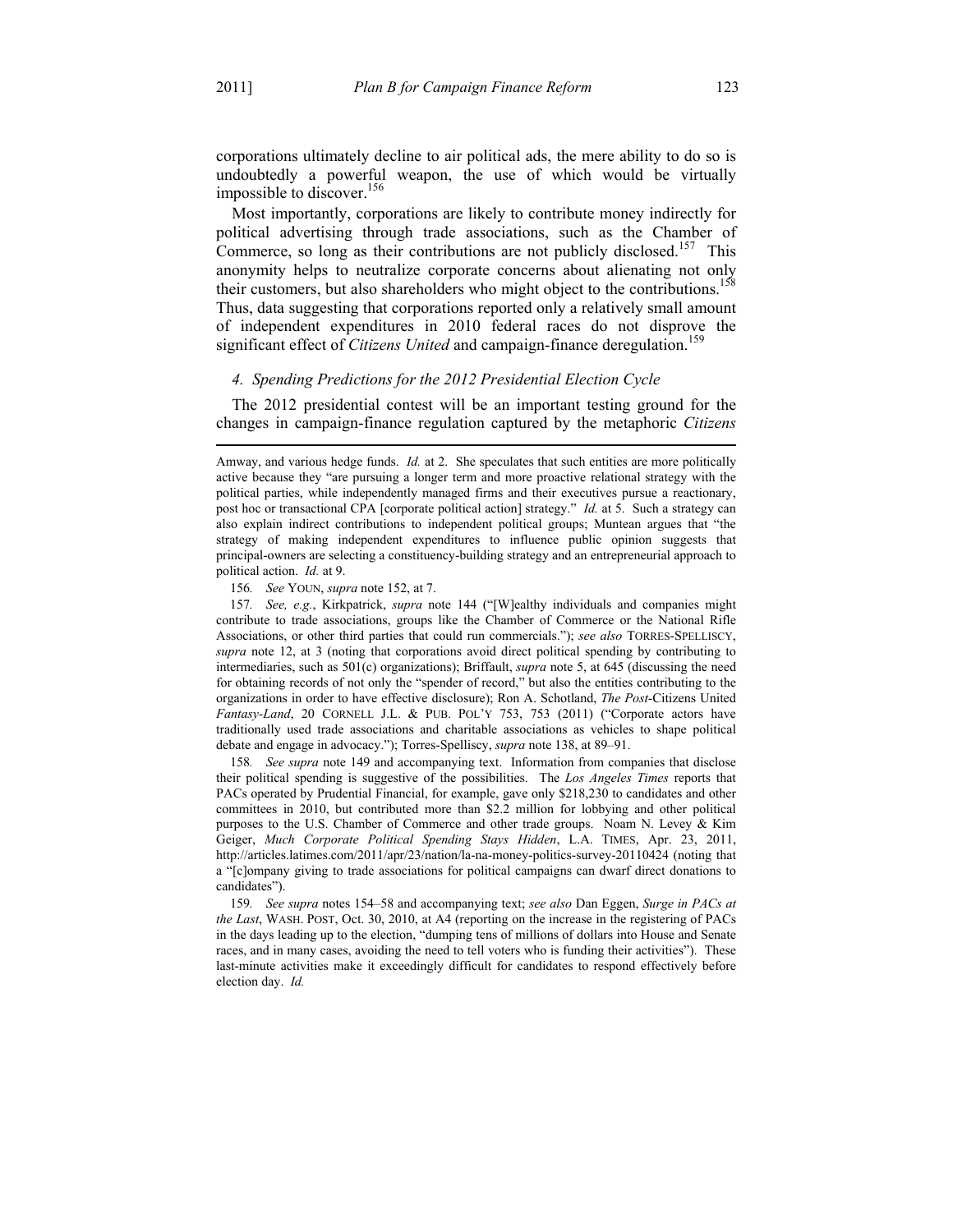corporations ultimately decline to air political ads, the mere ability to do so is undoubtedly a powerful weapon, the use of which would be virtually impossible to discover.[156]

Most importantly, corporations are likely to contribute money indirectly for political advertising through trade associations, such as the Chamber of Commerce, so long as their contributions are not publicly disclosed.[157] This anonymity helps to neutralize corporate concerns about alienating not only their customers, but also shareholders who might object to the contributions.[158] Thus, data suggesting that corporations reported only a relatively small amount of independent expenditures in 2010 federal races do not disprove the significant effect of *Citizens United* and campaign-finance deregulation.[159]

### *4. Spending Predictions for the 2012 Presidential Election Cycle*

The 2012 presidential contest will be an important testing ground for the changes in campaign-finance regulation captured by the metaphoric *Citizens*

---

Amway, and various hedge funds. *Id.* at 2. She speculates that such entities are more politically active because they "are pursuing a longer term and more proactive relational strategy with the political parties, while independently managed firms and their executives pursue a reactionary, post hoc or transactional CPA [corporate political action] strategy." *Id.* at 5. Such a strategy can also explain indirect contributions to independent political groups; Muntean argues that "the strategy of making independent expenditures to influence public opinion suggests that principal-owners are selecting a constituency-building strategy and an entrepreneurial approach to political action. *Id.* at 9.

156. *See* YOUN, *supra* note 152, at 7.

157. *See, e.g.*, Kirkpatrick, *supra* note 144 ("[W]ealthy individuals and companies might contribute to trade associations, groups like the Chamber of Commerce or the National Rifle Associations, or other third parties that could run commercials."); *see also* TORRES-SPELLISCY, *supra* note 12, at 3 (noting that corporations avoid direct political spending by contributing to intermediaries, such as 501(c) organizations); Briffault, *supra* note 5, at 645 (discussing the need for obtaining records of not only the "spender of record," but also the entities contributing to the organizations in order to have effective disclosure); Ron A. Schotland, *The Post-*Citizens United *Fantasy-Land*, 20 CORNELL J.L. & PUB. POL'Y 753, 753 (2011) ("Corporate actors have traditionally used trade associations and charitable associations as vehicles to shape political debate and engage in advocacy."); Torres-Spelliscy, *supra* note 138, at 89–91.

158. *See supra* note 149 and accompanying text. Information from companies that disclose their political spending is suggestive of the possibilities. The *Los Angeles Times* reports that PACs operated by Prudential Financial, for example, gave only $218,230 to candidates and other committees in 2010, but contributed more than $2.2 million for lobbying and other political purposes to the U.S. Chamber of Commerce and other trade groups. Noam N. Levey & Kim Geiger, *Much Corporate Political Spending Stays Hidden*, L.A. TIMES, Apr. 23, 2011, http://articles.latimes.com/2011/apr/23/nation/la-na-money-politics-survey-20110424 (noting that a "[c]ompany giving to trade associations for political campaigns can dwarf direct donations to candidates").

159. *See supra* notes 154–58 and accompanying text; *see also* Dan Eggen, *Surge in PACs at the Last*, WASH. POST, Oct. 30, 2010, at A4 (reporting on the increase in the registering of PACs in the days leading up to the election, "dumping tens of millions of dollars into House and Senate races, and in many cases, avoiding the need to tell voters who is funding their activities"). These last-minute activities make it exceedingly difficult for candidates to respond effectively before election day. *Id.*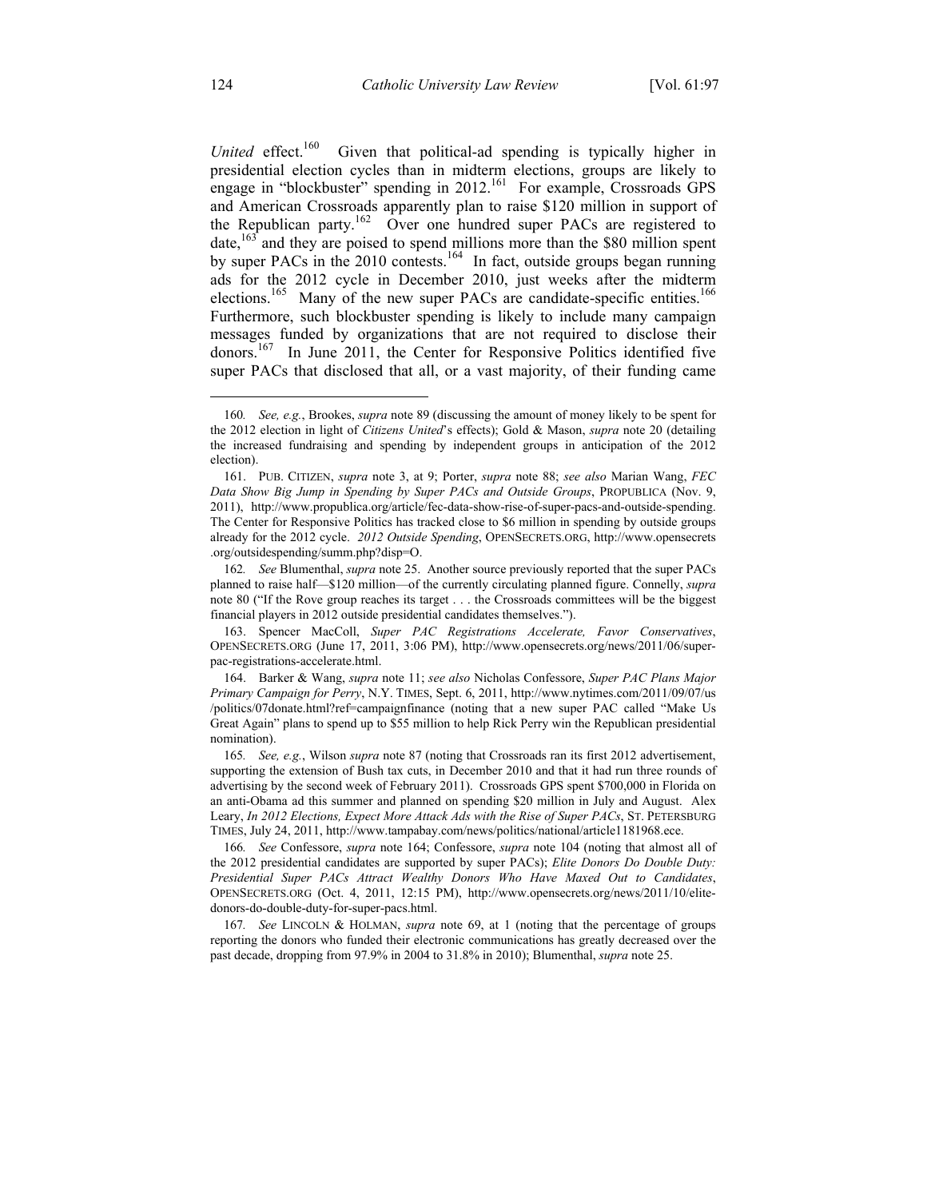*United* effect.[160] Given that political-ad spending is typically higher in presidential election cycles than in midterm elections, groups are likely to engage in "blockbuster" spending in 2012.[161] For example, Crossroads GPS and American Crossroads apparently plan to raise $120 million in support of the Republican party.[162] Over one hundred super PACs are registered to date,[163] and they are poised to spend millions more than the $80 million spent by super PACs in the 2010 contests.[164] In fact, outside groups began running ads for the 2012 cycle in December 2010, just weeks after the midterm elections.[165] Many of the new super PACs are candidate-specific entities.[166] Furthermore, such blockbuster spending is likely to include many campaign messages funded by organizations that are not required to disclose their donors.[167] In June 2011, the Center for Responsive Politics identified five super PACs that disclosed that all, or a vast majority, of their funding came

---

160. *See, e.g.*, Brookes, *supra* note 89 (discussing the amount of money likely to be spent for the 2012 election in light of *Citizens United*'s effects); Gold & Mason, *supra* note 20 (detailing the increased fundraising and spending by independent groups in anticipation of the 2012 election).

161. PUB. CITIZEN, *supra* note 3, at 9; Porter, *supra* note 88; *see also* Marian Wang, *FEC Data Show Big Jump in Spending by Super PACs and Outside Groups*, PROPUBLICA (Nov. 9, 2011), http://www.propublica.org/article/fec-data-show-rise-of-super-pacs-and-outside-spending. The Center for Responsive Politics has tracked close to $6 million in spending by outside groups already for the 2012 cycle. *2012 Outside Spending*, OPENSECRETS.ORG, http://www.opensecrets.org/outsidespending/summ.php?disp=O.

162. *See* Blumenthal, *supra* note 25. Another source previously reported that the super PACs planned to raise half—$120 million—of the currently circulating planned figure. Connelly, *supra* note 80 ("If the Rove group reaches its target . . . the Crossroads committees will be the biggest financial players in 2012 outside presidential candidates themselves.").

163. Spencer MacColl, *Super PAC Registrations Accelerate, Favor Conservatives*, OPENSECRETS.ORG (June 17, 2011, 3:06 PM), http://www.opensecrets.org/news/2011/06/super-pac-registrations-accelerate.html.

164. Barker & Wang, *supra* note 11; *see also* Nicholas Confessore, *Super PAC Plans Major Primary Campaign for Perry*, N.Y. TIMES, Sept. 6, 2011, http://www.nytimes.com/2011/09/07/us/politics/07donate.html?ref=campaignfinance (noting that a new super PAC called "Make Us Great Again" plans to spend up to $55 million to help Rick Perry win the Republican presidential nomination).

165. *See, e.g.*, Wilson *supra* note 87 (noting that Crossroads ran its first 2012 advertisement, supporting the extension of Bush tax cuts, in December 2010 and that it had run three rounds of advertising by the second week of February 2011). Crossroads GPS spent $700,000 in Florida on an anti-Obama ad this summer and planned on spending $20 million in July and August. Alex Leary, *In 2012 Elections, Expect More Attack Ads with the Rise of Super PACs*, ST. PETERSBURG TIMES, July 24, 2011, http://www.tampabay.com/news/politics/national/article1181968.ece.

166. *See* Confessore, *supra* note 164; Confessore, *supra* note 104 (noting that almost all of the 2012 presidential candidates are supported by super PACs); *Elite Donors Do Double Duty: Presidential Super PACs Attract Wealthy Donors Who Have Maxed Out to Candidates*, OPENSECRETS.ORG (Oct. 4, 2011, 12:15 PM), http://www.opensecrets.org/news/2011/10/elite-donors-do-double-duty-for-super-pacs.html.

167. *See* LINCOLN & HOLMAN, *supra* note 69, at 1 (noting that the percentage of groups reporting the donors who funded their electronic communications has greatly decreased over the past decade, dropping from 97.9% in 2004 to 31.8% in 2010); Blumenthal, *supra* note 25.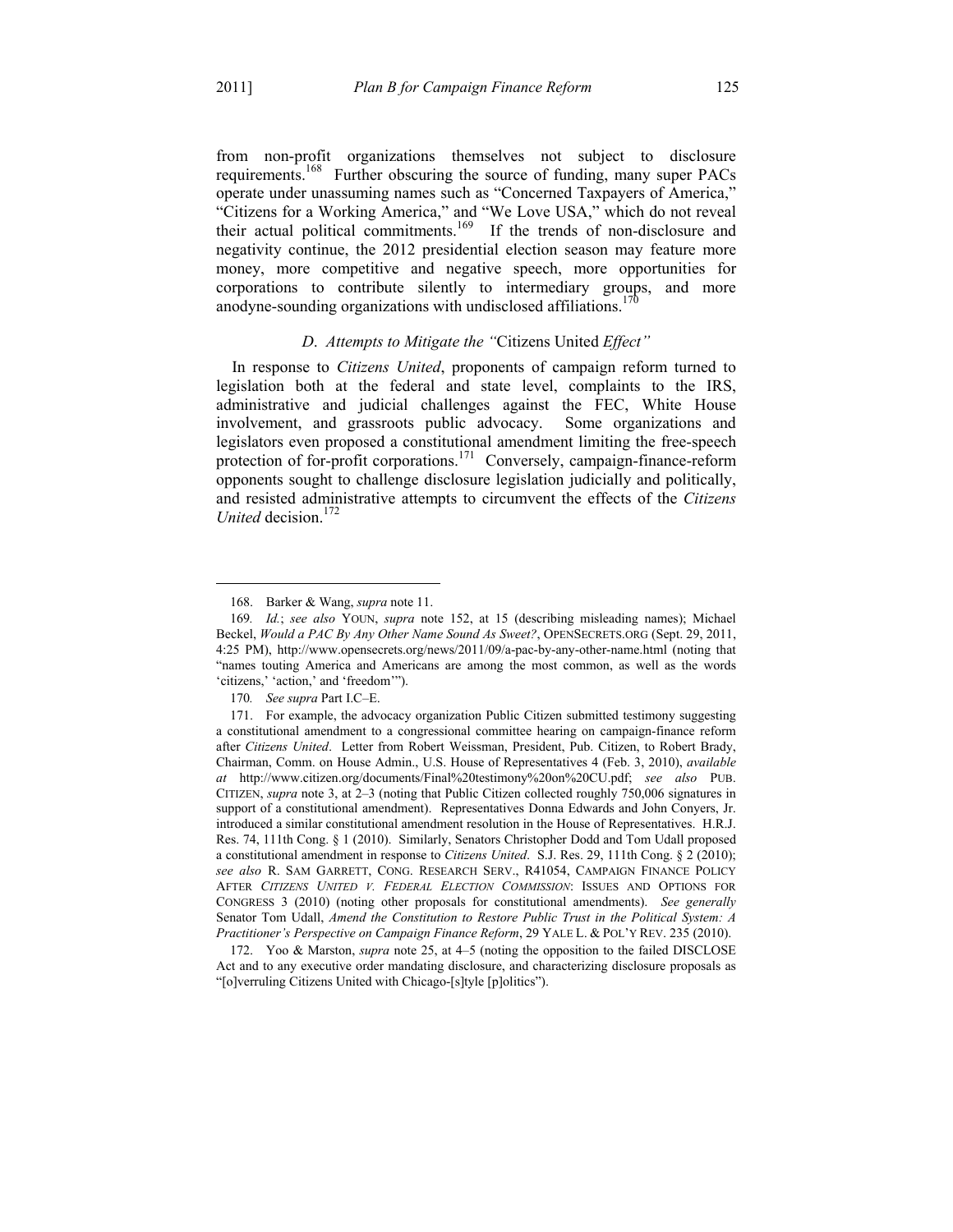from non-profit organizations themselves not subject to disclosure requirements.[168] Further obscuring the source of funding, many super PACs operate under unassuming names such as "Concerned Taxpayers of America," "Citizens for a Working America," and "We Love USA," which do not reveal their actual political commitments.[169] If the trends of non-disclosure and negativity continue, the 2012 presidential election season may feature more money, more competitive and negative speech, more opportunities for corporations to contribute silently to intermediary groups, and more anodyne-sounding organizations with undisclosed affiliations.[170]

### *D. Attempts to Mitigate the "*Citizens United *Effect"*

In response to *Citizens United*, proponents of campaign reform turned to legislation both at the federal and state level, complaints to the IRS, administrative and judicial challenges against the FEC, White House involvement, and grassroots public advocacy. Some organizations and legislators even proposed a constitutional amendment limiting the free-speech protection of for-profit corporations.[171] Conversely, campaign-finance-reform opponents sought to challenge disclosure legislation judicially and politically, and resisted administrative attempts to circumvent the effects of the *Citizens United* decision.[172]

---

168. Barker & Wang, *supra* note 11.

169. *Id.*; *see also* YOUN, *supra* note 152, at 15 (describing misleading names); Michael Beckel, *Would a PAC By Any Other Name Sound As Sweet?*, OPENSECRETS.ORG (Sept. 29, 2011, 4:25 PM), http://www.opensecrets.org/news/2011/09/a-pac-by-any-other-name.html (noting that "names touting America and Americans are among the most common, as well as the words 'citizens,' 'action,' and 'freedom'").

170. *See supra* Part I.C–E.

171. For example, the advocacy organization Public Citizen submitted testimony suggesting a constitutional amendment to a congressional committee hearing on campaign-finance reform after *Citizens United*. Letter from Robert Weissman, President, Pub. Citizen, to Robert Brady, Chairman, Comm. on House Admin., U.S. House of Representatives 4 (Feb. 3, 2010), *available at* http://www.citizen.org/documents/Final%20testimony%20on%20CU.pdf; *see also* PUB. CITIZEN, *supra* note 3, at 2–3 (noting that Public Citizen collected roughly 750,006 signatures in support of a constitutional amendment). Representatives Donna Edwards and John Conyers, Jr. introduced a similar constitutional amendment resolution in the House of Representatives. H.R.J. Res. 74, 111th Cong. § 1 (2010). Similarly, Senators Christopher Dodd and Tom Udall proposed a constitutional amendment in response to *Citizens United*. S.J. Res. 29, 111th Cong. § 2 (2010); *see also* R. SAM GARRETT, CONG. RESEARCH SERV., R41054, CAMPAIGN FINANCE POLICY AFTER *CITIZENS UNITED V. FEDERAL ELECTION COMMISSION*: ISSUES AND OPTIONS FOR CONGRESS 3 (2010) (noting other proposals for constitutional amendments). *See generally* Senator Tom Udall, *Amend the Constitution to Restore Public Trust in the Political System: A Practitioner's Perspective on Campaign Finance Reform*, 29 YALE L. & POL'Y REV. 235 (2010).

172. Yoo & Marston, *supra* note 25, at 4–5 (noting the opposition to the failed DISCLOSE Act and to any executive order mandating disclosure, and characterizing disclosure proposals as "[o]verruling Citizens United with Chicago-[s]tyle [p]olitics").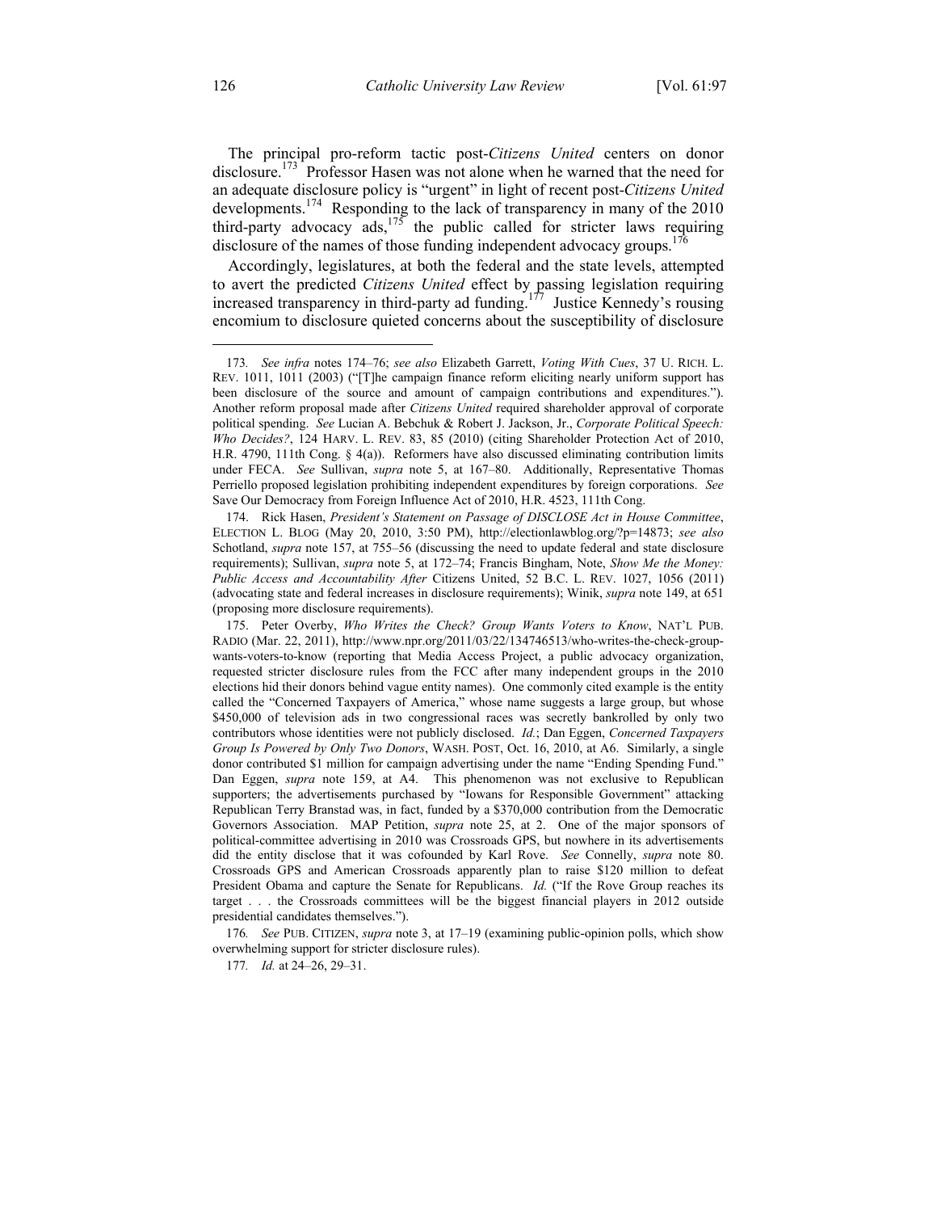The principal pro-reform tactic post-*Citizens United* centers on donor disclosure.[173] Professor Hasen was not alone when he warned that the need for an adequate disclosure policy is "urgent" in light of recent post-*Citizens United* developments.[174] Responding to the lack of transparency in many of the 2010 third-party advocacy ads,[175] the public called for stricter laws requiring disclosure of the names of those funding independent advocacy groups.[176]

Accordingly, legislatures, at both the federal and the state levels, attempted to avert the predicted *Citizens United* effect by passing legislation requiring increased transparency in third-party ad funding.[177] Justice Kennedy's rousing encomium to disclosure quieted concerns about the susceptibility of disclosure

---

173. *See infra* notes 174–76; *see also* Elizabeth Garrett, *Voting With Cues*, 37 U. RICH. L. REV. 1011, 1011 (2003) ("[T]he campaign finance reform eliciting nearly uniform support has been disclosure of the source and amount of campaign contributions and expenditures."). Another reform proposal made after *Citizens United* required shareholder approval of corporate political spending. *See* Lucian A. Bebchuk & Robert J. Jackson, Jr., *Corporate Political Speech: Who Decides?*, 124 HARV. L. REV. 83, 85 (2010) (citing Shareholder Protection Act of 2010, H.R. 4790, 111th Cong. § 4(a)). Reformers have also discussed eliminating contribution limits under FECA. *See* Sullivan, *supra* note 5, at 167–80. Additionally, Representative Thomas Perriello proposed legislation prohibiting independent expenditures by foreign corporations. *See* Save Our Democracy from Foreign Influence Act of 2010, H.R. 4523, 111th Cong.

174. Rick Hasen, *President's Statement on Passage of DISCLOSE Act in House Committee*, ELECTION L. BLOG (May 20, 2010, 3:50 PM), http://electionlawblog.org/?p=14873; *see also* Schotland, *supra* note 157, at 755–56 (discussing the need to update federal and state disclosure requirements); Sullivan, *supra* note 5, at 172–74; Francis Bingham, Note, *Show Me the Money: Public Access and Accountability After* Citizens United, 52 B.C. L. REV. 1027, 1056 (2011) (advocating state and federal increases in disclosure requirements); Winik, *supra* note 149, at 651 (proposing more disclosure requirements).

175. Peter Overby, *Who Writes the Check? Group Wants Voters to Know*, NAT'L PUB. RADIO (Mar. 22, 2011), http://www.npr.org/2011/03/22/134746513/who-writes-the-check-group-wants-voters-to-know (reporting that Media Access Project, a public advocacy organization, requested stricter disclosure rules from the FCC after many independent groups in the 2010 elections hid their donors behind vague entity names). One commonly cited example is the entity called the "Concerned Taxpayers of America," whose name suggests a large group, but whose $450,000 of television ads in two congressional races was secretly bankrolled by only two contributors whose identities were not publicly disclosed. *Id.*; Dan Eggen, *Concerned Taxpayers Group Is Powered by Only Two Donors*, WASH. POST, Oct. 16, 2010, at A6. Similarly, a single donor contributed $1 million for campaign advertising under the name "Ending Spending Fund." Dan Eggen, *supra* note 159, at A4. This phenomenon was not exclusive to Republican supporters; the advertisements purchased by "Iowans for Responsible Government" attacking Republican Terry Branstad was, in fact, funded by a $370,000 contribution from the Democratic Governors Association. MAP Petition, *supra* note 25, at 2. One of the major sponsors of political-committee advertising in 2010 was Crossroads GPS, but nowhere in its advertisements did the entity disclose that it was cofounded by Karl Rove. *See* Connelly, *supra* note 80. Crossroads GPS and American Crossroads apparently plan to raise $120 million to defeat President Obama and capture the Senate for Republicans. *Id.* ("If the Rove Group reaches its target . . . the Crossroads committees will be the biggest financial players in 2012 outside presidential candidates themselves.").

176. *See* PUB. CITIZEN, *supra* note 3, at 17–19 (examining public-opinion polls, which show overwhelming support for stricter disclosure rules).

177. *Id.* at 24–26, 29–31.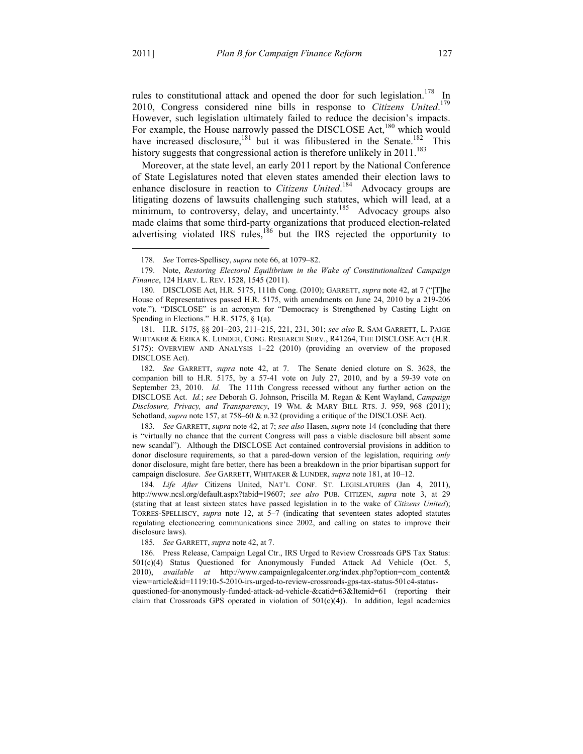rules to constitutional attack and opened the door for such legislation.[178] In 2010, Congress considered nine bills in response to *Citizens United*.[179] However, such legislation ultimately failed to reduce the decision's impacts. For example, the House narrowly passed the DISCLOSE Act,[180] which would have increased disclosure,[181] but it was filibustered in the Senate.[182] This history suggests that congressional action is therefore unlikely in 2011.[183]

Moreover, at the state level, an early 2011 report by the National Conference of State Legislatures noted that eleven states amended their election laws to enhance disclosure in reaction to *Citizens United*.[184] Advocacy groups are litigating dozens of lawsuits challenging such statutes, which will lead, at a minimum, to controversy, delay, and uncertainty.[185] Advocacy groups also made claims that some third-party organizations that produced election-related advertising violated IRS rules,[186] but the IRS rejected the opportunity to

---

178. *See* Torres-Spelliscy, *supra* note 66, at 1079–82.

179. Note, *Restoring Electoral Equilibrium in the Wake of Constitutionalized Campaign Finance*, 124 HARV. L. REV. 1528, 1545 (2011).

180. DISCLOSE Act, H.R. 5175, 111th Cong. (2010); GARRETT, *supra* note 42, at 7 ("[T]he House of Representatives passed H.R. 5175, with amendments on June 24, 2010 by a 219-206 vote."). "DISCLOSE" is an acronym for "Democracy is Strengthened by Casting Light on Spending in Elections." H.R. 5175, § 1(a).

181. H.R. 5175, §§ 201–203, 211–215, 221, 231, 301; *see also* R. SAM GARRETT, L. PAIGE WHITAKER & ERIKA K. LUNDER, CONG. RESEARCH SERV., R41264, THE DISCLOSE ACT (H.R. 5175): OVERVIEW AND ANALYSIS 1–22 (2010) (providing an overview of the proposed DISCLOSE Act).

182. *See* GARRETT, *supra* note 42, at 7. The Senate denied cloture on S. 3628, the companion bill to H.R. 5175, by a 57-41 vote on July 27, 2010, and by a 59-39 vote on September 23, 2010. *Id.* The 111th Congress recessed without any further action on the DISCLOSE Act. *Id.*; *see* Deborah G. Johnson, Priscilla M. Regan & Kent Wayland, *Campaign Disclosure, Privacy, and Transparency*, 19 WM. & MARY BILL RTS. J. 959, 968 (2011); Schotland, *supra* note 157, at 758–60 & n.32 (providing a critique of the DISCLOSE Act).

183. *See* GARRETT, *supra* note 42, at 7; *see also* Hasen, *supra* note 14 (concluding that there is "virtually no chance that the current Congress will pass a viable disclosure bill absent some new scandal"). Although the DISCLOSE Act contained controversial provisions in addition to donor disclosure requirements, so that a pared-down version of the legislation, requiring *only* donor disclosure, might fare better, there has been a breakdown in the prior bipartisan support for campaign disclosure. *See* GARRETT, WHITAKER & LUNDER, *supra* note 181, at 10–12.

184. *Life After* Citizens United, NAT'L CONF. ST. LEGISLATURES (Jan 4, 2011), http://www.ncsl.org/default.aspx?tabid=19607; *see also* PUB. CITIZEN, *supra* note 3, at 29 (stating that at least sixteen states have passed legislation in to the wake of *Citizens United*); TORRES-SPELLISCY, *supra* note 12, at 5–7 (indicating that seventeen states adopted statutes regulating electioneering communications since 2002, and calling on states to improve their disclosure laws).

185. *See* GARRETT, *supra* note 42, at 7.

186. Press Release, Campaign Legal Ctr., IRS Urged to Review Crossroads GPS Tax Status: 501(c)(4) Status Questioned for Anonymously Funded Attack Ad Vehicle (Oct. 5, 2010), *available at* http://www.campaignlegalcenter.org/index.php?option=com_content&view=article&id=1119:10-5-2010-irs-urged-to-review-crossroads-gps-tax-status-501c4-status-questioned-for-anonymously-funded-attack-ad-vehicle-&catid=63&Itemid=61 (reporting their claim that Crossroads GPS operated in violation of 501(c)(4)). In addition, legal academics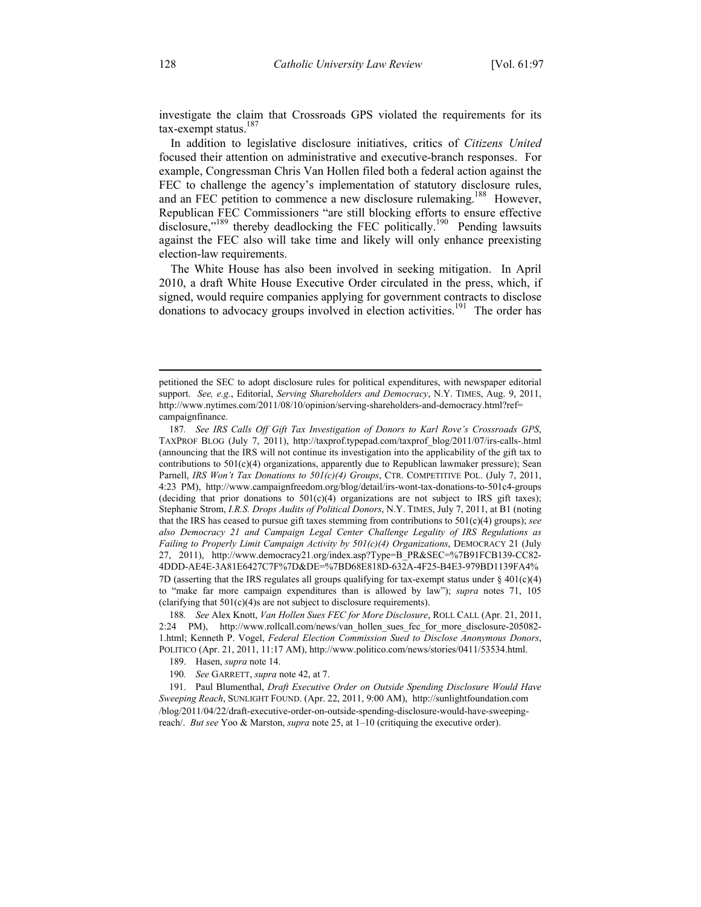investigate the claim that Crossroads GPS violated the requirements for its tax-exempt status.[187]

In addition to legislative disclosure initiatives, critics of *Citizens United* focused their attention on administrative and executive-branch responses. For example, Congressman Chris Van Hollen filed both a federal action against the FEC to challenge the agency's implementation of statutory disclosure rules, and an FEC petition to commence a new disclosure rulemaking.[188] However, Republican FEC Commissioners "are still blocking efforts to ensure effective disclosure,"[189] thereby deadlocking the FEC politically.[190] Pending lawsuits against the FEC also will take time and likely will only enhance preexisting election-law requirements.

The White House has also been involved in seeking mitigation. In April 2010, a draft White House Executive Order circulated in the press, which, if signed, would require companies applying for government contracts to disclose donations to advocacy groups involved in election activities.[191] The order has

---

petitioned the SEC to adopt disclosure rules for political expenditures, with newspaper editorial support. *See, e.g.*, Editorial, *Serving Shareholders and Democracy*, N.Y. TIMES, Aug. 9, 2011, http://www.nytimes.com/2011/08/10/opinion/serving-shareholders-and-democracy.html?ref=campaignfinance.

187. *See IRS Calls Off Gift Tax Investigation of Donors to Karl Rove's Crossroads GPS*, TAXPROF BLOG (July 7, 2011), http://taxprof.typepad.com/taxprof_blog/2011/07/irs-calls-.html (announcing that the IRS will not continue its investigation into the applicability of the gift tax to contributions to 501(c)(4) organizations, apparently due to Republican lawmaker pressure); Sean Parnell, *IRS Won't Tax Donations to 501(c)(4) Groups*, CTR. COMPETITIVE POL. (July 7, 2011, 4:23 PM), http://www.campaignfreedom.org/blog/detail/irs-wont-tax-donations-to-501c4-groups (deciding that prior donations to 501(c)(4) organizations are not subject to IRS gift taxes); Stephanie Strom, *I.R.S. Drops Audits of Political Donors*, N.Y. TIMES, July 7, 2011, at B1 (noting that the IRS has ceased to pursue gift taxes stemming from contributions to 501(c)(4) groups); *see also Democracy 21 and Campaign Legal Center Challenge Legality of IRS Regulations as Failing to Properly Limit Campaign Activity by 501(c)(4) Organizations*, DEMOCRACY 21 (July 27, 2011), http://www.democracy21.org/index.asp?Type=B_PR&SEC=%7B91FCB139-CC82-4DDD-AE4E-3A81E6427C7F%7D&DE=%7BD68E818D-632A-4F25-B4E3-979BD1139FA4%7D (asserting that the IRS regulates all groups qualifying for tax-exempt status under § 401(c)(4) to "make far more campaign expenditures than is allowed by law"); *supra* notes 71, 105 (clarifying that 501(c)(4)s are not subject to disclosure requirements).

188. *See* Alex Knott, *Van Hollen Sues FEC for More Disclosure*, ROLL CALL (Apr. 21, 2011, 2:24 PM), http://www.rollcall.com/news/van_hollen_sues_fec_for_more_disclosure-205082-1.html; Kenneth P. Vogel, *Federal Election Commission Sued to Disclose Anonymous Donors*, POLITICO (Apr. 21, 2011, 11:17 AM), http://www.politico.com/news/stories/0411/53534.html.

189. Hasen, *supra* note 14.

190. *See* GARRETT, *supra* note 42, at 7.

191. Paul Blumenthal, *Draft Executive Order on Outside Spending Disclosure Would Have Sweeping Reach*, SUNLIGHT FOUND. (Apr. 22, 2011, 9:00 AM), http://sunlightfoundation.com/blog/2011/04/22/draft-executive-order-on-outside-spending-disclosure-would-have-sweeping-reach/. *But see* Yoo & Marston, *supra* note 25, at 1–10 (critiquing the executive order).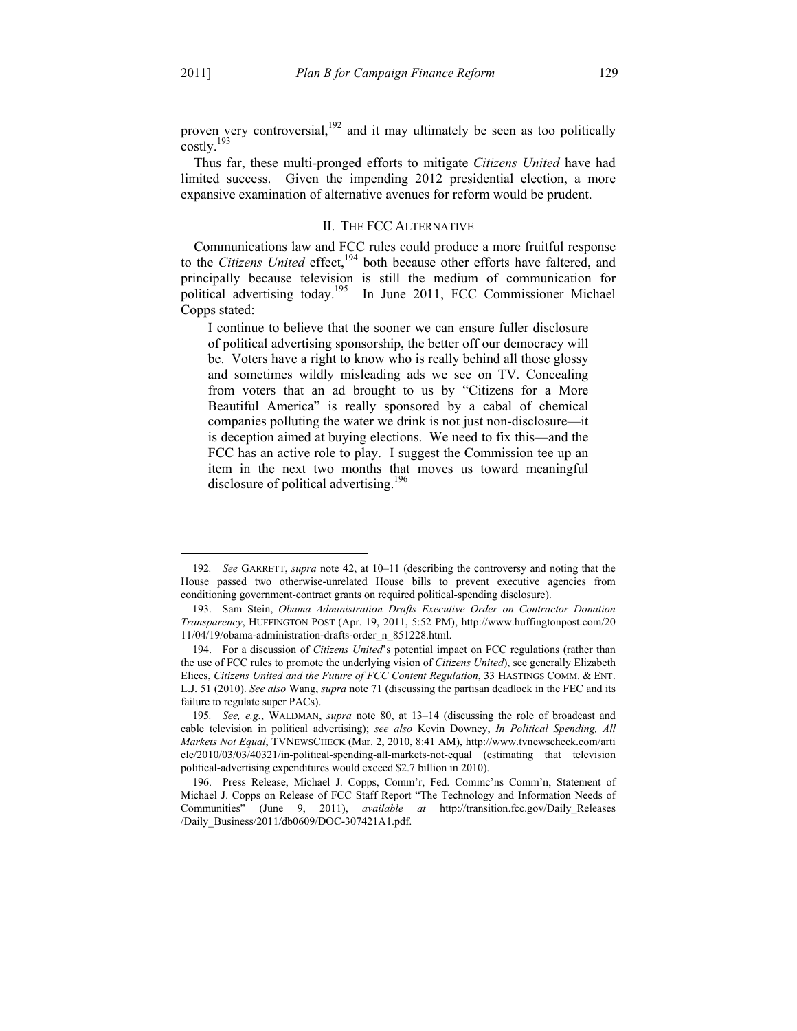proven very controversial,[192] and it may ultimately be seen as too politically costly.[193]

Thus far, these multi-pronged efforts to mitigate *Citizens United* have had limited success. Given the impending 2012 presidential election, a more expansive examination of alternative avenues for reform would be prudent.

## II. THE FCC ALTERNATIVE

Communications law and FCC rules could produce a more fruitful response to the *Citizens United* effect,[194] both because other efforts have faltered, and principally because television is still the medium of communication for political advertising today.[195] In June 2011, FCC Commissioner Michael Copps stated:

> I continue to believe that the sooner we can ensure fuller disclosure of political advertising sponsorship, the better off our democracy will be. Voters have a right to know who is really behind all those glossy and sometimes wildly misleading ads we see on TV. Concealing from voters that an ad brought to us by "Citizens for a More Beautiful America" is really sponsored by a cabal of chemical companies polluting the water we drink is not just non-disclosure—it is deception aimed at buying elections. We need to fix this—and the FCC has an active role to play. I suggest the Commission tee up an item in the next two months that moves us toward meaningful disclosure of political advertising.[196]

---

192. *See* GARRETT, *supra* note 42, at 10–11 (describing the controversy and noting that the House passed two otherwise-unrelated House bills to prevent executive agencies from conditioning government-contract grants on required political-spending disclosure).

193. Sam Stein, *Obama Administration Drafts Executive Order on Contractor Donation Transparency*, HUFFINGTON POST (Apr. 19, 2011, 5:52 PM), http://www.huffingtonpost.com/2011/04/19/obama-administration-drafts-order_n_851228.html.

194. For a discussion of *Citizens United*'s potential impact on FCC regulations (rather than the use of FCC rules to promote the underlying vision of *Citizens United*), see generally Elizabeth Elices, *Citizens United and the Future of FCC Content Regulation*, 33 HASTINGS COMM. & ENT. L.J. 51 (2010). *See also* Wang, *supra* note 71 (discussing the partisan deadlock in the FEC and its failure to regulate super PACs).

195. *See, e.g.*, WALDMAN, *supra* note 80, at 13–14 (discussing the role of broadcast and cable television in political advertising); *see also* Kevin Downey, *In Political Spending, All Markets Not Equal*, TVNEWSCHECK (Mar. 2, 2010, 8:41 AM), http://www.tvnewscheck.com/article/2010/03/03/40321/in-political-spending-all-markets-not-equal (estimating that television political-advertising expenditures would exceed $2.7 billion in 2010).

196. Press Release, Michael J. Copps, Comm'r, Fed. Commc'ns Comm'n, Statement of Michael J. Copps on Release of FCC Staff Report "The Technology and Information Needs of Communities" (June 9, 2011), *available at* http://transition.fcc.gov/Daily_Releases/Daily_Business/2011/db0609/DOC-307421A1.pdf.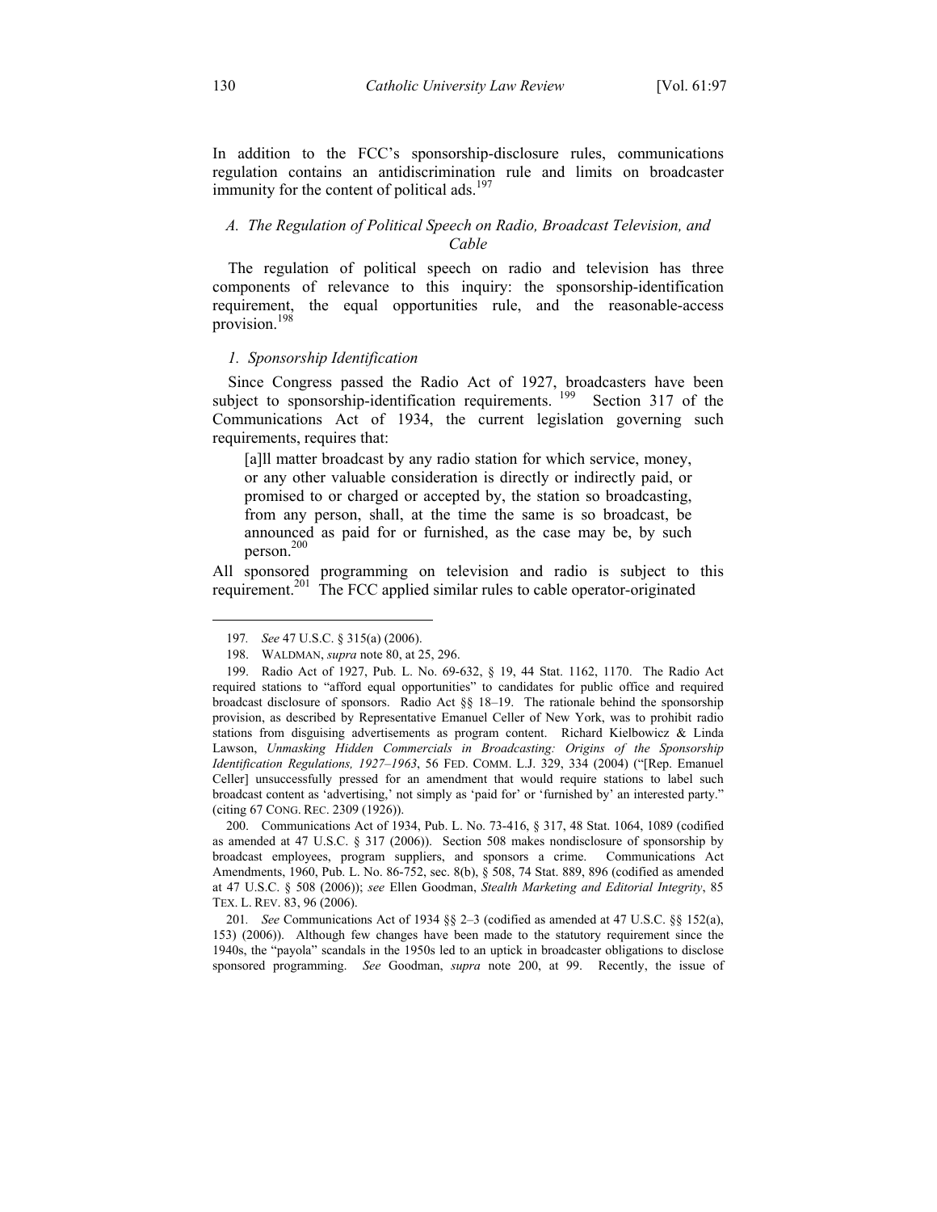In addition to the FCC's sponsorship-disclosure rules, communications regulation contains an antidiscrimination rule and limits on broadcaster immunity for the content of political ads.[197]

### *A. The Regulation of Political Speech on Radio, Broadcast Television, and Cable*

The regulation of political speech on radio and television has three components of relevance to this inquiry: the sponsorship-identification requirement, the equal opportunities rule, and the reasonable-access provision.[198]

#### *1. Sponsorship Identification*

Since Congress passed the Radio Act of 1927, broadcasters have been subject to sponsorship-identification requirements.[199] Section 317 of the Communications Act of 1934, the current legislation governing such requirements, requires that:

> [a]ll matter broadcast by any radio station for which service, money, or any other valuable consideration is directly or indirectly paid, or promised to or charged or accepted by, the station so broadcasting, from any person, shall, at the time the same is so broadcast, be announced as paid for or furnished, as the case may be, by such person.[200]

All sponsored programming on television and radio is subject to this requirement.[201] The FCC applied similar rules to cable operator-originated

---

197. *See* 47 U.S.C. § 315(a) (2006).

198. WALDMAN, *supra* note 80, at 25, 296.

199. Radio Act of 1927, Pub. L. No. 69-632, § 19, 44 Stat. 1162, 1170. The Radio Act required stations to "afford equal opportunities" to candidates for public office and required broadcast disclosure of sponsors. Radio Act §§ 18–19. The rationale behind the sponsorship provision, as described by Representative Emanuel Celler of New York, was to prohibit radio stations from disguising advertisements as program content. Richard Kielbowicz & Linda Lawson, *Unmasking Hidden Commercials in Broadcasting: Origins of the Sponsorship Identification Regulations, 1927–1963*, 56 FED. COMM. L.J. 329, 334 (2004) ("[Rep. Emanuel Celler] unsuccessfully pressed for an amendment that would require stations to label such broadcast content as 'advertising,' not simply as 'paid for' or 'furnished by' an interested party." (citing 67 CONG. REC. 2309 (1926)).

200. Communications Act of 1934, Pub. L. No. 73-416, § 317, 48 Stat. 1064, 1089 (codified as amended at 47 U.S.C. § 317 (2006)). Section 508 makes nondisclosure of sponsorship by broadcast employees, program suppliers, and sponsors a crime. Communications Act Amendments, 1960, Pub. L. No. 86-752, sec. 8(b), § 508, 74 Stat. 889, 896 (codified as amended at 47 U.S.C. § 508 (2006)); *see* Ellen Goodman, *Stealth Marketing and Editorial Integrity*, 85 TEX. L. REV. 83, 96 (2006).

201. *See* Communications Act of 1934 §§ 2–3 (codified as amended at 47 U.S.C. §§ 152(a), 153) (2006)). Although few changes have been made to the statutory requirement since the 1940s, the "payola" scandals in the 1950s led to an uptick in broadcaster obligations to disclose sponsored programming. *See* Goodman, *supra* note 200, at 99. Recently, the issue of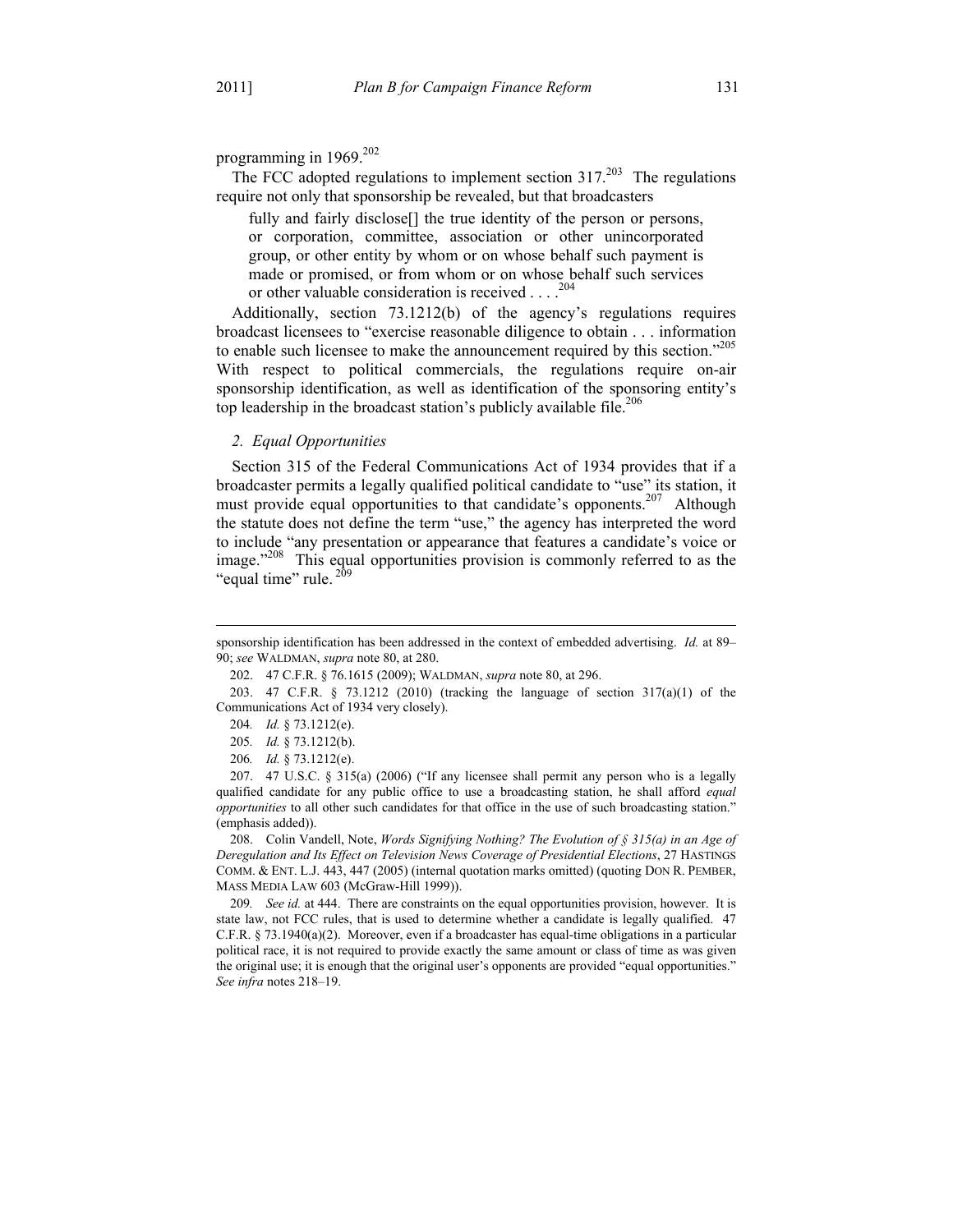programming in 1969.[202]

The FCC adopted regulations to implement section 317.[203] The regulations require not only that sponsorship be revealed, but that broadcasters

> fully and fairly disclose[] the true identity of the person or persons, or corporation, committee, association or other unincorporated group, or other entity by whom or on whose behalf such payment is made or promised, or from whom or on whose behalf such services or other valuable consideration is received . . . .[204]

Additionally, section 73.1212(b) of the agency's regulations requires broadcast licensees to "exercise reasonable diligence to obtain . . . information to enable such licensee to make the announcement required by this section."[205] With respect to political commercials, the regulations require on-air sponsorship identification, as well as identification of the sponsoring entity's top leadership in the broadcast station's publicly available file.[206]

### *2. Equal Opportunities*

Section 315 of the Federal Communications Act of 1934 provides that if a broadcaster permits a legally qualified political candidate to "use" its station, it must provide equal opportunities to that candidate's opponents.[207] Although the statute does not define the term "use," the agency has interpreted the word to include "any presentation or appearance that features a candidate's voice or image."[208] This equal opportunities provision is commonly referred to as the "equal time" rule.[209]

---

sponsorship identification has been addressed in the context of embedded advertising. *Id.* at 89–90; *see* WALDMAN, *supra* note 80, at 280.

202. 47 C.F.R. § 76.1615 (2009); WALDMAN, *supra* note 80, at 296.

203. 47 C.F.R. § 73.1212 (2010) (tracking the language of section 317(a)(1) of the Communications Act of 1934 very closely).

204. *Id.* § 73.1212(e).

205. *Id.* § 73.1212(b).

206. *Id.* § 73.1212(e).

207. 47 U.S.C. § 315(a) (2006) ("If any licensee shall permit any person who is a legally qualified candidate for any public office to use a broadcasting station, he shall afford *equal opportunities* to all other such candidates for that office in the use of such broadcasting station." (emphasis added)).

208. Colin Vandell, Note, *Words Signifying Nothing? The Evolution of § 315(a) in an Age of Deregulation and Its Effect on Television News Coverage of Presidential Elections*, 27 HASTINGS COMM. & ENT. L.J. 443, 447 (2005) (internal quotation marks omitted) (quoting DON R. PEMBER, MASS MEDIA LAW 603 (McGraw-Hill 1999)).

209. *See id.* at 444. There are constraints on the equal opportunities provision, however. It is state law, not FCC rules, that is used to determine whether a candidate is legally qualified. 47 C.F.R. § 73.1940(a)(2). Moreover, even if a broadcaster has equal-time obligations in a particular political race, it is not required to provide exactly the same amount or class of time as was given the original use; it is enough that the original user's opponents are provided "equal opportunities." *See infra* notes 218–19.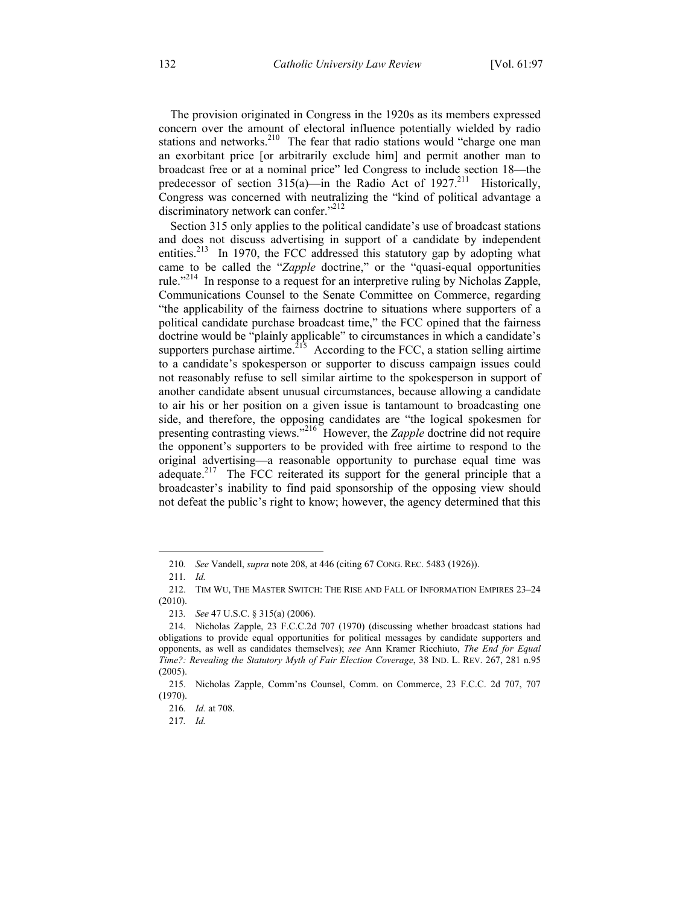The provision originated in Congress in the 1920s as its members expressed concern over the amount of electoral influence potentially wielded by radio stations and networks.[210] The fear that radio stations would "charge one man an exorbitant price [or arbitrarily exclude him] and permit another man to broadcast free or at a nominal price" led Congress to include section 18—the predecessor of section 315(a)—in the Radio Act of 1927.[211] Historically, Congress was concerned with neutralizing the "kind of political advantage a discriminatory network can confer."[212]

Section 315 only applies to the political candidate's use of broadcast stations and does not discuss advertising in support of a candidate by independent entities.[213] In 1970, the FCC addressed this statutory gap by adopting what came to be called the "*Zapple* doctrine," or the "quasi-equal opportunities rule."[214] In response to a request for an interpretive ruling by Nicholas Zapple, Communications Counsel to the Senate Committee on Commerce, regarding "the applicability of the fairness doctrine to situations where supporters of a political candidate purchase broadcast time," the FCC opined that the fairness doctrine would be "plainly applicable" to circumstances in which a candidate's supporters purchase airtime.[215] According to the FCC, a station selling airtime to a candidate's spokesperson or supporter to discuss campaign issues could not reasonably refuse to sell similar airtime to the spokesperson in support of another candidate absent unusual circumstances, because allowing a candidate to air his or her position on a given issue is tantamount to broadcasting one side, and therefore, the opposing candidates are "the logical spokesmen for presenting contrasting views."[216] However, the *Zapple* doctrine did not require the opponent's supporters to be provided with free airtime to respond to the original advertising—a reasonable opportunity to purchase equal time was adequate.[217] The FCC reiterated its support for the general principle that a broadcaster's inability to find paid sponsorship of the opposing view should not defeat the public's right to know; however, the agency determined that this

---

210. *See* Vandell, *supra* note 208, at 446 (citing 67 CONG. REC. 5483 (1926)).

211. *Id.*

212. TIM WU, THE MASTER SWITCH: THE RISE AND FALL OF INFORMATION EMPIRES 23–24 (2010).

213. *See* 47 U.S.C. § 315(a) (2006).

214. Nicholas Zapple, 23 F.C.C.2d 707 (1970) (discussing whether broadcast stations had obligations to provide equal opportunities for political messages by candidate supporters and opponents, as well as candidates themselves); *see* Ann Kramer Ricchiuto, *The End for Equal Time?: Revealing the Statutory Myth of Fair Election Coverage*, 38 IND. L. REV. 267, 281 n.95 (2005).

215. Nicholas Zapple, Comm'ns Counsel, Comm. on Commerce, 23 F.C.C. 2d 707, 707 (1970).

216. *Id.* at 708.

217. *Id.*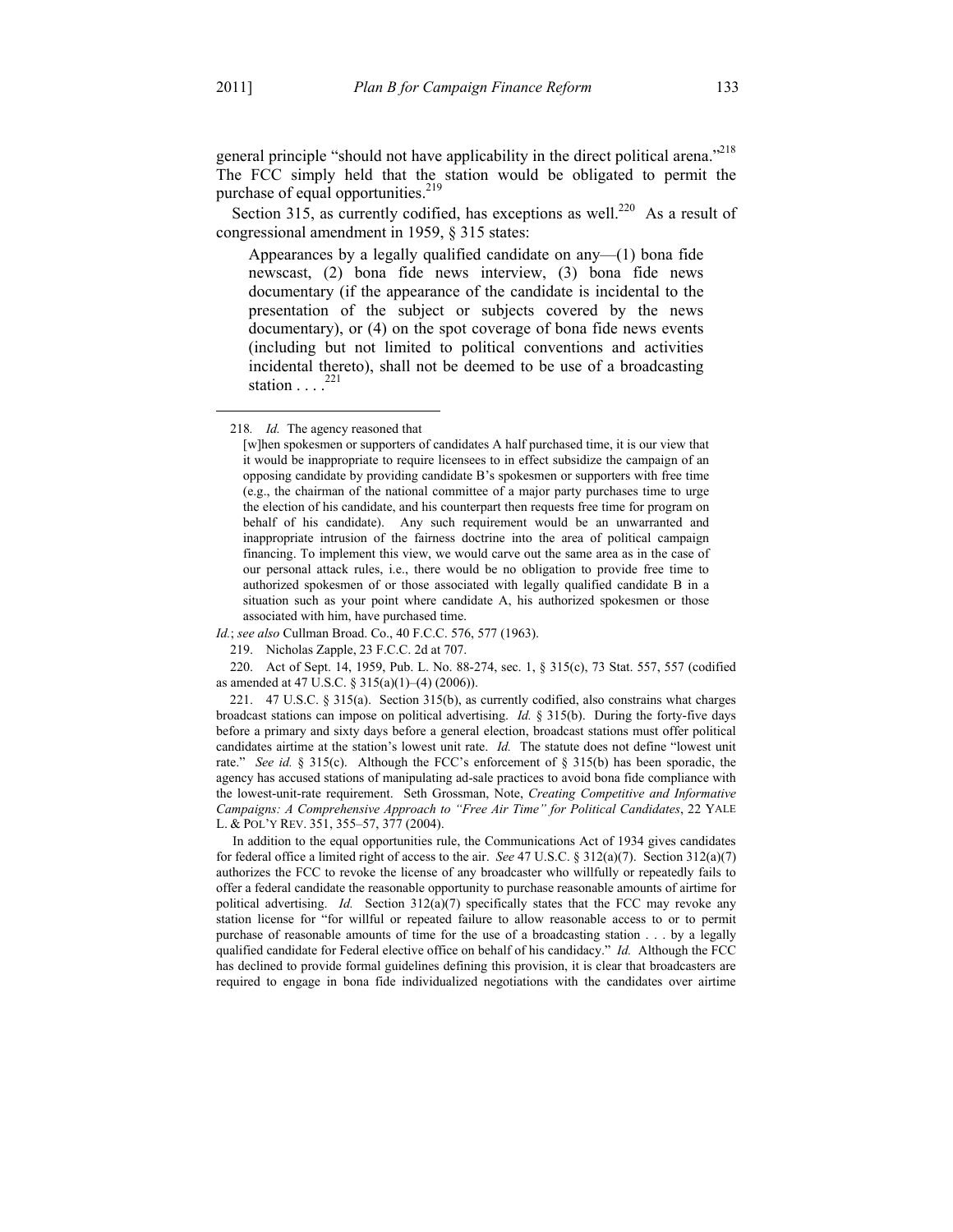general principle "should not have applicability in the direct political arena."[218] The FCC simply held that the station would be obligated to permit the purchase of equal opportunities.[219]

Section 315, as currently codified, has exceptions as well.[220] As a result of congressional amendment in 1959, § 315 states:

> Appearances by a legally qualified candidate on any—(1) bona fide newscast, (2) bona fide news interview, (3) bona fide news documentary (if the appearance of the candidate is incidental to the presentation of the subject or subjects covered by the news documentary), or (4) on the spot coverage of bona fide news events (including but not limited to political conventions and activities incidental thereto), shall not be deemed to be use of a broadcasting station . . . .[221]

---

218. *Id.* The agency reasoned that

> [w]hen spokesmen or supporters of candidates A half purchased time, it is our view that it would be inappropriate to require licensees to in effect subsidize the campaign of an opposing candidate by providing candidate B's spokesmen or supporters with free time (e.g., the chairman of the national committee of a major party purchases time to urge the election of his candidate, and his counterpart then requests free time for program on behalf of his candidate). Any such requirement would be an unwarranted and inappropriate intrusion of the fairness doctrine into the area of political campaign financing. To implement this view, we would carve out the same area as in the case of our personal attack rules, i.e., there would be no obligation to provide free time to authorized spokesmen of or those associated with legally qualified candidate B in a situation such as your point where candidate A, his authorized spokesmen or those associated with him, have purchased time.

*Id.*; *see also* Cullman Broad. Co., 40 F.C.C. 576, 577 (1963).

219. Nicholas Zapple, 23 F.C.C. 2d at 707.

220. Act of Sept. 14, 1959, Pub. L. No. 88-274, sec. 1, § 315(c), 73 Stat. 557, 557 (codified as amended at 47 U.S.C. § 315(a)(1)–(4) (2006)).

221. 47 U.S.C. § 315(a). Section 315(b), as currently codified, also constrains what charges broadcast stations can impose on political advertising. *Id.* § 315(b). During the forty-five days before a primary and sixty days before a general election, broadcast stations must offer political candidates airtime at the station's lowest unit rate. *Id.* The statute does not define "lowest unit rate." *See id.* § 315(c). Although the FCC's enforcement of § 315(b) has been sporadic, the agency has accused stations of manipulating ad-sale practices to avoid bona fide compliance with the lowest-unit-rate requirement. Seth Grossman, Note, *Creating Competitive and Informative Campaigns: A Comprehensive Approach to "Free Air Time" for Political Candidates*, 22 YALE L. & POL'Y REV. 351, 355–57, 377 (2004).

In addition to the equal opportunities rule, the Communications Act of 1934 gives candidates for federal office a limited right of access to the air. *See* 47 U.S.C. § 312(a)(7). Section 312(a)(7) authorizes the FCC to revoke the license of any broadcaster who willfully or repeatedly fails to offer a federal candidate the reasonable opportunity to purchase reasonable amounts of airtime for political advertising. *Id.* Section 312(a)(7) specifically states that the FCC may revoke any station license for "for willful or repeated failure to allow reasonable access to or to permit purchase of reasonable amounts of time for the use of a broadcasting station . . . by a legally qualified candidate for Federal elective office on behalf of his candidacy." *Id.* Although the FCC has declined to provide formal guidelines defining this provision, it is clear that broadcasters are required to engage in bona fide individualized negotiations with the candidates over airtime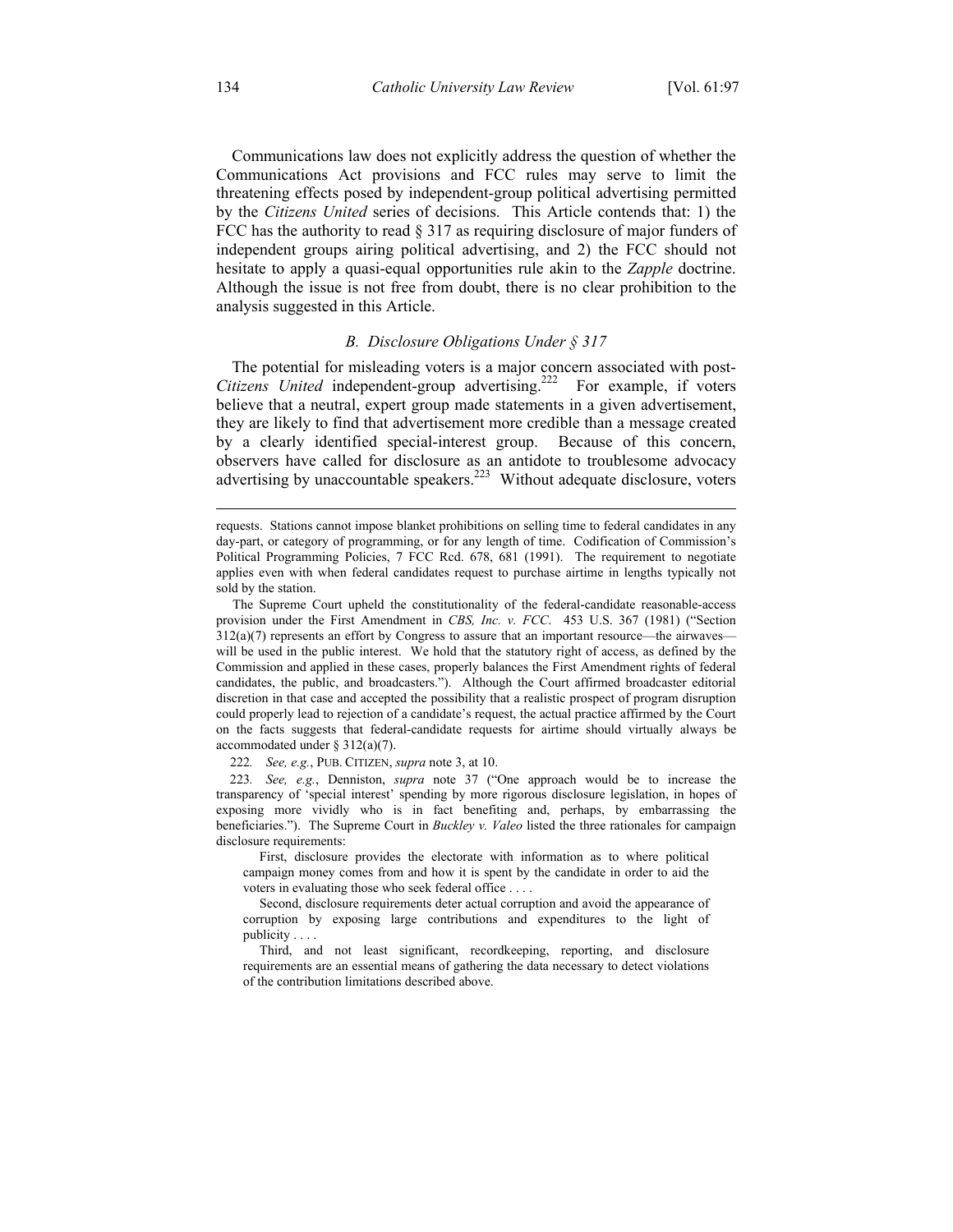Communications law does not explicitly address the question of whether the Communications Act provisions and FCC rules may serve to limit the threatening effects posed by independent-group political advertising permitted by the *Citizens United* series of decisions. This Article contends that: 1) the FCC has the authority to read § 317 as requiring disclosure of major funders of independent groups airing political advertising, and 2) the FCC should not hesitate to apply a quasi-equal opportunities rule akin to the *Zapple* doctrine. Although the issue is not free from doubt, there is no clear prohibition to the analysis suggested in this Article.

### *B. Disclosure Obligations Under § 317*

The potential for misleading voters is a major concern associated with post-*Citizens United* independent-group advertising.[222] For example, if voters believe that a neutral, expert group made statements in a given advertisement, they are likely to find that advertisement more credible than a message created by a clearly identified special-interest group. Because of this concern, observers have called for disclosure as an antidote to troublesome advocacy advertising by unaccountable speakers.[223] Without adequate disclosure, voters

---

requests. Stations cannot impose blanket prohibitions on selling time to federal candidates in any day-part, or category of programming, or for any length of time. Codification of Commission's Political Programming Policies, 7 FCC Rcd. 678, 681 (1991). The requirement to negotiate applies even with when federal candidates request to purchase airtime in lengths typically not sold by the station.

The Supreme Court upheld the constitutionality of the federal-candidate reasonable-access provision under the First Amendment in *CBS, Inc. v. FCC*. 453 U.S. 367 (1981) ("Section 312(a)(7) represents an effort by Congress to assure that an important resource—the airwaves—will be used in the public interest. We hold that the statutory right of access, as defined by the Commission and applied in these cases, properly balances the First Amendment rights of federal candidates, the public, and broadcasters."). Although the Court affirmed broadcaster editorial discretion in that case and accepted the possibility that a realistic prospect of program disruption could properly lead to rejection of a candidate's request, the actual practice affirmed by the Court on the facts suggests that federal-candidate requests for airtime should virtually always be accommodated under § 312(a)(7).

222. *See, e.g.*, PUB. CITIZEN, *supra* note 3, at 10.

223. *See, e.g.*, Denniston, *supra* note 37 ("One approach would be to increase the transparency of 'special interest' spending by more rigorous disclosure legislation, in hopes of exposing more vividly who is in fact benefiting and, perhaps, by embarrassing the beneficiaries."). The Supreme Court in *Buckley v. Valeo* listed the three rationales for campaign disclosure requirements:

> First, disclosure provides the electorate with information as to where political campaign money comes from and how it is spent by the candidate in order to aid the voters in evaluating those who seek federal office . . . .
>
> Second, disclosure requirements deter actual corruption and avoid the appearance of corruption by exposing large contributions and expenditures to the light of publicity . . . .
>
> Third, and not least significant, recordkeeping, reporting, and disclosure requirements are an essential means of gathering the data necessary to detect violations of the contribution limitations described above.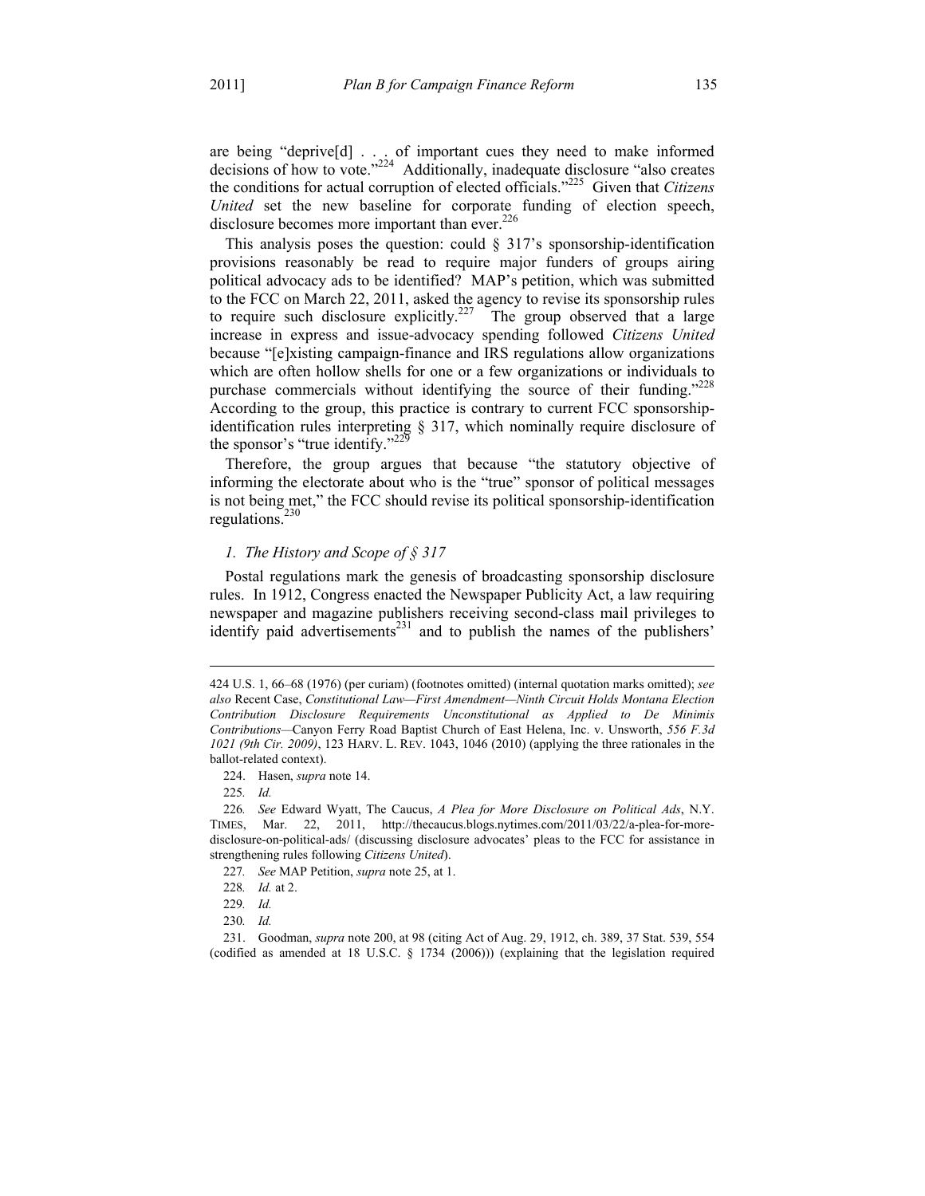are being "deprive[d] . . . of important cues they need to make informed decisions of how to vote."[224] Additionally, inadequate disclosure "also creates the conditions for actual corruption of elected officials."[225] Given that *Citizens United* set the new baseline for corporate funding of election speech, disclosure becomes more important than ever.[226]

This analysis poses the question: could § 317's sponsorship-identification provisions reasonably be read to require major funders of groups airing political advocacy ads to be identified? MAP's petition, which was submitted to the FCC on March 22, 2011, asked the agency to revise its sponsorship rules to require such disclosure explicitly.[227] The group observed that a large increase in express and issue-advocacy spending followed *Citizens United* because "[e]xisting campaign-finance and IRS regulations allow organizations which are often hollow shells for one or a few organizations or individuals to purchase commercials without identifying the source of their funding."[228] According to the group, this practice is contrary to current FCC sponsorship-identification rules interpreting § 317, which nominally require disclosure of the sponsor's "true identify."[229]

Therefore, the group argues that because "the statutory objective of informing the electorate about who is the "true" sponsor of political messages is not being met," the FCC should revise its political sponsorship-identification regulations.[230]

### *1. The History and Scope of § 317*

Postal regulations mark the genesis of broadcasting sponsorship disclosure rules. In 1912, Congress enacted the Newspaper Publicity Act, a law requiring newspaper and magazine publishers receiving second-class mail privileges to identify paid advertisements[231] and to publish the names of the publishers'

---

424 U.S. 1, 66–68 (1976) (per curiam) (footnotes omitted) (internal quotation marks omitted); *see also* Recent Case, *Constitutional Law—First Amendment—Ninth Circuit Holds Montana Election Contribution Disclosure Requirements Unconstitutional as Applied to De Minimis Contributions*—Canyon Ferry Road Baptist Church of East Helena, Inc. v. Unsworth, *556 F.3d 1021 (9th Cir. 2009)*, 123 HARV. L. REV. 1043, 1046 (2010) (applying the three rationales in the ballot-related context).

224. Hasen, *supra* note 14.

225. *Id.*

226. *See* Edward Wyatt, The Caucus, *A Plea for More Disclosure on Political Ads*, N.Y. TIMES, Mar. 22, 2011, http://thecaucus.blogs.nytimes.com/2011/03/22/a-plea-for-more-disclosure-on-political-ads/ (discussing disclosure advocates' pleas to the FCC for assistance in strengthening rules following *Citizens United*).

227. *See* MAP Petition, *supra* note 25, at 1.

228. *Id.* at 2.

229. *Id.*

230. *Id.*

231. Goodman, *supra* note 200, at 98 (citing Act of Aug. 29, 1912, ch. 389, 37 Stat. 539, 554 (codified as amended at 18 U.S.C. § 1734 (2006))) (explaining that the legislation required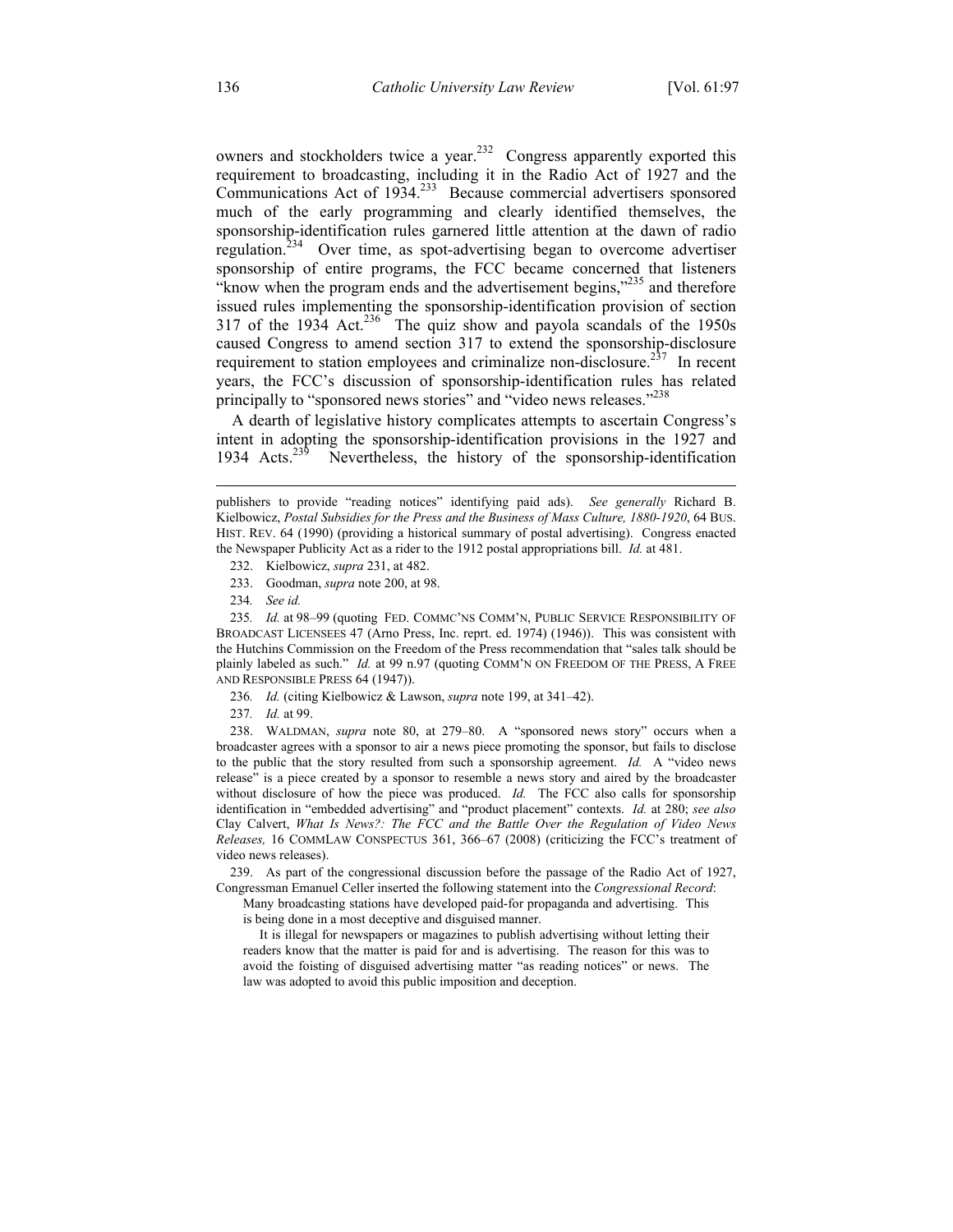owners and stockholders twice a year.[232] Congress apparently exported this requirement to broadcasting, including it in the Radio Act of 1927 and the Communications Act of 1934.[233] Because commercial advertisers sponsored much of the early programming and clearly identified themselves, the sponsorship-identification rules garnered little attention at the dawn of radio regulation.[234] Over time, as spot-advertising began to overcome advertiser sponsorship of entire programs, the FCC became concerned that listeners "know when the program ends and the advertisement begins,"[235] and therefore issued rules implementing the sponsorship-identification provision of section 317 of the 1934 Act.[236] The quiz show and payola scandals of the 1950s caused Congress to amend section 317 to extend the sponsorship-disclosure requirement to station employees and criminalize non-disclosure.[237] In recent years, the FCC's discussion of sponsorship-identification rules has related principally to "sponsored news stories" and "video news releases."[238]

A dearth of legislative history complicates attempts to ascertain Congress's intent in adopting the sponsorship-identification provisions in the 1927 and 1934 Acts.[239] Nevertheless, the history of the sponsorship-identification

---

publishers to provide "reading notices" identifying paid ads). *See generally* Richard B. Kielbowicz, *Postal Subsidies for the Press and the Business of Mass Culture, 1880-1920*, 64 BUS. HIST. REV. 64 (1990) (providing a historical summary of postal advertising). Congress enacted the Newspaper Publicity Act as a rider to the 1912 postal appropriations bill. *Id.* at 481.

232. Kielbowicz, *supra* 231, at 482.

233. Goodman, *supra* note 200, at 98.

234. *See id.*

235. *Id.* at 98–99 (quoting FED. COMMC'NS COMM'N, PUBLIC SERVICE RESPONSIBILITY OF BROADCAST LICENSEES 47 (Arno Press, Inc. reprt. ed. 1974) (1946)). This was consistent with the Hutchins Commission on the Freedom of the Press recommendation that "sales talk should be plainly labeled as such." *Id.* at 99 n.97 (quoting COMM'N ON FREEDOM OF THE PRESS, A FREE AND RESPONSIBLE PRESS 64 (1947)).

236. *Id.* (citing Kielbowicz & Lawson, *supra* note 199, at 341–42).

237. *Id.* at 99.

238. WALDMAN, *supra* note 80, at 279–80. A "sponsored news story" occurs when a broadcaster agrees with a sponsor to air a news piece promoting the sponsor, but fails to disclose to the public that the story resulted from such a sponsorship agreement. *Id.* A "video news release" is a piece created by a sponsor to resemble a news story and aired by the broadcaster without disclosure of how the piece was produced. *Id.* The FCC also calls for sponsorship identification in "embedded advertising" and "product placement" contexts. *Id.* at 280; *see also* Clay Calvert, *What Is News?: The FCC and the Battle Over the Regulation of Video News Releases,* 16 COMMLAW CONSPECTUS 361, 366–67 (2008) (criticizing the FCC's treatment of video news releases).

239. As part of the congressional discussion before the passage of the Radio Act of 1927, Congressman Emanuel Celler inserted the following statement into the *Congressional Record*:

> Many broadcasting stations have developed paid-for propaganda and advertising. This is being done in a most deceptive and disguised manner.
>
> It is illegal for newspapers or magazines to publish advertising without letting their readers know that the matter is paid for and is advertising. The reason for this was to avoid the foisting of disguised advertising matter "as reading notices" or news. The law was adopted to avoid this public imposition and deception.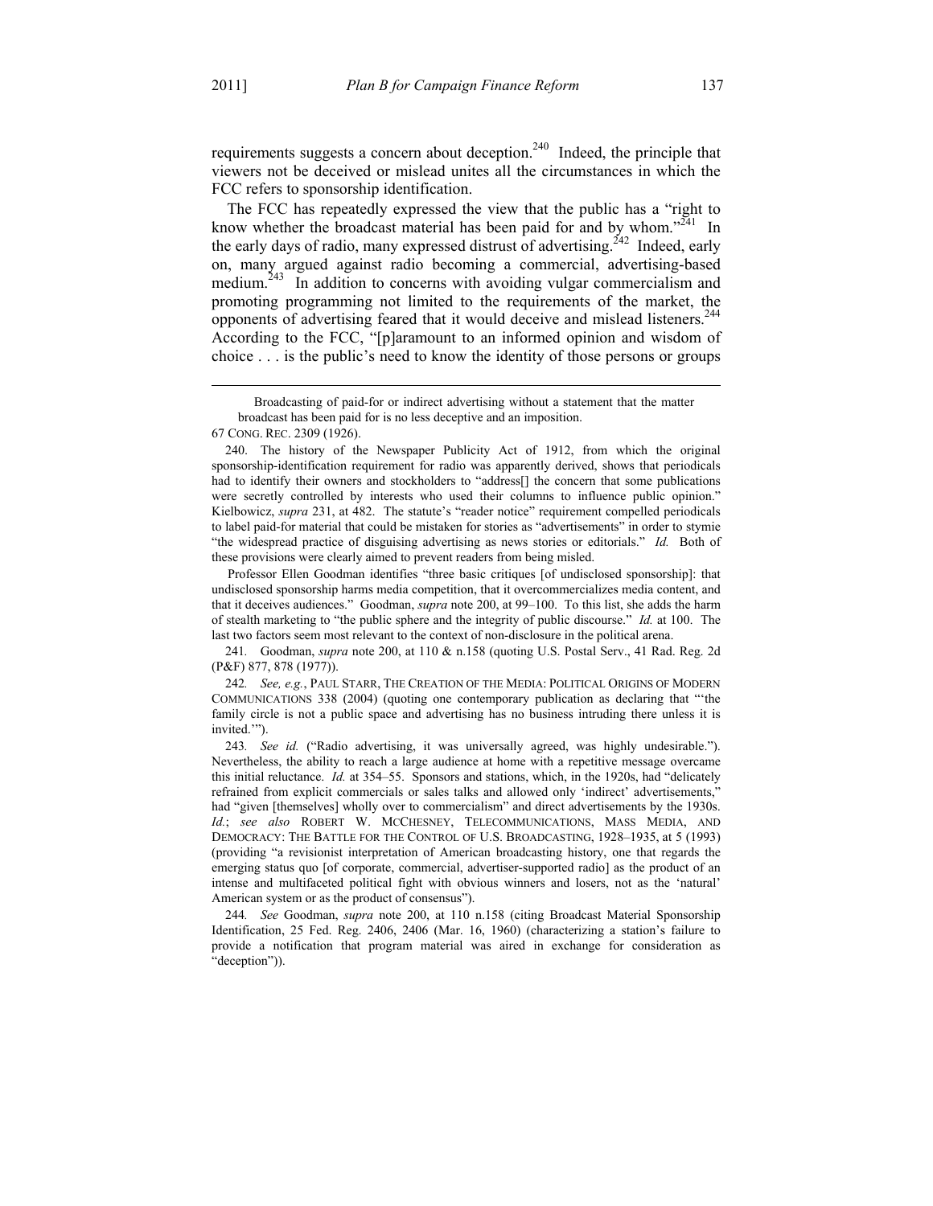requirements suggests a concern about deception.[240] Indeed, the principle that viewers not be deceived or mislead unites all the circumstances in which the FCC refers to sponsorship identification.

The FCC has repeatedly expressed the view that the public has a "right to know whether the broadcast material has been paid for and by whom."[241] In the early days of radio, many expressed distrust of advertising.[242] Indeed, early on, many argued against radio becoming a commercial, advertising-based medium.[243] In addition to concerns with avoiding vulgar commercialism and promoting programming not limited to the requirements of the market, the opponents of advertising feared that it would deceive and mislead listeners.[244] According to the FCC, "[p]aramount to an informed opinion and wisdom of choice . . . is the public's need to know the identity of those persons or groups

---

> Broadcasting of paid-for or indirect advertising without a statement that the matter broadcast has been paid for is no less deceptive and an imposition.

67 CONG. REC. 2309 (1926).

240. The history of the Newspaper Publicity Act of 1912, from which the original sponsorship-identification requirement for radio was apparently derived, shows that periodicals had to identify their owners and stockholders to "address[] the concern that some publications were secretly controlled by interests who used their columns to influence public opinion." Kielbowicz, *supra* 231, at 482. The statute's "reader notice" requirement compelled periodicals to label paid-for material that could be mistaken for stories as "advertisements" in order to stymie "the widespread practice of disguising advertising as news stories or editorials." *Id.* Both of these provisions were clearly aimed to prevent readers from being misled.

Professor Ellen Goodman identifies "three basic critiques [of undisclosed sponsorship]: that undisclosed sponsorship harms media competition, that it overcommercializes media content, and that it deceives audiences." Goodman, *supra* note 200, at 99–100. To this list, she adds the harm of stealth marketing to "the public sphere and the integrity of public discourse." *Id.* at 100. The last two factors seem most relevant to the context of non-disclosure in the political arena.

241. Goodman, *supra* note 200, at 110 & n.158 (quoting U.S. Postal Serv., 41 Rad. Reg. 2d (P&F) 877, 878 (1977)).

242. *See, e.g.*, PAUL STARR, THE CREATION OF THE MEDIA: POLITICAL ORIGINS OF MODERN COMMUNICATIONS 338 (2004) (quoting one contemporary publication as declaring that "'the family circle is not a public space and advertising has no business intruding there unless it is invited.'").

243. *See id.* ("Radio advertising, it was universally agreed, was highly undesirable."). Nevertheless, the ability to reach a large audience at home with a repetitive message overcame this initial reluctance. *Id.* at 354–55. Sponsors and stations, which, in the 1920s, had "delicately refrained from explicit commercials or sales talks and allowed only 'indirect' advertisements," had "given [themselves] wholly over to commercialism" and direct advertisements by the 1930s. *Id.*; *see also* ROBERT W. MCCHESNEY, TELECOMMUNICATIONS, MASS MEDIA, AND DEMOCRACY: THE BATTLE FOR THE CONTROL OF U.S. BROADCASTING, 1928–1935, at 5 (1993) (providing "a revisionist interpretation of American broadcasting history, one that regards the emerging status quo [of corporate, commercial, advertiser-supported radio] as the product of an intense and multifaceted political fight with obvious winners and losers, not as the 'natural' American system or as the product of consensus").

244. *See* Goodman, *supra* note 200, at 110 n.158 (citing Broadcast Material Sponsorship Identification, 25 Fed. Reg. 2406, 2406 (Mar. 16, 1960) (characterizing a station's failure to provide a notification that program material was aired in exchange for consideration as "deception")).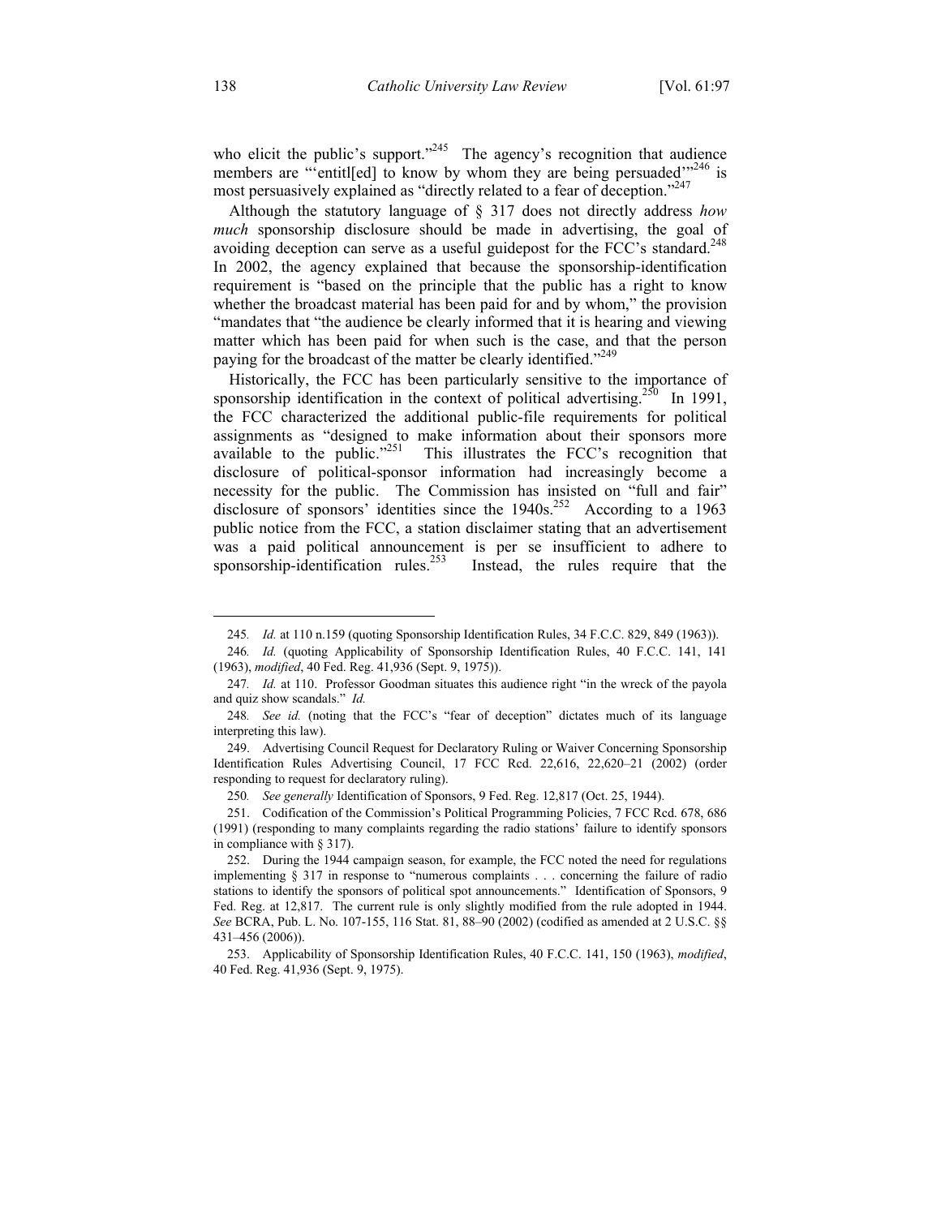who elicit the public's support."[245] The agency's recognition that audience members are "'entitl[ed] to know by whom they are being persuaded'"[246] is most persuasively explained as "directly related to a fear of deception."[247]

Although the statutory language of § 317 does not directly address *how much* sponsorship disclosure should be made in advertising, the goal of avoiding deception can serve as a useful guidepost for the FCC's standard.[248] In 2002, the agency explained that because the sponsorship-identification requirement is "based on the principle that the public has a right to know whether the broadcast material has been paid for and by whom," the provision "mandates that "the audience be clearly informed that it is hearing and viewing matter which has been paid for when such is the case, and that the person paying for the broadcast of the matter be clearly identified."[249]

Historically, the FCC has been particularly sensitive to the importance of sponsorship identification in the context of political advertising.[250] In 1991, the FCC characterized the additional public-file requirements for political assignments as "designed to make information about their sponsors more available to the public."[251] This illustrates the FCC's recognition that disclosure of political-sponsor information had increasingly become a necessity for the public. The Commission has insisted on "full and fair" disclosure of sponsors' identities since the 1940s.[252] According to a 1963 public notice from the FCC, a station disclaimer stating that an advertisement was a paid political announcement is per se insufficient to adhere to sponsorship-identification rules.[253] Instead, the rules require that the

---

245. *Id.* at 110 n.159 (quoting Sponsorship Identification Rules, 34 F.C.C. 829, 849 (1963)).

246. *Id.* (quoting Applicability of Sponsorship Identification Rules, 40 F.C.C. 141, 141 (1963), *modified*, 40 Fed. Reg. 41,936 (Sept. 9, 1975)).

247. *Id.* at 110. Professor Goodman situates this audience right "in the wreck of the payola and quiz show scandals." *Id.*

248. *See id.* (noting that the FCC's "fear of deception" dictates much of its language interpreting this law).

249. Advertising Council Request for Declaratory Ruling or Waiver Concerning Sponsorship Identification Rules Advertising Council, 17 FCC Rcd. 22,616, 22,620–21 (2002) (order responding to request for declaratory ruling).

250. *See generally* Identification of Sponsors, 9 Fed. Reg. 12,817 (Oct. 25, 1944).

251. Codification of the Commission's Political Programming Policies, 7 FCC Rcd. 678, 686 (1991) (responding to many complaints regarding the radio stations' failure to identify sponsors in compliance with § 317).

252. During the 1944 campaign season, for example, the FCC noted the need for regulations implementing § 317 in response to "numerous complaints . . . concerning the failure of radio stations to identify the sponsors of political spot announcements." Identification of Sponsors, 9 Fed. Reg. at 12,817. The current rule is only slightly modified from the rule adopted in 1944. *See* BCRA, Pub. L. No. 107-155, 116 Stat. 81, 88–90 (2002) (codified as amended at 2 U.S.C. §§ 431–456 (2006)).

253. Applicability of Sponsorship Identification Rules, 40 F.C.C. 141, 150 (1963), *modified*, 40 Fed. Reg. 41,936 (Sept. 9, 1975).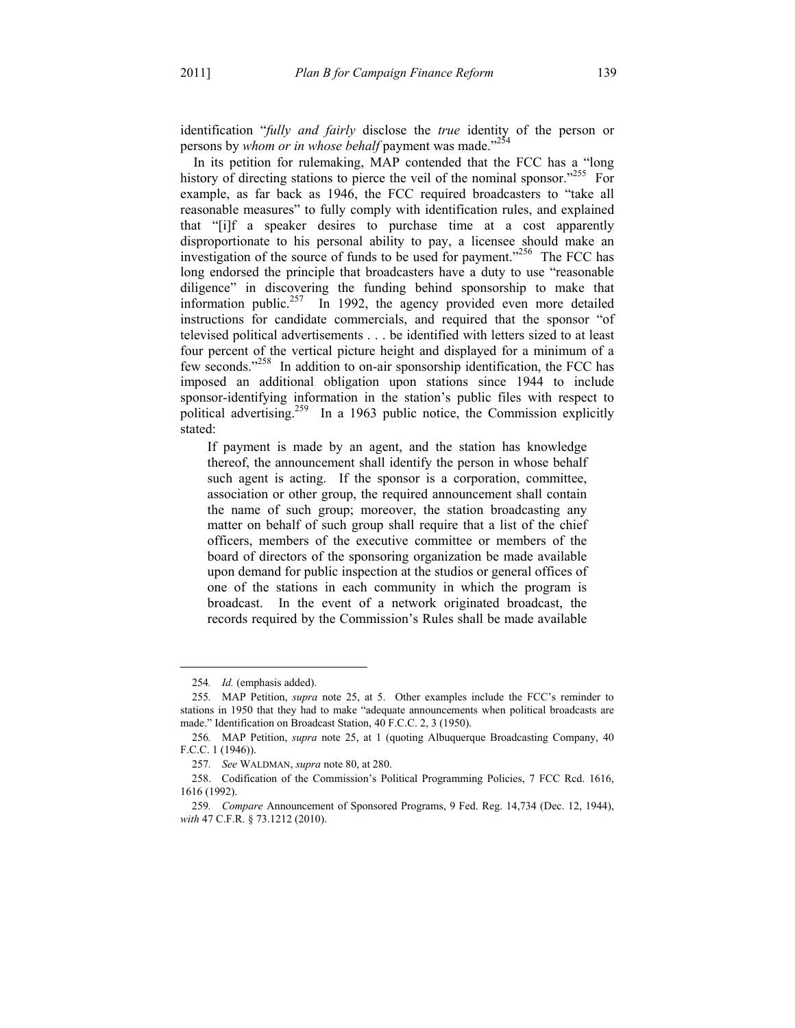identification "*fully and fairly* disclose the *true* identity of the person or persons by *whom or in whose behalf* payment was made."[254]

In its petition for rulemaking, MAP contended that the FCC has a "long history of directing stations to pierce the veil of the nominal sponsor."[255] For example, as far back as 1946, the FCC required broadcasters to "take all reasonable measures" to fully comply with identification rules, and explained that "[i]f a speaker desires to purchase time at a cost apparently disproportionate to his personal ability to pay, a licensee should make an investigation of the source of funds to be used for payment."[256] The FCC has long endorsed the principle that broadcasters have a duty to use "reasonable diligence" in discovering the funding behind sponsorship to make that information public.[257] In 1992, the agency provided even more detailed instructions for candidate commercials, and required that the sponsor "of televised political advertisements . . . be identified with letters sized to at least four percent of the vertical picture height and displayed for a minimum of a few seconds."[258] In addition to on-air sponsorship identification, the FCC has imposed an additional obligation upon stations since 1944 to include sponsor-identifying information in the station's public files with respect to political advertising.[259] In a 1963 public notice, the Commission explicitly stated:

> If payment is made by an agent, and the station has knowledge thereof, the announcement shall identify the person in whose behalf such agent is acting. If the sponsor is a corporation, committee, association or other group, the required announcement shall contain the name of such group; moreover, the station broadcasting any matter on behalf of such group shall require that a list of the chief officers, members of the executive committee or members of the board of directors of the sponsoring organization be made available upon demand for public inspection at the studios or general offices of one of the stations in each community in which the program is broadcast. In the event of a network originated broadcast, the records required by the Commission's Rules shall be made available

---

254. *Id.* (emphasis added).

255. MAP Petition, *supra* note 25, at 5. Other examples include the FCC's reminder to stations in 1950 that they had to make "adequate announcements when political broadcasts are made." Identification on Broadcast Station, 40 F.C.C. 2, 3 (1950).

256. MAP Petition, *supra* note 25, at 1 (quoting Albuquerque Broadcasting Company, 40 F.C.C. 1 (1946)).

257. *See* WALDMAN, *supra* note 80, at 280.

258. Codification of the Commission's Political Programming Policies, 7 FCC Rcd. 1616, 1616 (1992).

259. *Compare* Announcement of Sponsored Programs, 9 Fed. Reg. 14,734 (Dec. 12, 1944), *with* 47 C.F.R. § 73.1212 (2010).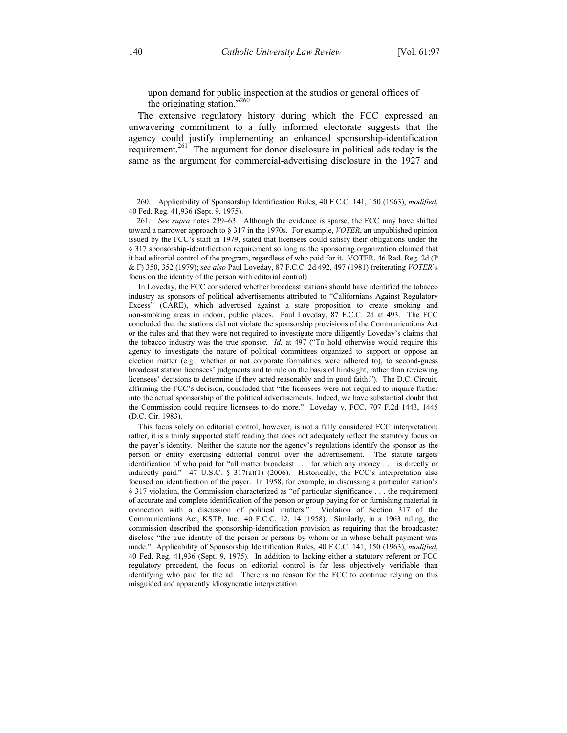upon demand for public inspection at the studios or general offices of the originating station."[260]

The extensive regulatory history during which the FCC expressed an unwavering commitment to a fully informed electorate suggests that the agency could justify implementing an enhanced sponsorship-identification requirement.[261] The argument for donor disclosure in political ads today is the same as the argument for commercial-advertising disclosure in the 1927 and

---

260. Applicability of Sponsorship Identification Rules, 40 F.C.C. 141, 150 (1963), *modified*, 40 Fed. Reg. 41,936 (Sept. 9, 1975).

261. *See supra* notes 239–63. Although the evidence is sparse, the FCC may have shifted toward a narrower approach to § 317 in the 1970s. For example, *VOTER*, an unpublished opinion issued by the FCC's staff in 1979, stated that licensees could satisfy their obligations under the § 317 sponsorship-identification requirement so long as the sponsoring organization claimed that it had editorial control of the program, regardless of who paid for it. VOTER, 46 Rad. Reg. 2d (P & F) 350, 352 (1979); *see also* Paul Loveday, 87 F.C.C. 2d 492, 497 (1981) (reiterating *VOTER*'s focus on the identity of the person with editorial control).

In Loveday, the FCC considered whether broadcast stations should have identified the tobacco industry as sponsors of political advertisements attributed to "Californians Against Regulatory Excess" (CARE), which advertised against a state proposition to create smoking and non-smoking areas in indoor, public places. Paul Loveday, 87 F.C.C. 2d at 493. The FCC concluded that the stations did not violate the sponsorship provisions of the Communications Act or the rules and that they were not required to investigate more diligently Loveday's claims that the tobacco industry was the true sponsor. *Id.* at 497 ("To hold otherwise would require this agency to investigate the nature of political committees organized to support or oppose an election matter (e.g., whether or not corporate formalities were adhered to), to second-guess broadcast station licensees' judgments and to rule on the basis of hindsight, rather than reviewing licensees' decisions to determine if they acted reasonably and in good faith."). The D.C. Circuit, affirming the FCC's decision, concluded that "the licensees were not required to inquire further into the actual sponsorship of the political advertisements. Indeed, we have substantial doubt that the Commission could require licensees to do more." Loveday v. FCC, 707 F.2d 1443, 1445 (D.C. Cir. 1983).

This focus solely on editorial control, however, is not a fully considered FCC interpretation; rather, it is a thinly supported staff reading that does not adequately reflect the statutory focus on the payer's identity. Neither the statute nor the agency's regulations identify the sponsor as the person or entity exercising editorial control over the advertisement. The statute targets identification of who paid for "all matter broadcast . . . for which any money . . . is directly or indirectly paid." 47 U.S.C. § 317(a)(1) (2006). Historically, the FCC's interpretation also focused on identification of the payer. In 1958, for example, in discussing a particular station's § 317 violation, the Commission characterized as "of particular significance . . . the requirement of accurate and complete identification of the person or group paying for or furnishing material in connection with a discussion of political matters." Violation of Section 317 of the Communications Act, KSTP, Inc., 40 F.C.C. 12, 14 (1958). Similarly, in a 1963 ruling, the commission described the sponsorship-identification provision as requiring that the broadcaster disclose "the true identity of the person or persons by whom or in whose behalf payment was made." Applicability of Sponsorship Identification Rules, 40 F.C.C. 141, 150 (1963), *modified*, 40 Fed. Reg. 41,936 (Sept. 9, 1975). In addition to lacking either a statutory referent or FCC regulatory precedent, the focus on editorial control is far less objectively verifiable than identifying who paid for the ad. There is no reason for the FCC to continue relying on this misguided and apparently idiosyncratic interpretation.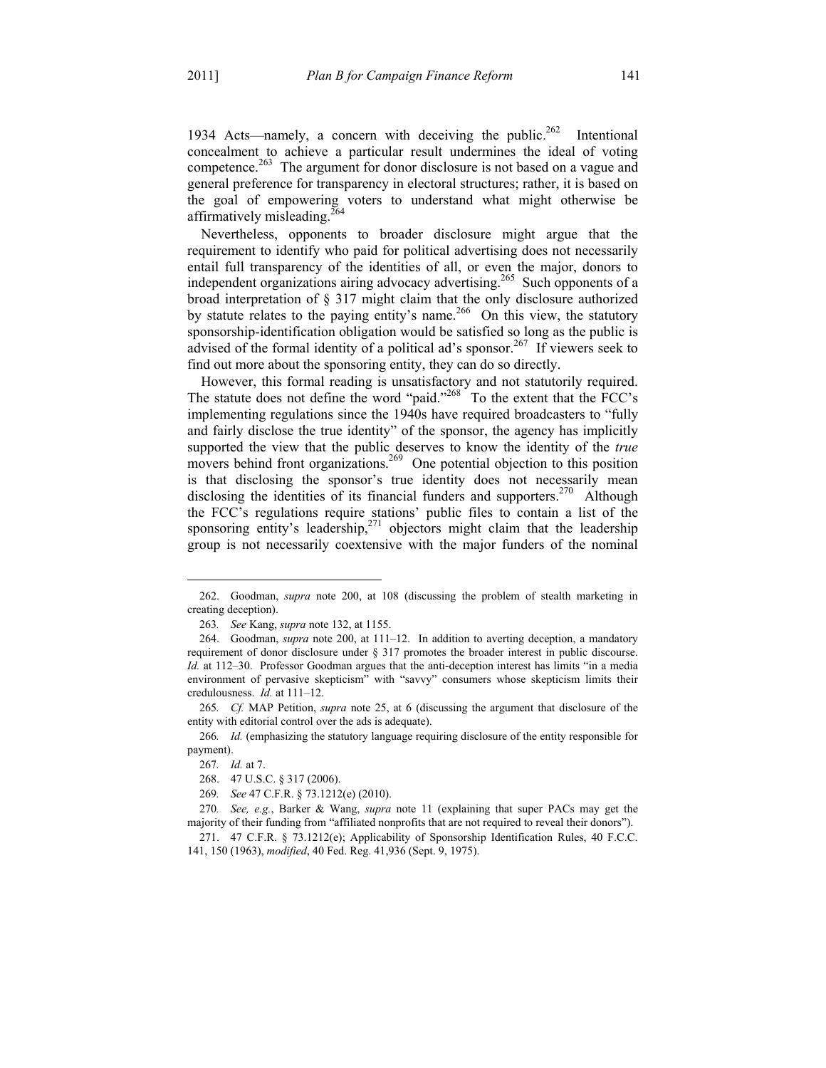1934 Acts—namely, a concern with deceiving the public.[262] Intentional concealment to achieve a particular result undermines the ideal of voting competence.[263] The argument for donor disclosure is not based on a vague and general preference for transparency in electoral structures; rather, it is based on the goal of empowering voters to understand what might otherwise be affirmatively misleading.[264]

Nevertheless, opponents to broader disclosure might argue that the requirement to identify who paid for political advertising does not necessarily entail full transparency of the identities of all, or even the major, donors to independent organizations airing advocacy advertising.[265] Such opponents of a broad interpretation of § 317 might claim that the only disclosure authorized by statute relates to the paying entity's name.[266] On this view, the statutory sponsorship-identification obligation would be satisfied so long as the public is advised of the formal identity of a political ad's sponsor.[267] If viewers seek to find out more about the sponsoring entity, they can do so directly.

However, this formal reading is unsatisfactory and not statutorily required. The statute does not define the word "paid."[268] To the extent that the FCC's implementing regulations since the 1940s have required broadcasters to "fully and fairly disclose the true identity" of the sponsor, the agency has implicitly supported the view that the public deserves to know the identity of the *true* movers behind front organizations.[269] One potential objection to this position is that disclosing the sponsor's true identity does not necessarily mean disclosing the identities of its financial funders and supporters.[270] Although the FCC's regulations require stations' public files to contain a list of the sponsoring entity's leadership,[271] objectors might claim that the leadership group is not necessarily coextensive with the major funders of the nominal

---

262. Goodman, *supra* note 200, at 108 (discussing the problem of stealth marketing in creating deception).

263. *See* Kang, *supra* note 132, at 1155.

264. Goodman, *supra* note 200, at 111–12. In addition to averting deception, a mandatory requirement of donor disclosure under § 317 promotes the broader interest in public discourse. *Id.* at 112–30. Professor Goodman argues that the anti-deception interest has limits "in a media environment of pervasive skepticism" with "savvy" consumers whose skepticism limits their credulousness. *Id.* at 111–12.

265. *Cf.* MAP Petition, *supra* note 25, at 6 (discussing the argument that disclosure of the entity with editorial control over the ads is adequate).

266. *Id.* (emphasizing the statutory language requiring disclosure of the entity responsible for payment).

267. *Id.* at 7.

268. 47 U.S.C. § 317 (2006).

269. *See* 47 C.F.R. § 73.1212(e) (2010).

270. *See, e.g.*, Barker & Wang, *supra* note 11 (explaining that super PACs may get the majority of their funding from "affiliated nonprofits that are not required to reveal their donors").

271. 47 C.F.R. § 73.1212(e); Applicability of Sponsorship Identification Rules, 40 F.C.C. 141, 150 (1963), *modified*, 40 Fed. Reg. 41,936 (Sept. 9, 1975).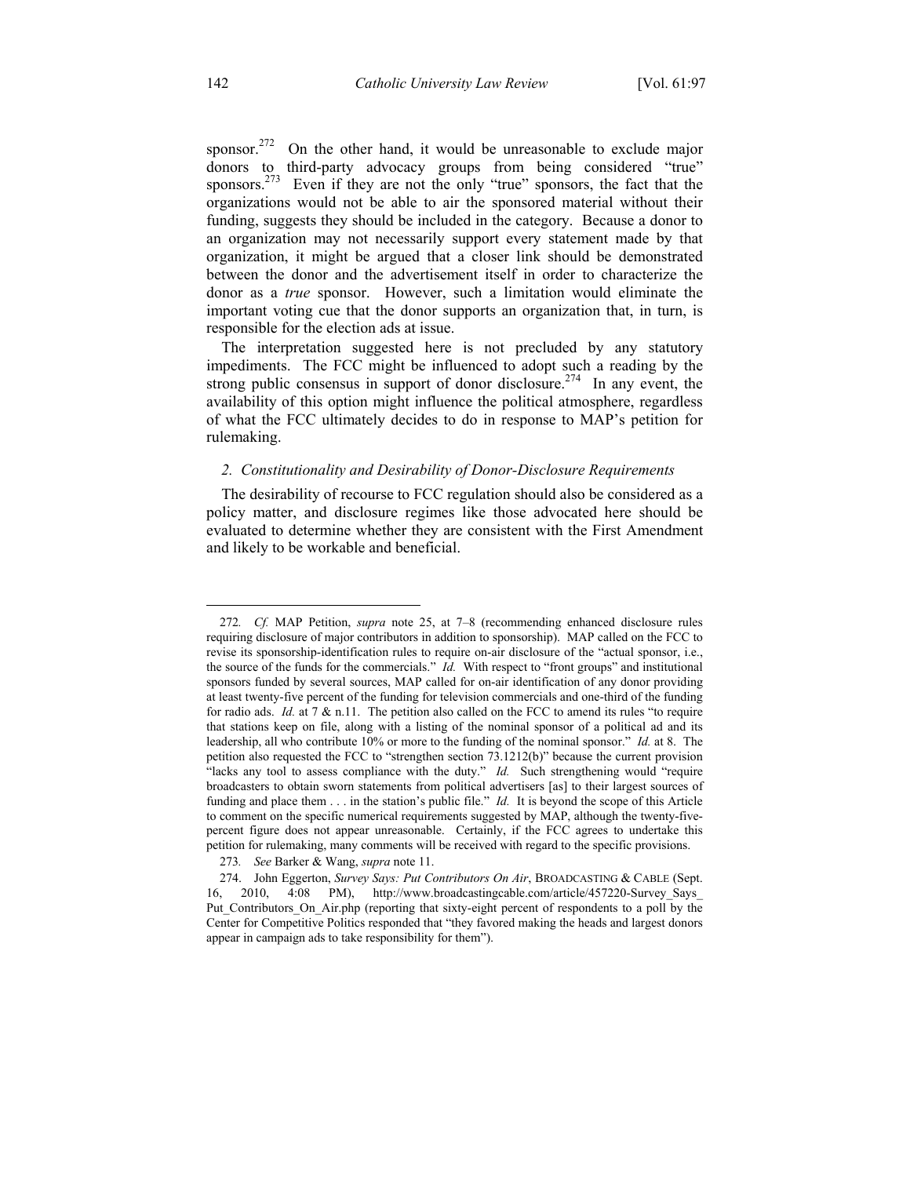sponsor.[272] On the other hand, it would be unreasonable to exclude major donors to third-party advocacy groups from being considered "true" sponsors.[273] Even if they are not the only "true" sponsors, the fact that the organizations would not be able to air the sponsored material without their funding, suggests they should be included in the category. Because a donor to an organization may not necessarily support every statement made by that organization, it might be argued that a closer link should be demonstrated between the donor and the advertisement itself in order to characterize the donor as a *true* sponsor. However, such a limitation would eliminate the important voting cue that the donor supports an organization that, in turn, is responsible for the election ads at issue.

The interpretation suggested here is not precluded by any statutory impediments. The FCC might be influenced to adopt such a reading by the strong public consensus in support of donor disclosure.[274] In any event, the availability of this option might influence the political atmosphere, regardless of what the FCC ultimately decides to do in response to MAP's petition for rulemaking.

### *2. Constitutionality and Desirability of Donor-Disclosure Requirements*

The desirability of recourse to FCC regulation should also be considered as a policy matter, and disclosure regimes like those advocated here should be evaluated to determine whether they are consistent with the First Amendment and likely to be workable and beneficial.

---

272. *Cf.* MAP Petition, *supra* note 25, at 7–8 (recommending enhanced disclosure rules requiring disclosure of major contributors in addition to sponsorship). MAP called on the FCC to revise its sponsorship-identification rules to require on-air disclosure of the "actual sponsor, i.e., the source of the funds for the commercials." *Id.* With respect to "front groups" and institutional sponsors funded by several sources, MAP called for on-air identification of any donor providing at least twenty-five percent of the funding for television commercials and one-third of the funding for radio ads. *Id.* at 7 & n.11. The petition also called on the FCC to amend its rules "to require that stations keep on file, along with a listing of the nominal sponsor of a political ad and its leadership, all who contribute 10% or more to the funding of the nominal sponsor." *Id.* at 8. The petition also requested the FCC to "strengthen section 73.1212(b)" because the current provision "lacks any tool to assess compliance with the duty." *Id.* Such strengthening would "require broadcasters to obtain sworn statements from political advertisers [as] to their largest sources of funding and place them . . . in the station's public file." *Id.* It is beyond the scope of this Article to comment on the specific numerical requirements suggested by MAP, although the twenty-five-percent figure does not appear unreasonable. Certainly, if the FCC agrees to undertake this petition for rulemaking, many comments will be received with regard to the specific provisions.

273. *See* Barker & Wang, *supra* note 11.

274. John Eggerton, *Survey Says: Put Contributors On Air*, BROADCASTING & CABLE (Sept. 16, 2010, 4:08 PM), http://www.broadcastingcable.com/article/457220-Survey_Says_Put_Contributors_On_Air.php (reporting that sixty-eight percent of respondents to a poll by the Center for Competitive Politics responded that "they favored making the heads and largest donors appear in campaign ads to take responsibility for them").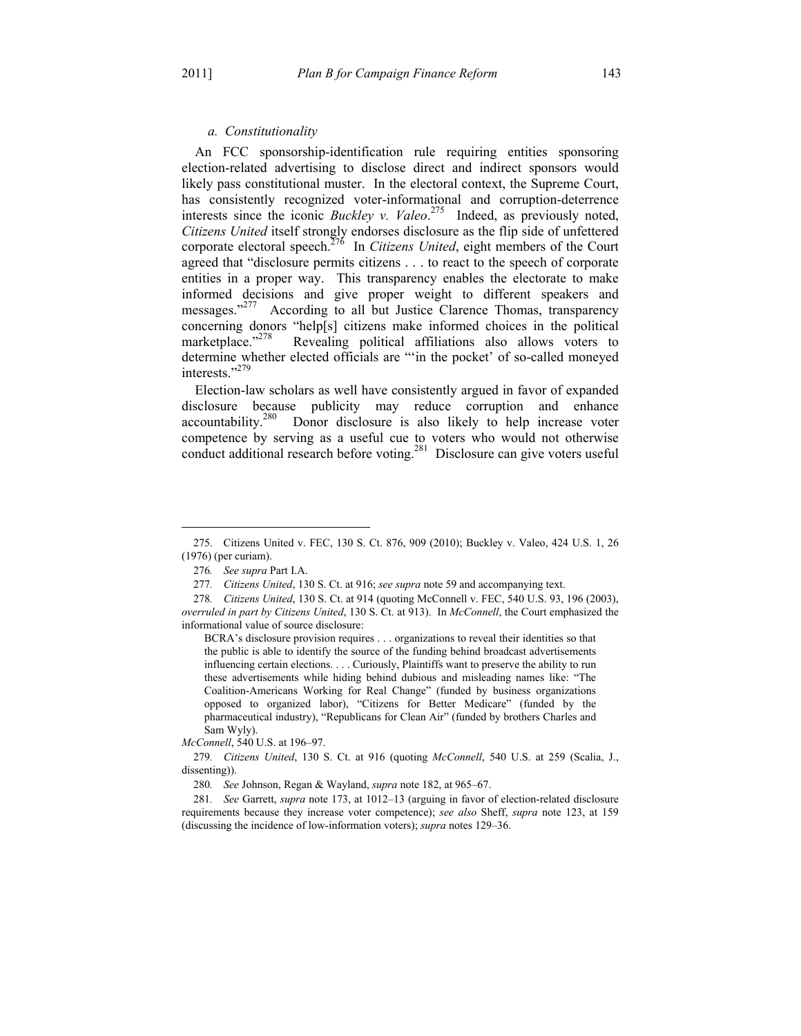#### *a. Constitutionality*

An FCC sponsorship-identification rule requiring entities sponsoring election-related advertising to disclose direct and indirect sponsors would likely pass constitutional muster. In the electoral context, the Supreme Court, has consistently recognized voter-informational and corruption-deterrence interests since the iconic *Buckley v. Valeo*.[275] Indeed, as previously noted, *Citizens United* itself strongly endorses disclosure as the flip side of unfettered corporate electoral speech.[276] In *Citizens United*, eight members of the Court agreed that "disclosure permits citizens . . . to react to the speech of corporate entities in a proper way. This transparency enables the electorate to make informed decisions and give proper weight to different speakers and messages."[277] According to all but Justice Clarence Thomas, transparency concerning donors "help[s] citizens make informed choices in the political marketplace."[278] Revealing political affiliations also allows voters to determine whether elected officials are "'in the pocket' of so-called moneyed interests."[279]

Election-law scholars as well have consistently argued in favor of expanded disclosure because publicity may reduce corruption and enhance accountability.[280] Donor disclosure is also likely to help increase voter competence by serving as a useful cue to voters who would not otherwise conduct additional research before voting.[281] Disclosure can give voters useful

---

275. Citizens United v. FEC, 130 S. Ct. 876, 909 (2010); Buckley v. Valeo, 424 U.S. 1, 26 (1976) (per curiam).

276. *See supra* Part I.A.

277. *Citizens United*, 130 S. Ct. at 916; *see supra* note 59 and accompanying text.

278. *Citizens United*, 130 S. Ct. at 914 (quoting McConnell v. FEC, 540 U.S. 93, 196 (2003), *overruled in part by Citizens United*, 130 S. Ct. at 913). In *McConnell*, the Court emphasized the informational value of source disclosure:

> BCRA's disclosure provision requires . . . organizations to reveal their identities so that the public is able to identify the source of the funding behind broadcast advertisements influencing certain elections. . . . Curiously, Plaintiffs want to preserve the ability to run these advertisements while hiding behind dubious and misleading names like: "The Coalition-Americans Working for Real Change" (funded by business organizations opposed to organized labor), "Citizens for Better Medicare" (funded by the pharmaceutical industry), "Republicans for Clean Air" (funded by brothers Charles and Sam Wyly).

*McConnell*, 540 U.S. at 196–97.

279. *Citizens United*, 130 S. Ct. at 916 (quoting *McConnell*, 540 U.S. at 259 (Scalia, J., dissenting)).

280. *See* Johnson, Regan & Wayland, *supra* note 182, at 965–67.

281. *See* Garrett, *supra* note 173, at 1012–13 (arguing in favor of election-related disclosure requirements because they increase voter competence); *see also* Sheff, *supra* note 123, at 159 (discussing the incidence of low-information voters); *supra* notes 129–36.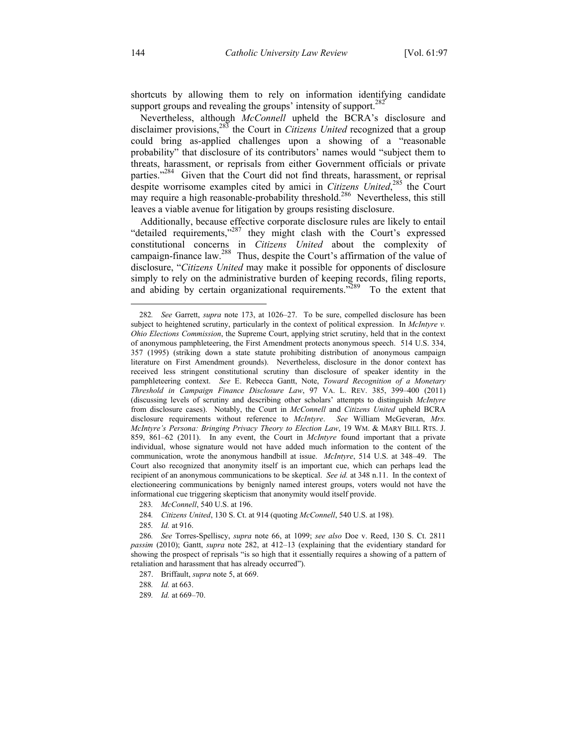shortcuts by allowing them to rely on information identifying candidate support groups and revealing the groups' intensity of support.[282]

Nevertheless, although *McConnell* upheld the BCRA's disclosure and disclaimer provisions,[283] the Court in *Citizens United* recognized that a group could bring as-applied challenges upon a showing of a "reasonable probability" that disclosure of its contributors' names would "subject them to threats, harassment, or reprisals from either Government officials or private parties."[284] Given that the Court did not find threats, harassment, or reprisal despite worrisome examples cited by amici in *Citizens United*,[285] the Court may require a high reasonable-probability threshold.[286] Nevertheless, this still leaves a viable avenue for litigation by groups resisting disclosure.

Additionally, because effective corporate disclosure rules are likely to entail "detailed requirements,"[287] they might clash with the Court's expressed constitutional concerns in *Citizens United* about the complexity of campaign-finance law.[288] Thus, despite the Court's affirmation of the value of disclosure, "*Citizens United* may make it possible for opponents of disclosure simply to rely on the administrative burden of keeping records, filing reports, and abiding by certain organizational requirements."[289] To the extent that

---

282. *See* Garrett, *supra* note 173, at 1026–27. To be sure, compelled disclosure has been subject to heightened scrutiny, particularly in the context of political expression. In *McIntyre v. Ohio Elections Commission*, the Supreme Court, applying strict scrutiny, held that in the context of anonymous pamphleteering, the First Amendment protects anonymous speech. 514 U.S. 334, 357 (1995) (striking down a state statute prohibiting distribution of anonymous campaign literature on First Amendment grounds). Nevertheless, disclosure in the donor context has received less stringent constitutional scrutiny than disclosure of speaker identity in the pamphleteering context. *See* E. Rebecca Gantt, Note, *Toward Recognition of a Monetary Threshold in Campaign Finance Disclosure Law*, 97 VA. L. REV. 385, 399–400 (2011) (discussing levels of scrutiny and describing other scholars' attempts to distinguish *McIntyre* from disclosure cases). Notably, the Court in *McConnell* and *Citizens United* upheld BCRA disclosure requirements without reference to *McIntyre*. *See* William McGeveran, *Mrs. McIntyre's Persona: Bringing Privacy Theory to Election Law*, 19 WM. & MARY BILL RTS. J. 859, 861–62 (2011). In any event, the Court in *McIntyre* found important that a private individual, whose signature would not have added much information to the content of the communication, wrote the anonymous handbill at issue. *McIntyre*, 514 U.S. at 348–49. The Court also recognized that anonymity itself is an important cue, which can perhaps lead the recipient of an anonymous communications to be skeptical. *See id.* at 348 n.11. In the context of electioneering communications by benignly named interest groups, voters would not have the informational cue triggering skepticism that anonymity would itself provide.

283. *McConnell*, 540 U.S. at 196.

284. *Citizens United*, 130 S. Ct. at 914 (quoting *McConnell*, 540 U.S. at 198).

285. *Id.* at 916.

286. *See* Torres-Spelliscy, *supra* note 66, at 1099; *see also* Doe v. Reed, 130 S. Ct. 2811 *passim* (2010); Gantt, *supra* note 282, at 412–13 (explaining that the evidentiary standard for showing the prospect of reprisals "is so high that it essentially requires a showing of a pattern of retaliation and harassment that has already occurred").

287. Briffault, *supra* note 5, at 669.

288. *Id.* at 663.

289. *Id.* at 669–70.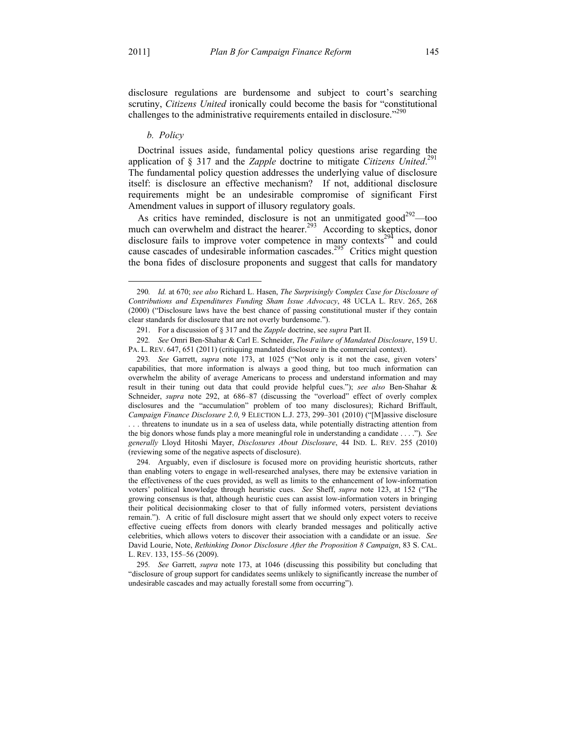disclosure regulations are burdensome and subject to court's searching scrutiny, *Citizens United* ironically could become the basis for "constitutional challenges to the administrative requirements entailed in disclosure."[290]

*b. Policy*

Doctrinal issues aside, fundamental policy questions arise regarding the application of § 317 and the *Zapple* doctrine to mitigate *Citizens United*.[291] The fundamental policy question addresses the underlying value of disclosure itself: is disclosure an effective mechanism? If not, additional disclosure requirements might be an undesirable compromise of significant First Amendment values in support of illusory regulatory goals.

As critics have reminded, disclosure is not an unmitigated good[292]—too much can overwhelm and distract the hearer.[293] According to skeptics, donor disclosure fails to improve voter competence in many contexts[294] and could cause cascades of undesirable information cascades.[295] Critics might question the bona fides of disclosure proponents and suggest that calls for mandatory

---

290. *Id.* at 670; *see also* Richard L. Hasen, *The Surprisingly Complex Case for Disclosure of Contributions and Expenditures Funding Sham Issue Advocacy*, 48 UCLA L. REV. 265, 268 (2000) ("Disclosure laws have the best chance of passing constitutional muster if they contain clear standards for disclosure that are not overly burdensome.").

291. For a discussion of § 317 and the *Zapple* doctrine, see *supra* Part II.

292. *See* Omri Ben-Shahar & Carl E. Schneider, *The Failure of Mandated Disclosure*, 159 U. PA. L. REV. 647, 651 (2011) (critiquing mandated disclosure in the commercial context).

293. *See* Garrett, *supra* note 173, at 1025 ("Not only is it not the case, given voters' capabilities, that more information is always a good thing, but too much information can overwhelm the ability of average Americans to process and understand information and may result in their tuning out data that could provide helpful cues."); *see also* Ben-Shahar & Schneider, *supra* note 292, at 686–87 (discussing the "overload" effect of overly complex disclosures and the "accumulation" problem of too many disclosures); Richard Briffault, *Campaign Finance Disclosure 2.0*, 9 ELECTION L.J. 273, 299–301 (2010) ("[M]assive disclosure . . . threatens to inundate us in a sea of useless data, while potentially distracting attention from the big donors whose funds play a more meaningful role in understanding a candidate . . . ."). *See generally* Lloyd Hitoshi Mayer, *Disclosures About Disclosure*, 44 IND. L. REV. 255 (2010) (reviewing some of the negative aspects of disclosure).

294. Arguably, even if disclosure is focused more on providing heuristic shortcuts, rather than enabling voters to engage in well-researched analyses, there may be extensive variation in the effectiveness of the cues provided, as well as limits to the enhancement of low-information voters' political knowledge through heuristic cues. *See* Sheff, *supra* note 123, at 152 ("The growing consensus is that, although heuristic cues can assist low-information voters in bringing their political decisionmaking closer to that of fully informed voters, persistent deviations remain."). A critic of full disclosure might assert that we should only expect voters to receive effective cueing effects from donors with clearly branded messages and politically active celebrities, which allows voters to discover their association with a candidate or an issue. *See* David Lourie, Note, *Rethinking Donor Disclosure After the Proposition 8 Campaign*, 83 S. CAL. L. REV. 133, 155–56 (2009).

295. *See* Garrett, *supra* note 173, at 1046 (discussing this possibility but concluding that "disclosure of group support for candidates seems unlikely to significantly increase the number of undesirable cascades and may actually forestall some from occurring").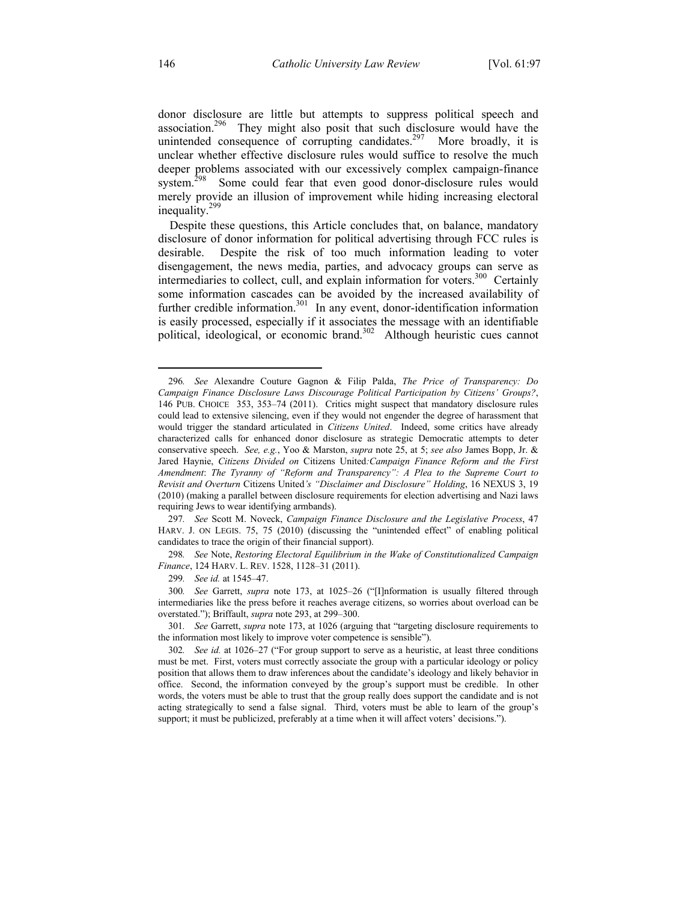donor disclosure are little but attempts to suppress political speech and association.[296] They might also posit that such disclosure would have the unintended consequence of corrupting candidates.[297] More broadly, it is unclear whether effective disclosure rules would suffice to resolve the much deeper problems associated with our excessively complex campaign-finance system.[298] Some could fear that even good donor-disclosure rules would merely provide an illusion of improvement while hiding increasing electoral inequality.[299]

Despite these questions, this Article concludes that, on balance, mandatory disclosure of donor information for political advertising through FCC rules is desirable. Despite the risk of too much information leading to voter disengagement, the news media, parties, and advocacy groups can serve as intermediaries to collect, cull, and explain information for voters.[300] Certainly some information cascades can be avoided by the increased availability of further credible information.[301] In any event, donor-identification information is easily processed, especially if it associates the message with an identifiable political, ideological, or economic brand.[302] Although heuristic cues cannot

---

296. *See* Alexandre Couture Gagnon & Filip Palda, *The Price of Transparency: Do Campaign Finance Disclosure Laws Discourage Political Participation by Citizens' Groups?*, 146 PUB. CHOICE 353, 353–74 (2011). Critics might suspect that mandatory disclosure rules could lead to extensive silencing, even if they would not engender the degree of harassment that would trigger the standard articulated in *Citizens United*. Indeed, some critics have already characterized calls for enhanced donor disclosure as strategic Democratic attempts to deter conservative speech. *See, e.g.*, Yoo & Marston, *supra* note 25, at 5; *see also* James Bopp, Jr. & Jared Haynie, *Citizens Divided on* Citizens United*: Campaign Finance Reform and the First Amendment*: *The Tyranny of "Reform and Transparency": A Plea to the Supreme Court to Revisit and Overturn* Citizens United*'s "Disclaimer and Disclosure" Holding*, 16 NEXUS 3, 19 (2010) (making a parallel between disclosure requirements for election advertising and Nazi laws requiring Jews to wear identifying armbands).

297. *See* Scott M. Noveck, *Campaign Finance Disclosure and the Legislative Process*, 47 HARV. J. ON LEGIS. 75, 75 (2010) (discussing the "unintended effect" of enabling political candidates to trace the origin of their financial support).

298. *See* Note, *Restoring Electoral Equilibrium in the Wake of Constitutionalized Campaign Finance*, 124 HARV. L. REV. 1528, 1128–31 (2011).

299. *See id.* at 1545–47.

300. *See* Garrett, *supra* note 173, at 1025–26 ("[I]nformation is usually filtered through intermediaries like the press before it reaches average citizens, so worries about overload can be overstated."); Briffault, *supra* note 293, at 299–300.

301. *See* Garrett, *supra* note 173, at 1026 (arguing that "targeting disclosure requirements to the information most likely to improve voter competence is sensible").

302. *See id.* at 1026–27 ("For group support to serve as a heuristic, at least three conditions must be met. First, voters must correctly associate the group with a particular ideology or policy position that allows them to draw inferences about the candidate's ideology and likely behavior in office. Second, the information conveyed by the group's support must be credible. In other words, the voters must be able to trust that the group really does support the candidate and is not acting strategically to send a false signal. Third, voters must be able to learn of the group's support; it must be publicized, preferably at a time when it will affect voters' decisions.").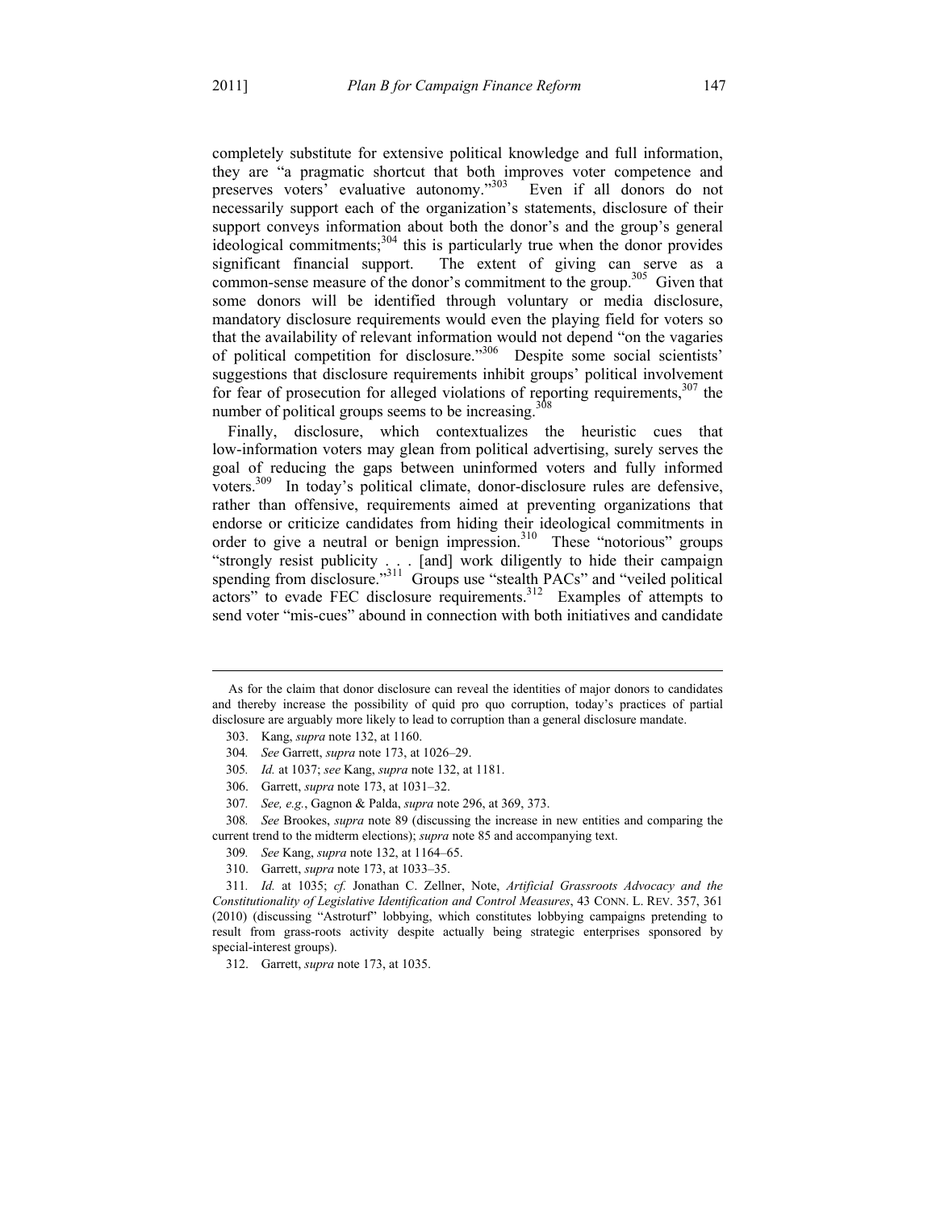completely substitute for extensive political knowledge and full information, they are "a pragmatic shortcut that both improves voter competence and preserves voters' evaluative autonomy."[303] Even if all donors do not necessarily support each of the organization's statements, disclosure of their support conveys information about both the donor's and the group's general ideological commitments;[304] this is particularly true when the donor provides significant financial support. The extent of giving can serve as a common-sense measure of the donor's commitment to the group.[305] Given that some donors will be identified through voluntary or media disclosure, mandatory disclosure requirements would even the playing field for voters so that the availability of relevant information would not depend "on the vagaries of political competition for disclosure."[306] Despite some social scientists' suggestions that disclosure requirements inhibit groups' political involvement for fear of prosecution for alleged violations of reporting requirements,[307] the number of political groups seems to be increasing.[308]

Finally, disclosure, which contextualizes the heuristic cues that low-information voters may glean from political advertising, surely serves the goal of reducing the gaps between uninformed voters and fully informed voters.[309] In today's political climate, donor-disclosure rules are defensive, rather than offensive, requirements aimed at preventing organizations that endorse or criticize candidates from hiding their ideological commitments in order to give a neutral or benign impression.[310] These "notorious" groups "strongly resist publicity . . . [and] work diligently to hide their campaign spending from disclosure."[311] Groups use "stealth PACs" and "veiled political actors" to evade FEC disclosure requirements.[312] Examples of attempts to send voter "mis-cues" abound in connection with both initiatives and candidate

---

As for the claim that donor disclosure can reveal the identities of major donors to candidates and thereby increase the possibility of quid pro quo corruption, today's practices of partial disclosure are arguably more likely to lead to corruption than a general disclosure mandate.

303. Kang, *supra* note 132, at 1160.

304. *See* Garrett, *supra* note 173, at 1026–29.

305. *Id.* at 1037; *see* Kang, *supra* note 132, at 1181.

306. Garrett, *supra* note 173, at 1031–32.

307. *See, e.g.*, Gagnon & Palda, *supra* note 296, at 369, 373.

308. *See* Brookes, *supra* note 89 (discussing the increase in new entities and comparing the current trend to the midterm elections); *supra* note 85 and accompanying text.

309. *See* Kang, *supra* note 132, at 1164–65.

310. Garrett, *supra* note 173, at 1033–35.

311. *Id.* at 1035; *cf.* Jonathan C. Zellner, Note, *Artificial Grassroots Advocacy and the Constitutionality of Legislative Identification and Control Measures*, 43 CONN. L. REV. 357, 361 (2010) (discussing "Astroturf" lobbying, which constitutes lobbying campaigns pretending to result from grass-roots activity despite actually being strategic enterprises sponsored by special-interest groups).

312. Garrett, *supra* note 173, at 1035.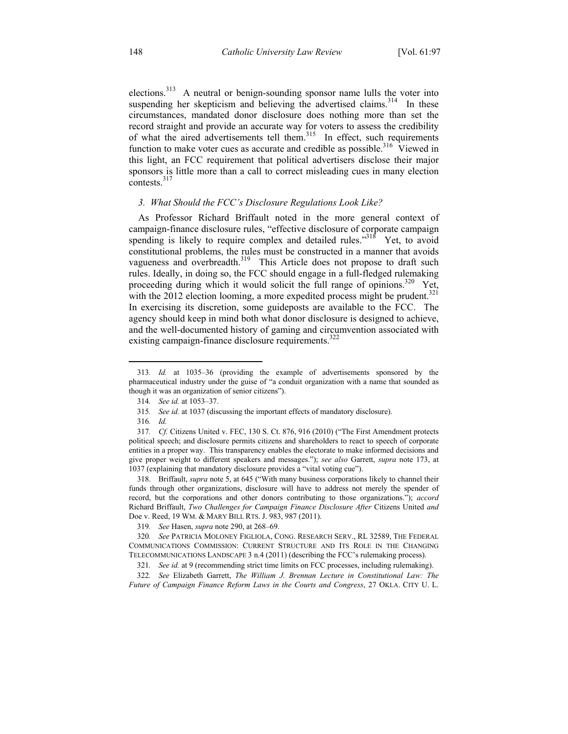elections.[313] A neutral or benign-sounding sponsor name lulls the voter into suspending her skepticism and believing the advertised claims.[314] In these circumstances, mandated donor disclosure does nothing more than set the record straight and provide an accurate way for voters to assess the credibility of what the aired advertisements tell them.[315] In effect, such requirements function to make voter cues as accurate and credible as possible.[316] Viewed in this light, an FCC requirement that political advertisers disclose their major sponsors is little more than a call to correct misleading cues in many election contests.[317]

### *3. What Should the FCC's Disclosure Regulations Look Like?*

As Professor Richard Briffault noted in the more general context of campaign-finance disclosure rules, "effective disclosure of corporate campaign spending is likely to require complex and detailed rules."[318] Yet, to avoid constitutional problems, the rules must be constructed in a manner that avoids vagueness and overbreadth.[319] This Article does not propose to draft such rules. Ideally, in doing so, the FCC should engage in a full-fledged rulemaking proceeding during which it would solicit the full range of opinions.[320] Yet, with the 2012 election looming, a more expedited process might be prudent.[321] In exercising its discretion, some guideposts are available to the FCC. The agency should keep in mind both what donor disclosure is designed to achieve, and the well-documented history of gaming and circumvention associated with existing campaign-finance disclosure requirements.[322]

---

313. *Id.* at 1035–36 (providing the example of advertisements sponsored by the pharmaceutical industry under the guise of "a conduit organization with a name that sounded as though it was an organization of senior citizens").

314. *See id.* at 1053–37.

315. *See id.* at 1037 (discussing the important effects of mandatory disclosure).

316. *Id.*

317. *Cf.* Citizens United v. FEC, 130 S. Ct. 876, 916 (2010) ("The First Amendment protects political speech; and disclosure permits citizens and shareholders to react to speech of corporate entities in a proper way. This transparency enables the electorate to make informed decisions and give proper weight to different speakers and messages."); *see also* Garrett, *supra* note 173, at 1037 (explaining that mandatory disclosure provides a "vital voting cue").

318. Briffault, *supra* note 5, at 645 ("With many business corporations likely to channel their funds through other organizations, disclosure will have to address not merely the spender of record, but the corporations and other donors contributing to those organizations."); *accord* Richard Briffault, *Two Challenges for Campaign Finance Disclosure After* Citizens United *and* Doe v. Reed, 19 WM. & MARY BILL RTS. J. 983, 987 (2011).

319. *See* Hasen, *supra* note 290, at 268–69.

320. *See* PATRICIA MOLONEY FIGLIOLA, CONG. RESEARCH SERV., RL 32589, THE FEDERAL COMMUNICATIONS COMMISSION: CURRENT STRUCTURE AND ITS ROLE IN THE CHANGING TELECOMMUNICATIONS LANDSCAPE 3 n.4 (2011) (describing the FCC's rulemaking process).

321. *See id.* at 9 (recommending strict time limits on FCC processes, including rulemaking).

322. *See* Elizabeth Garrett, *The William J. Brennan Lecture in Constitutional Law: The Future of Campaign Finance Reform Laws in the Courts and Congress*, 27 OKLA. CITY U. L.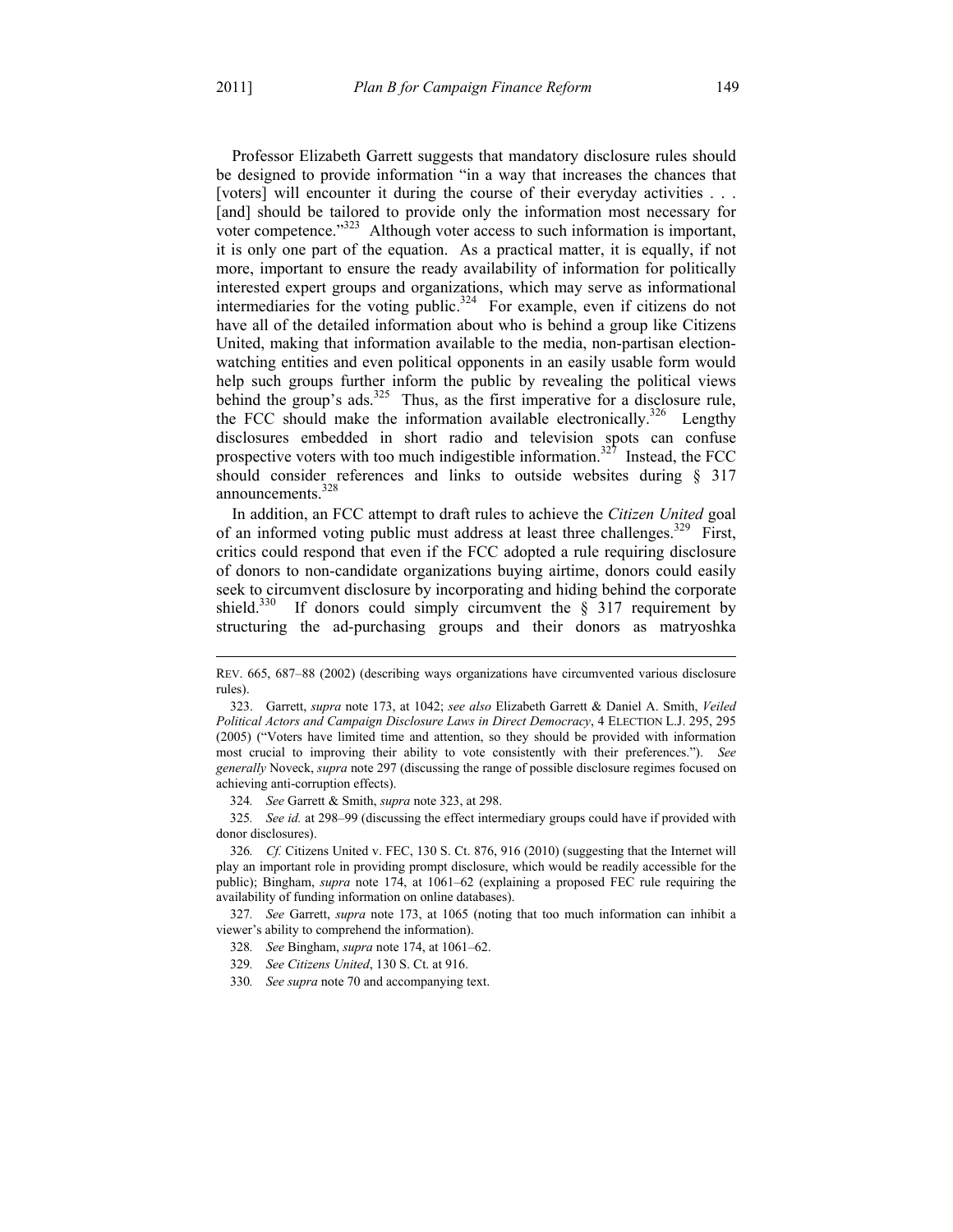Professor Elizabeth Garrett suggests that mandatory disclosure rules should be designed to provide information "in a way that increases the chances that [voters] will encounter it during the course of their everyday activities . . . [and] should be tailored to provide only the information most necessary for voter competence."[323] Although voter access to such information is important, it is only one part of the equation. As a practical matter, it is equally, if not more, important to ensure the ready availability of information for politically interested expert groups and organizations, which may serve as informational intermediaries for the voting public.[324] For example, even if citizens do not have all of the detailed information about who is behind a group like Citizens United, making that information available to the media, non-partisan election-watching entities and even political opponents in an easily usable form would help such groups further inform the public by revealing the political views behind the group's ads.[325] Thus, as the first imperative for a disclosure rule, the FCC should make the information available electronically.[326] Lengthy disclosures embedded in short radio and television spots can confuse prospective voters with too much indigestible information.[327] Instead, the FCC should consider references and links to outside websites during § 317 announcements.[328]

In addition, an FCC attempt to draft rules to achieve the *Citizen United* goal of an informed voting public must address at least three challenges.[329] First, critics could respond that even if the FCC adopted a rule requiring disclosure of donors to non-candidate organizations buying airtime, donors could easily seek to circumvent disclosure by incorporating and hiding behind the corporate shield.[330] If donors could simply circumvent the § 317 requirement by structuring the ad-purchasing groups and their donors as matryoshka

---

REV. 665, 687–88 (2002) (describing ways organizations have circumvented various disclosure rules).

323. Garrett, *supra* note 173, at 1042; *see also* Elizabeth Garrett & Daniel A. Smith, *Veiled Political Actors and Campaign Disclosure Laws in Direct Democracy*, 4 ELECTION L.J. 295, 295 (2005) ("Voters have limited time and attention, so they should be provided with information most crucial to improving their ability to vote consistently with their preferences."). *See generally* Noveck, *supra* note 297 (discussing the range of possible disclosure regimes focused on achieving anti-corruption effects).

324. *See* Garrett & Smith, *supra* note 323, at 298.

325. *See id.* at 298–99 (discussing the effect intermediary groups could have if provided with donor disclosures).

326. *Cf.* Citizens United v. FEC, 130 S. Ct. 876, 916 (2010) (suggesting that the Internet will play an important role in providing prompt disclosure, which would be readily accessible for the public); Bingham, *supra* note 174, at 1061–62 (explaining a proposed FEC rule requiring the availability of funding information on online databases).

327. *See* Garrett, *supra* note 173, at 1065 (noting that too much information can inhibit a viewer's ability to comprehend the information).

328. *See* Bingham, *supra* note 174, at 1061–62.

329. *See Citizens United*, 130 S. Ct. at 916.

330. *See supra* note 70 and accompanying text.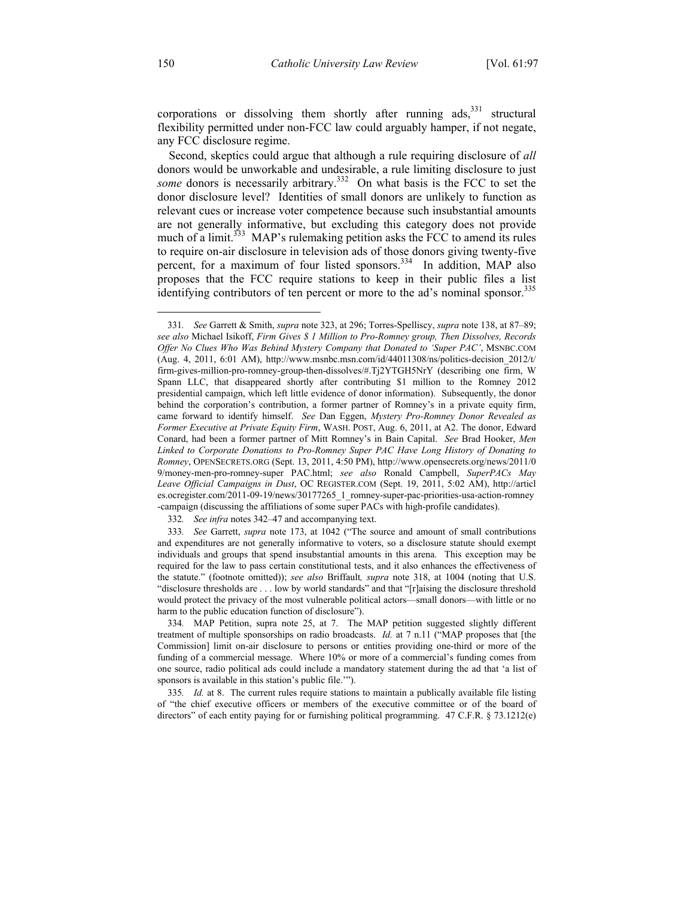corporations or dissolving them shortly after running ads,[331] structural flexibility permitted under non-FCC law could arguably hamper, if not negate, any FCC disclosure regime.

Second, skeptics could argue that although a rule requiring disclosure of *all* donors would be unworkable and undesirable, a rule limiting disclosure to just *some* donors is necessarily arbitrary.[332] On what basis is the FCC to set the donor disclosure level? Identities of small donors are unlikely to function as relevant cues or increase voter competence because such insubstantial amounts are not generally informative, but excluding this category does not provide much of a limit.[333] MAP's rulemaking petition asks the FCC to amend its rules to require on-air disclosure in television ads of those donors giving twenty-five percent, for a maximum of four listed sponsors.[334] In addition, MAP also proposes that the FCC require stations to keep in their public files a list identifying contributors of ten percent or more to the ad's nominal sponsor.[335]

---

331. *See* Garrett & Smith, *supra* note 323, at 296; Torres-Spelliscy, *supra* note 138, at 87–89; *see also* Michael Isikoff, *Firm Gives $ 1 Million to Pro-Romney group, Then Dissolves, Records Offer No Clues Who Was Behind Mystery Company that Donated to 'Super PAC'*, MSNBC.COM (Aug. 4, 2011, 6:01 AM), http://www.msnbc.msn.com/id/44011308/ns/politics-decision_2012/t/firm-gives-million-pro-romney-group-then-dissolves/#.Tj2YTGH5NrY (describing one firm, W Spann LLC, that disappeared shortly after contributing $1 million to the Romney 2012 presidential campaign, which left little evidence of donor information). Subsequently, the donor behind the corporation's contribution, a former partner of Romney's in a private equity firm, came forward to identify himself. *See* Dan Eggen, *Mystery Pro-Romney Donor Revealed as Former Executive at Private Equity Firm*, WASH. POST, Aug. 6, 2011, at A2. The donor, Edward Conard, had been a former partner of Mitt Romney's in Bain Capital. *See* Brad Hooker, *Men Linked to Corporate Donations to Pro-Romney Super PAC Have Long History of Donating to Romney*, OPENSECRETS.ORG (Sept. 13, 2011, 4:50 PM), http://www.opensecrets.org/news/2011/09/money-men-pro-romney-super PAC.html; *see also* Ronald Campbell, *SuperPACs May Leave Official Campaigns in Dust*, OC REGISTER.COM (Sept. 19, 2011, 5:02 AM), http://articles.ocregister.com/2011-09-19/news/30177265_1_romney-super-pac-priorities-usa-action-romney-campaign (discussing the affiliations of some super PACs with high-profile candidates).

332. *See infra* notes 342–47 and accompanying text.

333. *See* Garrett, *supra* note 173, at 1042 ("The source and amount of small contributions and expenditures are not generally informative to voters, so a disclosure statute should exempt individuals and groups that spend insubstantial amounts in this arena. This exception may be required for the law to pass certain constitutional tests, and it also enhances the effectiveness of the statute." (footnote omitted)); *see also* Briffault*, supra* note 318, at 1004 (noting that U.S. "disclosure thresholds are . . . low by world standards" and that "[r]aising the disclosure threshold would protect the privacy of the most vulnerable political actors—small donors—with little or no harm to the public education function of disclosure").

334. MAP Petition, supra note 25, at 7. The MAP petition suggested slightly different treatment of multiple sponsorships on radio broadcasts. *Id.* at 7 n.11 ("MAP proposes that [the Commission] limit on-air disclosure to persons or entities providing one-third or more of the funding of a commercial message. Where 10% or more of a commercial's funding comes from one source, radio political ads could include a mandatory statement during the ad that 'a list of sponsors is available in this station's public file.'").

335. *Id.* at 8. The current rules require stations to maintain a publically available file listing of "the chief executive officers or members of the executive committee or of the board of directors" of each entity paying for or furnishing political programming. 47 C.F.R. § 73.1212(e)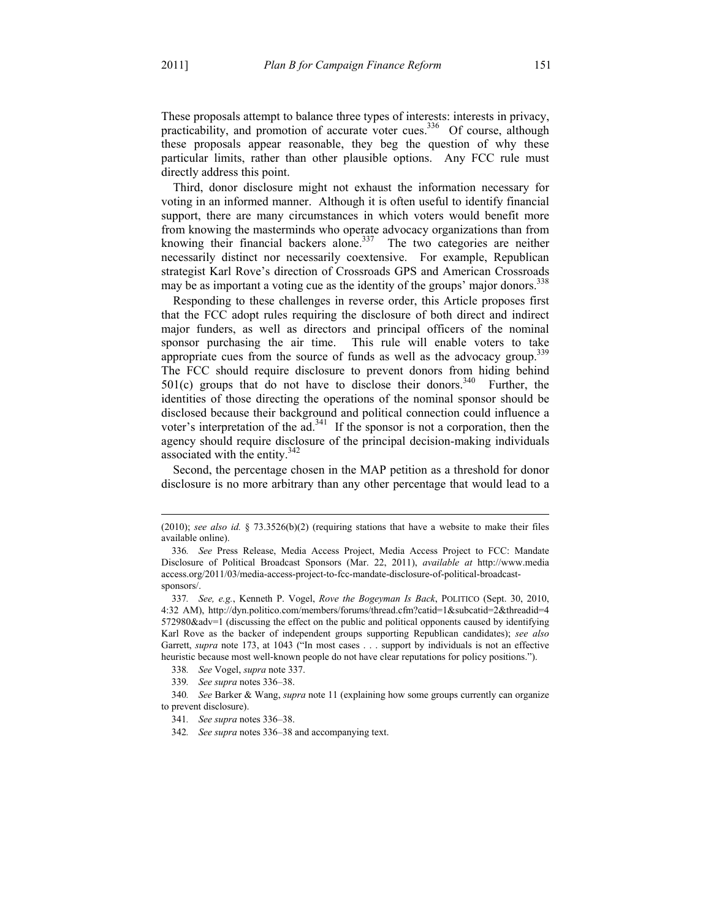These proposals attempt to balance three types of interests: interests in privacy, practicability, and promotion of accurate voter cues.[336] Of course, although these proposals appear reasonable, they beg the question of why these particular limits, rather than other plausible options. Any FCC rule must directly address this point.

Third, donor disclosure might not exhaust the information necessary for voting in an informed manner. Although it is often useful to identify financial support, there are many circumstances in which voters would benefit more from knowing the masterminds who operate advocacy organizations than from knowing their financial backers alone.[337] The two categories are neither necessarily distinct nor necessarily coextensive. For example, Republican strategist Karl Rove's direction of Crossroads GPS and American Crossroads may be as important a voting cue as the identity of the groups' major donors.[338]

Responding to these challenges in reverse order, this Article proposes first that the FCC adopt rules requiring the disclosure of both direct and indirect major funders, as well as directors and principal officers of the nominal sponsor purchasing the air time. This rule will enable voters to take appropriate cues from the source of funds as well as the advocacy group.[339] The FCC should require disclosure to prevent donors from hiding behind 501(c) groups that do not have to disclose their donors.[340] Further, the identities of those directing the operations of the nominal sponsor should be disclosed because their background and political connection could influence a voter's interpretation of the ad.[341] If the sponsor is not a corporation, then the agency should require disclosure of the principal decision-making individuals associated with the entity.[342]

Second, the percentage chosen in the MAP petition as a threshold for donor disclosure is no more arbitrary than any other percentage that would lead to a

---

(2010); *see also id.* § 73.3526(b)(2) (requiring stations that have a website to make their files available online).

336. *See* Press Release, Media Access Project, Media Access Project to FCC: Mandate Disclosure of Political Broadcast Sponsors (Mar. 22, 2011), *available at* http://www.mediaaccess.org/2011/03/media-access-project-to-fcc-mandate-disclosure-of-political-broadcast-sponsors/.

337. *See, e.g.*, Kenneth P. Vogel, *Rove the Bogeyman Is Back*, POLITICO (Sept. 30, 2010, 4:32 AM), http://dyn.politico.com/members/forums/thread.cfm?catid=1&subcatid=2&threadid=4572980&adv=1 (discussing the effect on the public and political opponents caused by identifying Karl Rove as the backer of independent groups supporting Republican candidates); *see also* Garrett, *supra* note 173, at 1043 ("In most cases . . . support by individuals is not an effective heuristic because most well-known people do not have clear reputations for policy positions.").

338. *See* Vogel, *supra* note 337.

339. *See supra* notes 336–38.

340. *See* Barker & Wang, *supra* note 11 (explaining how some groups currently can organize to prevent disclosure).

341. *See supra* notes 336–38.

342. *See supra* notes 336–38 and accompanying text.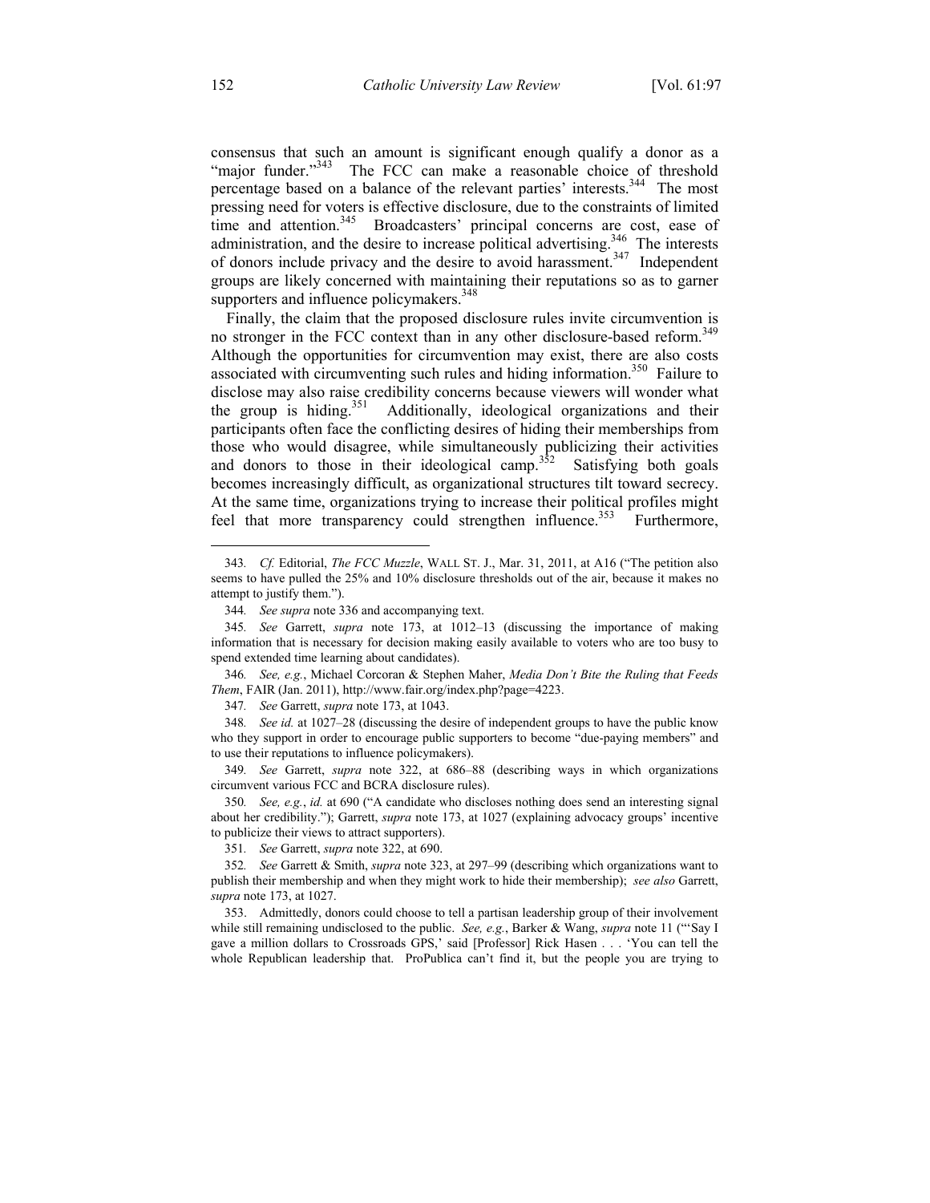consensus that such an amount is significant enough qualify a donor as a "major funder."[343] The FCC can make a reasonable choice of threshold percentage based on a balance of the relevant parties' interests.[344] The most pressing need for voters is effective disclosure, due to the constraints of limited time and attention.[345] Broadcasters' principal concerns are cost, ease of administration, and the desire to increase political advertising.[346] The interests of donors include privacy and the desire to avoid harassment.[347] Independent groups are likely concerned with maintaining their reputations so as to garner supporters and influence policymakers.[348]

Finally, the claim that the proposed disclosure rules invite circumvention is no stronger in the FCC context than in any other disclosure-based reform.[349] Although the opportunities for circumvention may exist, there are also costs associated with circumventing such rules and hiding information.[350] Failure to disclose may also raise credibility concerns because viewers will wonder what the group is hiding.[351] Additionally, ideological organizations and their participants often face the conflicting desires of hiding their memberships from those who would disagree, while simultaneously publicizing their activities and donors to those in their ideological camp.[352] Satisfying both goals becomes increasingly difficult, as organizational structures tilt toward secrecy. At the same time, organizations trying to increase their political profiles might feel that more transparency could strengthen influence.[353] Furthermore,

---

343. *Cf.* Editorial, *The FCC Muzzle*, WALL ST. J., Mar. 31, 2011, at A16 ("The petition also seems to have pulled the 25% and 10% disclosure thresholds out of the air, because it makes no attempt to justify them.").

344. *See supra* note 336 and accompanying text.

345. *See* Garrett, *supra* note 173, at 1012–13 (discussing the importance of making information that is necessary for decision making easily available to voters who are too busy to spend extended time learning about candidates).

346. *See, e.g.*, Michael Corcoran & Stephen Maher, *Media Don't Bite the Ruling that Feeds Them*, FAIR (Jan. 2011), http://www.fair.org/index.php?page=4223.

347. *See* Garrett, *supra* note 173, at 1043.

348. *See id.* at 1027–28 (discussing the desire of independent groups to have the public know who they support in order to encourage public supporters to become "due-paying members" and to use their reputations to influence policymakers).

349. *See* Garrett, *supra* note 322, at 686–88 (describing ways in which organizations circumvent various FCC and BCRA disclosure rules).

350. *See, e.g.*, *id.* at 690 ("A candidate who discloses nothing does send an interesting signal about her credibility."); Garrett, *supra* note 173, at 1027 (explaining advocacy groups' incentive to publicize their views to attract supporters).

351. *See* Garrett, *supra* note 322, at 690.

352. *See* Garrett & Smith, *supra* note 323, at 297–99 (describing which organizations want to publish their membership and when they might work to hide their membership); *see also* Garrett, *supra* note 173, at 1027.

353. Admittedly, donors could choose to tell a partisan leadership group of their involvement while still remaining undisclosed to the public. *See, e.g.*, Barker & Wang, *supra* note 11 ("'Say I gave a million dollars to Crossroads GPS,' said [Professor] Rick Hasen . . . 'You can tell the whole Republican leadership that. ProPublica can't find it, but the people you are trying to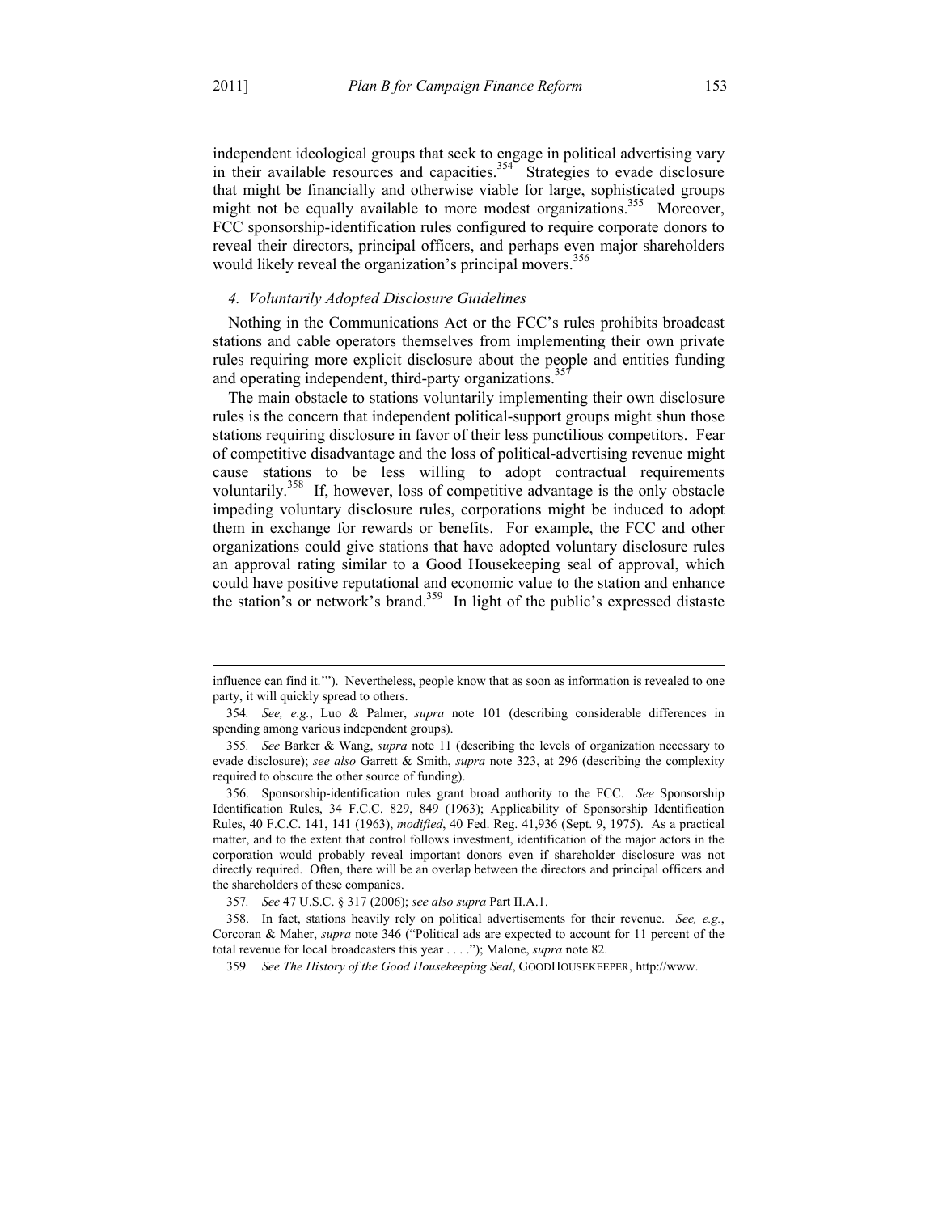independent ideological groups that seek to engage in political advertising vary in their available resources and capacities.[354] Strategies to evade disclosure that might be financially and otherwise viable for large, sophisticated groups might not be equally available to more modest organizations.[355] Moreover, FCC sponsorship-identification rules configured to require corporate donors to reveal their directors, principal officers, and perhaps even major shareholders would likely reveal the organization's principal movers.[356]

### *4. Voluntarily Adopted Disclosure Guidelines*

Nothing in the Communications Act or the FCC's rules prohibits broadcast stations and cable operators themselves from implementing their own private rules requiring more explicit disclosure about the people and entities funding and operating independent, third-party organizations.[357]

The main obstacle to stations voluntarily implementing their own disclosure rules is the concern that independent political-support groups might shun those stations requiring disclosure in favor of their less punctilious competitors. Fear of competitive disadvantage and the loss of political-advertising revenue might cause stations to be less willing to adopt contractual requirements voluntarily.[358] If, however, loss of competitive advantage is the only obstacle impeding voluntary disclosure rules, corporations might be induced to adopt them in exchange for rewards or benefits. For example, the FCC and other organizations could give stations that have adopted voluntary disclosure rules an approval rating similar to a Good Housekeeping seal of approval, which could have positive reputational and economic value to the station and enhance the station's or network's brand.[359] In light of the public's expressed distaste

---

influence can find it.'"). Nevertheless, people know that as soon as information is revealed to one party, it will quickly spread to others.

354. *See, e.g.*, Luo & Palmer, *supra* note 101 (describing considerable differences in spending among various independent groups).

355. *See* Barker & Wang, *supra* note 11 (describing the levels of organization necessary to evade disclosure); *see also* Garrett & Smith, *supra* note 323, at 296 (describing the complexity required to obscure the other source of funding).

356. Sponsorship-identification rules grant broad authority to the FCC. *See* Sponsorship Identification Rules, 34 F.C.C. 829, 849 (1963); Applicability of Sponsorship Identification Rules, 40 F.C.C. 141, 141 (1963), *modified*, 40 Fed. Reg. 41,936 (Sept. 9, 1975). As a practical matter, and to the extent that control follows investment, identification of the major actors in the corporation would probably reveal important donors even if shareholder disclosure was not directly required. Often, there will be an overlap between the directors and principal officers and the shareholders of these companies.

357. *See* 47 U.S.C. § 317 (2006); *see also supra* Part II.A.1.

358. In fact, stations heavily rely on political advertisements for their revenue. *See, e.g.*, Corcoran & Maher, *supra* note 346 ("Political ads are expected to account for 11 percent of the total revenue for local broadcasters this year . . . ."); Malone, *supra* note 82.

359. *See The History of the Good Housekeeping Seal*, GOODHOUSEKEEPER, http://www.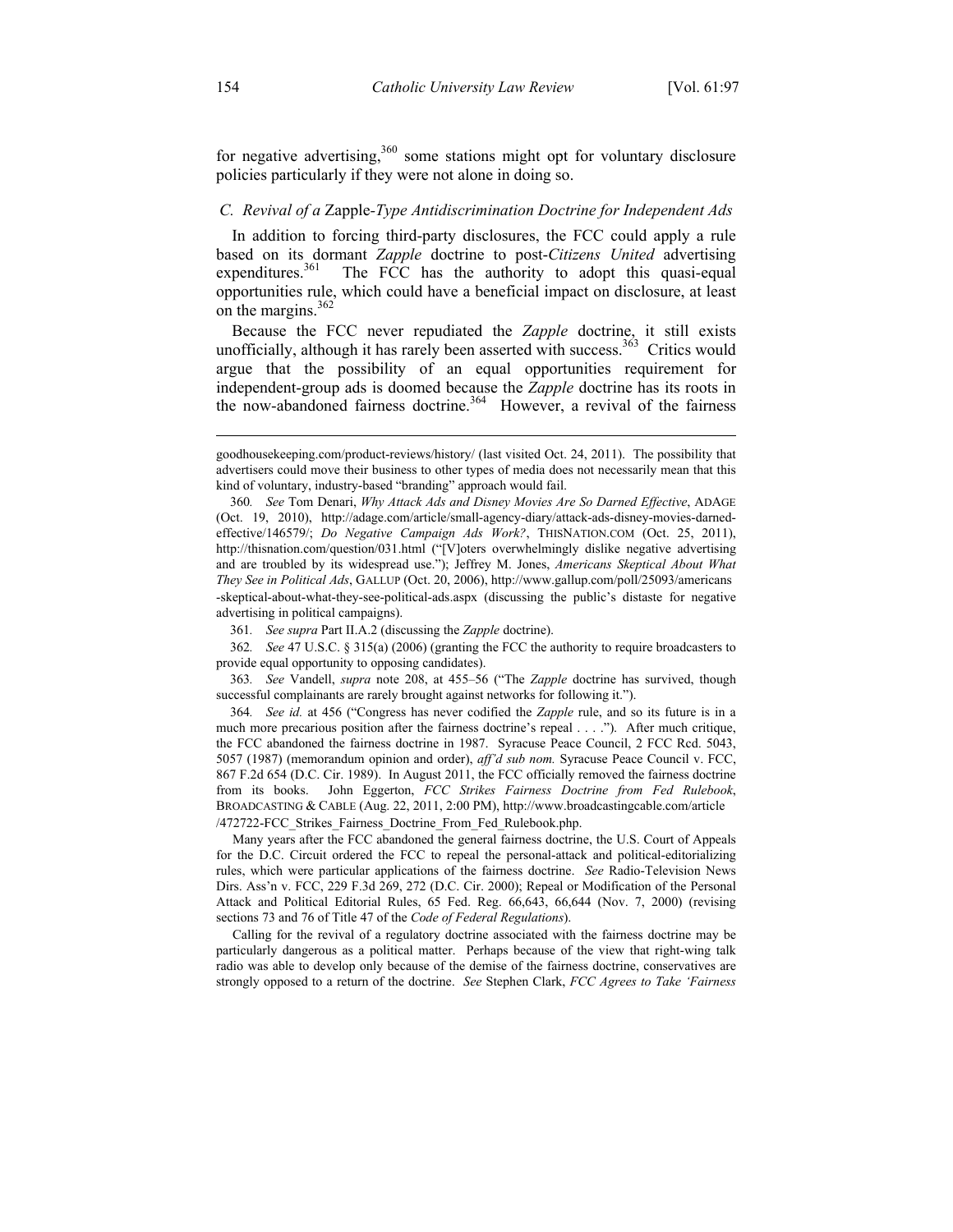for negative advertising,[360] some stations might opt for voluntary disclosure policies particularly if they were not alone in doing so.

### *C. Revival of a* Zapple*-Type Antidiscrimination Doctrine for Independent Ads*

In addition to forcing third-party disclosures, the FCC could apply a rule based on its dormant *Zapple* doctrine to post-*Citizens United* advertising expenditures.[361] The FCC has the authority to adopt this quasi-equal opportunities rule, which could have a beneficial impact on disclosure, at least on the margins.[362]

Because the FCC never repudiated the *Zapple* doctrine, it still exists unofficially, although it has rarely been asserted with success.[363] Critics would argue that the possibility of an equal opportunities requirement for independent-group ads is doomed because the *Zapple* doctrine has its roots in the now-abandoned fairness doctrine.[364] However, a revival of the fairness

---

goodhousekeeping.com/product-reviews/history/ (last visited Oct. 24, 2011). The possibility that advertisers could move their business to other types of media does not necessarily mean that this kind of voluntary, industry-based "branding" approach would fail.

360. *See* Tom Denari, *Why Attack Ads and Disney Movies Are So Darned Effective*, ADAGE (Oct. 19, 2010), http://adage.com/article/small-agency-diary/attack-ads-disney-movies-darned-effective/146579/; *Do Negative Campaign Ads Work?*, THISNATION.COM (Oct. 25, 2011), http://thisnation.com/question/031.html ("[V]oters overwhelmingly dislike negative advertising and are troubled by its widespread use."); Jeffrey M. Jones, *Americans Skeptical About What They See in Political Ads*, GALLUP (Oct. 20, 2006), http://www.gallup.com/poll/25093/americans-skeptical-about-what-they-see-political-ads.aspx (discussing the public's distaste for negative advertising in political campaigns).

361. *See supra* Part II.A.2 (discussing the *Zapple* doctrine).

362. *See* 47 U.S.C. § 315(a) (2006) (granting the FCC the authority to require broadcasters to provide equal opportunity to opposing candidates).

363. *See* Vandell, *supra* note 208, at 455–56 ("The *Zapple* doctrine has survived, though successful complainants are rarely brought against networks for following it.").

364. *See id.* at 456 ("Congress has never codified the *Zapple* rule, and so its future is in a much more precarious position after the fairness doctrine's repeal . . . ."). After much critique, the FCC abandoned the fairness doctrine in 1987. Syracuse Peace Council, 2 FCC Rcd. 5043, 5057 (1987) (memorandum opinion and order), *aff'd sub nom.* Syracuse Peace Council v. FCC, 867 F.2d 654 (D.C. Cir. 1989). In August 2011, the FCC officially removed the fairness doctrine from its books. John Eggerton, *FCC Strikes Fairness Doctrine from Fed Rulebook*, BROADCASTING & CABLE (Aug. 22, 2011, 2:00 PM), http://www.broadcastingcable.com/article/472722-FCC_Strikes_Fairness_Doctrine_From_Fed_Rulebook.php.

Many years after the FCC abandoned the general fairness doctrine, the U.S. Court of Appeals for the D.C. Circuit ordered the FCC to repeal the personal-attack and political-editorializing rules, which were particular applications of the fairness doctrine. *See* Radio-Television News Dirs. Ass'n v. FCC, 229 F.3d 269, 272 (D.C. Cir. 2000); Repeal or Modification of the Personal Attack and Political Editorial Rules, 65 Fed. Reg. 66,643, 66,644 (Nov. 7, 2000) (revising sections 73 and 76 of Title 47 of the *Code of Federal Regulations*).

Calling for the revival of a regulatory doctrine associated with the fairness doctrine may be particularly dangerous as a political matter. Perhaps because of the view that right-wing talk radio was able to develop only because of the demise of the fairness doctrine, conservatives are strongly opposed to a return of the doctrine. *See* Stephen Clark, *FCC Agrees to Take 'Fairness*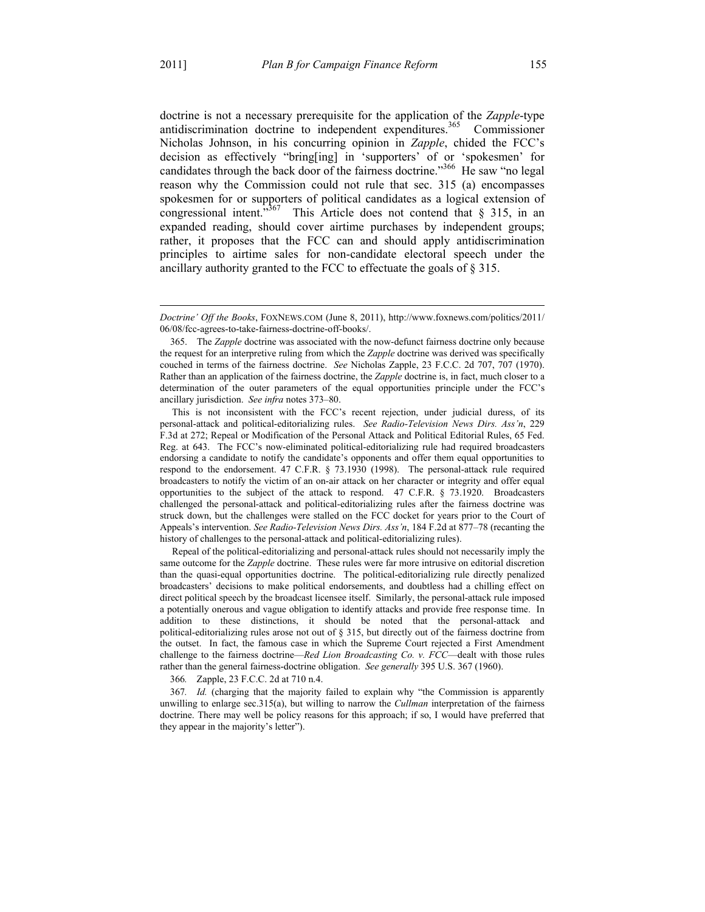doctrine is not a necessary prerequisite for the application of the *Zapple*-type antidiscrimination doctrine to independent expenditures.[365] Commissioner Nicholas Johnson, in his concurring opinion in *Zapple*, chided the FCC's decision as effectively "bring[ing] in 'supporters' of or 'spokesmen' for candidates through the back door of the fairness doctrine."[366] He saw "no legal reason why the Commission could not rule that sec. 315 (a) encompasses spokesmen for or supporters of political candidates as a logical extension of congressional intent."[367] This Article does not contend that § 315, in an expanded reading, should cover airtime purchases by independent groups; rather, it proposes that the FCC can and should apply antidiscrimination principles to airtime sales for non-candidate electoral speech under the ancillary authority granted to the FCC to effectuate the goals of § 315.

---

*Doctrine' Off the Books*, FOXNEWS.COM (June 8, 2011), http://www.foxnews.com/politics/2011/06/08/fcc-agrees-to-take-fairness-doctrine-off-books/.

365. The *Zapple* doctrine was associated with the now-defunct fairness doctrine only because the request for an interpretive ruling from which the *Zapple* doctrine was derived was specifically couched in terms of the fairness doctrine. *See* Nicholas Zapple, 23 F.C.C. 2d 707, 707 (1970). Rather than an application of the fairness doctrine, the *Zapple* doctrine is, in fact, much closer to a determination of the outer parameters of the equal opportunities principle under the FCC's ancillary jurisdiction. *See infra* notes 373–80.

This is not inconsistent with the FCC's recent rejection, under judicial duress, of its personal-attack and political-editorializing rules. *See Radio-Television News Dirs. Ass'n*, 229 F.3d at 272; Repeal or Modification of the Personal Attack and Political Editorial Rules, 65 Fed. Reg. at 643. The FCC's now-eliminated political-editorializing rule had required broadcasters endorsing a candidate to notify the candidate's opponents and offer them equal opportunities to respond to the endorsement. 47 C.F.R. § 73.1930 (1998). The personal-attack rule required broadcasters to notify the victim of an on-air attack on her character or integrity and offer equal opportunities to the subject of the attack to respond. 47 C.F.R. § 73.1920. Broadcasters challenged the personal-attack and political-editorializing rules after the fairness doctrine was struck down, but the challenges were stalled on the FCC docket for years prior to the Court of Appeals's intervention. *See Radio-Television News Dirs. Ass'n*, 184 F.2d at 877–78 (recanting the history of challenges to the personal-attack and political-editorializing rules).

Repeal of the political-editorializing and personal-attack rules should not necessarily imply the same outcome for the *Zapple* doctrine. These rules were far more intrusive on editorial discretion than the quasi-equal opportunities doctrine. The political-editorializing rule directly penalized broadcasters' decisions to make political endorsements, and doubtless had a chilling effect on direct political speech by the broadcast licensee itself. Similarly, the personal-attack rule imposed a potentially onerous and vague obligation to identify attacks and provide free response time. In addition to these distinctions, it should be noted that the personal-attack and political-editorializing rules arose not out of § 315, but directly out of the fairness doctrine from the outset. In fact, the famous case in which the Supreme Court rejected a First Amendment challenge to the fairness doctrine—*Red Lion Broadcasting Co. v. FCC*—dealt with those rules rather than the general fairness-doctrine obligation. *See generally* 395 U.S. 367 (1960).

366. Zapple, 23 F.C.C. 2d at 710 n.4.

367. *Id.* (charging that the majority failed to explain why "the Commission is apparently unwilling to enlarge sec.315(a), but willing to narrow the *Cullman* interpretation of the fairness doctrine. There may well be policy reasons for this approach; if so, I would have preferred that they appear in the majority's letter").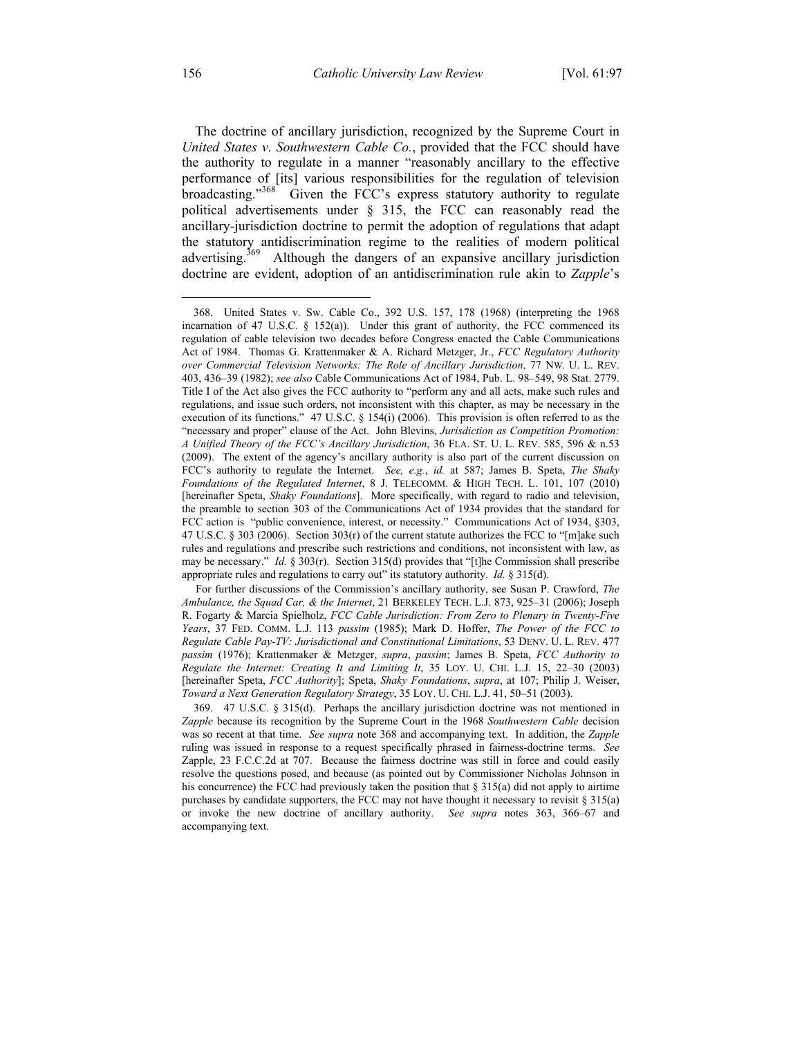The doctrine of ancillary jurisdiction, recognized by the Supreme Court in *United States v. Southwestern Cable Co.*, provided that the FCC should have the authority to regulate in a manner "reasonably ancillary to the effective performance of [its] various responsibilities for the regulation of television broadcasting."[368] Given the FCC's express statutory authority to regulate political advertisements under § 315, the FCC can reasonably read the ancillary-jurisdiction doctrine to permit the adoption of regulations that adapt the statutory antidiscrimination regime to the realities of modern political advertising.[369] Although the dangers of an expansive ancillary jurisdiction doctrine are evident, adoption of an antidiscrimination rule akin to *Zapple*'s

---

368. United States v. Sw. Cable Co., 392 U.S. 157, 178 (1968) (interpreting the 1968 incarnation of 47 U.S.C. § 152(a)). Under this grant of authority, the FCC commenced its regulation of cable television two decades before Congress enacted the Cable Communications Act of 1984. Thomas G. Krattenmaker & A. Richard Metzger, Jr., *FCC Regulatory Authority over Commercial Television Networks: The Role of Ancillary Jurisdiction*, 77 NW. U. L. REV. 403, 436–39 (1982); *see also* Cable Communications Act of 1984, Pub. L. 98–549, 98 Stat. 2779. Title I of the Act also gives the FCC authority to "perform any and all acts, make such rules and regulations, and issue such orders, not inconsistent with this chapter, as may be necessary in the execution of its functions." 47 U.S.C. § 154(i) (2006). This provision is often referred to as the "necessary and proper" clause of the Act. John Blevins, *Jurisdiction as Competition Promotion: A Unified Theory of the FCC's Ancillary Jurisdiction*, 36 FLA. ST. U. L. REV. 585, 596 & n.53 (2009). The extent of the agency's ancillary authority is also part of the current discussion on FCC's authority to regulate the Internet. *See, e.g.*, *id.* at 587; James B. Speta, *The Shaky Foundations of the Regulated Internet*, 8 J. TELECOMM. & HIGH TECH. L. 101, 107 (2010) [hereinafter Speta, *Shaky Foundations*]. More specifically, with regard to radio and television, the preamble to section 303 of the Communications Act of 1934 provides that the standard for FCC action is "public convenience, interest, or necessity." Communications Act of 1934, §303, 47 U.S.C. § 303 (2006). Section 303(r) of the current statute authorizes the FCC to "[m]ake such rules and regulations and prescribe such restrictions and conditions, not inconsistent with law, as may be necessary." *Id.* § 303(r). Section 315(d) provides that "[t]he Commission shall prescribe appropriate rules and regulations to carry out" its statutory authority. *Id.* § 315(d).

For further discussions of the Commission's ancillary authority, see Susan P. Crawford, *The Ambulance, the Squad Car, & the Internet*, 21 BERKELEY TECH. L.J. 873, 925–31 (2006); Joseph R. Fogarty & Marcia Spielholz, *FCC Cable Jurisdiction: From Zero to Plenary in Twenty-Five Years*, 37 FED. COMM. L.J. 113 *passim* (1985); Mark D. Hoffer, *The Power of the FCC to Regulate Cable Pay-TV: Jurisdictional and Constitutional Limitations*, 53 DENV. U. L. REV. 477 *passim* (1976); Krattenmaker & Metzger, *supra*, *passim*; James B. Speta, *FCC Authority to Regulate the Internet: Creating It and Limiting It*, 35 LOY. U. CHI. L.J. 15, 22–30 (2003) [hereinafter Speta, *FCC Authority*]; Speta, *Shaky Foundations*, *supra*, at 107; Philip J. Weiser, *Toward a Next Generation Regulatory Strategy*, 35 LOY. U. CHI. L.J. 41, 50–51 (2003).

369. 47 U.S.C. § 315(d). Perhaps the ancillary jurisdiction doctrine was not mentioned in *Zapple* because its recognition by the Supreme Court in the 1968 *Southwestern Cable* decision was so recent at that time. *See supra* note 368 and accompanying text. In addition, the *Zapple* ruling was issued in response to a request specifically phrased in fairness-doctrine terms. *See* Zapple, 23 F.C.C.2d at 707. Because the fairness doctrine was still in force and could easily resolve the questions posed, and because (as pointed out by Commissioner Nicholas Johnson in his concurrence) the FCC had previously taken the position that § 315(a) did not apply to airtime purchases by candidate supporters, the FCC may not have thought it necessary to revisit § 315(a) or invoke the new doctrine of ancillary authority. *See supra* notes 363, 366–67 and accompanying text.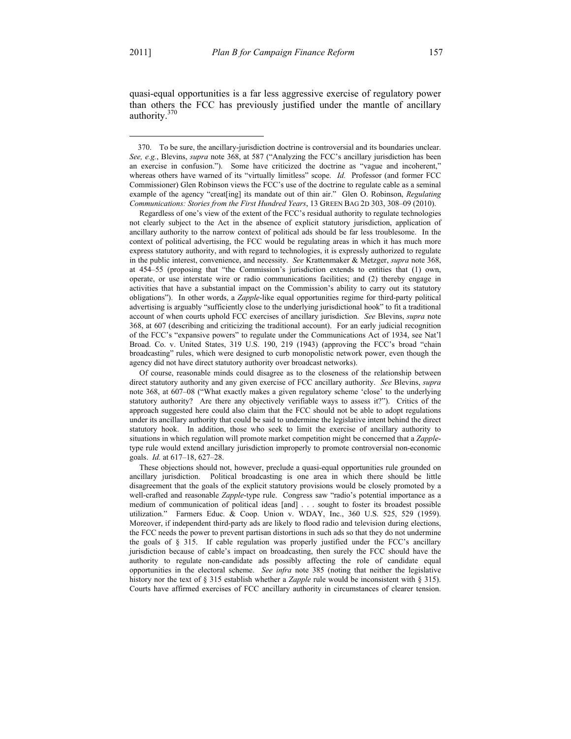quasi-equal opportunities is a far less aggressive exercise of regulatory power than others the FCC has previously justified under the mantle of ancillary authority.[370]

---

370. To be sure, the ancillary-jurisdiction doctrine is controversial and its boundaries unclear. *See, e.g.*, Blevins, *supra* note 368, at 587 ("Analyzing the FCC's ancillary jurisdiction has been an exercise in confusion."). Some have criticized the doctrine as "vague and incoherent," whereas others have warned of its "virtually limitless" scope. *Id.* Professor (and former FCC Commissioner) Glen Robinson views the FCC's use of the doctrine to regulate cable as a seminal example of the agency "creat[ing] its mandate out of thin air." Glen O. Robinson, *Regulating Communications: Stories from the First Hundred Years*, 13 GREEN BAG 2D 303, 308–09 (2010).

Regardless of one's view of the extent of the FCC's residual authority to regulate technologies not clearly subject to the Act in the absence of explicit statutory jurisdiction, application of ancillary authority to the narrow context of political ads should be far less troublesome. In the context of political advertising, the FCC would be regulating areas in which it has much more express statutory authority, and with regard to technologies, it is expressly authorized to regulate in the public interest, convenience, and necessity. *See* Krattenmaker & Metzger, *supra* note 368, at 454–55 (proposing that "the Commission's jurisdiction extends to entities that (1) own, operate, or use interstate wire or radio communications facilities; and (2) thereby engage in activities that have a substantial impact on the Commission's ability to carry out its statutory obligations"). In other words, a *Zapple*-like equal opportunities regime for third-party political advertising is arguably "sufficiently close to the underlying jurisdictional hook" to fit a traditional account of when courts uphold FCC exercises of ancillary jurisdiction. *See* Blevins, *supra* note 368, at 607 (describing and criticizing the traditional account). For an early judicial recognition of the FCC's "expansive powers" to regulate under the Communications Act of 1934, see Nat'l Broad. Co. v. United States, 319 U.S. 190, 219 (1943) (approving the FCC's broad "chain broadcasting" rules, which were designed to curb monopolistic network power, even though the agency did not have direct statutory authority over broadcast networks).

Of course, reasonable minds could disagree as to the closeness of the relationship between direct statutory authority and any given exercise of FCC ancillary authority. *See* Blevins, *supra* note 368, at 607–08 ("What exactly makes a given regulatory scheme 'close' to the underlying statutory authority? Are there any objectively verifiable ways to assess it?"). Critics of the approach suggested here could also claim that the FCC should not be able to adopt regulations under its ancillary authority that could be said to undermine the legislative intent behind the direct statutory hook. In addition, those who seek to limit the exercise of ancillary authority to situations in which regulation will promote market competition might be concerned that a *Zapple*-type rule would extend ancillary jurisdiction improperly to promote controversial non-economic goals. *Id.* at 617–18, 627–28.

These objections should not, however, preclude a quasi-equal opportunities rule grounded on ancillary jurisdiction. Political broadcasting is one area in which there should be little disagreement that the goals of the explicit statutory provisions would be closely promoted by a well-crafted and reasonable *Zapple*-type rule. Congress saw "radio's potential importance as a medium of communication of political ideas [and] . . . sought to foster its broadest possible utilization." Farmers Educ. & Coop. Union v. WDAY, Inc., 360 U.S. 525, 529 (1959). Moreover, if independent third-party ads are likely to flood radio and television during elections, the FCC needs the power to prevent partisan distortions in such ads so that they do not undermine the goals of § 315. If cable regulation was properly justified under the FCC's ancillary jurisdiction because of cable's impact on broadcasting, then surely the FCC should have the authority to regulate non-candidate ads possibly affecting the role of candidate equal opportunities in the electoral scheme. *See infra* note 385 (noting that neither the legislative history nor the text of § 315 establish whether a *Zapple* rule would be inconsistent with § 315). Courts have affirmed exercises of FCC ancillary authority in circumstances of clearer tension.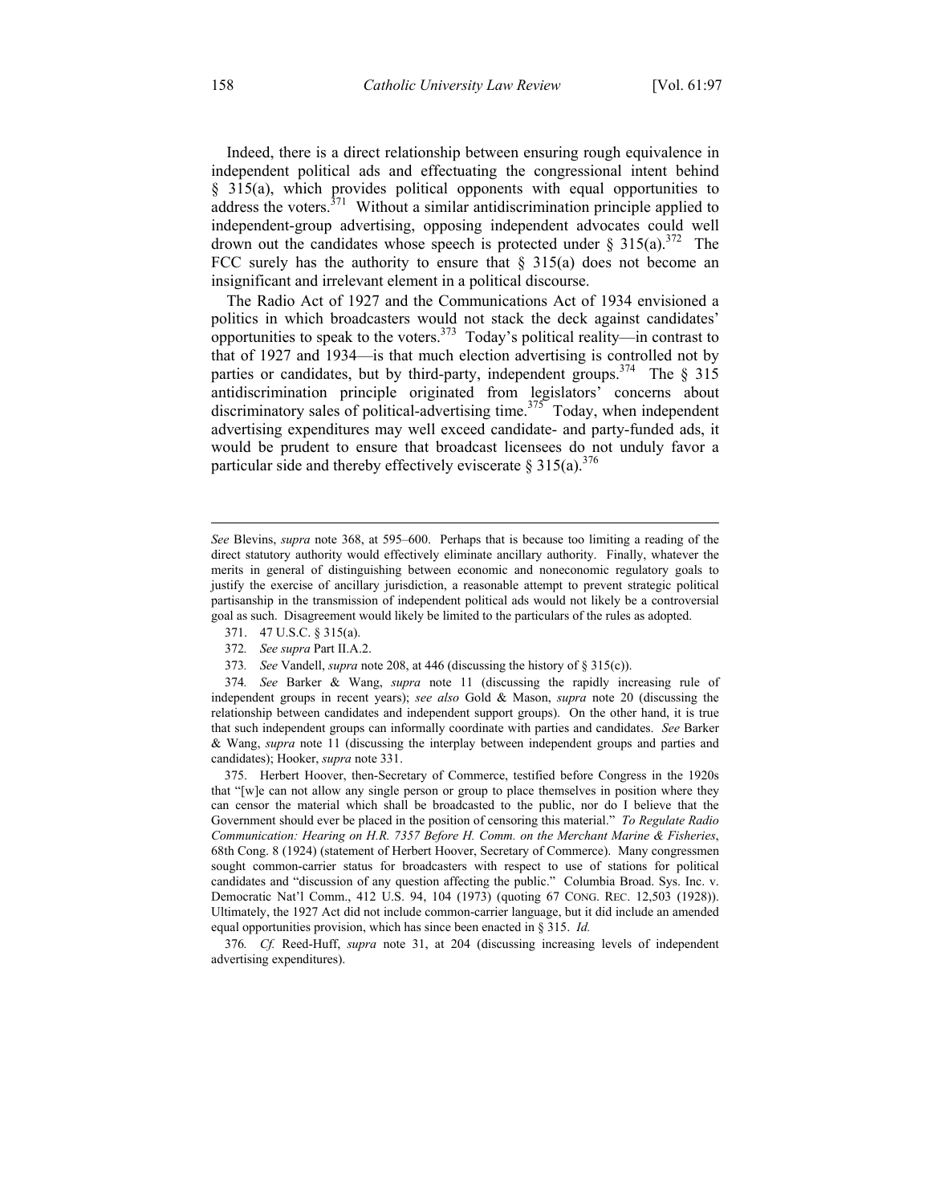Indeed, there is a direct relationship between ensuring rough equivalence in independent political ads and effectuating the congressional intent behind § 315(a), which provides political opponents with equal opportunities to address the voters.[371] Without a similar antidiscrimination principle applied to independent-group advertising, opposing independent advocates could well drown out the candidates whose speech is protected under § 315(a).[372] The FCC surely has the authority to ensure that § 315(a) does not become an insignificant and irrelevant element in a political discourse.

The Radio Act of 1927 and the Communications Act of 1934 envisioned a politics in which broadcasters would not stack the deck against candidates' opportunities to speak to the voters.[373] Today's political reality—in contrast to that of 1927 and 1934—is that much election advertising is controlled not by parties or candidates, but by third-party, independent groups.[374] The § 315 antidiscrimination principle originated from legislators' concerns about discriminatory sales of political-advertising time.[375] Today, when independent advertising expenditures may well exceed candidate- and party-funded ads, it would be prudent to ensure that broadcast licensees do not unduly favor a particular side and thereby effectively eviscerate § 315(a).[376]

---

*See* Blevins, *supra* note 368, at 595–600. Perhaps that is because too limiting a reading of the direct statutory authority would effectively eliminate ancillary authority. Finally, whatever the merits in general of distinguishing between economic and noneconomic regulatory goals to justify the exercise of ancillary jurisdiction, a reasonable attempt to prevent strategic political partisanship in the transmission of independent political ads would not likely be a controversial goal as such. Disagreement would likely be limited to the particulars of the rules as adopted.

371. 47 U.S.C. § 315(a).

372. *See supra* Part II.A.2.

373. *See* Vandell, *supra* note 208, at 446 (discussing the history of § 315(c)).

374. *See* Barker & Wang, *supra* note 11 (discussing the rapidly increasing rule of independent groups in recent years); *see also* Gold & Mason, *supra* note 20 (discussing the relationship between candidates and independent support groups). On the other hand, it is true that such independent groups can informally coordinate with parties and candidates. *See* Barker & Wang, *supra* note 11 (discussing the interplay between independent groups and parties and candidates); Hooker, *supra* note 331.

375. Herbert Hoover, then-Secretary of Commerce, testified before Congress in the 1920s that "[w]e can not allow any single person or group to place themselves in position where they can censor the material which shall be broadcasted to the public, nor do I believe that the Government should ever be placed in the position of censoring this material." *To Regulate Radio Communication: Hearing on H.R. 7357 Before H. Comm. on the Merchant Marine & Fisheries*, 68th Cong. 8 (1924) (statement of Herbert Hoover, Secretary of Commerce). Many congressmen sought common-carrier status for broadcasters with respect to use of stations for political candidates and "discussion of any question affecting the public." Columbia Broad. Sys. Inc. v. Democratic Nat'l Comm., 412 U.S. 94, 104 (1973) (quoting 67 CONG. REC. 12,503 (1928)). Ultimately, the 1927 Act did not include common-carrier language, but it did include an amended equal opportunities provision, which has since been enacted in § 315. *Id.*

376. *Cf.* Reed-Huff, *supra* note 31, at 204 (discussing increasing levels of independent advertising expenditures).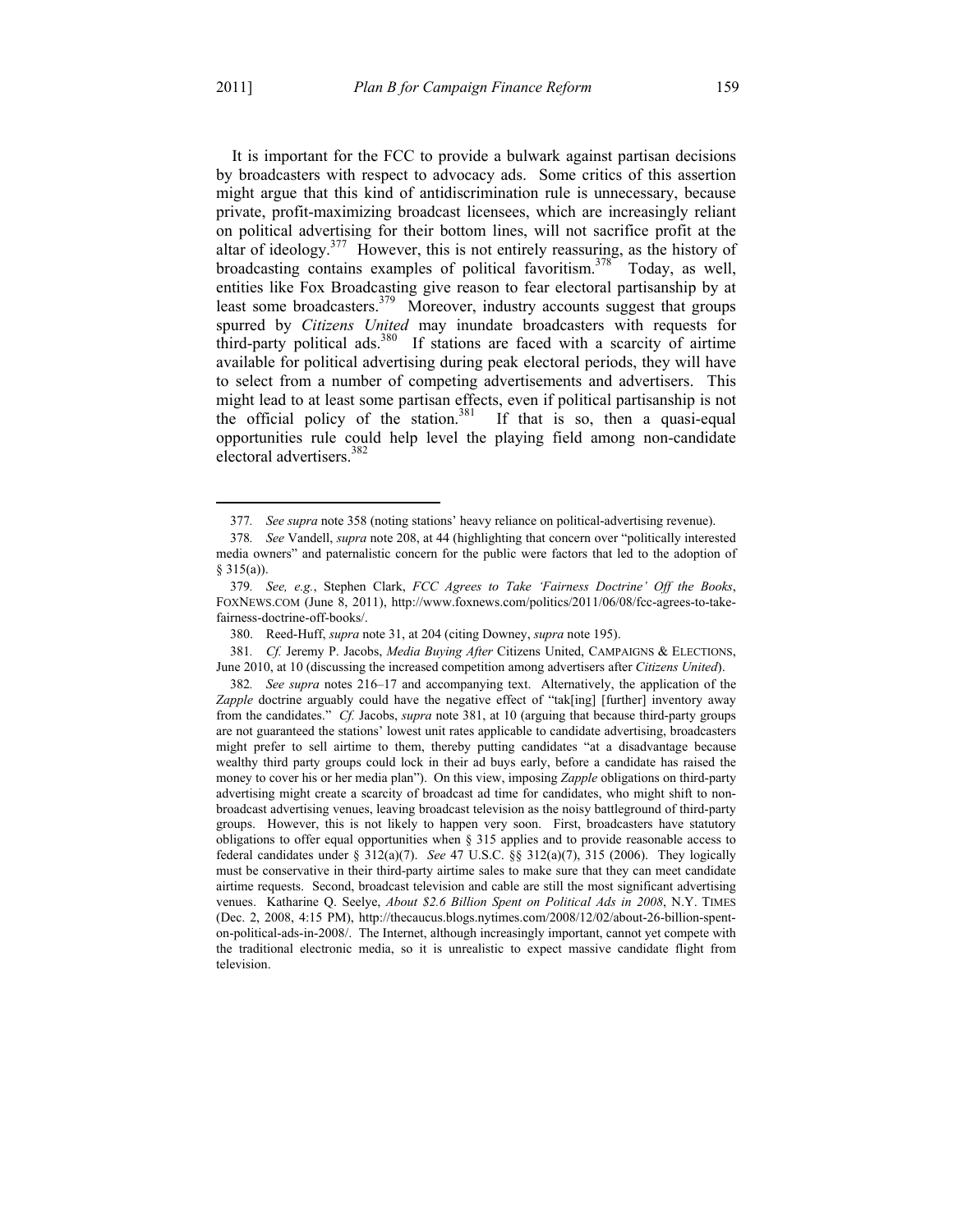It is important for the FCC to provide a bulwark against partisan decisions by broadcasters with respect to advocacy ads. Some critics of this assertion might argue that this kind of antidiscrimination rule is unnecessary, because private, profit-maximizing broadcast licensees, which are increasingly reliant on political advertising for their bottom lines, will not sacrifice profit at the altar of ideology.[377] However, this is not entirely reassuring, as the history of broadcasting contains examples of political favoritism.[378] Today, as well, entities like Fox Broadcasting give reason to fear electoral partisanship by at least some broadcasters.[379] Moreover, industry accounts suggest that groups spurred by *Citizens United* may inundate broadcasters with requests for third-party political ads.[380] If stations are faced with a scarcity of airtime available for political advertising during peak electoral periods, they will have to select from a number of competing advertisements and advertisers. This might lead to at least some partisan effects, even if political partisanship is not the official policy of the station.[381] If that is so, then a quasi-equal opportunities rule could help level the playing field among non-candidate electoral advertisers.[382]

---

377. *See supra* note 358 (noting stations' heavy reliance on political-advertising revenue).

378. *See* Vandell, *supra* note 208, at 44 (highlighting that concern over "politically interested media owners" and paternalistic concern for the public were factors that led to the adoption of § 315(a)).

379. *See, e.g.*, Stephen Clark, *FCC Agrees to Take 'Fairness Doctrine' Off the Books*, FOXNEWS.COM (June 8, 2011), http://www.foxnews.com/politics/2011/06/08/fcc-agrees-to-take-fairness-doctrine-off-books/.

380. Reed-Huff, *supra* note 31, at 204 (citing Downey, *supra* note 195).

381. *Cf.* Jeremy P. Jacobs, *Media Buying After* Citizens United, CAMPAIGNS & ELECTIONS, June 2010, at 10 (discussing the increased competition among advertisers after *Citizens United*).

382. *See supra* notes 216–17 and accompanying text. Alternatively, the application of the *Zapple* doctrine arguably could have the negative effect of "tak[ing] [further] inventory away from the candidates." *Cf.* Jacobs, *supra* note 381, at 10 (arguing that because third-party groups are not guaranteed the stations' lowest unit rates applicable to candidate advertising, broadcasters might prefer to sell airtime to them, thereby putting candidates "at a disadvantage because wealthy third party groups could lock in their ad buys early, before a candidate has raised the money to cover his or her media plan"). On this view, imposing *Zapple* obligations on third-party advertising might create a scarcity of broadcast ad time for candidates, who might shift to non-broadcast advertising venues, leaving broadcast television as the noisy battleground of third-party groups. However, this is not likely to happen very soon. First, broadcasters have statutory obligations to offer equal opportunities when § 315 applies and to provide reasonable access to federal candidates under § 312(a)(7). *See* 47 U.S.C. §§ 312(a)(7), 315 (2006). They logically must be conservative in their third-party airtime sales to make sure that they can meet candidate airtime requests. Second, broadcast television and cable are still the most significant advertising venues. Katharine Q. Seelye, *About $2.6 Billion Spent on Political Ads in 2008*, N.Y. TIMES (Dec. 2, 2008, 4:15 PM), http://thecaucus.blogs.nytimes.com/2008/12/02/about-26-billion-spent-on-political-ads-in-2008/. The Internet, although increasingly important, cannot yet compete with the traditional electronic media, so it is unrealistic to expect massive candidate flight from television.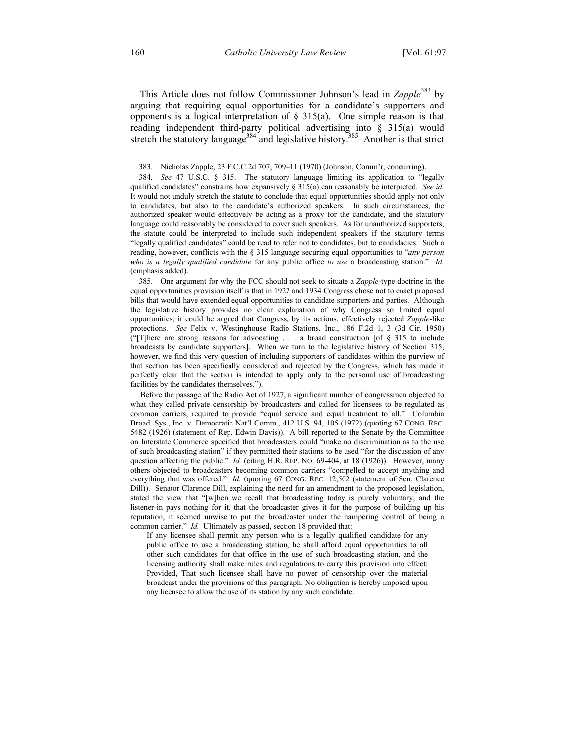This Article does not follow Commissioner Johnson's lead in *Zapple*[383] by arguing that requiring equal opportunities for a candidate's supporters and opponents is a logical interpretation of § 315(a). One simple reason is that reading independent third-party political advertising into § 315(a) would stretch the statutory language[384] and legislative history.[385] Another is that strict

---

383. Nicholas Zapple, 23 F.C.C.2d 707, 709–11 (1970) (Johnson, Comm'r, concurring).

384. *See* 47 U.S.C. § 315. The statutory language limiting its application to "legally qualified candidates" constrains how expansively § 315(a) can reasonably be interpreted. *See id.* It would not unduly stretch the statute to conclude that equal opportunities should apply not only to candidates, but also to the candidate's authorized speakers. In such circumstances, the authorized speaker would effectively be acting as a proxy for the candidate, and the statutory language could reasonably be considered to cover such speakers. As for unauthorized supporters, the statute could be interpreted to include such independent speakers if the statutory terms "legally qualified candidates" could be read to refer not to candidates, but to candidacies. Such a reading, however, conflicts with the § 315 language securing equal opportunities to "*any person who is a legally qualified candidate* for any public office *to use* a broadcasting station." *Id.* (emphasis added).

385. One argument for why the FCC should not seek to situate a *Zapple*-type doctrine in the equal opportunities provision itself is that in 1927 and 1934 Congress chose not to enact proposed bills that would have extended equal opportunities to candidate supporters and parties. Although the legislative history provides no clear explanation of why Congress so limited equal opportunities, it could be argued that Congress, by its actions, effectively rejected *Zapple*-like protections. *See* Felix v. Westinghouse Radio Stations, Inc., 186 F.2d 1, 3 (3d Cir. 1950) ("[T]here are strong reasons for advocating . . . a broad construction [of § 315 to include broadcasts by candidate supporters]. When we turn to the legislative history of Section 315, however, we find this very question of including supporters of candidates within the purview of that section has been specifically considered and rejected by the Congress, which has made it perfectly clear that the section is intended to apply only to the personal use of broadcasting facilities by the candidates themselves.").

Before the passage of the Radio Act of 1927, a significant number of congressmen objected to what they called private censorship by broadcasters and called for licensees to be regulated as common carriers, required to provide "equal service and equal treatment to all." Columbia Broad. Sys., Inc. v. Democratic Nat'l Comm., 412 U.S. 94, 105 (1972) (quoting 67 CONG. REC. 5482 (1926) (statement of Rep. Edwin Davis)). A bill reported to the Senate by the Committee on Interstate Commerce specified that broadcasters could "make no discrimination as to the use of such broadcasting station" if they permitted their stations to be used "for the discussion of any question affecting the public." *Id.* (citing H.R. REP. NO. 69-404, at 18 (1926)). However, many others objected to broadcasters becoming common carriers "compelled to accept anything and everything that was offered." *Id.* (quoting 67 CONG. REC. 12,502 (statement of Sen. Clarence Dill)). Senator Clarence Dill, explaining the need for an amendment to the proposed legislation, stated the view that "[w]hen we recall that broadcasting today is purely voluntary, and the listener-in pays nothing for it, that the broadcaster gives it for the purpose of building up his reputation, it seemed unwise to put the broadcaster under the hampering control of being a common carrier." *Id.* Ultimately as passed, section 18 provided that:

> If any licensee shall permit any person who is a legally qualified candidate for any public office to use a broadcasting station, he shall afford equal opportunities to all other such candidates for that office in the use of such broadcasting station, and the licensing authority shall make rules and regulations to carry this provision into effect: Provided, That such licensee shall have no power of censorship over the material broadcast under the provisions of this paragraph. No obligation is hereby imposed upon any licensee to allow the use of its station by any such candidate.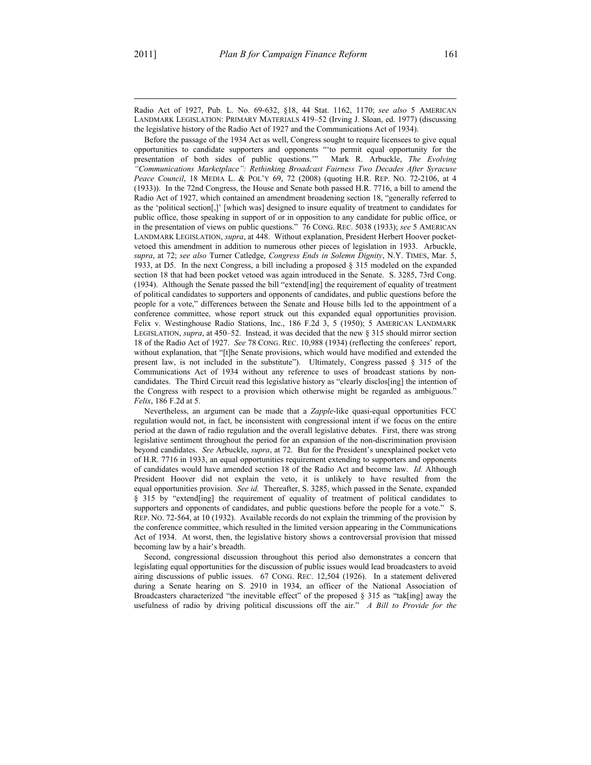Radio Act of 1927, Pub. L. No. 69-632, §18, 44 Stat. 1162, 1170; *see also* 5 AMERICAN LANDMARK LEGISLATION: PRIMARY MATERIALS 419–52 (Irving J. Sloan, ed. 1977) (discussing the legislative history of the Radio Act of 1927 and the Communications Act of 1934).

Before the passage of the 1934 Act as well, Congress sought to require licensees to give equal opportunities to candidate supporters and opponents "'to permit equal opportunity for the presentation of both sides of public questions.'" Mark R. Arbuckle, *The Evolving "Communications Marketplace": Rethinking Broadcast Fairness Two Decades After Syracuse Peace Council*, 18 MEDIA L. & POL'Y 69, 72 (2008) (quoting H.R. REP. NO. 72-2106, at 4 (1933)). In the 72nd Congress, the House and Senate both passed H.R. 7716, a bill to amend the Radio Act of 1927, which contained an amendment broadening section 18, "generally referred to as the 'political section[,]' [which was] designed to insure equality of treatment to candidates for public office, those speaking in support of or in opposition to any candidate for public office, or in the presentation of views on public questions." 76 CONG. REC. 5038 (1933); *see* 5 AMERICAN LANDMARK LEGISLATION, *supra*, at 448. Without explanation, President Herbert Hoover pocket-vetoed this amendment in addition to numerous other pieces of legislation in 1933. Arbuckle, *supra*, at 72; *see also* Turner Catledge, *Congress Ends in Solemn Dignity*, N.Y. TIMES, Mar. 5, 1933, at D5. In the next Congress, a bill including a proposed § 315 modeled on the expanded section 18 that had been pocket vetoed was again introduced in the Senate. S. 3285, 73rd Cong. (1934). Although the Senate passed the bill "extend[ing] the requirement of equality of treatment of political candidates to supporters and opponents of candidates, and public questions before the people for a vote," differences between the Senate and House bills led to the appointment of a conference committee, whose report struck out this expanded equal opportunities provision. Felix v. Westinghouse Radio Stations, Inc., 186 F.2d 3, 5 (1950); 5 AMERICAN LANDMARK LEGISLATION, *supra*, at 450–52. Instead, it was decided that the new § 315 should mirror section 18 of the Radio Act of 1927. *See* 78 CONG. REC. 10,988 (1934) (reflecting the conferees' report, without explanation, that "[t]he Senate provisions, which would have modified and extended the present law, is not included in the substitute"). Ultimately, Congress passed § 315 of the Communications Act of 1934 without any reference to uses of broadcast stations by non-candidates. The Third Circuit read this legislative history as "clearly disclos[ing] the intention of the Congress with respect to a provision which otherwise might be regarded as ambiguous." *Felix*, 186 F.2d at 5.

Nevertheless, an argument can be made that a *Zapple*-like quasi-equal opportunities FCC regulation would not, in fact, be inconsistent with congressional intent if we focus on the entire period at the dawn of radio regulation and the overall legislative debates. First, there was strong legislative sentiment throughout the period for an expansion of the non-discrimination provision beyond candidates. *See* Arbuckle, *supra*, at 72. But for the President's unexplained pocket veto of H.R. 7716 in 1933, an equal opportunities requirement extending to supporters and opponents of candidates would have amended section 18 of the Radio Act and become law. *Id.* Although President Hoover did not explain the veto, it is unlikely to have resulted from the equal opportunities provision. *See id.* Thereafter, S. 3285, which passed in the Senate, expanded § 315 by "extend[ing] the requirement of equality of treatment of political candidates to supporters and opponents of candidates, and public questions before the people for a vote." S. REP. NO. 72-564, at 10 (1932). Available records do not explain the trimming of the provision by the conference committee, which resulted in the limited version appearing in the Communications Act of 1934. At worst, then, the legislative history shows a controversial provision that missed becoming law by a hair's breadth.

Second, congressional discussion throughout this period also demonstrates a concern that legislating equal opportunities for the discussion of public issues would lead broadcasters to avoid airing discussions of public issues. 67 CONG. REC. 12,504 (1926). In a statement delivered during a Senate hearing on S. 2910 in 1934, an officer of the National Association of Broadcasters characterized "the inevitable effect" of the proposed § 315 as "tak[ing] away the usefulness of radio by driving political discussions off the air." *A Bill to Provide for the*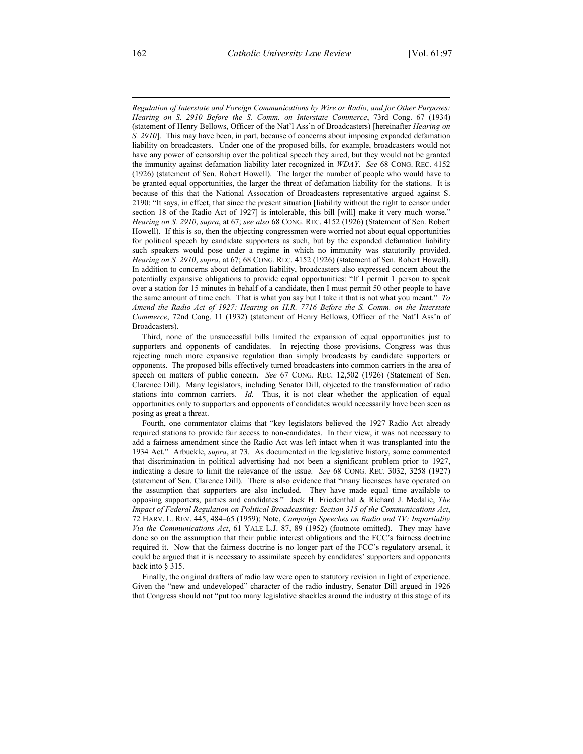*Regulation of Interstate and Foreign Communications by Wire or Radio, and for Other Purposes: Hearing on S. 2910 Before the S. Comm. on Interstate Commerce*, 73rd Cong. 67 (1934) (statement of Henry Bellows, Officer of the Nat'l Ass'n of Broadcasters) [hereinafter *Hearing on S. 2910*]. This may have been, in part, because of concerns about imposing expanded defamation liability on broadcasters. Under one of the proposed bills, for example, broadcasters would not have any power of censorship over the political speech they aired, but they would not be granted the immunity against defamation liability later recognized in *WDAY*. *See* 68 CONG. REC. 4152 (1926) (statement of Sen. Robert Howell). The larger the number of people who would have to be granted equal opportunities, the larger the threat of defamation liability for the stations. It is because of this that the National Assocation of Broadcasters representative argued against S. 2190: "It says, in effect, that since the present situation [liability without the right to censor under section 18 of the Radio Act of 1927] is intolerable, this bill [will] make it very much worse." *Hearing on S. 2910*, *supra*, at 67; *see also* 68 CONG. REC. 4152 (1926) (Statement of Sen. Robert Howell). If this is so, then the objecting congressmen were worried not about equal opportunities for political speech by candidate supporters as such, but by the expanded defamation liability such speakers would pose under a regime in which no immunity was statutorily provided. *Hearing on S. 2910*, *supra*, at 67; 68 CONG. REC. 4152 (1926) (statement of Sen. Robert Howell). In addition to concerns about defamation liability, broadcasters also expressed concern about the potentially expansive obligations to provide equal opportunities: "If I permit 1 person to speak over a station for 15 minutes in behalf of a candidate, then I must permit 50 other people to have the same amount of time each. That is what you say but I take it that is not what you meant." *To Amend the Radio Act of 1927: Hearing on H.R. 7716 Before the S. Comm. on the Interstate Commerce*, 72nd Cong. 11 (1932) (statement of Henry Bellows, Officer of the Nat'l Ass'n of Broadcasters).

Third, none of the unsuccessful bills limited the expansion of equal opportunities just to supporters and opponents of candidates. In rejecting those provisions, Congress was thus rejecting much more expansive regulation than simply broadcasts by candidate supporters or opponents. The proposed bills effectively turned broadcasters into common carriers in the area of speech on matters of public concern. *See* 67 CONG. REC. 12,502 (1926) (Statement of Sen. Clarence Dill). Many legislators, including Senator Dill, objected to the transformation of radio stations into common carriers. *Id.* Thus, it is not clear whether the application of equal opportunities only to supporters and opponents of candidates would necessarily have been seen as posing as great a threat.

Fourth, one commentator claims that "key legislators believed the 1927 Radio Act already required stations to provide fair access to non-candidates. In their view, it was not necessary to add a fairness amendment since the Radio Act was left intact when it was transplanted into the 1934 Act." Arbuckle, *supra*, at 73. As documented in the legislative history, some commented that discrimination in political advertising had not been a significant problem prior to 1927, indicating a desire to limit the relevance of the issue. *See* 68 CONG. REC. 3032, 3258 (1927) (statement of Sen. Clarence Dill). There is also evidence that "many licensees have operated on the assumption that supporters are also included. They have made equal time available to opposing supporters, parties and candidates." Jack H. Friedenthal & Richard J. Medalie, *The Impact of Federal Regulation on Political Broadcasting: Section 315 of the Communications Act*, 72 HARV. L. REV. 445, 484–65 (1959); Note, *Campaign Speeches on Radio and TV: Impartiality Via the Communications Act*, 61 YALE L.J. 87, 89 (1952) (footnote omitted). They may have done so on the assumption that their public interest obligations and the FCC's fairness doctrine required it. Now that the fairness doctrine is no longer part of the FCC's regulatory arsenal, it could be argued that it is necessary to assimilate speech by candidates' supporters and opponents back into § 315.

Finally, the original drafters of radio law were open to statutory revision in light of experience. Given the "new and undeveloped" character of the radio industry, Senator Dill argued in 1926 that Congress should not "put too many legislative shackles around the industry at this stage of its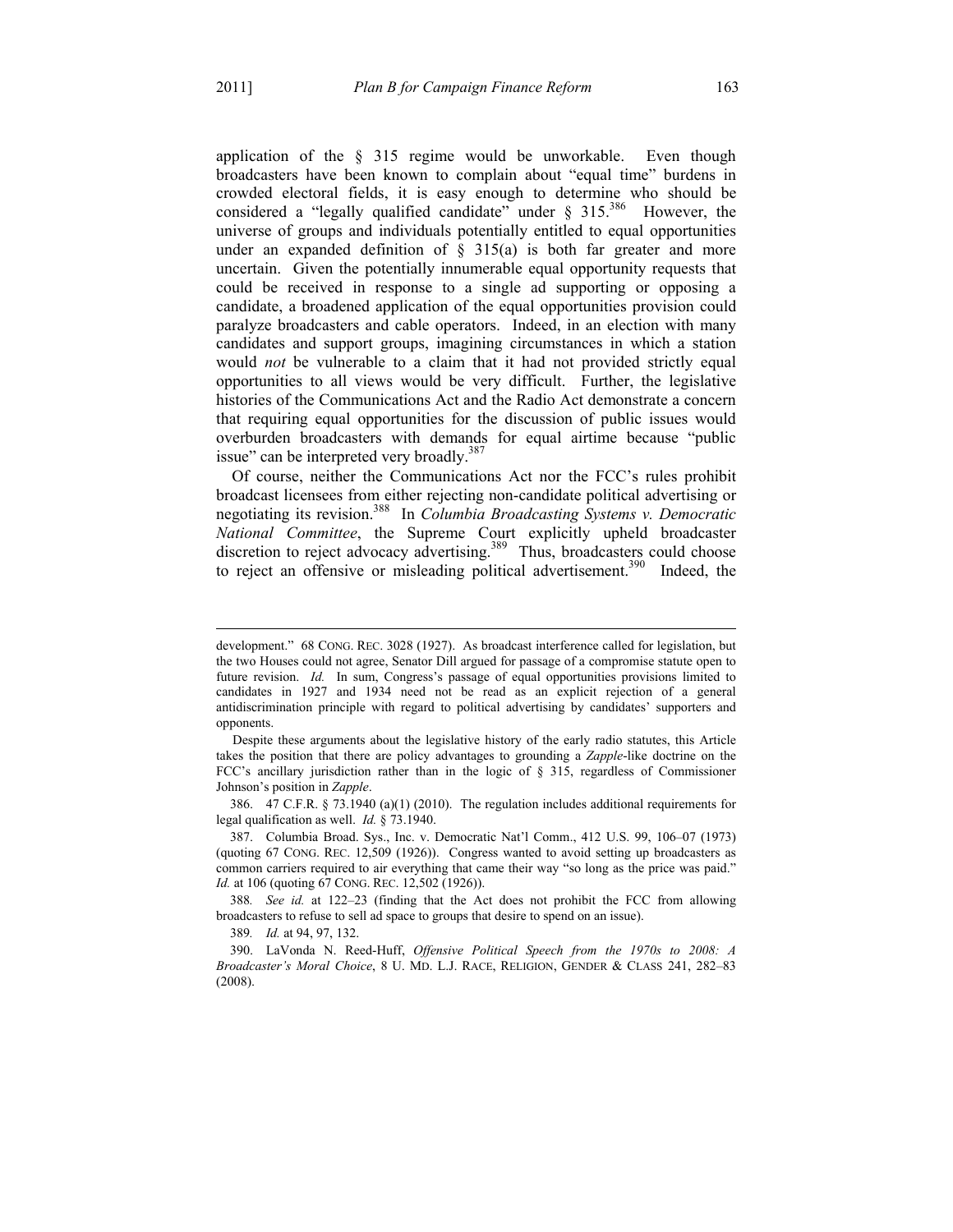application of the § 315 regime would be unworkable. Even though broadcasters have been known to complain about "equal time" burdens in crowded electoral fields, it is easy enough to determine who should be considered a "legally qualified candidate" under § 315.[386] However, the universe of groups and individuals potentially entitled to equal opportunities under an expanded definition of § 315(a) is both far greater and more uncertain. Given the potentially innumerable equal opportunity requests that could be received in response to a single ad supporting or opposing a candidate, a broadened application of the equal opportunities provision could paralyze broadcasters and cable operators. Indeed, in an election with many candidates and support groups, imagining circumstances in which a station would *not* be vulnerable to a claim that it had not provided strictly equal opportunities to all views would be very difficult. Further, the legislative histories of the Communications Act and the Radio Act demonstrate a concern that requiring equal opportunities for the discussion of public issues would overburden broadcasters with demands for equal airtime because "public issue" can be interpreted very broadly.[387]

Of course, neither the Communications Act nor the FCC's rules prohibit broadcast licensees from either rejecting non-candidate political advertising or negotiating its revision.[388] In *Columbia Broadcasting Systems v. Democratic National Committee*, the Supreme Court explicitly upheld broadcaster discretion to reject advocacy advertising.[389] Thus, broadcasters could choose to reject an offensive or misleading political advertisement.[390] Indeed, the

---

development." 68 CONG. REC. 3028 (1927). As broadcast interference called for legislation, but the two Houses could not agree, Senator Dill argued for passage of a compromise statute open to future revision. *Id.* In sum, Congress's passage of equal opportunities provisions limited to candidates in 1927 and 1934 need not be read as an explicit rejection of a general antidiscrimination principle with regard to political advertising by candidates' supporters and opponents.

Despite these arguments about the legislative history of the early radio statutes, this Article takes the position that there are policy advantages to grounding a *Zapple*-like doctrine on the FCC's ancillary jurisdiction rather than in the logic of § 315, regardless of Commissioner Johnson's position in *Zapple*.

386. 47 C.F.R. § 73.1940 (a)(1) (2010). The regulation includes additional requirements for legal qualification as well. *Id.* § 73.1940.

387. Columbia Broad. Sys., Inc. v. Democratic Nat'l Comm., 412 U.S. 99, 106–07 (1973) (quoting 67 CONG. REC. 12,509 (1926)). Congress wanted to avoid setting up broadcasters as common carriers required to air everything that came their way "so long as the price was paid." *Id.* at 106 (quoting 67 CONG. REC. 12,502 (1926)).

388. *See id.* at 122–23 (finding that the Act does not prohibit the FCC from allowing broadcasters to refuse to sell ad space to groups that desire to spend on an issue).

389. *Id.* at 94, 97, 132.

390. LaVonda N. Reed-Huff, *Offensive Political Speech from the 1970s to 2008: A Broadcaster's Moral Choice*, 8 U. MD. L.J. RACE, RELIGION, GENDER & CLASS 241, 282–83 (2008).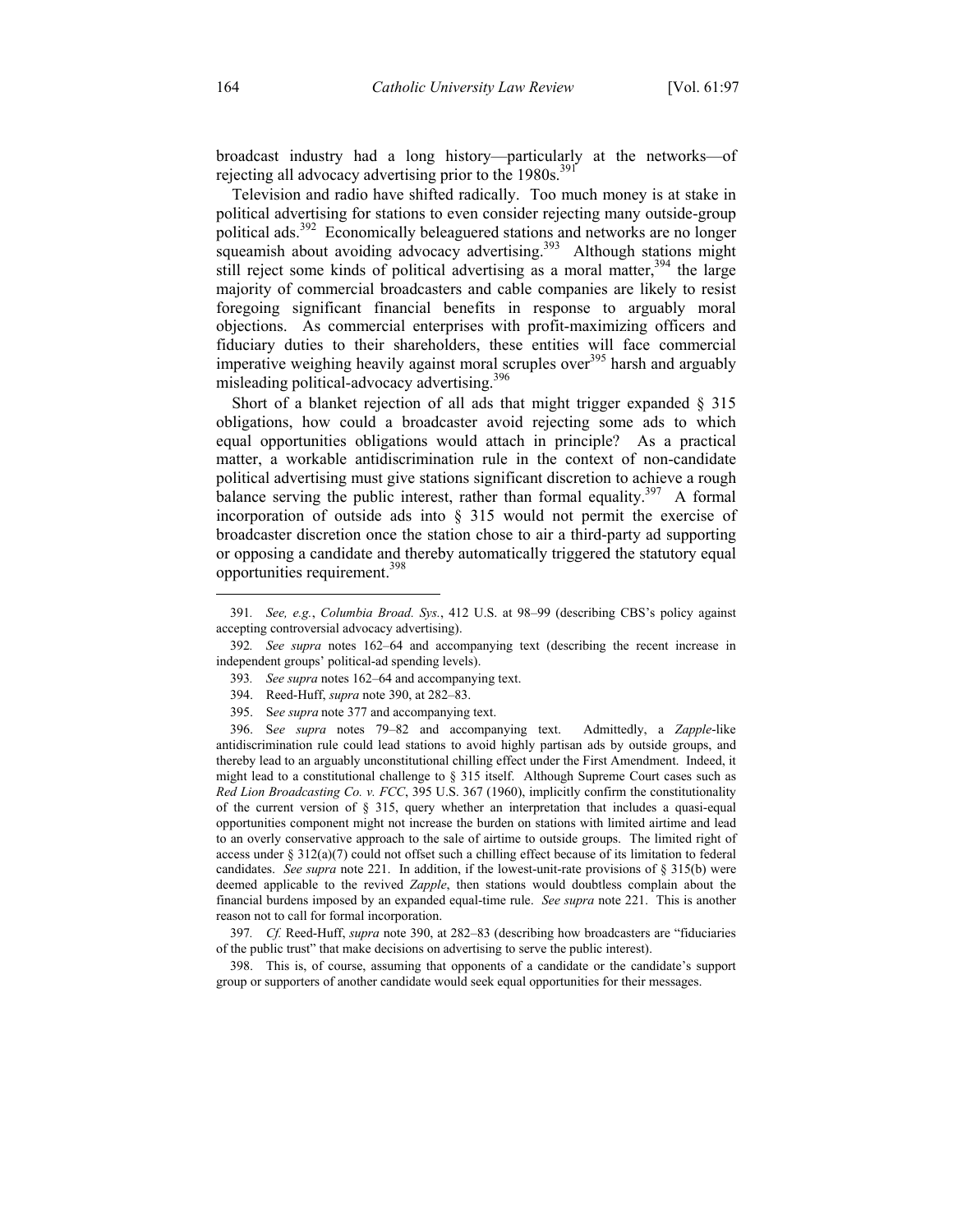broadcast industry had a long history—particularly at the networks—of rejecting all advocacy advertising prior to the 1980s.[391]

Television and radio have shifted radically. Too much money is at stake in political advertising for stations to even consider rejecting many outside-group political ads.[392] Economically beleaguered stations and networks are no longer squeamish about avoiding advocacy advertising.[393] Although stations might still reject some kinds of political advertising as a moral matter,[394] the large majority of commercial broadcasters and cable companies are likely to resist foregoing significant financial benefits in response to arguably moral objections. As commercial enterprises with profit-maximizing officers and fiduciary duties to their shareholders, these entities will face commercial imperative weighing heavily against moral scruples over[395] harsh and arguably misleading political-advocacy advertising.[396]

Short of a blanket rejection of all ads that might trigger expanded § 315 obligations, how could a broadcaster avoid rejecting some ads to which equal opportunities obligations would attach in principle? As a practical matter, a workable antidiscrimination rule in the context of non-candidate political advertising must give stations significant discretion to achieve a rough balance serving the public interest, rather than formal equality.[397] A formal incorporation of outside ads into § 315 would not permit the exercise of broadcaster discretion once the station chose to air a third-party ad supporting or opposing a candidate and thereby automatically triggered the statutory equal opportunities requirement.[398]

---

391. *See, e.g.*, *Columbia Broad. Sys.*, 412 U.S. at 98–99 (describing CBS's policy against accepting controversial advocacy advertising).

392. *See supra* notes 162–64 and accompanying text (describing the recent increase in independent groups' political-ad spending levels).

393. *See supra* notes 162–64 and accompanying text.

394. Reed-Huff, *supra* note 390, at 282–83.

395. S*ee supra* note 377 and accompanying text.

396. S*ee supra* notes 79–82 and accompanying text. Admittedly, a *Zapple*-like antidiscrimination rule could lead stations to avoid highly partisan ads by outside groups, and thereby lead to an arguably unconstitutional chilling effect under the First Amendment. Indeed, it might lead to a constitutional challenge to § 315 itself. Although Supreme Court cases such as *Red Lion Broadcasting Co. v. FCC*, 395 U.S. 367 (1960), implicitly confirm the constitutionality of the current version of § 315, query whether an interpretation that includes a quasi-equal opportunities component might not increase the burden on stations with limited airtime and lead to an overly conservative approach to the sale of airtime to outside groups. The limited right of access under § 312(a)(7) could not offset such a chilling effect because of its limitation to federal candidates. *See supra* note 221. In addition, if the lowest-unit-rate provisions of § 315(b) were deemed applicable to the revived *Zapple*, then stations would doubtless complain about the financial burdens imposed by an expanded equal-time rule. *See supra* note 221. This is another reason not to call for formal incorporation.

397. *Cf.* Reed-Huff, *supra* note 390, at 282–83 (describing how broadcasters are "fiduciaries of the public trust" that make decisions on advertising to serve the public interest).

398. This is, of course, assuming that opponents of a candidate or the candidate's support group or supporters of another candidate would seek equal opportunities for their messages.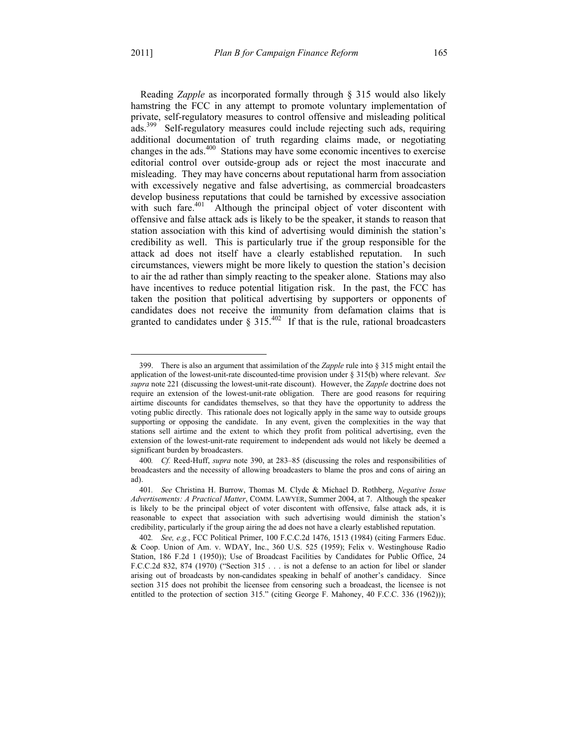Reading *Zapple* as incorporated formally through § 315 would also likely hamstring the FCC in any attempt to promote voluntary implementation of private, self-regulatory measures to control offensive and misleading political ads.[399] Self-regulatory measures could include rejecting such ads, requiring additional documentation of truth regarding claims made, or negotiating changes in the ads.[400] Stations may have some economic incentives to exercise editorial control over outside-group ads or reject the most inaccurate and misleading. They may have concerns about reputational harm from association with excessively negative and false advertising, as commercial broadcasters develop business reputations that could be tarnished by excessive association with such fare.[401] Although the principal object of voter discontent with offensive and false attack ads is likely to be the speaker, it stands to reason that station association with this kind of advertising would diminish the station's credibility as well. This is particularly true if the group responsible for the attack ad does not itself have a clearly established reputation. In such circumstances, viewers might be more likely to question the station's decision to air the ad rather than simply reacting to the speaker alone. Stations may also have incentives to reduce potential litigation risk. In the past, the FCC has taken the position that political advertising by supporters or opponents of candidates does not receive the immunity from defamation claims that is granted to candidates under § 315.[402] If that is the rule, rational broadcasters

---

399. There is also an argument that assimilation of the *Zapple* rule into § 315 might entail the application of the lowest-unit-rate discounted-time provision under § 315(b) where relevant. *See supra* note 221 (discussing the lowest-unit-rate discount). However, the *Zapple* doctrine does not require an extension of the lowest-unit-rate obligation. There are good reasons for requiring airtime discounts for candidates themselves, so that they have the opportunity to address the voting public directly. This rationale does not logically apply in the same way to outside groups supporting or opposing the candidate. In any event, given the complexities in the way that stations sell airtime and the extent to which they profit from political advertising, even the extension of the lowest-unit-rate requirement to independent ads would not likely be deemed a significant burden by broadcasters.

400. *Cf.* Reed-Huff, *supra* note 390, at 283–85 (discussing the roles and responsibilities of broadcasters and the necessity of allowing broadcasters to blame the pros and cons of airing an ad).

401. *See* Christina H. Burrow, Thomas M. Clyde & Michael D. Rothberg, *Negative Issue Advertisements: A Practical Matter*, COMM. LAWYER, Summer 2004, at 7. Although the speaker is likely to be the principal object of voter discontent with offensive, false attack ads, it is reasonable to expect that association with such advertising would diminish the station's credibility, particularly if the group airing the ad does not have a clearly established reputation.

402. *See, e.g.*, FCC Political Primer, 100 F.C.C.2d 1476, 1513 (1984) (citing Farmers Educ. & Coop. Union of Am. v. WDAY, Inc., 360 U.S. 525 (1959); Felix v. Westinghouse Radio Station, 186 F.2d 1 (1950)); Use of Broadcast Facilities by Candidates for Public Office, 24 F.C.C.2d 832, 874 (1970) ("Section 315 . . . is not a defense to an action for libel or slander arising out of broadcasts by non-candidates speaking in behalf of another's candidacy. Since section 315 does not prohibit the licensee from censoring such a broadcast, the licensee is not entitled to the protection of section 315." (citing George F. Mahoney, 40 F.C.C. 336 (1962)));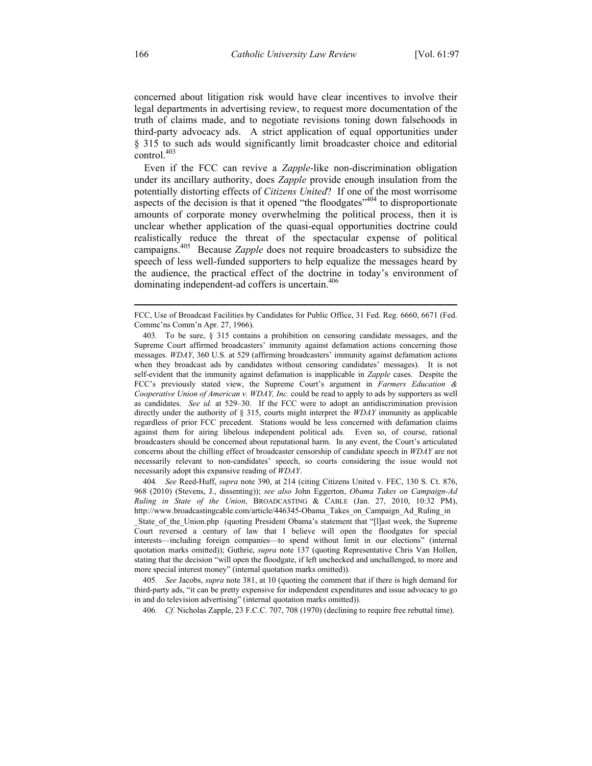concerned about litigation risk would have clear incentives to involve their legal departments in advertising review, to request more documentation of the truth of claims made, and to negotiate revisions toning down falsehoods in third-party advocacy ads. A strict application of equal opportunities under § 315 to such ads would significantly limit broadcaster choice and editorial control.[403]

Even if the FCC can revive a *Zapple*-like non-discrimination obligation under its ancillary authority, does *Zapple* provide enough insulation from the potentially distorting effects of *Citizens United*? If one of the most worrisome aspects of the decision is that it opened "the floodgates"[404] to disproportionate amounts of corporate money overwhelming the political process, then it is unclear whether application of the quasi-equal opportunities doctrine could realistically reduce the threat of the spectacular expense of political campaigns.[405] Because *Zapple* does not require broadcasters to subsidize the speech of less well-funded supporters to help equalize the messages heard by the audience, the practical effect of the doctrine in today's environment of dominating independent-ad coffers is uncertain.[406]

---

FCC, Use of Broadcast Facilities by Candidates for Public Office, 31 Fed. Reg. 6660, 6671 (Fed. Commc'ns Comm'n Apr. 27, 1966).

403. To be sure, § 315 contains a prohibition on censoring candidate messages, and the Supreme Court affirmed broadcasters' immunity against defamation actions concerning those messages. *WDAY*, 360 U.S. at 529 (affirming broadcasters' immunity against defamation actions when they broadcast ads by candidates without censoring candidates' messages). It is not self-evident that the immunity against defamation is inapplicable in *Zapple* cases. Despite the FCC's previously stated view, the Supreme Court's argument in *Farmers Education & Cooperative Union of American v. WDAY, Inc.* could be read to apply to ads by supporters as well as candidates. *See id.* at 529–30. If the FCC were to adopt an antidiscrimination provision directly under the authority of § 315, courts might interpret the *WDAY* immunity as applicable regardless of prior FCC precedent. Stations would be less concerned with defamation claims against them for airing libelous independent political ads. Even so, of course, rational broadcasters should be concerned about reputational harm. In any event, the Court's articulated concerns about the chilling effect of broadcaster censorship of candidate speech in *WDAY* are not necessarily relevant to non-candidates' speech, so courts considering the issue would not necessarily adopt this expansive reading of *WDAY*.

404. *See* Reed-Huff, *supra* note 390, at 214 (citing Citizens United v. FEC, 130 S. Ct. 876, 968 (2010) (Stevens, J., dissenting)); *see also* John Eggerton, *Obama Takes on Campaign-Ad Ruling in State of the Union*, BROADCASTING & CABLE (Jan. 27, 2010, 10:32 PM), http://www.broadcastingcable.com/article/446345-Obama_Takes_on_Campaign_Ad_Ruling_in_State_of_the_Union.php (quoting President Obama's statement that "[l]ast week, the Supreme Court reversed a century of law that I believe will open the floodgates for special interests—including foreign companies—to spend without limit in our elections" (internal quotation marks omitted)); Guthrie, *supra* note 137 (quoting Representative Chris Van Hollen, stating that the decision "will open the floodgate, if left unchecked and unchallenged, to more and more special interest money" (internal quotation marks omitted)).

405. *See* Jacobs, *supra* note 381, at 10 (quoting the comment that if there is high demand for third-party ads, "it can be pretty expensive for independent expenditures and issue advocacy to go in and do television advertising" (internal quotation marks omitted)).

406. *Cf.* Nicholas Zapple, 23 F.C.C. 707, 708 (1970) (declining to require free rebuttal time).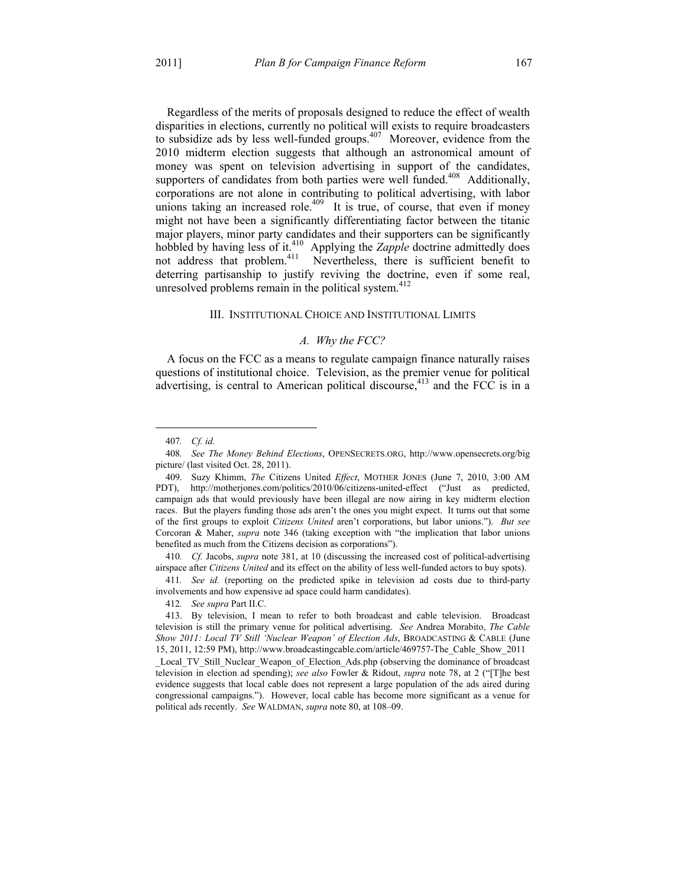Regardless of the merits of proposals designed to reduce the effect of wealth disparities in elections, currently no political will exists to require broadcasters to subsidize ads by less well-funded groups.[407] Moreover, evidence from the 2010 midterm election suggests that although an astronomical amount of money was spent on television advertising in support of the candidates, supporters of candidates from both parties were well funded.[408] Additionally, corporations are not alone in contributing to political advertising, with labor unions taking an increased role.[409] It is true, of course, that even if money might not have been a significantly differentiating factor between the titanic major players, minor party candidates and their supporters can be significantly hobbled by having less of it.[410] Applying the *Zapple* doctrine admittedly does not address that problem.[411] Nevertheless, there is sufficient benefit to deterring partisanship to justify reviving the doctrine, even if some real, unresolved problems remain in the political system.[412]

## III. INSTITUTIONAL CHOICE AND INSTITUTIONAL LIMITS

### *A. Why the FCC?*

A focus on the FCC as a means to regulate campaign finance naturally raises questions of institutional choice. Television, as the premier venue for political advertising, is central to American political discourse,[413] and the FCC is in a

---

407. *Cf. id.*

408. *See The Money Behind Elections*, OPENSECRETS.ORG, http://www.opensecrets.org/bigpicture/ (last visited Oct. 28, 2011).

409. Suzy Khimm, *The* Citizens United *Effect*, MOTHER JONES (June 7, 2010, 3:00 AM PDT), http://motherjones.com/politics/2010/06/citizens-united-effect ("Just as predicted, campaign ads that would previously have been illegal are now airing in key midterm election races. But the players funding those ads aren't the ones you might expect. It turns out that some of the first groups to exploit *Citizens United* aren't corporations, but labor unions."). *But see* Corcoran & Maher, *supra* note 346 (taking exception with "the implication that labor unions benefited as much from the Citizens decision as corporations").

410. *Cf.* Jacobs, *supra* note 381, at 10 (discussing the increased cost of political-advertising airspace after *Citizens United* and its effect on the ability of less well-funded actors to buy spots).

411. *See id.* (reporting on the predicted spike in television ad costs due to third-party involvements and how expensive ad space could harm candidates).

412. *See supra* Part II.C.

413. By television, I mean to refer to both broadcast and cable television. Broadcast television is still the primary venue for political advertising. *See* Andrea Morabito, *The Cable Show 2011: Local TV Still 'Nuclear Weapon' of Election Ads*, BROADCASTING & CABLE (June 15, 2011, 12:59 PM), http://www.broadcastingcable.com/article/469757-The_Cable_Show_2011_Local_TV_Still_Nuclear_Weapon_of_Election_Ads.php (observing the dominance of broadcast television in election ad spending); *see also* Fowler & Ridout, *supra* note 78, at 2 ("[T]he best evidence suggests that local cable does not represent a large population of the ads aired during congressional campaigns."). However, local cable has become more significant as a venue for political ads recently. *See* WALDMAN, *supra* note 80, at 108–09.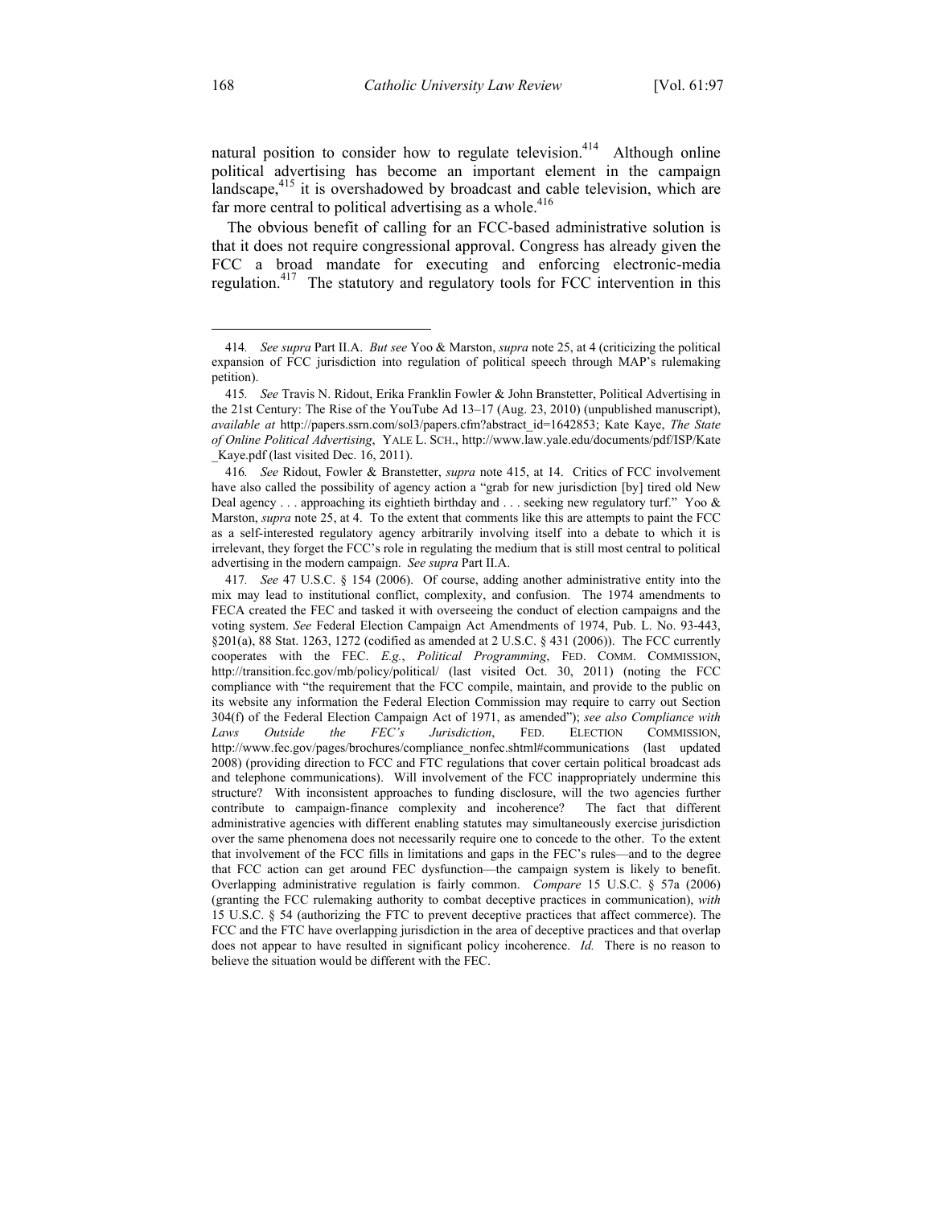natural position to consider how to regulate television.[414] Although online political advertising has become an important element in the campaign landscape,[415] it is overshadowed by broadcast and cable television, which are far more central to political advertising as a whole.[416]

The obvious benefit of calling for an FCC-based administrative solution is that it does not require congressional approval. Congress has already given the FCC a broad mandate for executing and enforcing electronic-media regulation.[417] The statutory and regulatory tools for FCC intervention in this

---

414. *See supra* Part II.A. *But see* Yoo & Marston, *supra* note 25, at 4 (criticizing the political expansion of FCC jurisdiction into regulation of political speech through MAP's rulemaking petition).

415. *See* Travis N. Ridout, Erika Franklin Fowler & John Branstetter, Political Advertising in the 21st Century: The Rise of the YouTube Ad 13–17 (Aug. 23, 2010) (unpublished manuscript), *available at* http://papers.ssrn.com/sol3/papers.cfm?abstract_id=1642853; Kate Kaye, *The State of Online Political Advertising*, YALE L. SCH., http://www.law.yale.edu/documents/pdf/ISP/Kate_Kaye.pdf (last visited Dec. 16, 2011).

416. *See* Ridout, Fowler & Branstetter, *supra* note 415, at 14. Critics of FCC involvement have also called the possibility of agency action a "grab for new jurisdiction [by] tired old New Deal agency . . . approaching its eightieth birthday and . . . seeking new regulatory turf." Yoo & Marston, *supra* note 25, at 4. To the extent that comments like this are attempts to paint the FCC as a self-interested regulatory agency arbitrarily involving itself into a debate to which it is irrelevant, they forget the FCC's role in regulating the medium that is still most central to political advertising in the modern campaign. *See supra* Part II.A.

417. *See* 47 U.S.C. § 154 (2006). Of course, adding another administrative entity into the mix may lead to institutional conflict, complexity, and confusion. The 1974 amendments to FECA created the FEC and tasked it with overseeing the conduct of election campaigns and the voting system. *See* Federal Election Campaign Act Amendments of 1974, Pub. L. No. 93-443, §201(a), 88 Stat. 1263, 1272 (codified as amended at 2 U.S.C. § 431 (2006)). The FCC currently cooperates with the FEC. *E.g.*, *Political Programming*, FED. COMM. COMMISSION, http://transition.fcc.gov/mb/policy/political/ (last visited Oct. 30, 2011) (noting the FCC compliance with "the requirement that the FCC compile, maintain, and provide to the public on its website any information the Federal Election Commission may require to carry out Section 304(f) of the Federal Election Campaign Act of 1971, as amended"); *see also Compliance with Laws Outside the FEC's Jurisdiction*, FED. ELECTION COMMISSION, http://www.fec.gov/pages/brochures/compliance_nonfec.shtml#communications (last updated 2008) (providing direction to FCC and FTC regulations that cover certain political broadcast ads and telephone communications). Will involvement of the FCC inappropriately undermine this structure? With inconsistent approaches to funding disclosure, will the two agencies further contribute to campaign-finance complexity and incoherence? The fact that different administrative agencies with different enabling statutes may simultaneously exercise jurisdiction over the same phenomena does not necessarily require one to concede to the other. To the extent that involvement of the FCC fills in limitations and gaps in the FEC's rules—and to the degree that FCC action can get around FEC dysfunction—the campaign system is likely to benefit. Overlapping administrative regulation is fairly common. *Compare* 15 U.S.C. § 57a (2006) (granting the FCC rulemaking authority to combat deceptive practices in communication), *with* 15 U.S.C. § 54 (authorizing the FTC to prevent deceptive practices that affect commerce). The FCC and the FTC have overlapping jurisdiction in the area of deceptive practices and that overlap does not appear to have resulted in significant policy incoherence. *Id.* There is no reason to believe the situation would be different with the FEC.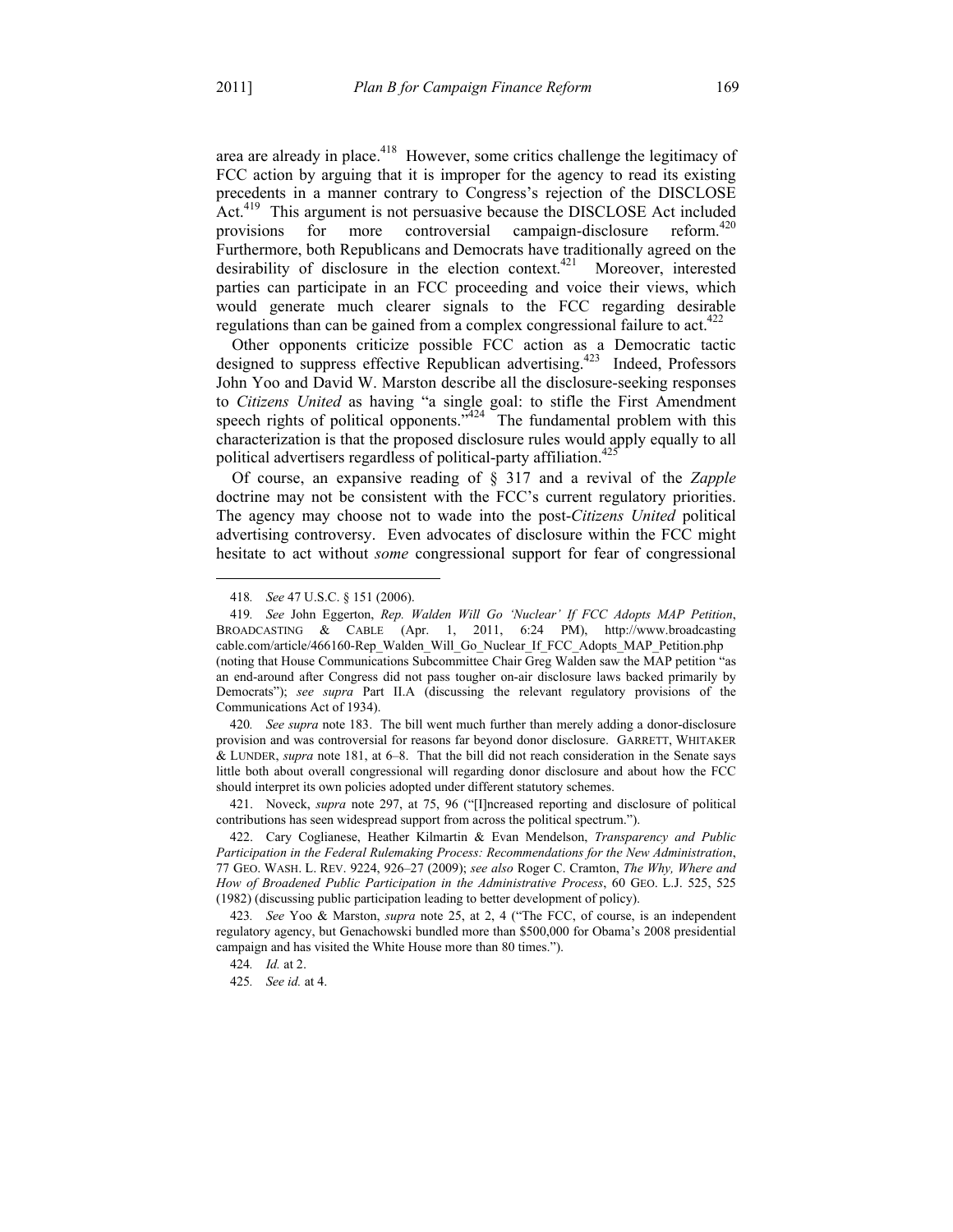area are already in place.[418] However, some critics challenge the legitimacy of FCC action by arguing that it is improper for the agency to read its existing precedents in a manner contrary to Congress's rejection of the DISCLOSE Act.[419] This argument is not persuasive because the DISCLOSE Act included provisions for more controversial campaign-disclosure reform.[420] Furthermore, both Republicans and Democrats have traditionally agreed on the desirability of disclosure in the election context.[421] Moreover, interested parties can participate in an FCC proceeding and voice their views, which would generate much clearer signals to the FCC regarding desirable regulations than can be gained from a complex congressional failure to act.[422]

Other opponents criticize possible FCC action as a Democratic tactic designed to suppress effective Republican advertising.[423] Indeed, Professors John Yoo and David W. Marston describe all the disclosure-seeking responses to *Citizens United* as having "a single goal: to stifle the First Amendment speech rights of political opponents."[424] The fundamental problem with this characterization is that the proposed disclosure rules would apply equally to all political advertisers regardless of political-party affiliation.[425]

Of course, an expansive reading of § 317 and a revival of the *Zapple* doctrine may not be consistent with the FCC's current regulatory priorities. The agency may choose not to wade into the post-*Citizens United* political advertising controversy. Even advocates of disclosure within the FCC might hesitate to act without *some* congressional support for fear of congressional

---

418. *See* 47 U.S.C. § 151 (2006).

419. *See* John Eggerton, *Rep. Walden Will Go 'Nuclear' If FCC Adopts MAP Petition*, BROADCASTING & CABLE (Apr. 1, 2011, 6:24 PM), http://www.broadcastingcable.com/article/466160-Rep_Walden_Will_Go_Nuclear_If_FCC_Adopts_MAP_Petition.php (noting that House Communications Subcommittee Chair Greg Walden saw the MAP petition "as an end-around after Congress did not pass tougher on-air disclosure laws backed primarily by Democrats"); *see supra* Part II.A (discussing the relevant regulatory provisions of the Communications Act of 1934).

420. *See supra* note 183. The bill went much further than merely adding a donor-disclosure provision and was controversial for reasons far beyond donor disclosure. GARRETT, WHITAKER & LUNDER, *supra* note 181, at 6–8. That the bill did not reach consideration in the Senate says little both about overall congressional will regarding donor disclosure and about how the FCC should interpret its own policies adopted under different statutory schemes.

421. Noveck, *supra* note 297, at 75, 96 ("[I]ncreased reporting and disclosure of political contributions has seen widespread support from across the political spectrum.").

422. Cary Coglianese, Heather Kilmartin & Evan Mendelson, *Transparency and Public Participation in the Federal Rulemaking Process: Recommendations for the New Administration*, 77 GEO. WASH. L. REV. 9224, 926–27 (2009); *see also* Roger C. Cramton, *The Why, Where and How of Broadened Public Participation in the Administrative Process*, 60 GEO. L.J. 525, 525 (1982) (discussing public participation leading to better development of policy).

423. *See* Yoo & Marston, *supra* note 25, at 2, 4 ("The FCC, of course, is an independent regulatory agency, but Genachowski bundled more than $500,000 for Obama's 2008 presidential campaign and has visited the White House more than 80 times.").

424. *Id.* at 2.

425. *See id.* at 4.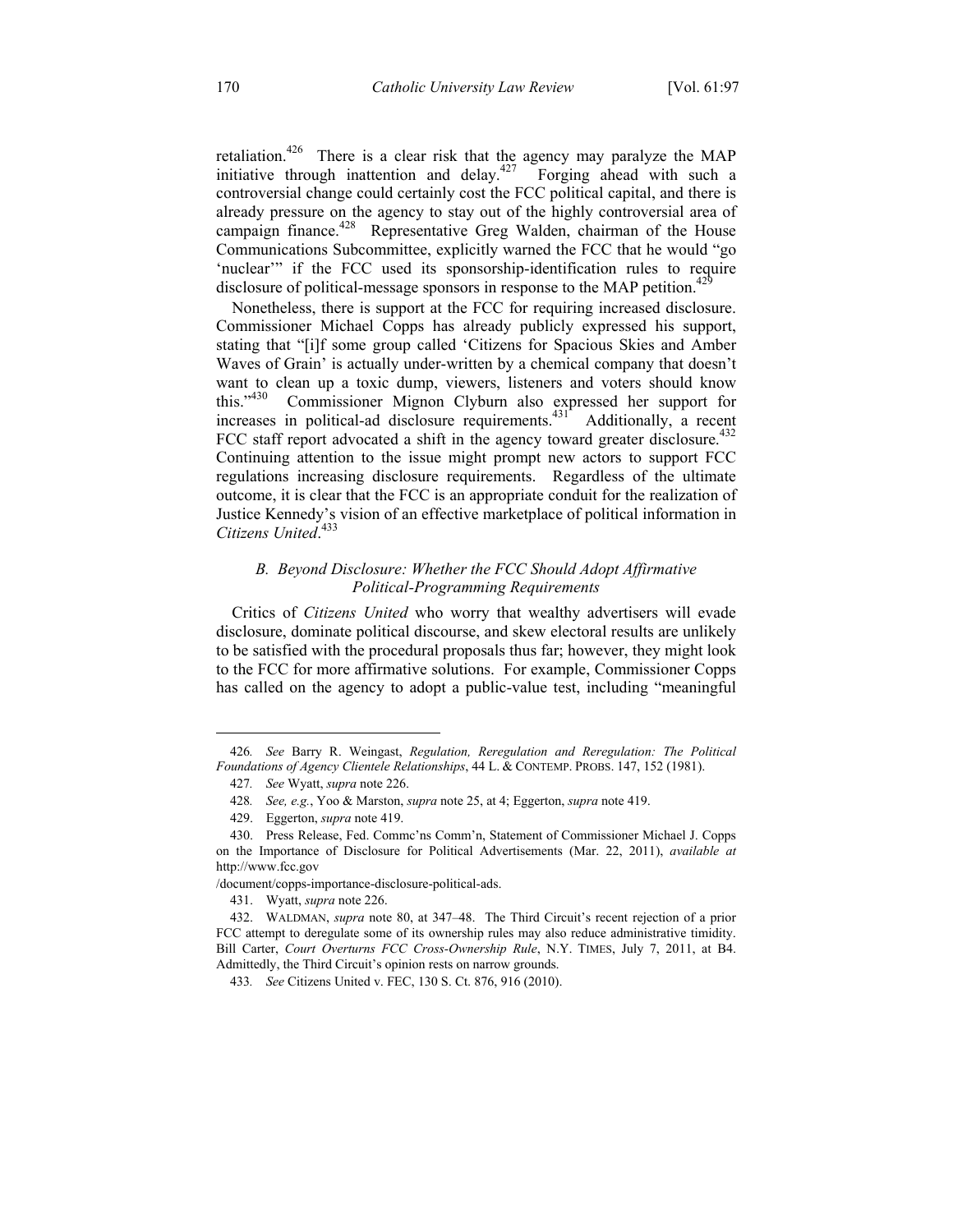retaliation.[426] There is a clear risk that the agency may paralyze the MAP initiative through inattention and delay.[427] Forging ahead with such a controversial change could certainly cost the FCC political capital, and there is already pressure on the agency to stay out of the highly controversial area of campaign finance.[428] Representative Greg Walden, chairman of the House Communications Subcommittee, explicitly warned the FCC that he would "go 'nuclear'" if the FCC used its sponsorship-identification rules to require disclosure of political-message sponsors in response to the MAP petition.[429]

Nonetheless, there is support at the FCC for requiring increased disclosure. Commissioner Michael Copps has already publicly expressed his support, stating that "[i]f some group called 'Citizens for Spacious Skies and Amber Waves of Grain' is actually under-written by a chemical company that doesn't want to clean up a toxic dump, viewers, listeners and voters should know this."[430] Commissioner Mignon Clyburn also expressed her support for increases in political-ad disclosure requirements.[431] Additionally, a recent FCC staff report advocated a shift in the agency toward greater disclosure.[432] Continuing attention to the issue might prompt new actors to support FCC regulations increasing disclosure requirements. Regardless of the ultimate outcome, it is clear that the FCC is an appropriate conduit for the realization of Justice Kennedy's vision of an effective marketplace of political information in *Citizens United*.[433]

### *B. Beyond Disclosure: Whether the FCC Should Adopt Affirmative Political-Programming Requirements*

Critics of *Citizens United* who worry that wealthy advertisers will evade disclosure, dominate political discourse, and skew electoral results are unlikely to be satisfied with the procedural proposals thus far; however, they might look to the FCC for more affirmative solutions. For example, Commissioner Copps has called on the agency to adopt a public-value test, including "meaningful

---

426. *See* Barry R. Weingast, *Regulation, Reregulation and Reregulation: The Political Foundations of Agency Clientele Relationships*, 44 L. & CONTEMP. PROBS. 147, 152 (1981).

427. *See* Wyatt, *supra* note 226.

428. *See, e.g.*, Yoo & Marston, *supra* note 25, at 4; Eggerton, *supra* note 419.

429. Eggerton, *supra* note 419.

430. Press Release, Fed. Commc'ns Comm'n, Statement of Commissioner Michael J. Copps on the Importance of Disclosure for Political Advertisements (Mar. 22, 2011), *available at* http://www.fcc.gov/document/copps-importance-disclosure-political-ads.

431. Wyatt, *supra* note 226.

432. WALDMAN, *supra* note 80, at 347–48. The Third Circuit's recent rejection of a prior FCC attempt to deregulate some of its ownership rules may also reduce administrative timidity. Bill Carter, *Court Overturns FCC Cross-Ownership Rule*, N.Y. TIMES, July 7, 2011, at B4. Admittedly, the Third Circuit's opinion rests on narrow grounds.

433. *See* Citizens United v. FEC, 130 S. Ct. 876, 916 (2010).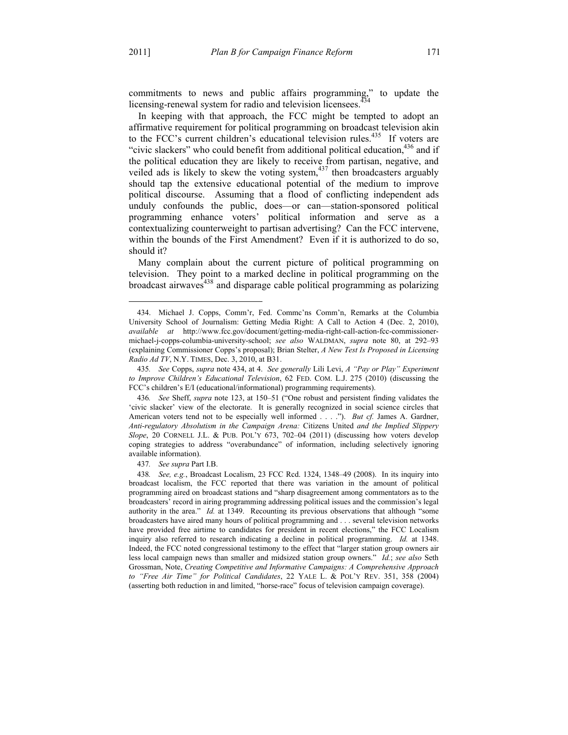commitments to news and public affairs programming," to update the licensing-renewal system for radio and television licensees.[434]

In keeping with that approach, the FCC might be tempted to adopt an affirmative requirement for political programming on broadcast television akin to the FCC's current children's educational television rules.[435] If voters are "civic slackers" who could benefit from additional political education,[436] and if the political education they are likely to receive from partisan, negative, and veiled ads is likely to skew the voting system,[437] then broadcasters arguably should tap the extensive educational potential of the medium to improve political discourse. Assuming that a flood of conflicting independent ads unduly confounds the public, does—or can—station-sponsored political programming enhance voters' political information and serve as a contextualizing counterweight to partisan advertising? Can the FCC intervene, within the bounds of the First Amendment? Even if it is authorized to do so, should it?

Many complain about the current picture of political programming on television. They point to a marked decline in political programming on the broadcast airwaves[438] and disparage cable political programming as polarizing

---

434. Michael J. Copps, Comm'r, Fed. Commc'ns Comm'n, Remarks at the Columbia University School of Journalism: Getting Media Right: A Call to Action 4 (Dec. 2, 2010), *available at* http://www.fcc.gov/document/getting-media-right-call-action-fcc-commissioner-michael-j-copps-columbia-university-school; *see also* WALDMAN, *supra* note 80, at 292–93 (explaining Commissioner Copps's proposal); Brian Stelter, *A New Test Is Proposed in Licensing Radio Ad TV*, N.Y. TIMES, Dec. 3, 2010, at B31.

435. *See* Copps, *supra* note 434, at 4. *See generally* Lili Levi, *A "Pay or Play" Experiment to Improve Children's Educational Television*, 62 FED. COM. L.J. 275 (2010) (discussing the FCC's children's E/I (educational/informational) programming requirements).

436. *See* Sheff, *supra* note 123, at 150–51 ("One robust and persistent finding validates the 'civic slacker' view of the electorate. It is generally recognized in social science circles that American voters tend not to be especially well informed . . . ."). *But cf.* James A. Gardner, *Anti-regulatory Absolutism in the Campaign Arena:* Citizens United *and the Implied Slippery Slope*, 20 CORNELL J.L. & PUB. POL'Y 673, 702–04 (2011) (discussing how voters develop coping strategies to address "overabundance" of information, including selectively ignoring available information).

437. *See supra* Part I.B.

438. *See, e.g.*, Broadcast Localism, 23 FCC Rcd. 1324, 1348–49 (2008). In its inquiry into broadcast localism, the FCC reported that there was variation in the amount of political programming aired on broadcast stations and "sharp disagreement among commentators as to the broadcasters' record in airing programming addressing political issues and the commission's legal authority in the area." *Id.* at 1349. Recounting its previous observations that although "some broadcasters have aired many hours of political programming and . . . several television networks have provided free airtime to candidates for president in recent elections," the FCC Localism inquiry also referred to research indicating a decline in political programming. *Id.* at 1348. Indeed, the FCC noted congressional testimony to the effect that "larger station group owners air less local campaign news than smaller and midsized station group owners." *Id.*; *see also* Seth Grossman, Note, *Creating Competitive and Informative Campaigns: A Comprehensive Approach to "Free Air Time" for Political Candidates*, 22 YALE L. & POL'Y REV. 351, 358 (2004) (asserting both reduction in and limited, "horse-race" focus of television campaign coverage).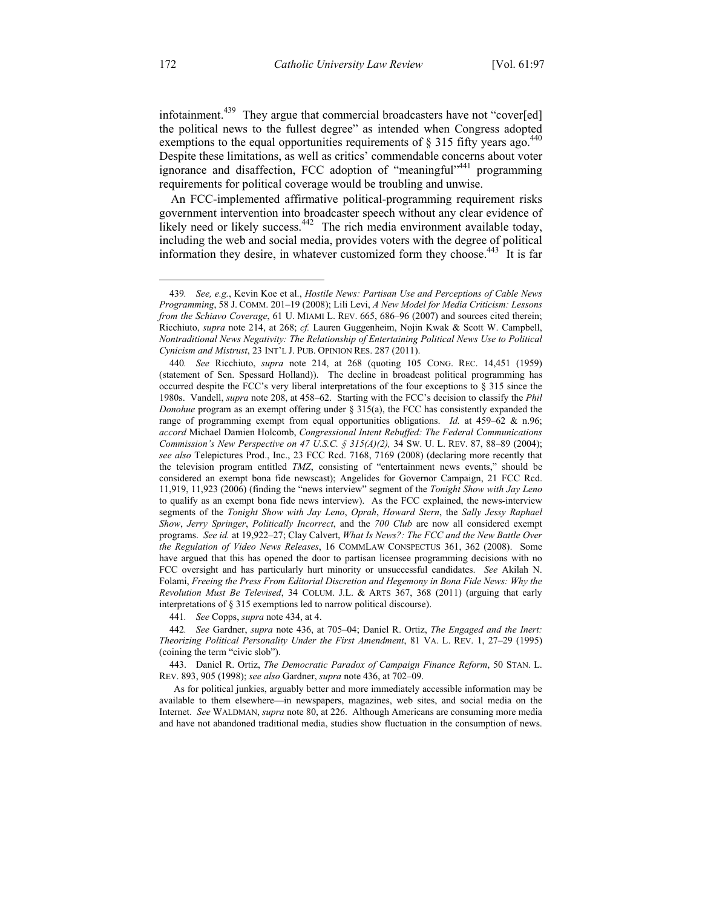infotainment.[439] They argue that commercial broadcasters have not "cover[ed] the political news to the fullest degree" as intended when Congress adopted exemptions to the equal opportunities requirements of § 315 fifty years ago.[440] Despite these limitations, as well as critics' commendable concerns about voter ignorance and disaffection, FCC adoption of "meaningful"[441] programming requirements for political coverage would be troubling and unwise.

An FCC-implemented affirmative political-programming requirement risks government intervention into broadcaster speech without any clear evidence of likely need or likely success.[442] The rich media environment available today, including the web and social media, provides voters with the degree of political information they desire, in whatever customized form they choose.[443] It is far

---

439. *See, e.g.*, Kevin Koe et al., *Hostile News: Partisan Use and Perceptions of Cable News Programming*, 58 J. COMM. 201–19 (2008); Lili Levi, *A New Model for Media Criticism: Lessons from the Schiavo Coverage*, 61 U. MIAMI L. REV. 665, 686–96 (2007) and sources cited therein; Ricchiuto, *supra* note 214, at 268; *cf.* Lauren Guggenheim, Nojin Kwak & Scott W. Campbell, *Nontraditional News Negativity: The Relationship of Entertaining Political News Use to Political Cynicism and Mistrust*, 23 INT'L J. PUB. OPINION RES. 287 (2011).

440. *See* Ricchiuto, *supra* note 214, at 268 (quoting 105 CONG. REC. 14,451 (1959) (statement of Sen. Spessard Holland)). The decline in broadcast political programming has occurred despite the FCC's very liberal interpretations of the four exceptions to § 315 since the 1980s. Vandell, *supra* note 208, at 458–62. Starting with the FCC's decision to classify the *Phil Donohue* program as an exempt offering under § 315(a), the FCC has consistently expanded the range of programming exempt from equal opportunities obligations. *Id.* at 459–62 & n.96; *accord* Michael Damien Holcomb, *Congressional Intent Rebuffed: The Federal Communications Commission's New Perspective on 47 U.S.C. § 315(A)(2),* 34 SW. U. L. REV. 87, 88–89 (2004); *see also* Telepictures Prod., Inc., 23 FCC Rcd. 7168, 7169 (2008) (declaring more recently that the television program entitled *TMZ*, consisting of "entertainment news events," should be considered an exempt bona fide newscast); Angelides for Governor Campaign, 21 FCC Rcd. 11,919, 11,923 (2006) (finding the "news interview" segment of the *Tonight Show with Jay Leno* to qualify as an exempt bona fide news interview). As the FCC explained, the news-interview segments of the *Tonight Show with Jay Leno*, *Oprah*, *Howard Stern*, the *Sally Jessy Raphael Show*, *Jerry Springer*, *Politically Incorrect*, and the *700 Club* are now all considered exempt programs. *See id.* at 19,922–27; Clay Calvert, *What Is News?: The FCC and the New Battle Over the Regulation of Video News Releases*, 16 COMMLAW CONSPECTUS 361, 362 (2008). Some have argued that this has opened the door to partisan licensee programming decisions with no FCC oversight and has particularly hurt minority or unsuccessful candidates. *See* Akilah N. Folami, *Freeing the Press From Editorial Discretion and Hegemony in Bona Fide News: Why the Revolution Must Be Televised*, 34 COLUM. J.L. & ARTS 367, 368 (2011) (arguing that early interpretations of § 315 exemptions led to narrow political discourse).

441. *See* Copps, *supra* note 434, at 4.

442. *See* Gardner, *supra* note 436, at 705–04; Daniel R. Ortiz, *The Engaged and the Inert: Theorizing Political Personality Under the First Amendment*, 81 VA. L. REV. 1, 27–29 (1995) (coining the term "civic slob").

443. Daniel R. Ortiz, *The Democratic Paradox of Campaign Finance Reform*, 50 STAN. L. REV. 893, 905 (1998); *see also* Gardner, *supra* note 436, at 702–09.

As for political junkies, arguably better and more immediately accessible information may be available to them elsewhere—in newspapers, magazines, web sites, and social media on the Internet. *See* WALDMAN, *supra* note 80, at 226. Although Americans are consuming more media and have not abandoned traditional media, studies show fluctuation in the consumption of news.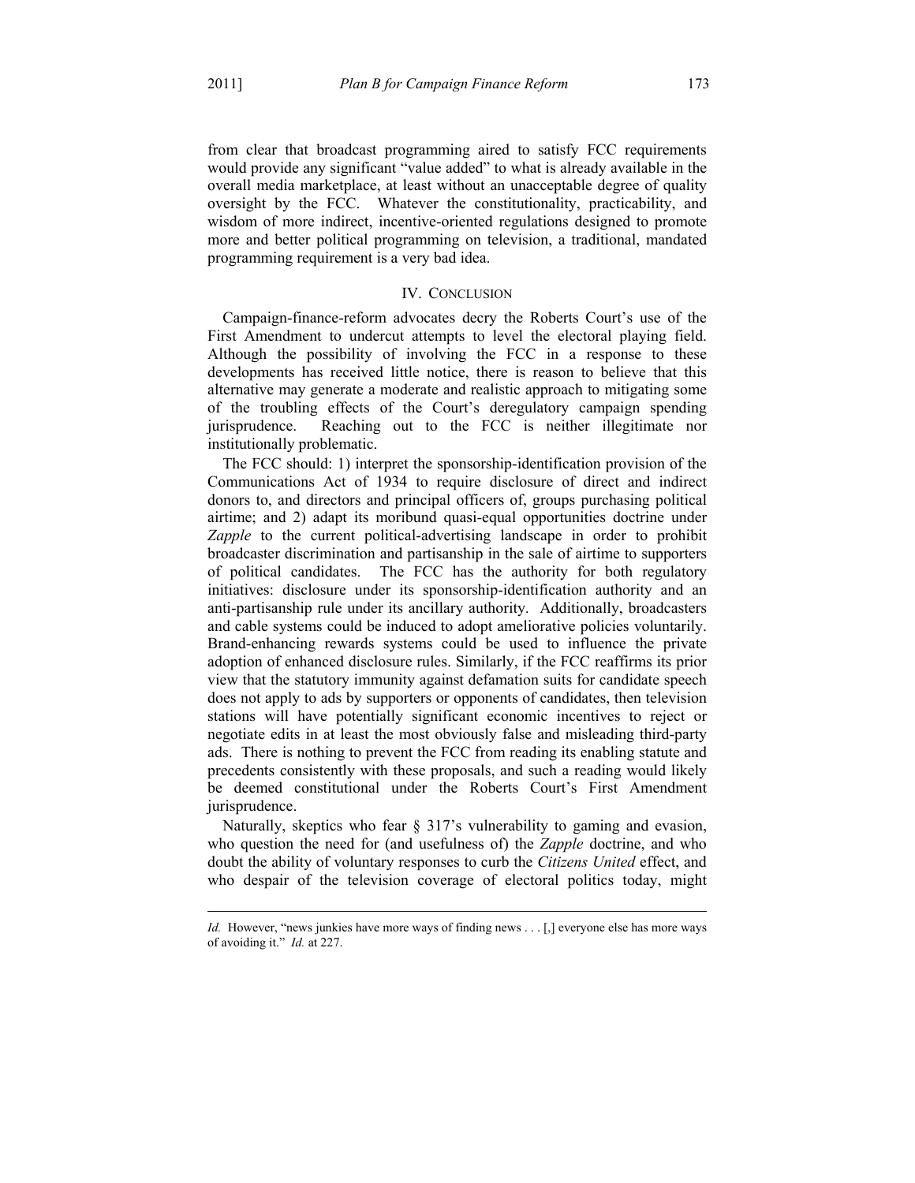from clear that broadcast programming aired to satisfy FCC requirements would provide any significant "value added" to what is already available in the overall media marketplace, at least without an unacceptable degree of quality oversight by the FCC. Whatever the constitutionality, practicability, and wisdom of more indirect, incentive-oriented regulations designed to promote more and better political programming on television, a traditional, mandated programming requirement is a very bad idea.

## IV. CONCLUSION

Campaign-finance-reform advocates decry the Roberts Court's use of the First Amendment to undercut attempts to level the electoral playing field. Although the possibility of involving the FCC in a response to these developments has received little notice, there is reason to believe that this alternative may generate a moderate and realistic approach to mitigating some of the troubling effects of the Court's deregulatory campaign spending jurisprudence. Reaching out to the FCC is neither illegitimate nor institutionally problematic.

The FCC should: 1) interpret the sponsorship-identification provision of the Communications Act of 1934 to require disclosure of direct and indirect donors to, and directors and principal officers of, groups purchasing political airtime; and 2) adapt its moribund quasi-equal opportunities doctrine under *Zapple* to the current political-advertising landscape in order to prohibit broadcaster discrimination and partisanship in the sale of airtime to supporters of political candidates. The FCC has the authority for both regulatory initiatives: disclosure under its sponsorship-identification authority and an anti-partisanship rule under its ancillary authority. Additionally, broadcasters and cable systems could be induced to adopt ameliorative policies voluntarily. Brand-enhancing rewards systems could be used to influence the private adoption of enhanced disclosure rules. Similarly, if the FCC reaffirms its prior view that the statutory immunity against defamation suits for candidate speech does not apply to ads by supporters or opponents of candidates, then television stations will have potentially significant economic incentives to reject or negotiate edits in at least the most obviously false and misleading third-party ads. There is nothing to prevent the FCC from reading its enabling statute and precedents consistently with these proposals, and such a reading would likely be deemed constitutional under the Roberts Court's First Amendment jurisprudence.

Naturally, skeptics who fear § 317's vulnerability to gaming and evasion, who question the need for (and usefulness of) the *Zapple* doctrine, and who doubt the ability of voluntary responses to curb the *Citizens United* effect, and who despair of the television coverage of electoral politics today, might

---

*Id.* However, "news junkies have more ways of finding news . . . [,] everyone else has more ways of avoiding it." *Id.* at 227.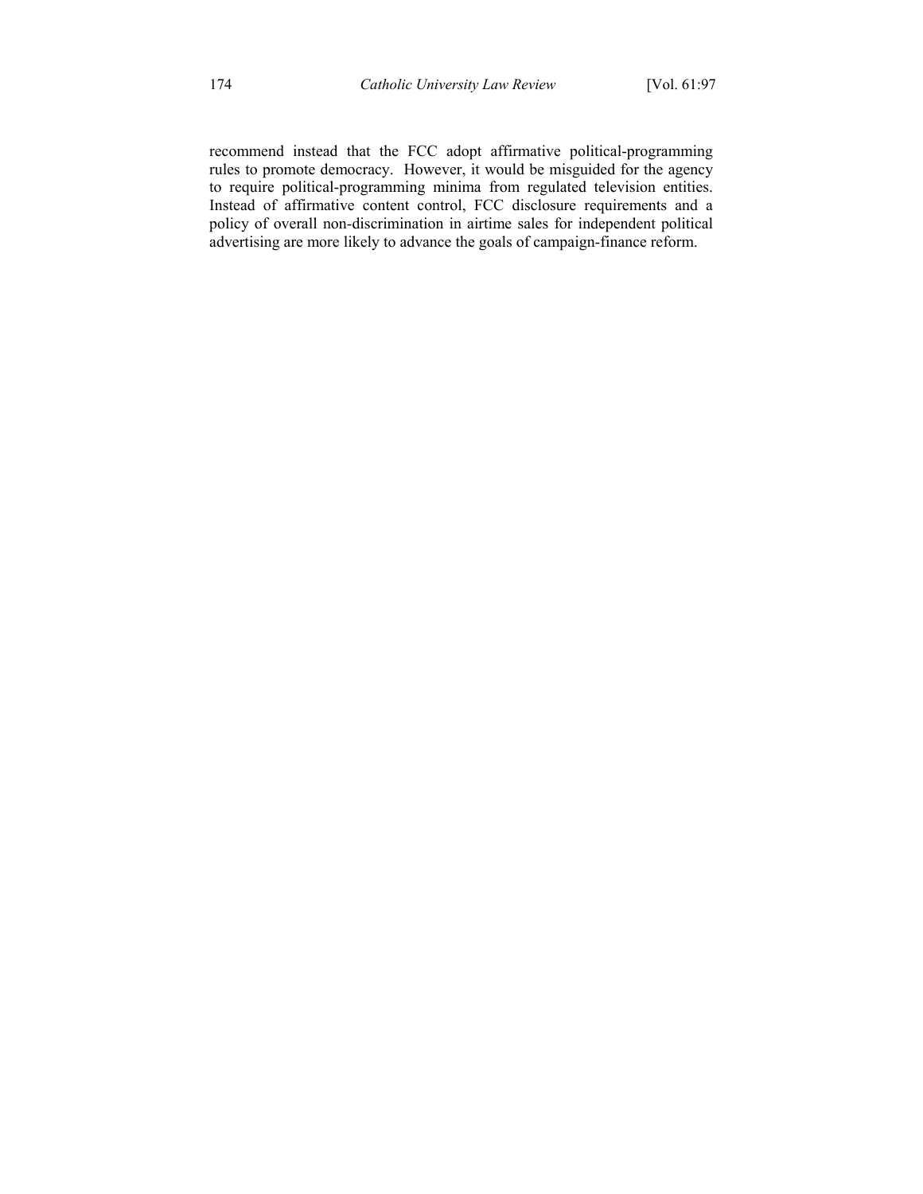recommend instead that the FCC adopt affirmative political-programming rules to promote democracy. However, it would be misguided for the agency to require political-programming minima from regulated television entities. Instead of affirmative content control, FCC disclosure requirements and a policy of overall non-discrimination in airtime sales for independent political advertising are more likely to advance the goals of campaign-finance reform.